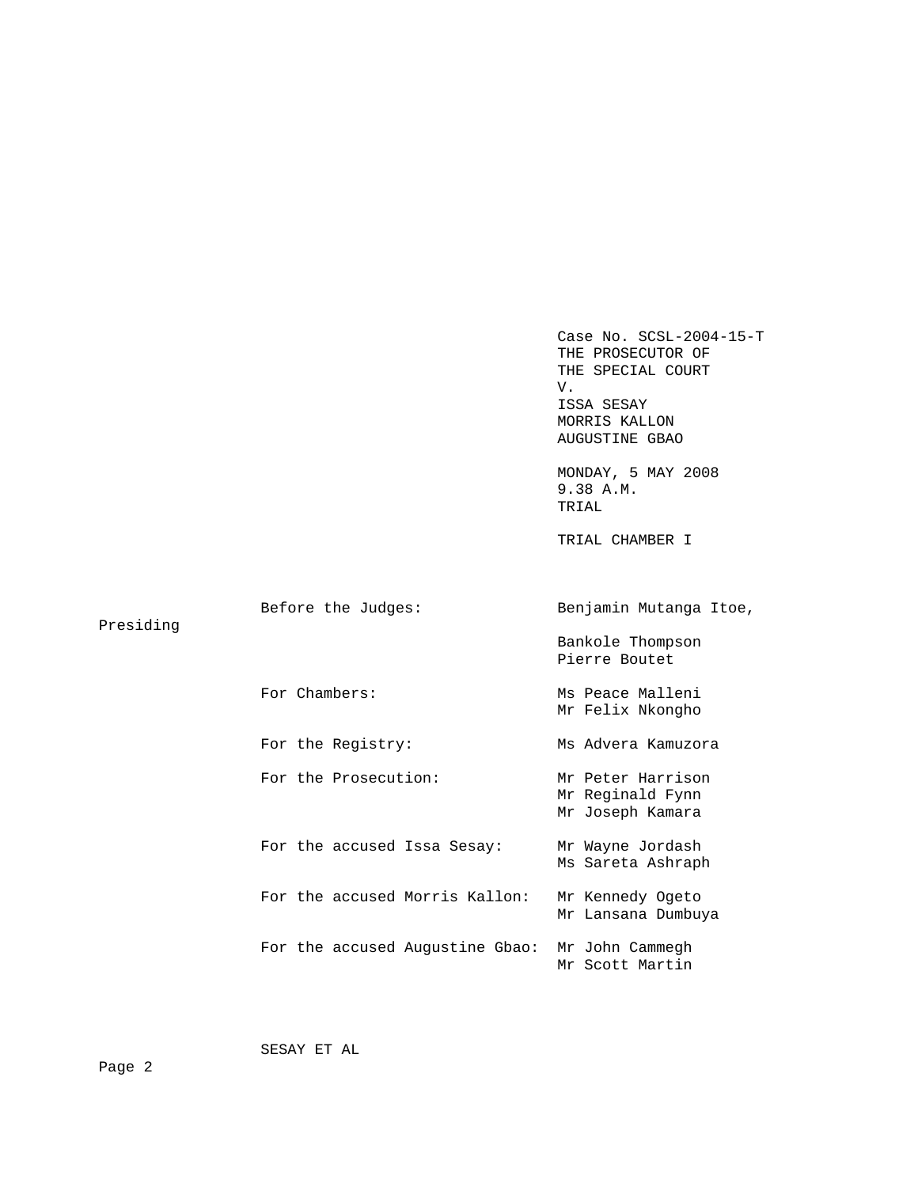Case No. SCSL-2004-15-T
THE PROSECUTOR OF
THE SPECIAL COURT
V.
ISSA SESAY
MORRIS KALLON
AUGUSTINE GBAO

MONDAY, 5 MAY 2008
9.38 A.M.
TRIAL

TRIAL CHAMBER I

| | |
|---|---|
| Before the Judges: | Benjamin Mutanga Itoe, Presiding |
| | Bankole Thompson |
| | Pierre Boutet |
| For Chambers: | Ms Peace Malleni |
| | Mr Felix Nkongho |
| For the Registry: | Ms Advera Kamuzora |
| For the Prosecution: | Mr Peter Harrison |
| | Mr Reginald Fynn |
| | Mr Joseph Kamara |
| For the accused Issa Sesay: | Mr Wayne Jordash |
| | Ms Sareta Ashraph |
| For the accused Morris Kallon: | Mr Kennedy Ogeto |
| | Mr Lansana Dumbuya |
| For the accused Augustine Gbao: | Mr John Cammegh |
| | Mr Scott Martin |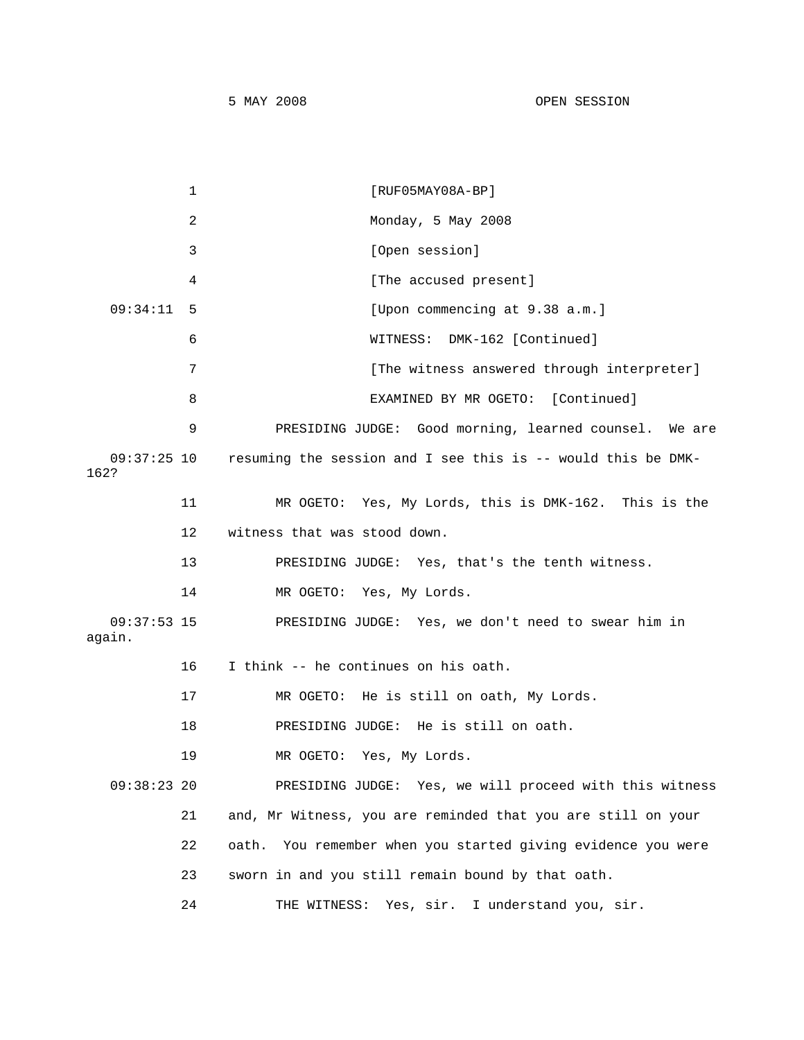1 [RUF05MAY08A-BP]

2 Monday, 5 May 2008

3 [Open session]

4 [The accused present]

09:34:11 5 [Upon commencing at 9.38 a.m.]

6 WITNESS: DMK-162 [Continued]

7 [The witness answered through interpreter]

8 EXAMINED BY MR OGETO: [Continued]

9 PRESIDING JUDGE: Good morning, learned counsel. We are

09:37:25 10 resuming the session and I see this is -- would this be DMK-162?

11 MR OGETO: Yes, My Lords, this is DMK-162. This is the

12 witness that was stood down.

13 PRESIDING JUDGE: Yes, that's the tenth witness.

14 MR OGETO: Yes, My Lords.

09:37:53 15 PRESIDING JUDGE: Yes, we don't need to swear him in again.

16 I think -- he continues on his oath.

17 MR OGETO: He is still on oath, My Lords.

18 PRESIDING JUDGE: He is still on oath.

19 MR OGETO: Yes, My Lords.

09:38:23 20 PRESIDING JUDGE: Yes, we will proceed with this witness

21 and, Mr Witness, you are reminded that you are still on your

22 oath. You remember when you started giving evidence you were

23 sworn in and you still remain bound by that oath.

24 THE WITNESS: Yes, sir. I understand you, sir.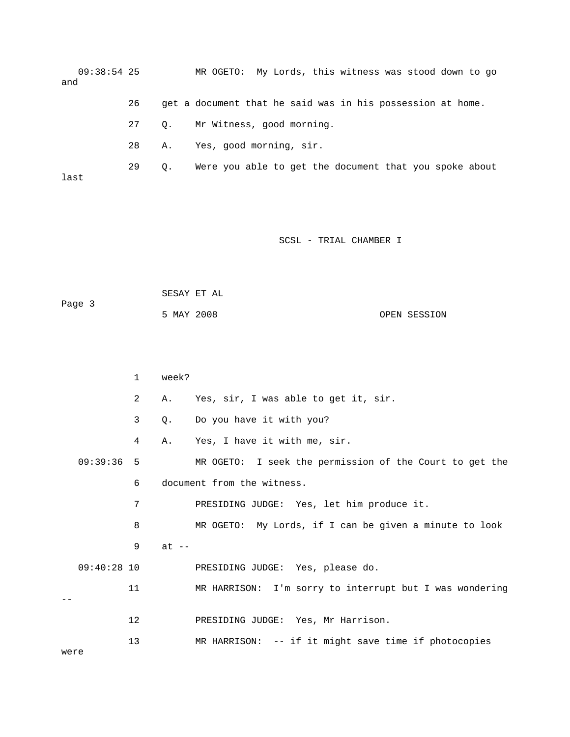09:38:54 25 MR OGETO: My Lords, this witness was stood down to go and

26 get a document that he said was in his possession at home.

27 Q. Mr Witness, good morning.

28 A. Yes, good morning, sir.

29 Q. Were you able to get the document that you spoke about last

1 week?

2 A. Yes, sir, I was able to get it, sir.

3 Q. Do you have it with you?

4 A. Yes, I have it with me, sir.

09:39:36 5 MR OGETO: I seek the permission of the Court to get the

6 document from the witness.

7 PRESIDING JUDGE: Yes, let him produce it.

8 MR OGETO: My Lords, if I can be given a minute to look

9 at --

09:40:28 10 PRESIDING JUDGE: Yes, please do.

11 MR HARRISON: I'm sorry to interrupt but I was wondering --

12 PRESIDING JUDGE: Yes, Mr Harrison.

13 MR HARRISON: -- if it might save time if photocopies were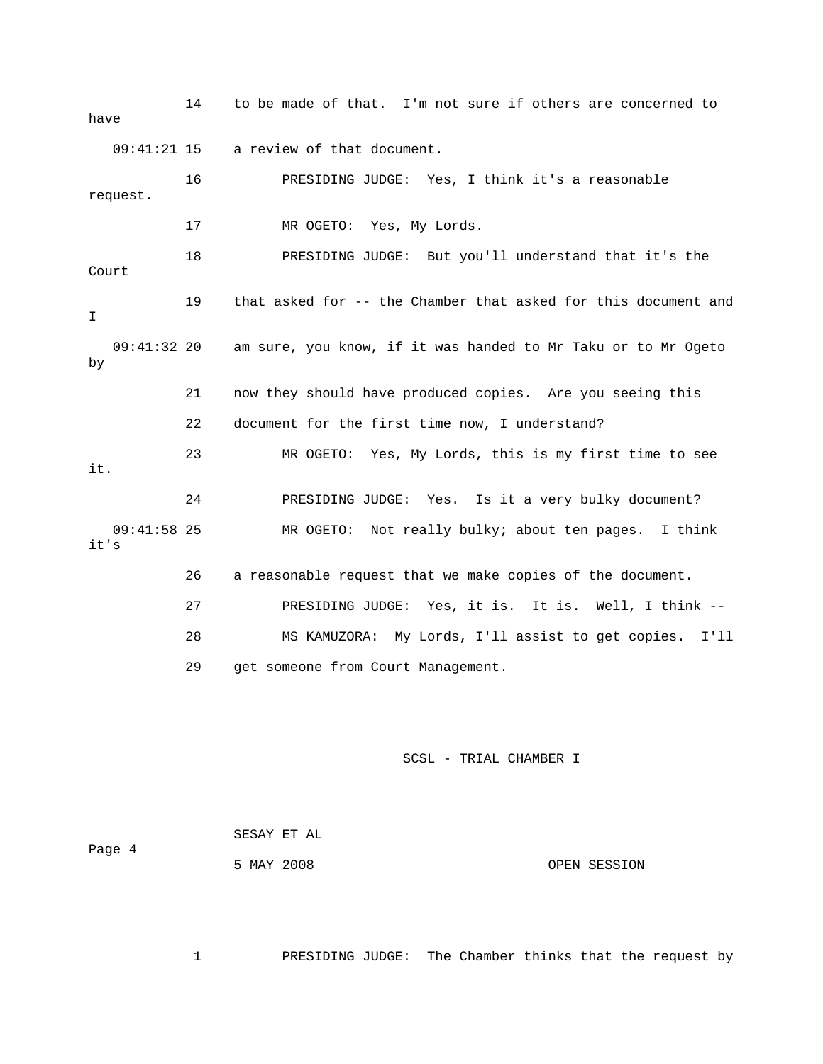14 to be made of that. I'm not sure if others are concerned to have

09:41:21 15 a review of that document.

16 PRESIDING JUDGE: Yes, I think it's a reasonable request.

17 MR OGETO: Yes, My Lords.

18 PRESIDING JUDGE: But you'll understand that it's the Court

19 that asked for -- the Chamber that asked for this document and I

09:41:32 20 am sure, you know, if it was handed to Mr Taku or to Mr Ogeto by

21 now they should have produced copies. Are you seeing this

22 document for the first time now, I understand?

23 MR OGETO: Yes, My Lords, this is my first time to see it.

24 PRESIDING JUDGE: Yes. Is it a very bulky document?

09:41:58 25 MR OGETO: Not really bulky; about ten pages. I think it's

26 a reasonable request that we make copies of the document.

27 PRESIDING JUDGE: Yes, it is. It is. Well, I think --

28 MS KAMUZORA: My Lords, I'll assist to get copies. I'll

29 get someone from Court Management.

1 PRESIDING JUDGE: The Chamber thinks that the request by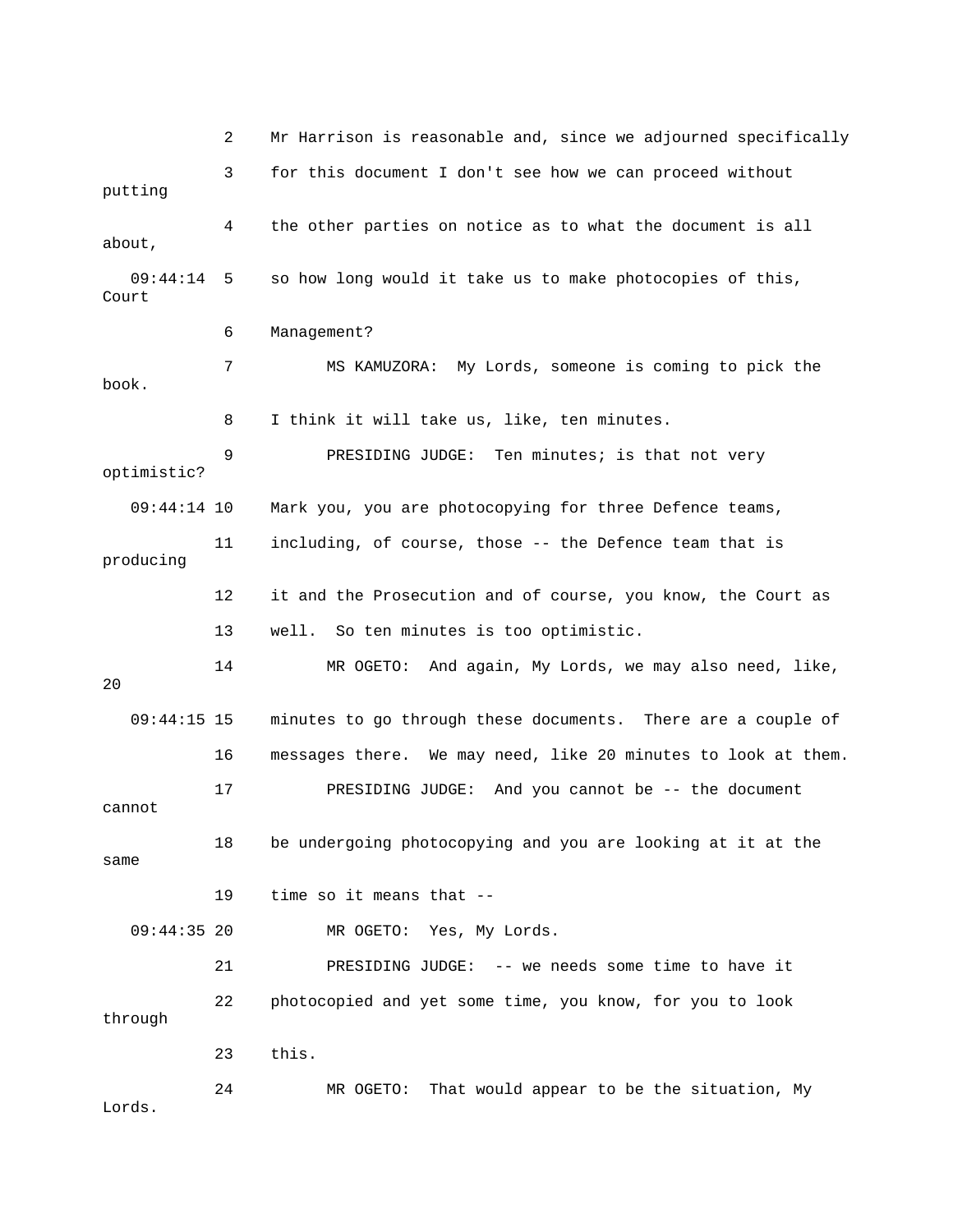2 Mr Harrison is reasonable and, since we adjourned specifically

3 for this document I don't see how we can proceed without putting

4 the other parties on notice as to what the document is all about,

09:44:14 5 so how long would it take us to make photocopies of this, Court

6 Management?

7 MS KAMUZORA: My Lords, someone is coming to pick the book.

8 I think it will take us, like, ten minutes.

9 PRESIDING JUDGE: Ten minutes; is that not very optimistic?

09:44:14 10 Mark you, you are photocopying for three Defence teams,

11 including, of course, those -- the Defence team that is producing

12 it and the Prosecution and of course, you know, the Court as

13 well. So ten minutes is too optimistic.

14 MR OGETO: And again, My Lords, we may also need, like, 20

09:44:15 15 minutes to go through these documents. There are a couple of

16 messages there. We may need, like 20 minutes to look at them.

17 PRESIDING JUDGE: And you cannot be -- the document cannot

18 be undergoing photocopying and you are looking at it at the same

19 time so it means that --

09:44:35 20 MR OGETO: Yes, My Lords.

21 PRESIDING JUDGE: -- we needs some time to have it

22 photocopied and yet some time, you know, for you to look through

23 this.

24 MR OGETO: That would appear to be the situation, My Lords.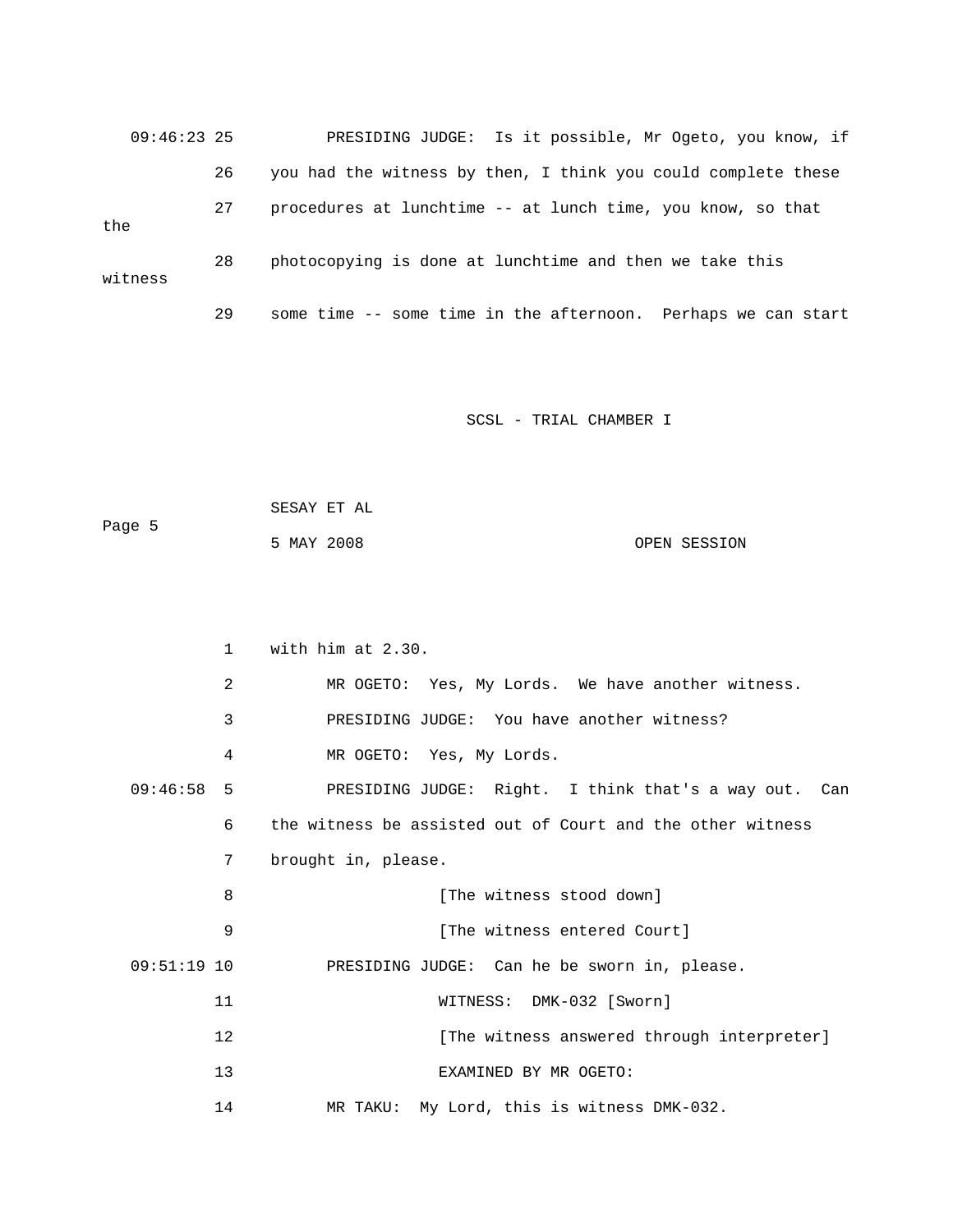09:46:23 25 PRESIDING JUDGE: Is it possible, Mr Ogeto, you know, if

26 you had the witness by then, I think you could complete these

27 procedures at lunchtime -- at lunch time, you know, so that the

28 photocopying is done at lunchtime and then we take this witness

29 some time -- some time in the afternoon. Perhaps we can start

1 with him at 2.30.

2 MR OGETO: Yes, My Lords. We have another witness.

3 PRESIDING JUDGE: You have another witness?

4 MR OGETO: Yes, My Lords.

09:46:58 5 PRESIDING JUDGE: Right. I think that's a way out. Can

6 the witness be assisted out of Court and the other witness

7 brought in, please.

8 [The witness stood down]

9 [The witness entered Court]

09:51:19 10 PRESIDING JUDGE: Can he be sworn in, please.

11 WITNESS: DMK-032 [Sworn]

12 [The witness answered through interpreter]

13 EXAMINED BY MR OGETO:

14 MR TAKU: My Lord, this is witness DMK-032.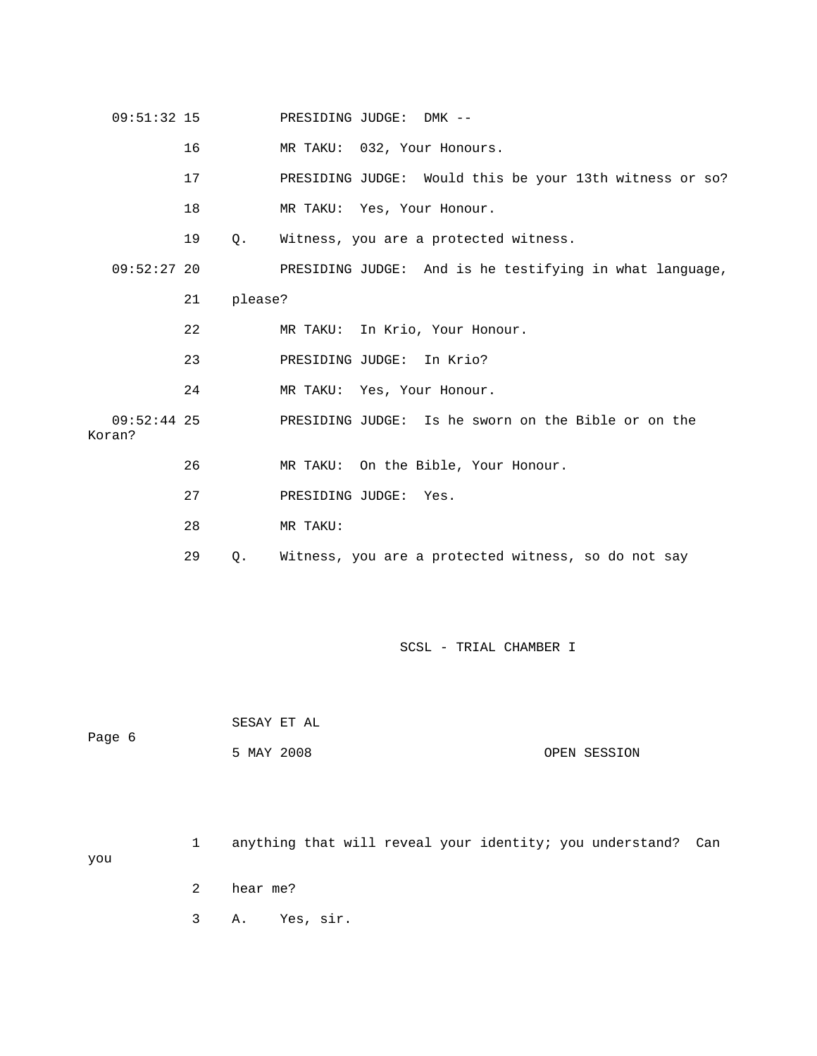09:51:32 15 PRESIDING JUDGE: DMK --

16 MR TAKU: 032, Your Honours.

17 PRESIDING JUDGE: Would this be your 13th witness or so?

18 MR TAKU: Yes, Your Honour.

19 Q. Witness, you are a protected witness.

09:52:27 20 PRESIDING JUDGE: And is he testifying in what language,

21 please?

22 MR TAKU: In Krio, Your Honour.

23 PRESIDING JUDGE: In Krio?

24 MR TAKU: Yes, Your Honour.

09:52:44 25 PRESIDING JUDGE: Is he sworn on the Bible or on the Koran?

26 MR TAKU: On the Bible, Your Honour.

27 PRESIDING JUDGE: Yes.

28 MR TAKU:

29 Q. Witness, you are a protected witness, so do not say

SESAY ET AL

5 MAY 2008 OPEN SESSION

1 anything that will reveal your identity; you understand? Can you

2 hear me?

3 A. Yes, sir.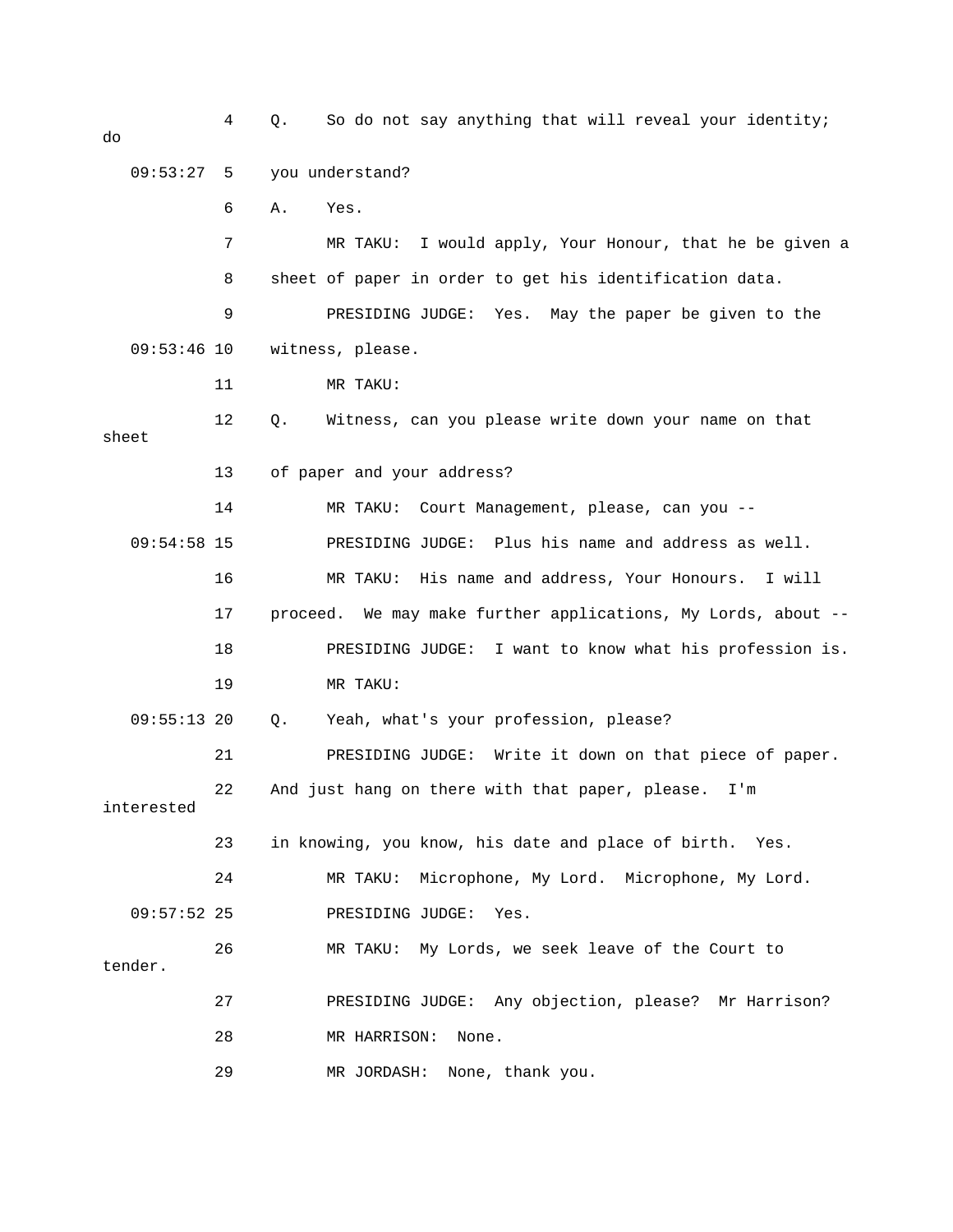4 Q. So do not say anything that will reveal your identity; do

09:53:27 5 you understand?

6 A. Yes.

7 MR TAKU: I would apply, Your Honour, that he be given a

8 sheet of paper in order to get his identification data.

9 PRESIDING JUDGE: Yes. May the paper be given to the

09:53:46 10 witness, please.

11 MR TAKU:

12 Q. Witness, can you please write down your name on that sheet

13 of paper and your address?

14 MR TAKU: Court Management, please, can you --

09:54:58 15 PRESIDING JUDGE: Plus his name and address as well.

16 MR TAKU: His name and address, Your Honours. I will

17 proceed. We may make further applications, My Lords, about --

18 PRESIDING JUDGE: I want to know what his profession is.

19 MR TAKU:

09:55:13 20 Q. Yeah, what's your profession, please?

21 PRESIDING JUDGE: Write it down on that piece of paper.

22 And just hang on there with that paper, please. I'm interested

23 in knowing, you know, his date and place of birth. Yes.

24 MR TAKU: Microphone, My Lord. Microphone, My Lord.

09:57:52 25 PRESIDING JUDGE: Yes.

26 MR TAKU: My Lords, we seek leave of the Court to tender.

27 PRESIDING JUDGE: Any objection, please? Mr Harrison?

28 MR HARRISON: None.

29 MR JORDASH: None, thank you.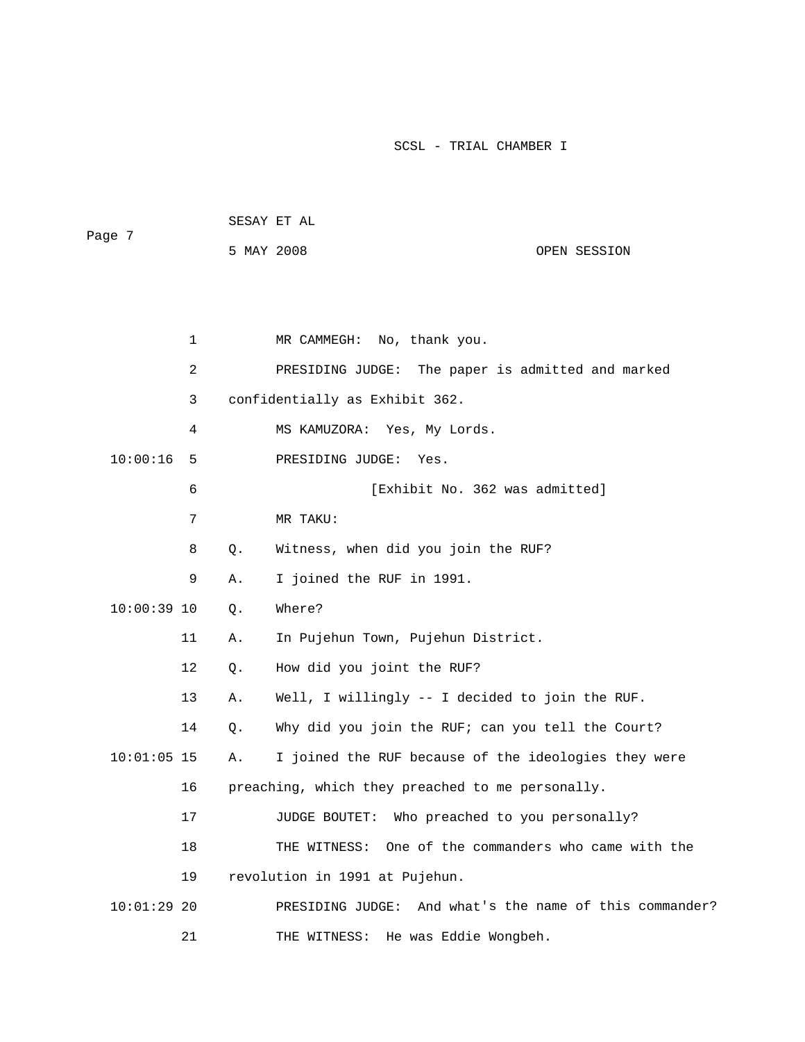MR CAMMEGH: No, thank you.

PRESIDING JUDGE: The paper is admitted and marked confidentially as Exhibit 362.

MS KAMUZORA: Yes, My Lords.

PRESIDING JUDGE: Yes.

[Exhibit No. 362 was admitted]

MR TAKU:

Q. Witness, when did you join the RUF?

A. I joined the RUF in 1991.

Q. Where?

A. In Pujehun Town, Pujehun District.

Q. How did you joint the RUF?

A. Well, I willingly -- I decided to join the RUF.

Q. Why did you join the RUF; can you tell the Court?

A. I joined the RUF because of the ideologies they were preaching, which they preached to me personally.

JUDGE BOUTET: Who preached to you personally?

THE WITNESS: One of the commanders who came with the revolution in 1991 at Pujehun.

PRESIDING JUDGE: And what's the name of this commander?

THE WITNESS: He was Eddie Wongbeh.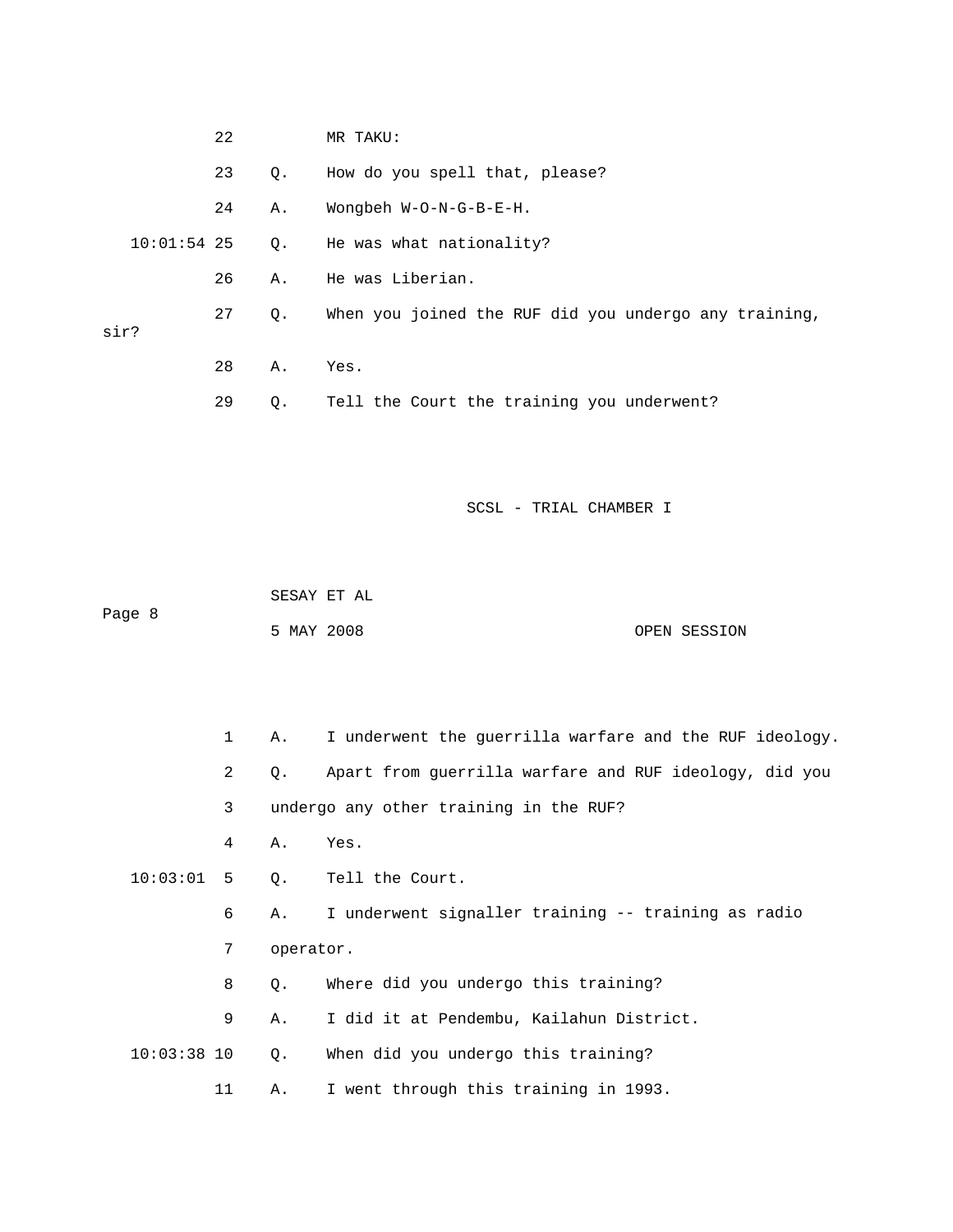22 MR TAKU:

23 Q. How do you spell that, please?

24 A. Wongbeh W-O-N-G-B-E-H.

10:01:54 25 Q. He was what nationality?

26 A. He was Liberian.

27 Q. When you joined the RUF did you undergo any training, sir?

28 A. Yes.

29 Q. Tell the Court the training you underwent?

1 A. I underwent the guerrilla warfare and the RUF ideology.

2 Q. Apart from guerrilla warfare and RUF ideology, did you

3 undergo any other training in the RUF?

4 A. Yes.

10:03:01 5 Q. Tell the Court.

6 A. I underwent signaller training -- training as radio

7 operator.

8 Q. Where did you undergo this training?

9 A. I did it at Pendembu, Kailahun District.

10:03:38 10 Q. When did you undergo this training?

11 A. I went through this training in 1993.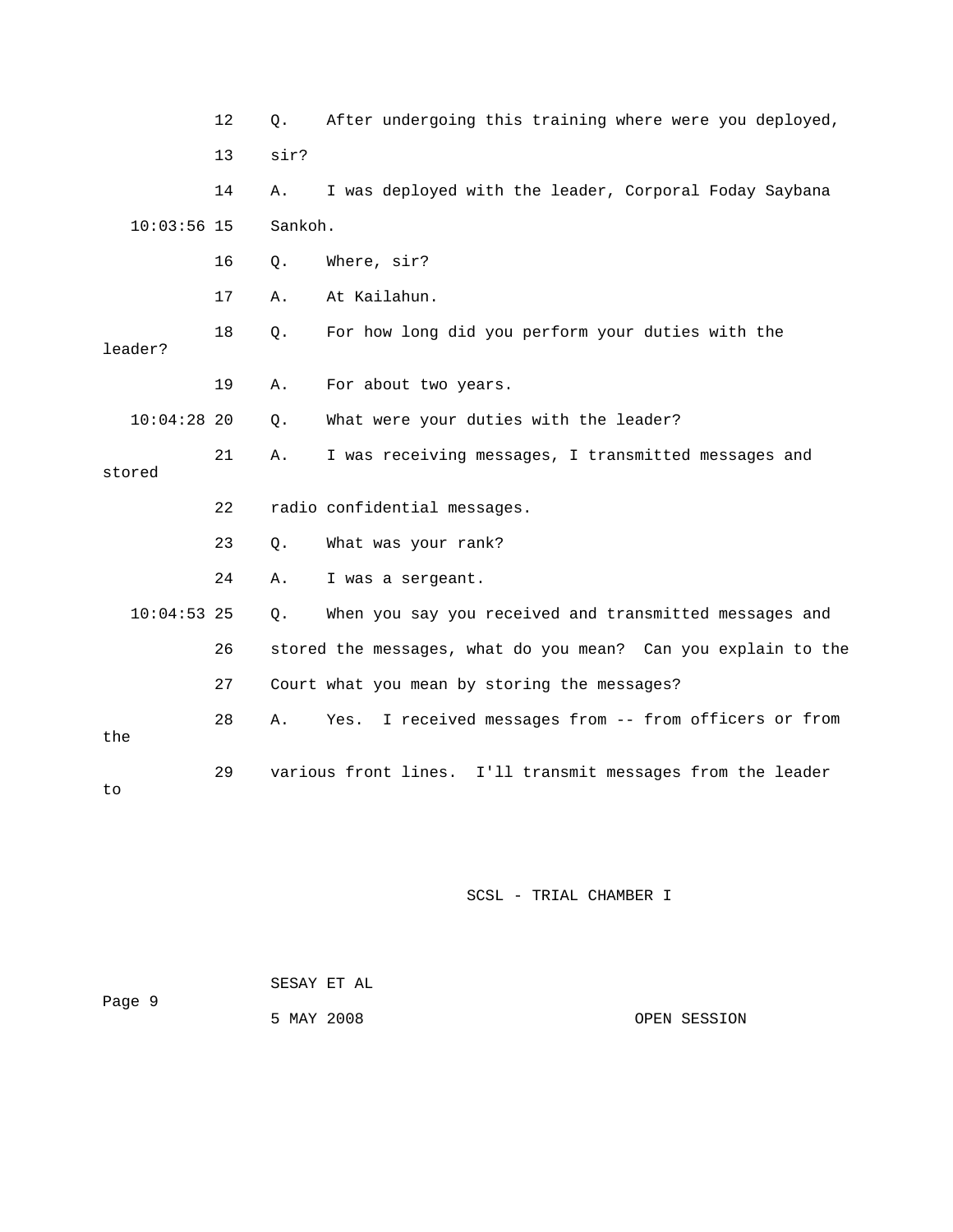12 Q. After undergoing this training where were you deployed,

13 sir?

14 A. I was deployed with the leader, Corporal Foday Saybana

10:03:56 15 Sankoh.

16 Q. Where, sir?

17 A. At Kailahun.

18 Q. For how long did you perform your duties with the leader?

19 A. For about two years.

10:04:28 20 Q. What were your duties with the leader?

21 A. I was receiving messages, I transmitted messages and stored

22 radio confidential messages.

23 Q. What was your rank?

24 A. I was a sergeant.

10:04:53 25 Q. When you say you received and transmitted messages and

26 stored the messages, what do you mean? Can you explain to the

27 Court what you mean by storing the messages?

28 A. Yes. I received messages from -- from officers or from the

29 various front lines. I'll transmit messages from the leader to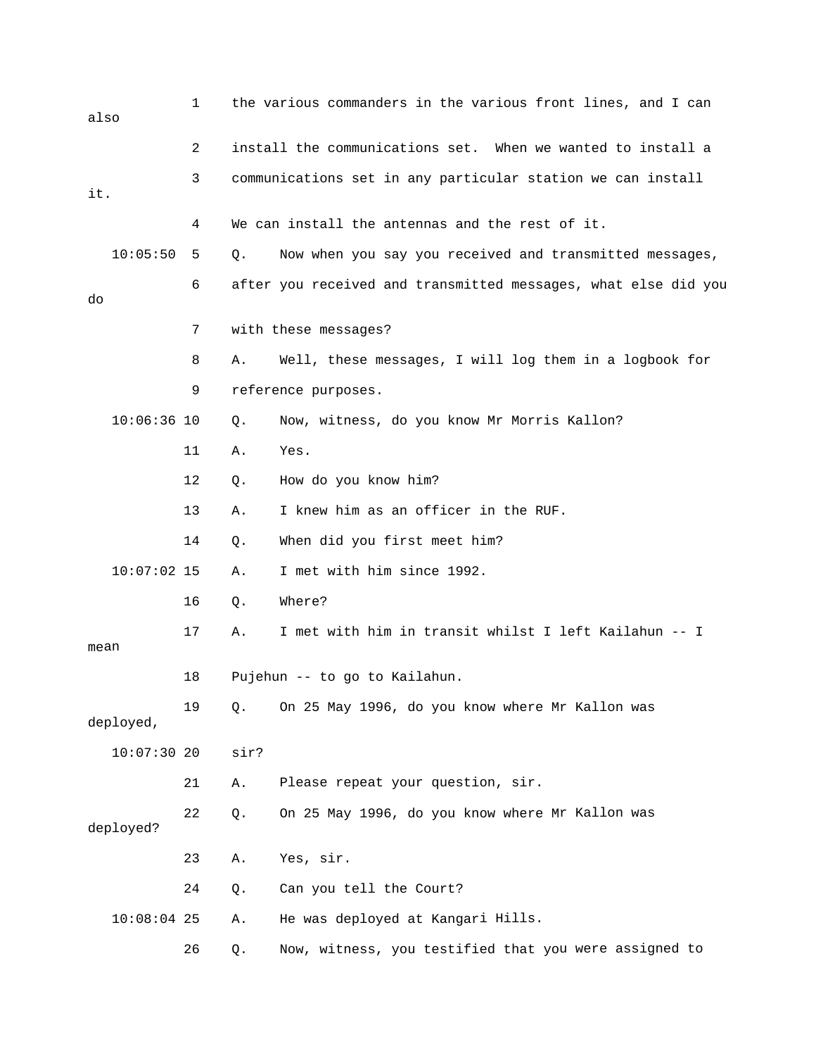1 the various commanders in the various front lines, and I can also

2 install the communications set. When we wanted to install a

3 communications set in any particular station we can install it.

4 We can install the antennas and the rest of it.

10:05:50 5 Q. Now when you say you received and transmitted messages,

6 after you received and transmitted messages, what else did you do

7 with these messages?

8 A. Well, these messages, I will log them in a logbook for

9 reference purposes.

10:06:36 10 Q. Now, witness, do you know Mr Morris Kallon?

11 A. Yes.

12 Q. How do you know him?

13 A. I knew him as an officer in the RUF.

14 Q. When did you first meet him?

10:07:02 15 A. I met with him since 1992.

16 Q. Where?

17 A. I met with him in transit whilst I left Kailahun -- I mean

18 Pujehun -- to go to Kailahun.

19 Q. On 25 May 1996, do you know where Mr Kallon was deployed,

10:07:30 20 sir?

21 A. Please repeat your question, sir.

22 Q. On 25 May 1996, do you know where Mr Kallon was deployed?

23 A. Yes, sir.

24 Q. Can you tell the Court?

10:08:04 25 A. He was deployed at Kangari Hills.

26 Q. Now, witness, you testified that you were assigned to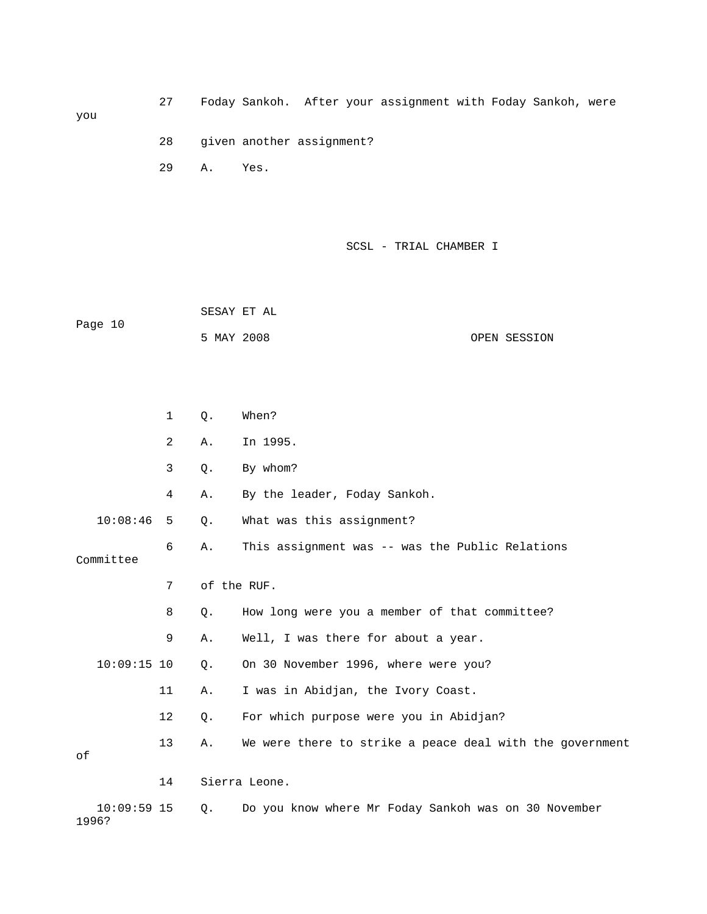27 Foday Sankoh. After your assignment with Foday Sankoh, were you

28 given another assignment?

29 A. Yes.

1 Q. When?

2 A. In 1995.

3 Q. By whom?

4 A. By the leader, Foday Sankoh.

10:08:46 5 Q. What was this assignment?

6 A. This assignment was -- was the Public Relations Committee

7 of the RUF.

8 Q. How long were you a member of that committee?

9 A. Well, I was there for about a year.

10:09:15 10 Q. On 30 November 1996, where were you?

11 A. I was in Abidjan, the Ivory Coast.

12 Q. For which purpose were you in Abidjan?

13 A. We were there to strike a peace deal with the government of

14 Sierra Leone.

10:09:59 15 Q. Do you know where Mr Foday Sankoh was on 30 November 1996?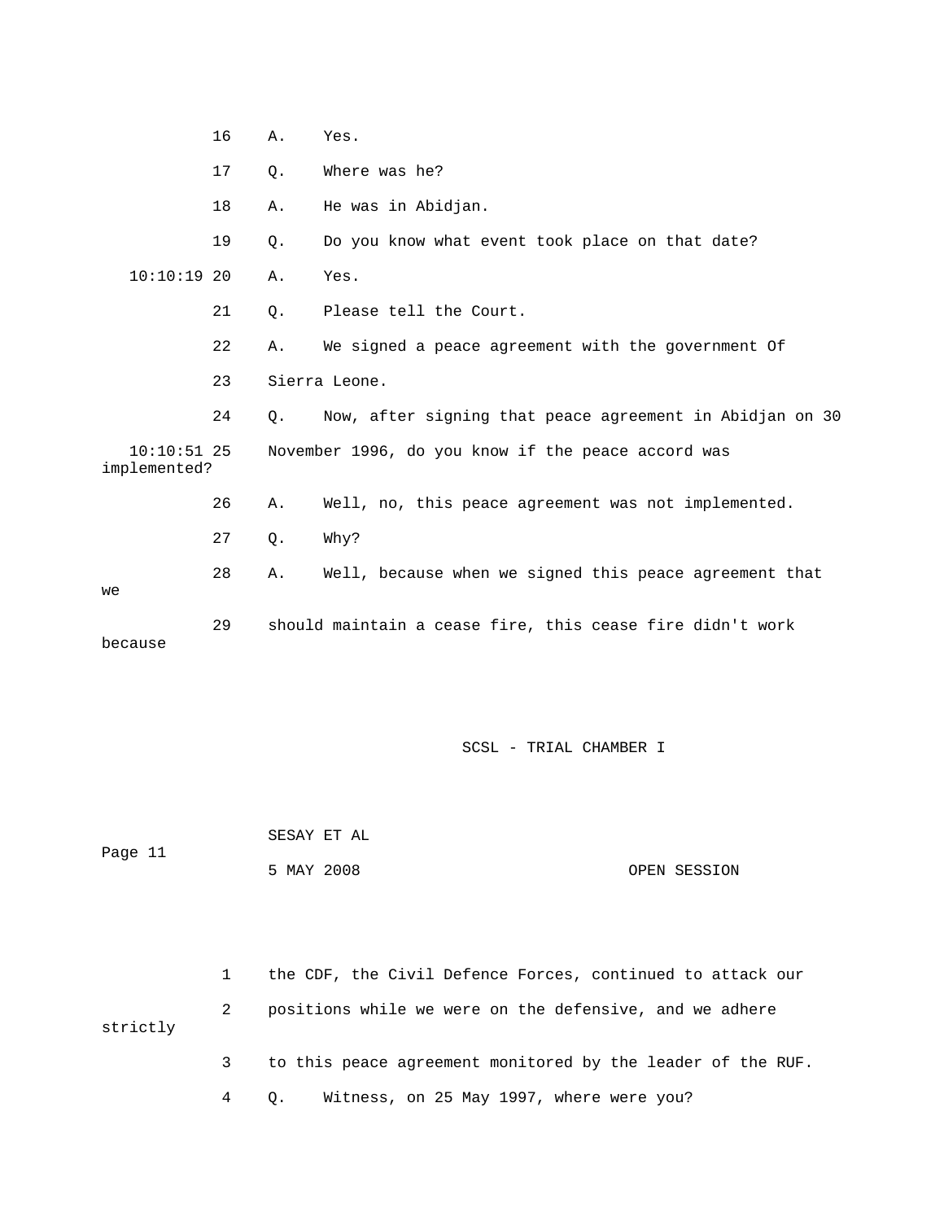16 A. Yes.

17 Q. Where was he?

18 A. He was in Abidjan.

19 Q. Do you know what event took place on that date?

10:10:19 20 A. Yes.

21 Q. Please tell the Court.

22 A. We signed a peace agreement with the government Of

23 Sierra Leone.

24 Q. Now, after signing that peace agreement in Abidjan on 30

10:10:51 25 November 1996, do you know if the peace accord was implemented?

26 A. Well, no, this peace agreement was not implemented.

27 Q. Why?

28 A. Well, because when we signed this peace agreement that we

29 should maintain a cease fire, this cease fire didn't work because

1 the CDF, the Civil Defence Forces, continued to attack our

2 positions while we were on the defensive, and we adhere strictly

3 to this peace agreement monitored by the leader of the RUF.

4 Q. Witness, on 25 May 1997, where were you?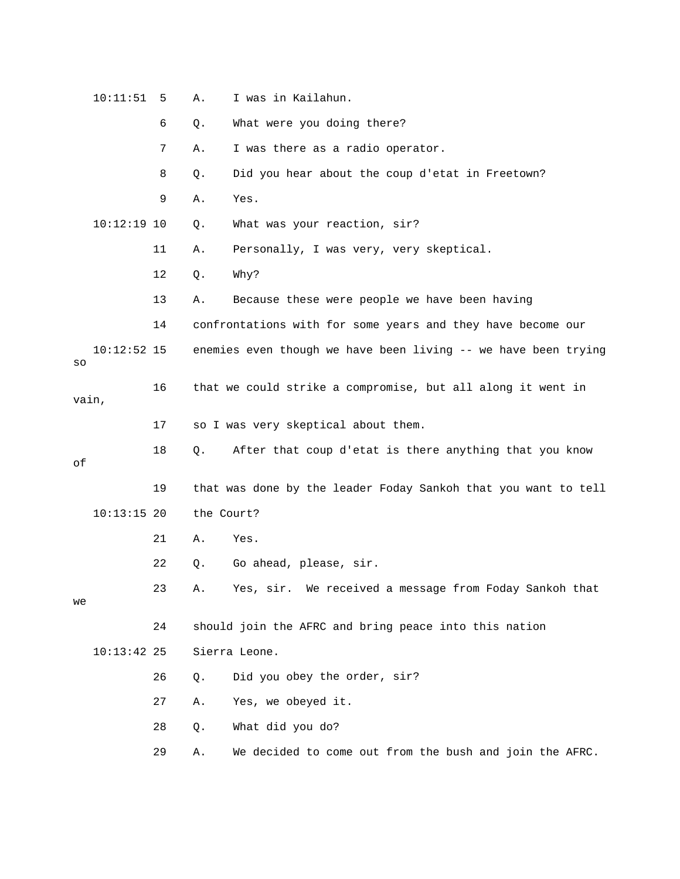10:11:51 5 A. I was in Kailahun.

6 Q. What were you doing there?

7 A. I was there as a radio operator.

8 Q. Did you hear about the coup d'etat in Freetown?

9 A. Yes.

10:12:19 10 Q. What was your reaction, sir?

11 A. Personally, I was very, very skeptical.

12 Q. Why?

13 A. Because these were people we have been having

14 confrontations with for some years and they have become our

10:12:52 15 enemies even though we have been living -- we have been trying so

16 that we could strike a compromise, but all along it went in vain,

17 so I was very skeptical about them.

18 Q. After that coup d'etat is there anything that you know of

19 that was done by the leader Foday Sankoh that you want to tell

10:13:15 20 the Court?

21 A. Yes.

22 Q. Go ahead, please, sir.

23 A. Yes, sir. We received a message from Foday Sankoh that we

24 should join the AFRC and bring peace into this nation

10:13:42 25 Sierra Leone.

26 Q. Did you obey the order, sir?

27 A. Yes, we obeyed it.

28 Q. What did you do?

29 A. We decided to come out from the bush and join the AFRC.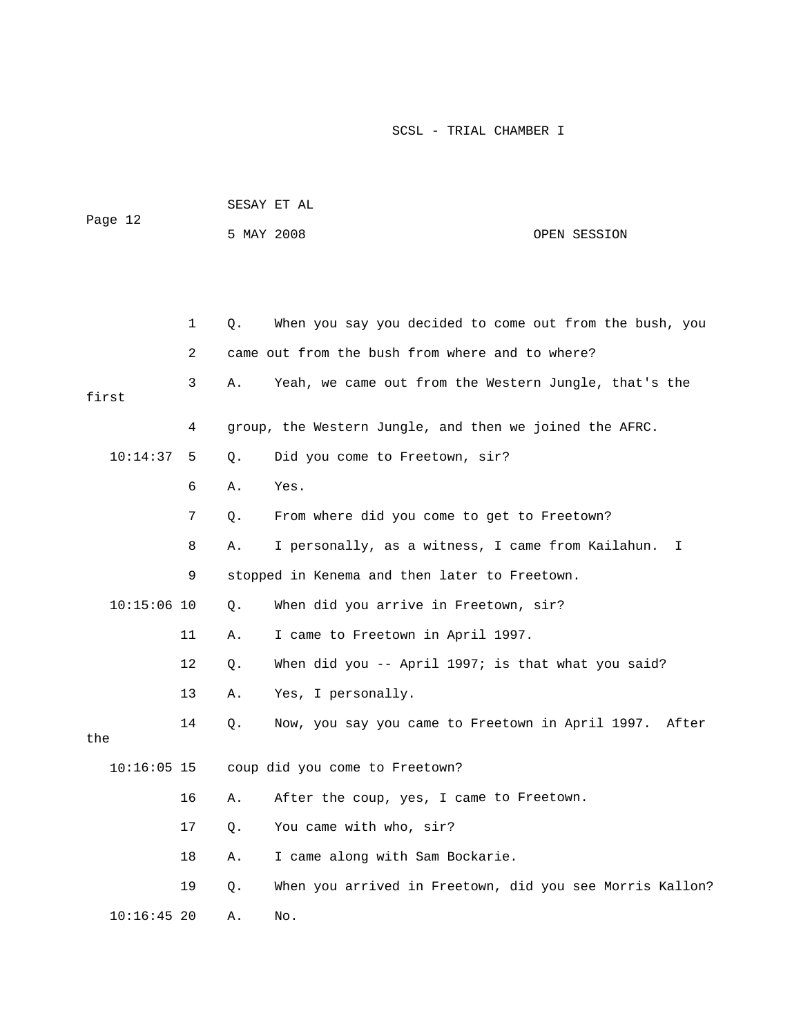1 Q. When you say you decided to come out from the bush, you came out from the bush from where and to where?

3 A. Yeah, we came out from the Western Jungle, that's the first group, the Western Jungle, and then we joined the AFRC.

10:14:37 5 Q. Did you come to Freetown, sir?

6 A. Yes.

7 Q. From where did you come to get to Freetown?

8 A. I personally, as a witness, I came from Kailahun. I stopped in Kenema and then later to Freetown.

10:15:06 10 Q. When did you arrive in Freetown, sir?

11 A. I came to Freetown in April 1997.

12 Q. When did you -- April 1997; is that what you said?

13 A. Yes, I personally.

14 Q. Now, you say you came to Freetown in April 1997. After the

10:16:05 15 coup did you come to Freetown?

16 A. After the coup, yes, I came to Freetown.

17 Q. You came with who, sir?

18 A. I came along with Sam Bockarie.

19 Q. When you arrived in Freetown, did you see Morris Kallon?

10:16:45 20 A. No.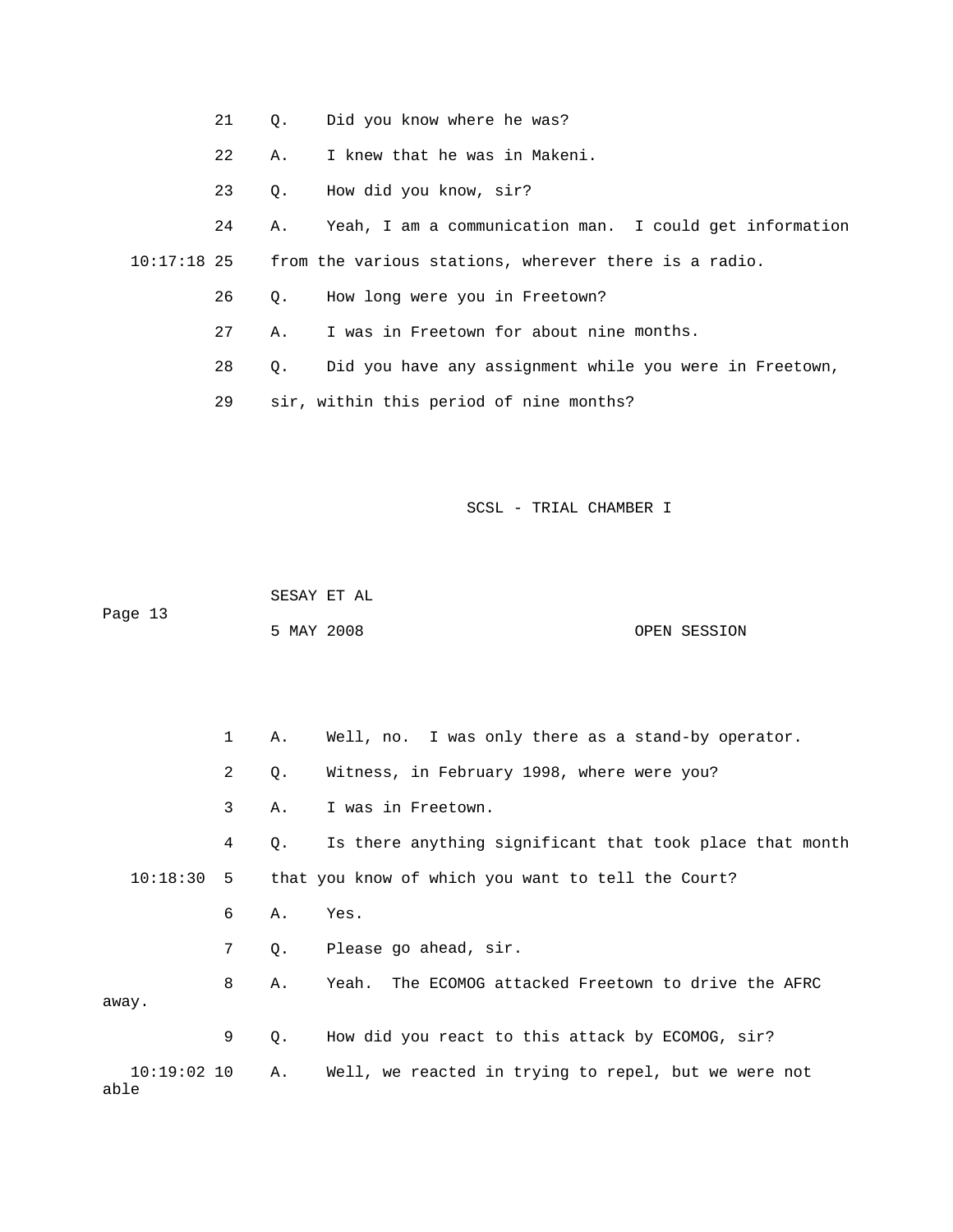21 Q. Did you know where he was?

22 A. I knew that he was in Makeni.

23 Q. How did you know, sir?

24 A. Yeah, I am a communication man. I could get information

10:17:18 25 from the various stations, wherever there is a radio.

26 Q. How long were you in Freetown?

27 A. I was in Freetown for about nine months.

28 Q. Did you have any assignment while you were in Freetown,

29 sir, within this period of nine months?

1 A. Well, no. I was only there as a stand-by operator.

2 Q. Witness, in February 1998, where were you?

3 A. I was in Freetown.

4 Q. Is there anything significant that took place that month

10:18:30 5 that you know of which you want to tell the Court?

6 A. Yes.

7 Q. Please go ahead, sir.

8 A. Yeah. The ECOMOG attacked Freetown to drive the AFRC away.

9 Q. How did you react to this attack by ECOMOG, sir?

10:19:02 10 A. Well, we reacted in trying to repel, but we were not able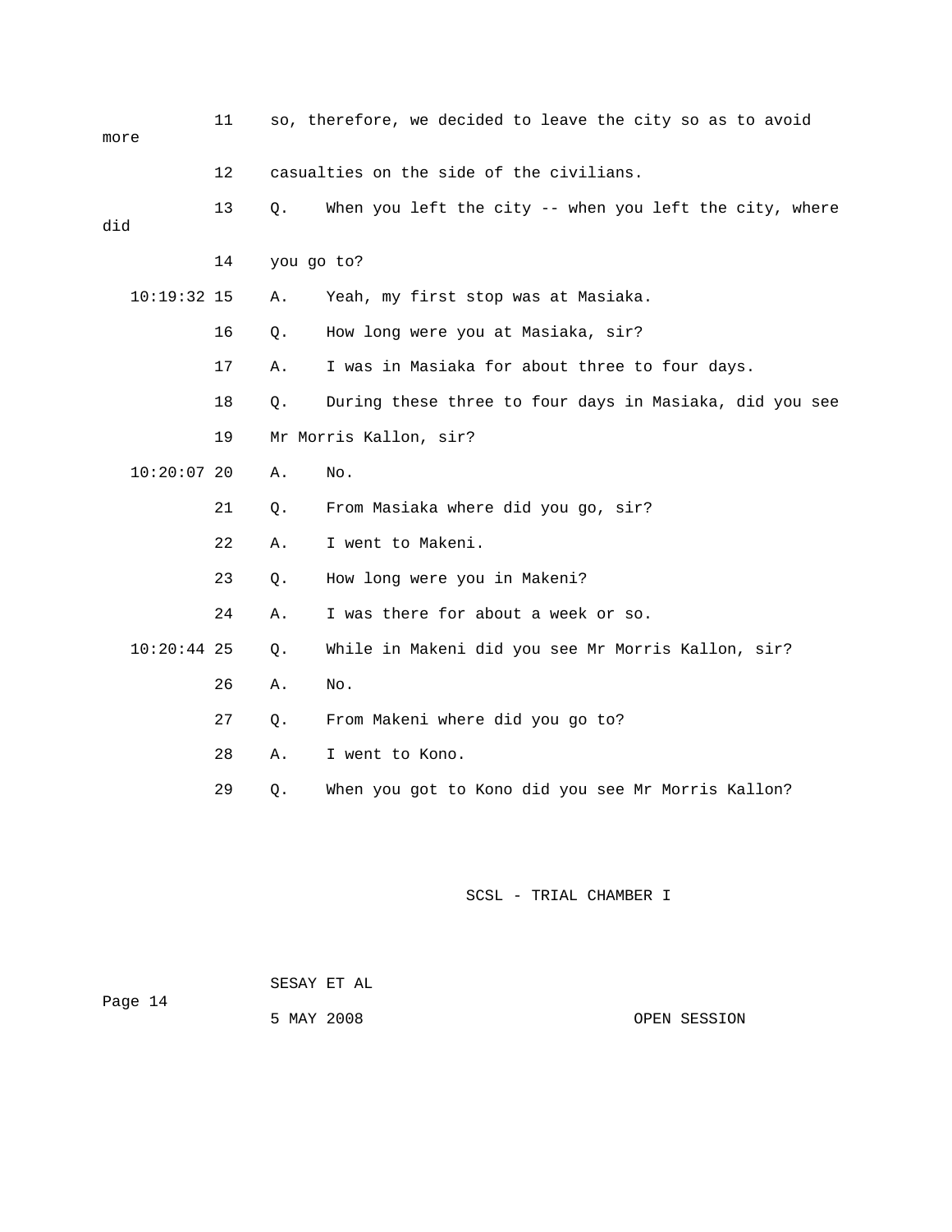11 so, therefore, we decided to leave the city so as to avoid more

12 casualties on the side of the civilians.

13 Q. When you left the city -- when you left the city, where did

14 you go to?

10:19:32 15 A. Yeah, my first stop was at Masiaka.

16 Q. How long were you at Masiaka, sir?

17 A. I was in Masiaka for about three to four days.

18 Q. During these three to four days in Masiaka, did you see

19 Mr Morris Kallon, sir?

10:20:07 20 A. No.

21 Q. From Masiaka where did you go, sir?

22 A. I went to Makeni.

23 Q. How long were you in Makeni?

24 A. I was there for about a week or so.

10:20:44 25 Q. While in Makeni did you see Mr Morris Kallon, sir?

26 A. No.

27 Q. From Makeni where did you go to?

28 A. I went to Kono.

29 Q. When you got to Kono did you see Mr Morris Kallon?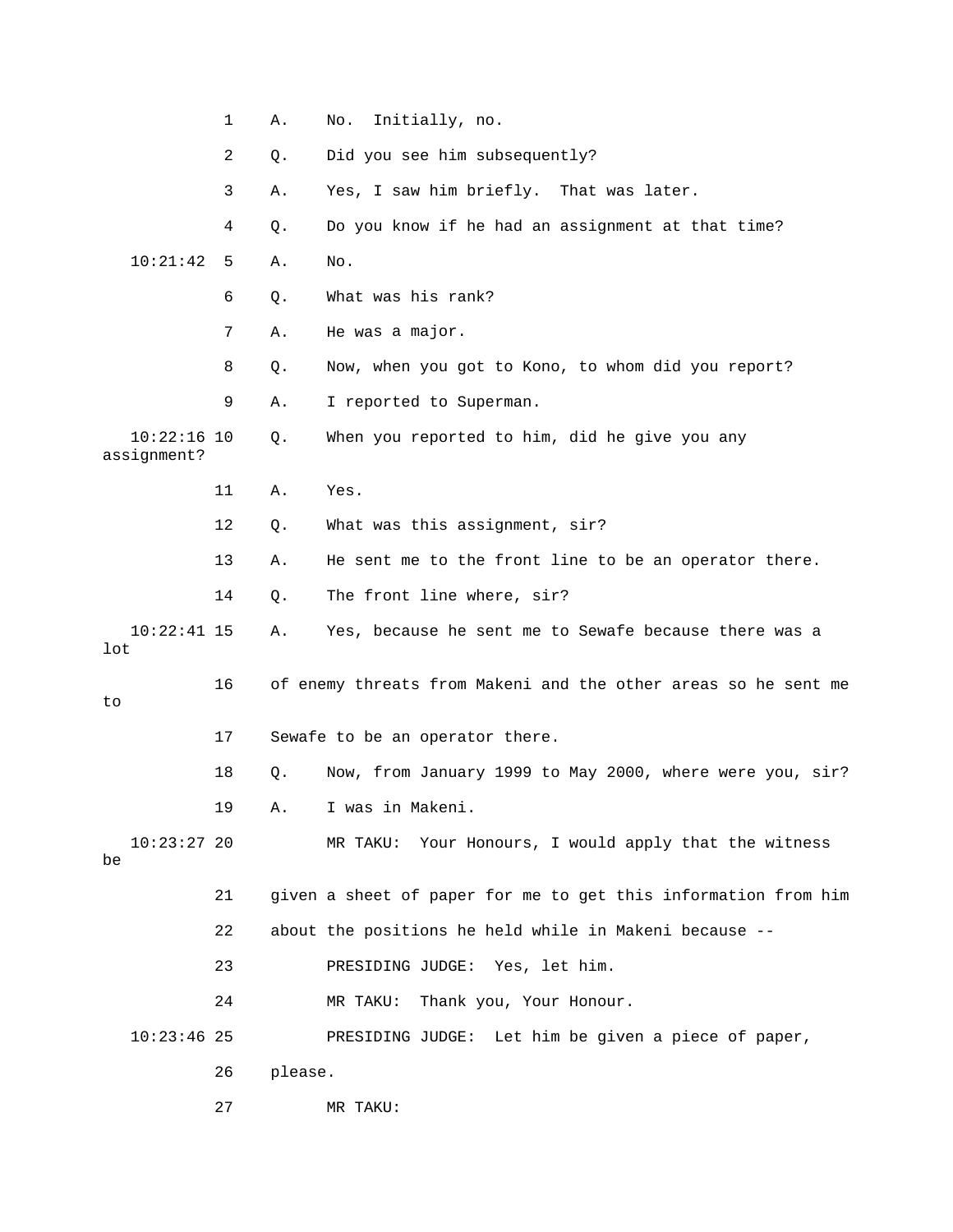1 A. No. Initially, no.

2 Q. Did you see him subsequently?

3 A. Yes, I saw him briefly. That was later.

4 Q. Do you know if he had an assignment at that time?

10:21:42 5 A. No.

6 Q. What was his rank?

7 A. He was a major.

8 Q. Now, when you got to Kono, to whom did you report?

9 A. I reported to Superman.

10:22:16 10 Q. When you reported to him, did he give you any assignment?

11 A. Yes.

12 Q. What was this assignment, sir?

13 A. He sent me to the front line to be an operator there.

14 Q. The front line where, sir?

10:22:41 15 A. Yes, because he sent me to Sewafe because there was a lot

16 of enemy threats from Makeni and the other areas so he sent me to

17 Sewafe to be an operator there.

18 Q. Now, from January 1999 to May 2000, where were you, sir?

19 A. I was in Makeni.

10:23:27 20 MR TAKU: Your Honours, I would apply that the witness be

21 given a sheet of paper for me to get this information from him

22 about the positions he held while in Makeni because --

23 PRESIDING JUDGE: Yes, let him.

24 MR TAKU: Thank you, Your Honour.

10:23:46 25 PRESIDING JUDGE: Let him be given a piece of paper,

26 please.

27 MR TAKU: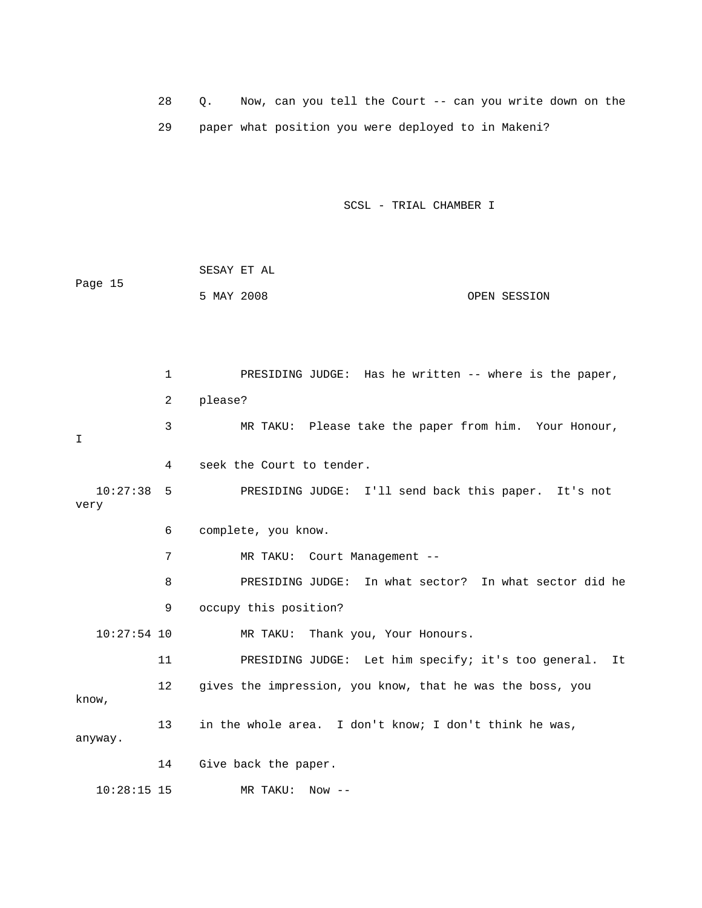28 Q. Now, can you tell the Court -- can you write down on the

29 paper what position you were deployed to in Makeni?

1 PRESIDING JUDGE: Has he written -- where is the paper,

2 please?

3 MR TAKU: Please take the paper from him. Your Honour, I

4 seek the Court to tender.

10:27:38 5 PRESIDING JUDGE: I'll send back this paper. It's not very

6 complete, you know.

7 MR TAKU: Court Management --

8 PRESIDING JUDGE: In what sector? In what sector did he

9 occupy this position?

10:27:54 10 MR TAKU: Thank you, Your Honours.

11 PRESIDING JUDGE: Let him specify; it's too general. It

12 gives the impression, you know, that he was the boss, you know,

13 in the whole area. I don't know; I don't think he was, anyway.

14 Give back the paper.

10:28:15 15 MR TAKU: Now --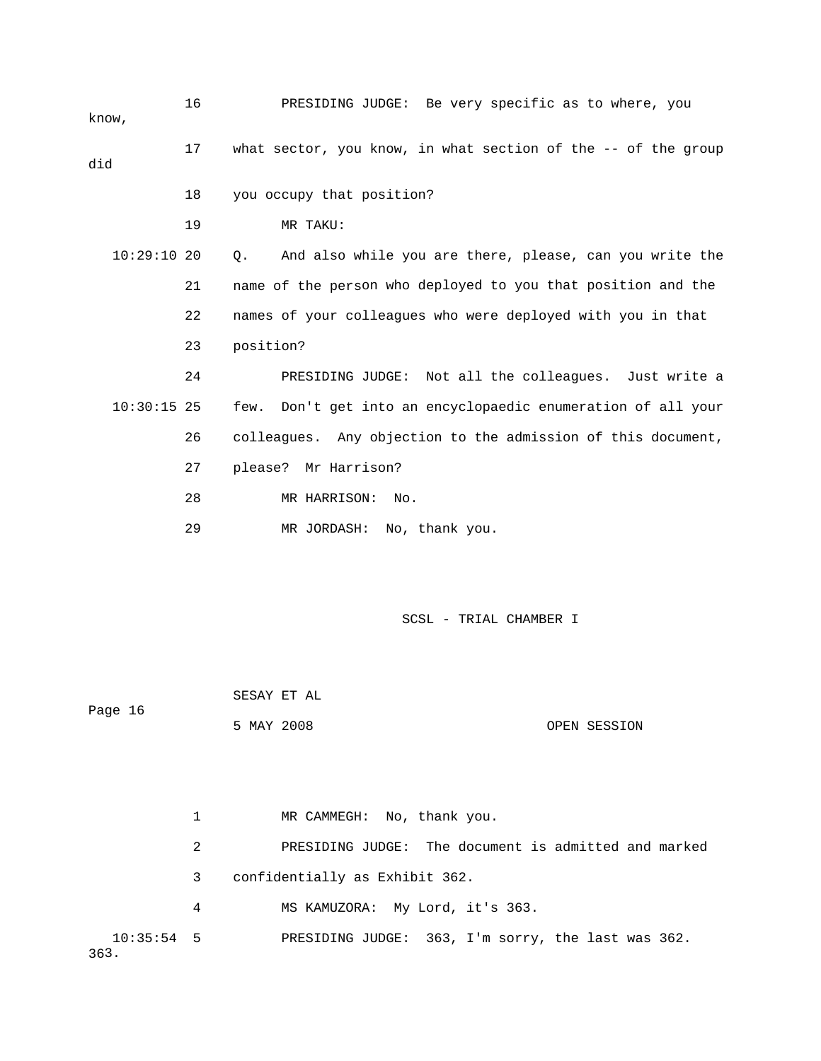16 PRESIDING JUDGE: Be very specific as to where, you know,

17 what sector, you know, in what section of the -- of the group did

18 you occupy that position?

19 MR TAKU:

10:29:10 20 Q. And also while you are there, please, can you write the

21 name of the person who deployed to you that position and the

22 names of your colleagues who were deployed with you in that

23 position?

24 PRESIDING JUDGE: Not all the colleagues. Just write a

10:30:15 25 few. Don't get into an encyclopaedic enumeration of all your

26 colleagues. Any objection to the admission of this document,

27 please? Mr Harrison?

28 MR HARRISON: No.

29 MR JORDASH: No, thank you.

SCSL - TRIAL CHAMBER I

SESAY ET AL

Page 16

5 MAY 2008 OPEN SESSION

1 MR CAMMEGH: No, thank you.

2 PRESIDING JUDGE: The document is admitted and marked

3 confidentially as Exhibit 362.

4 MS KAMUZORA: My Lord, it's 363.

10:35:54 5 PRESIDING JUDGE: 363, I'm sorry, the last was 362. 363.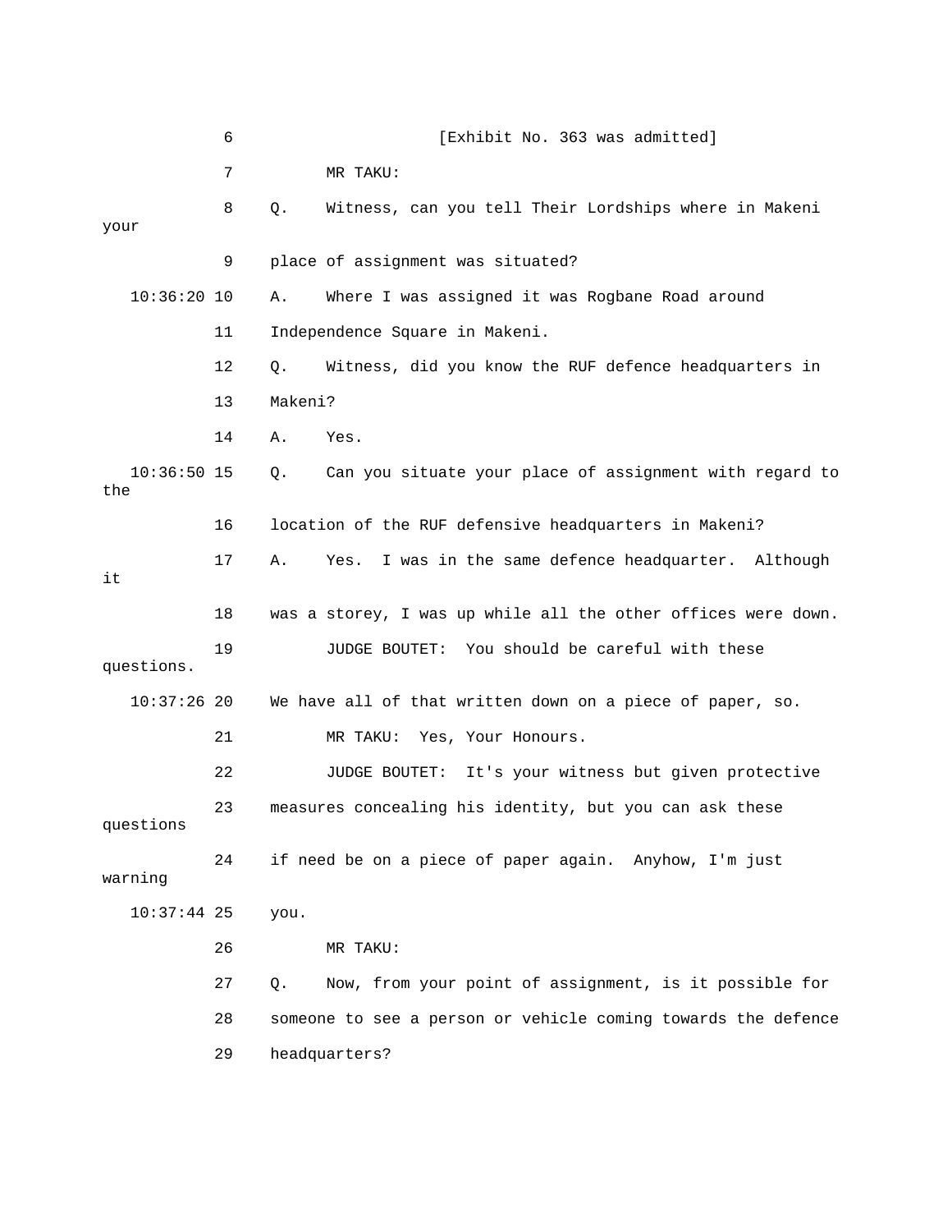[Exhibit No. 363 was admitted]

MR TAKU:

Q. Witness, can you tell Their Lordships where in Makeni your place of assignment was situated?

A. Where I was assigned it was Rogbane Road around Independence Square in Makeni.

Q. Witness, did you know the RUF defence headquarters in Makeni?

A. Yes.

Q. Can you situate your place of assignment with regard to the location of the RUF defensive headquarters in Makeni?

A. Yes. I was in the same defence headquarter. Although it was a storey, I was up while all the other offices were down.

JUDGE BOUTET: You should be careful with these questions. We have all of that written down on a piece of paper, so.

MR TAKU: Yes, Your Honours.

JUDGE BOUTET: It's your witness but given protective measures concealing his identity, but you can ask these questions if need be on a piece of paper again. Anyhow, I'm just warning you.

MR TAKU:

Q. Now, from your point of assignment, is it possible for someone to see a person or vehicle coming towards the defence headquarters?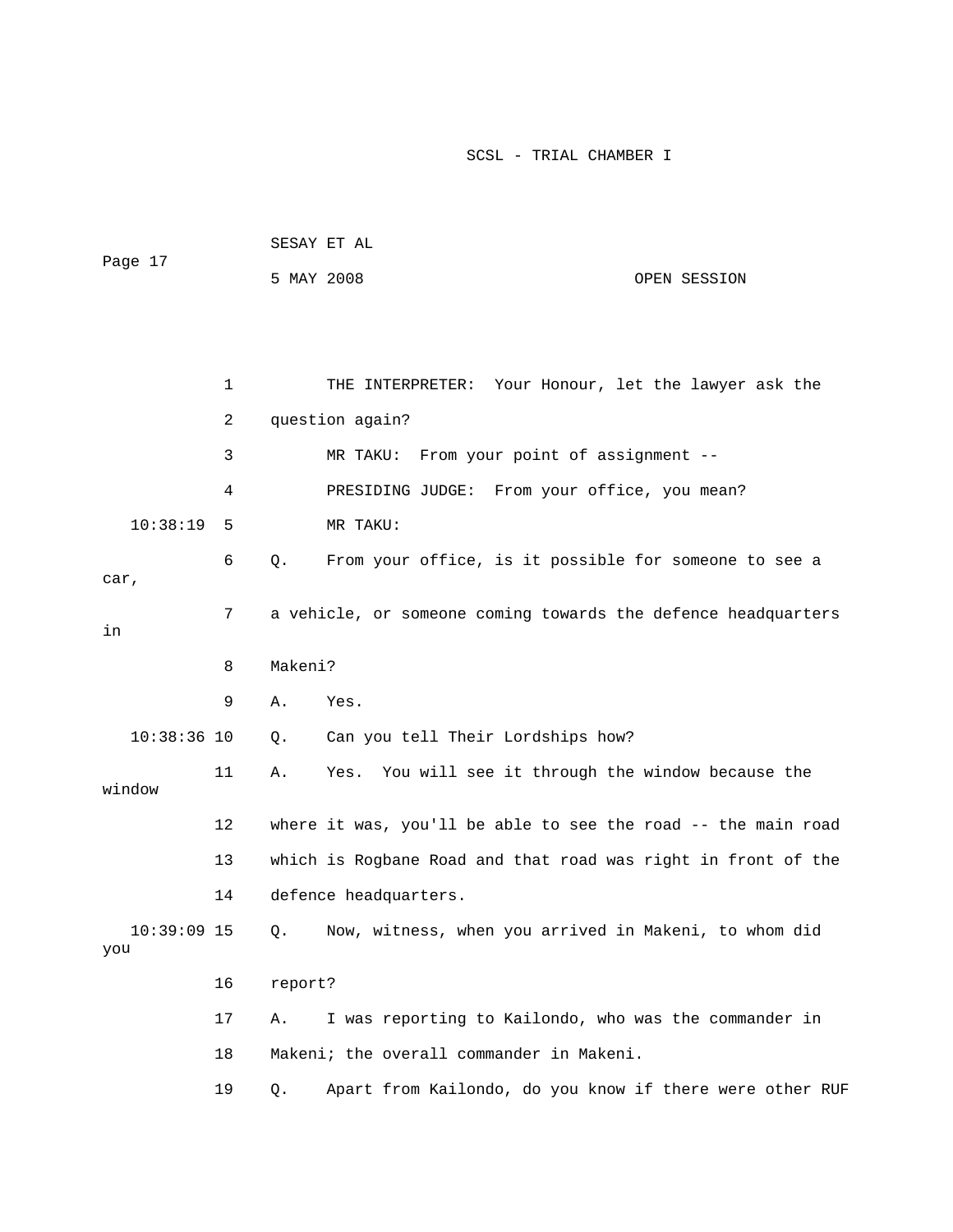THE INTERPRETER: Your Honour, let the lawyer ask the question again?

MR TAKU: From your point of assignment --

PRESIDING JUDGE: From your office, you mean?

MR TAKU:

Q. From your office, is it possible for someone to see a car, a vehicle, or someone coming towards the defence headquarters in Makeni?

A. Yes.

Q. Can you tell Their Lordships how?

A. Yes. You will see it through the window because the window where it was, you'll be able to see the road -- the main road which is Rogbane Road and that road was right in front of the defence headquarters.

Q. Now, witness, when you arrived in Makeni, to whom did you report?

A. I was reporting to Kailondo, who was the commander in Makeni; the overall commander in Makeni.

Q. Apart from Kailondo, do you know if there were other RUF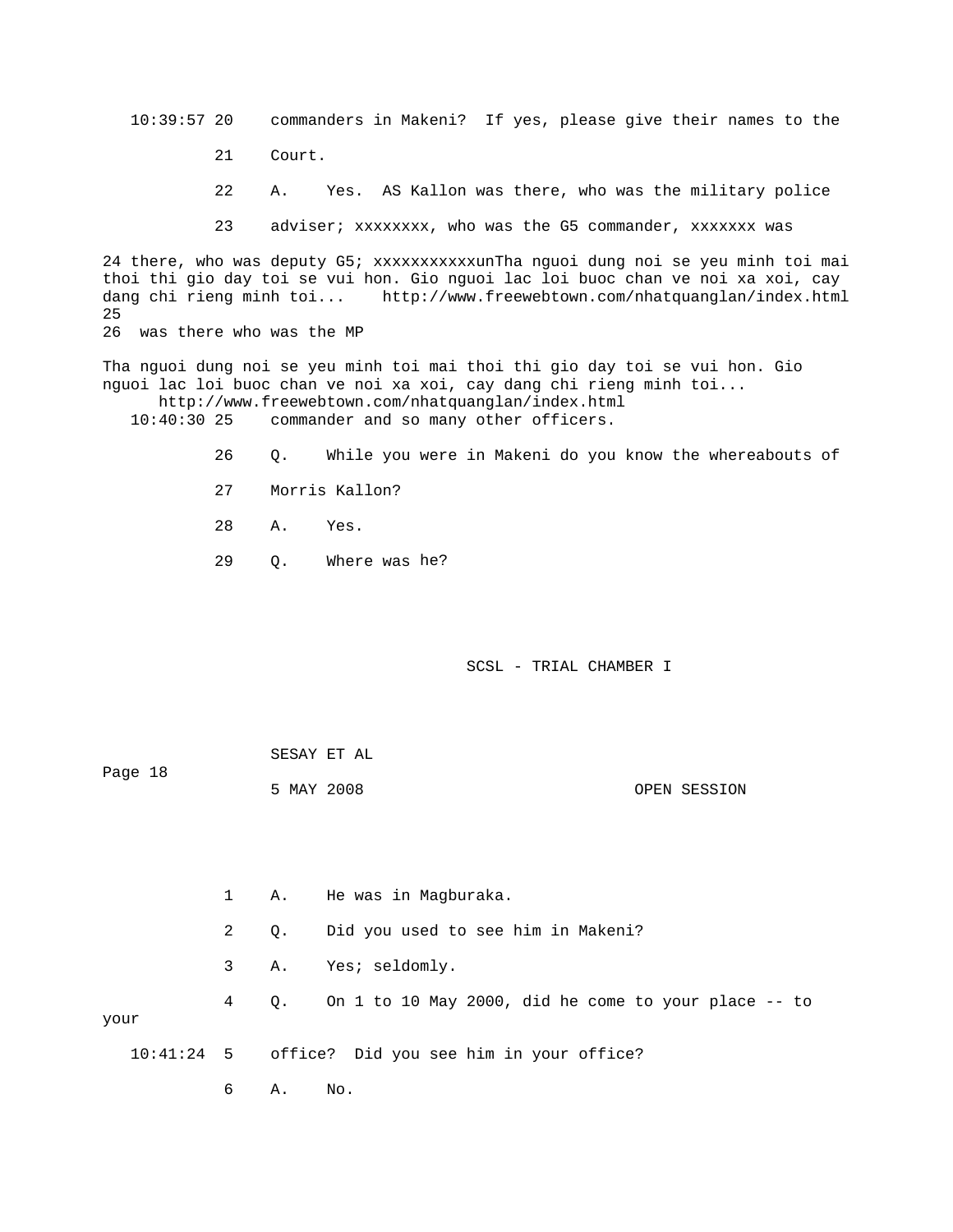10:39:57 20    commanders in Makeni?  If yes, please give their names to the

21    Court.

22    A.    Yes.  AS Kallon was there, who was the military police

23    adviser; xxxxxxxx, who was the G5 commander, xxxxxxx was

24 there, who was deputy G5; xxxxxxxxxxxunTha nguoi dung noi se yeu minh toi mai thoi thi gio day toi se vui hon. Gio nguoi lac loi buoc chan ve noi xa xoi, cay dang chi rieng minh toi...    http://www.freewebtown.com/nhatquanglan/index.html
25
26  was there who was the MP

Tha nguoi dung noi se yeu minh toi mai thoi thi gio day toi se vui hon. Gio nguoi lac loi buoc chan ve noi xa xoi, cay dang chi rieng minh toi...
http://www.freewebtown.com/nhatquanglan/index.html

10:40:30 25    commander and so many other officers.

26    Q.    While you were in Makeni do you know the whereabouts of

27    Morris Kallon?

28    A.    Yes.

29    Q.    Where was he?

1    A.    He was in Magburaka.

2    Q.    Did you used to see him in Makeni?

3    A.    Yes; seldomly.

4    Q.    On 1 to 10 May 2000, did he come to your place -- to your

10:41:24  5    office?  Did you see him in your office?

6    A.    No.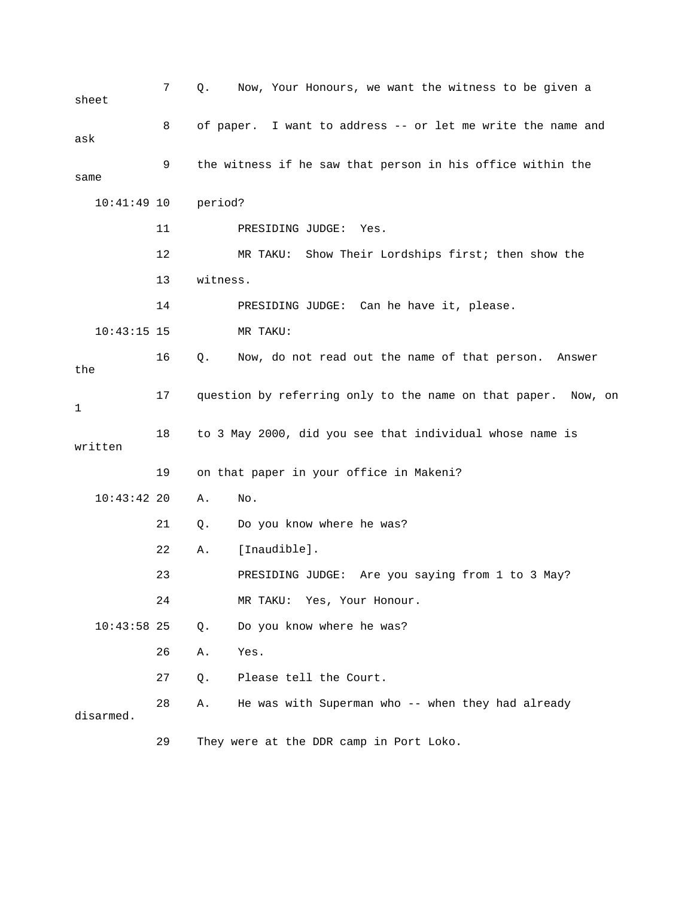7 Q. Now, Your Honours, we want the witness to be given a sheet

8 of paper. I want to address -- or let me write the name and ask

9 the witness if he saw that person in his office within the same

10:41:49 10 period?

11 PRESIDING JUDGE: Yes.

12 MR TAKU: Show Their Lordships first; then show the

13 witness.

14 PRESIDING JUDGE: Can he have it, please.

10:43:15 15 MR TAKU:

16 Q. Now, do not read out the name of that person. Answer the

17 question by referring only to the name on that paper. Now, on 1

18 to 3 May 2000, did you see that individual whose name is written

19 on that paper in your office in Makeni?

10:43:42 20 A. No.

21 Q. Do you know where he was?

22 A. [Inaudible].

23 PRESIDING JUDGE: Are you saying from 1 to 3 May?

24 MR TAKU: Yes, Your Honour.

10:43:58 25 Q. Do you know where he was?

26 A. Yes.

27 Q. Please tell the Court.

28 A. He was with Superman who -- when they had already disarmed.

29 They were at the DDR camp in Port Loko.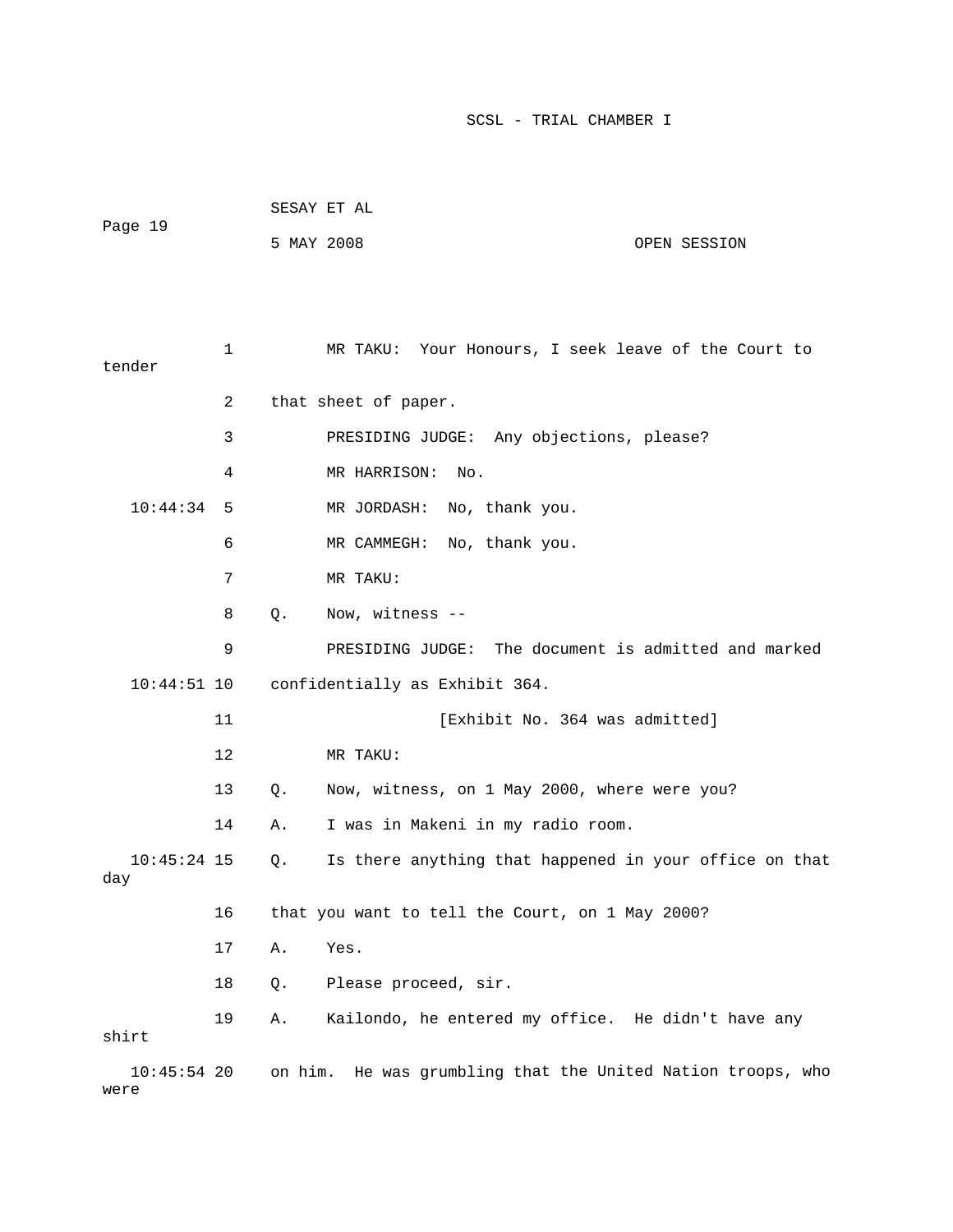1 MR TAKU: Your Honours, I seek leave of the Court to tender

2 that sheet of paper.

3 PRESIDING JUDGE: Any objections, please?

4 MR HARRISON: No.

10:44:34 5 MR JORDASH: No, thank you.

6 MR CAMMEGH: No, thank you.

7 MR TAKU:

8 Q. Now, witness --

9 PRESIDING JUDGE: The document is admitted and marked

10:44:51 10 confidentially as Exhibit 364.

11 [Exhibit No. 364 was admitted]

12 MR TAKU:

13 Q. Now, witness, on 1 May 2000, where were you?

14 A. I was in Makeni in my radio room.

10:45:24 15 Q. Is there anything that happened in your office on that day

16 that you want to tell the Court, on 1 May 2000?

17 A. Yes.

18 Q. Please proceed, sir.

19 A. Kailondo, he entered my office. He didn't have any shirt

10:45:54 20 on him. He was grumbling that the United Nation troops, who were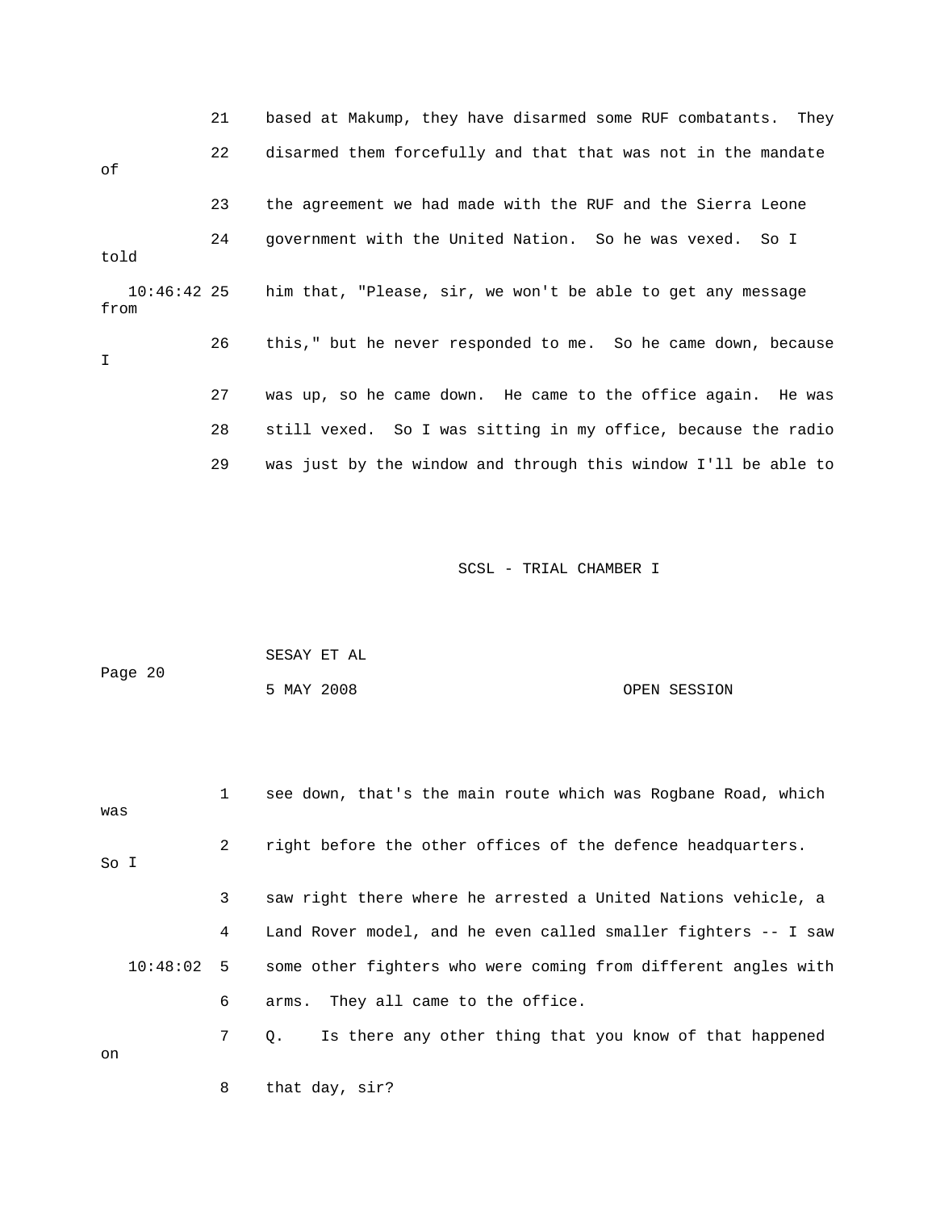21 based at Makump, they have disarmed some RUF combatants. They

22 disarmed them forcefully and that that was not in the mandate of

23 the agreement we had made with the RUF and the Sierra Leone

24 government with the United Nation. So he was vexed. So I told

10:46:42 25 him that, "Please, sir, we won't be able to get any message from

26 this," but he never responded to me. So he came down, because I

27 was up, so he came down. He came to the office again. He was

28 still vexed. So I was sitting in my office, because the radio

29 was just by the window and through this window I'll be able to

1 see down, that's the main route which was Rogbane Road, which was

2 right before the other offices of the defence headquarters. So I

3 saw right there where he arrested a United Nations vehicle, a

4 Land Rover model, and he even called smaller fighters -- I saw

10:48:02 5 some other fighters who were coming from different angles with

6 arms. They all came to the office.

7 Q. Is there any other thing that you know of that happened on

8 that day, sir?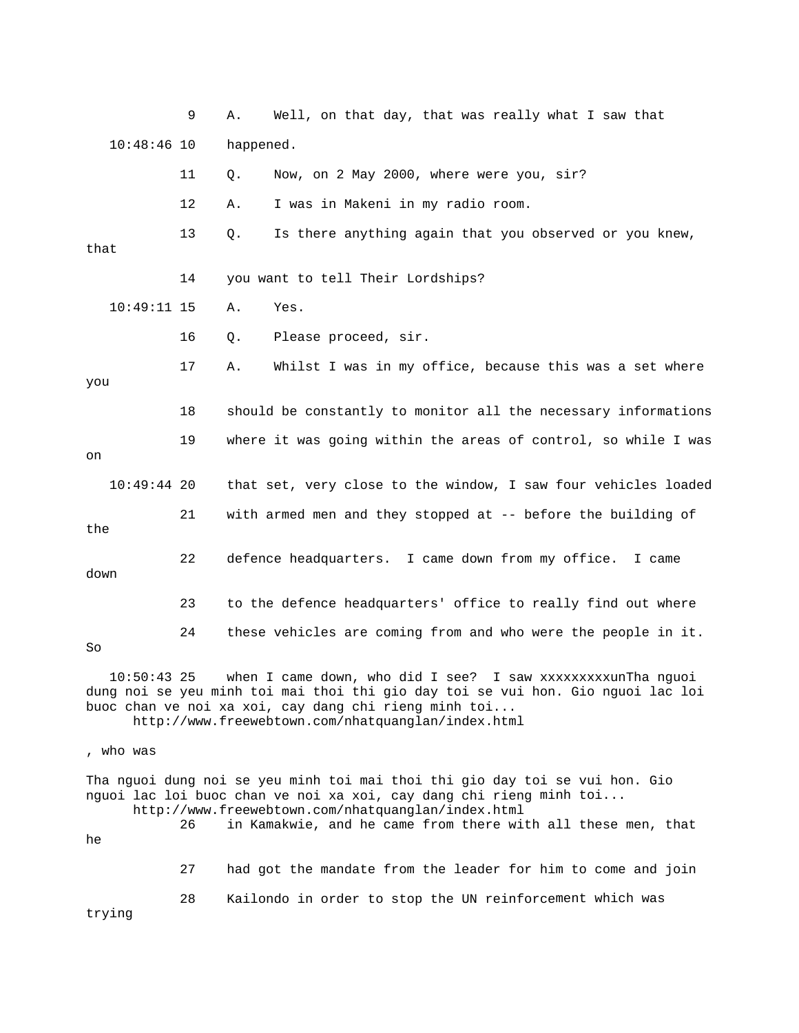9 A. Well, on that day, that was really what I saw that

10:48:46 10 happened.

11 Q. Now, on 2 May 2000, where were you, sir?

12 A. I was in Makeni in my radio room.

13 Q. Is there anything again that you observed or you knew, that

14 you want to tell Their Lordships?

10:49:11 15 A. Yes.

16 Q. Please proceed, sir.

17 A. Whilst I was in my office, because this was a set where you

18 should be constantly to monitor all the necessary informations

19 where it was going within the areas of control, so while I was on

10:49:44 20 that set, very close to the window, I saw four vehicles loaded

21 with armed men and they stopped at -- before the building of the

22 defence headquarters. I came down from my office. I came down

23 to the defence headquarters' office to really find out where

24 these vehicles are coming from and who were the people in it. So

10:50:43 25 when I came down, who did I see? I saw xxxxxxxxxunTha nguoi dung noi se yeu minh toi mai thoi thi gio day toi se vui hon. Gio nguoi lac loi buoc chan ve noi xa xoi, cay dang chi rieng minh toi...
http://www.freewebtown.com/nhatquanglan/index.html

, who was

Tha nguoi dung noi se yeu minh toi mai thoi thi gio day toi se vui hon. Gio nguoi lac loi buoc chan ve noi xa xoi, cay dang chi rieng minh toi...
http://www.freewebtown.com/nhatquanglan/index.html

26 in Kamakwie, and he came from there with all these men, that he

27 had got the mandate from the leader for him to come and join

28 Kailondo in order to stop the UN reinforcement which was trying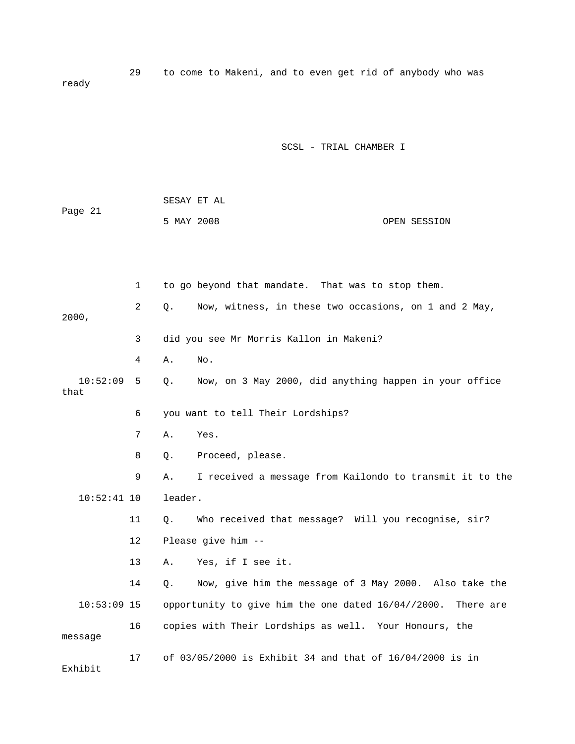29 to come to Makeni, and to even get rid of anybody who was ready

1 to go beyond that mandate. That was to stop them.

2 Q. Now, witness, in these two occasions, on 1 and 2 May, 2000,

3 did you see Mr Morris Kallon in Makeni?

4 A. No.

10:52:09 5 Q. Now, on 3 May 2000, did anything happen in your office that

6 you want to tell Their Lordships?

7 A. Yes.

8 Q. Proceed, please.

9 A. I received a message from Kailondo to transmit it to the

10:52:41 10 leader.

11 Q. Who received that message? Will you recognise, sir?

12 Please give him --

13 A. Yes, if I see it.

14 Q. Now, give him the message of 3 May 2000. Also take the

10:53:09 15 opportunity to give him the one dated 16/04//2000. There are

16 copies with Their Lordships as well. Your Honours, the message

17 of 03/05/2000 is Exhibit 34 and that of 16/04/2000 is in Exhibit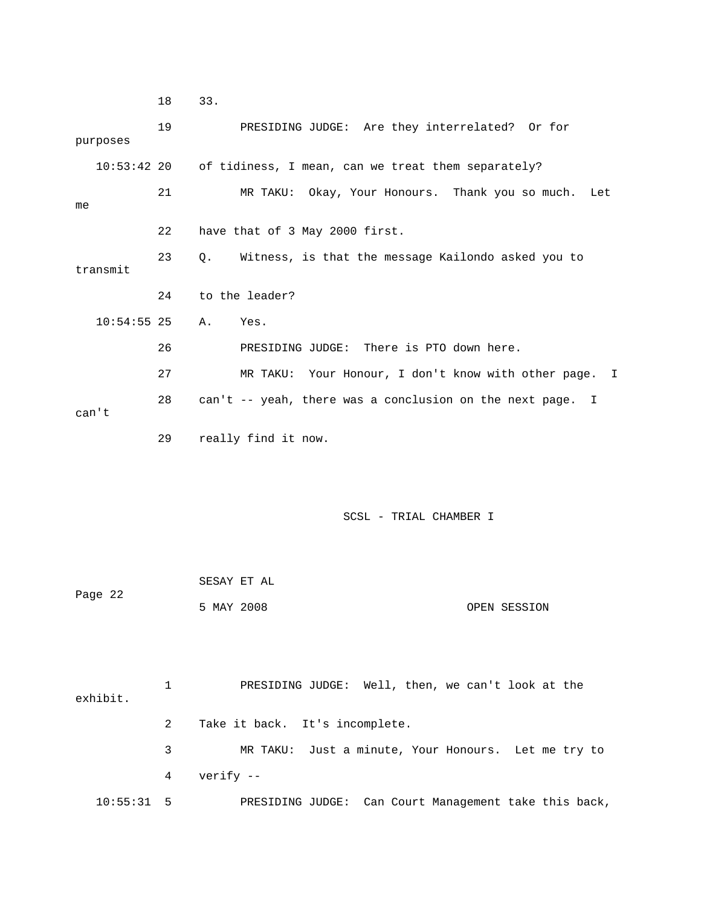18 33.

19 PRESIDING JUDGE: Are they interrelated? Or for purposes

10:53:42 20 of tidiness, I mean, can we treat them separately?

21 MR TAKU: Okay, Your Honours. Thank you so much. Let me

22 have that of 3 May 2000 first.

23 Q. Witness, is that the message Kailondo asked you to transmit

24 to the leader?

10:54:55 25 A. Yes.

26 PRESIDING JUDGE: There is PTO down here.

27 MR TAKU: Your Honour, I don't know with other page. I

28 can't -- yeah, there was a conclusion on the next page. I can't

29 really find it now.

1 PRESIDING JUDGE: Well, then, we can't look at the exhibit.

2 Take it back. It's incomplete.

3 MR TAKU: Just a minute, Your Honours. Let me try to

4 verify --

10:55:31 5 PRESIDING JUDGE: Can Court Management take this back,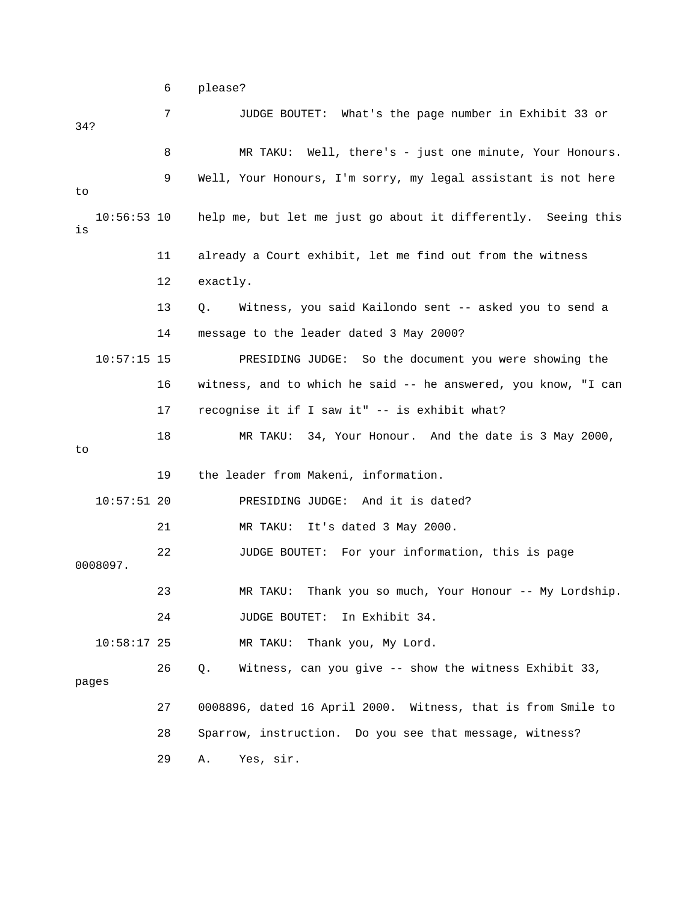6 please?

7 JUDGE BOUTET: What's the page number in Exhibit 33 or 34?

8 MR TAKU: Well, there's - just one minute, Your Honours.

9 Well, Your Honours, I'm sorry, my legal assistant is not here to

10:56:53 10 help me, but let me just go about it differently. Seeing this is

11 already a Court exhibit, let me find out from the witness

12 exactly.

13 Q. Witness, you said Kailondo sent -- asked you to send a

14 message to the leader dated 3 May 2000?

10:57:15 15 PRESIDING JUDGE: So the document you were showing the

16 witness, and to which he said -- he answered, you know, "I can

17 recognise it if I saw it" -- is exhibit what?

18 MR TAKU: 34, Your Honour. And the date is 3 May 2000, to

19 the leader from Makeni, information.

10:57:51 20 PRESIDING JUDGE: And it is dated?

21 MR TAKU: It's dated 3 May 2000.

22 JUDGE BOUTET: For your information, this is page 0008097.

23 MR TAKU: Thank you so much, Your Honour -- My Lordship.

24 JUDGE BOUTET: In Exhibit 34.

10:58:17 25 MR TAKU: Thank you, My Lord.

26 Q. Witness, can you give -- show the witness Exhibit 33, pages

27 0008896, dated 16 April 2000. Witness, that is from Smile to

28 Sparrow, instruction. Do you see that message, witness?

29 A. Yes, sir.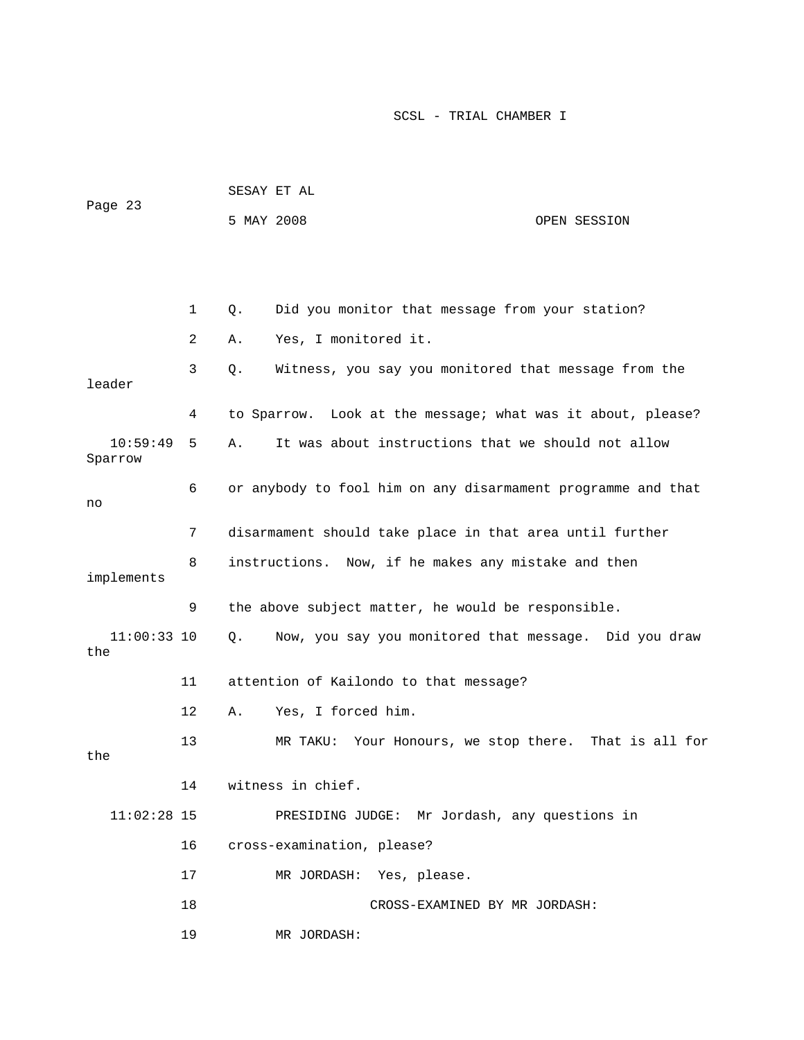1 Q. Did you monitor that message from your station?

2 A. Yes, I monitored it.

3 Q. Witness, you say you monitored that message from the leader

4 to Sparrow. Look at the message; what was it about, please?

10:59:49 5 A. It was about instructions that we should not allow Sparrow

6 or anybody to fool him on any disarmament programme and that no

7 disarmament should take place in that area until further

8 instructions. Now, if he makes any mistake and then implements

9 the above subject matter, he would be responsible.

11:00:33 10 Q. Now, you say you monitored that message. Did you draw the

11 attention of Kailondo to that message?

12 A. Yes, I forced him.

13 MR TAKU: Your Honours, we stop there. That is all for the

14 witness in chief.

11:02:28 15 PRESIDING JUDGE: Mr Jordash, any questions in

16 cross-examination, please?

17 MR JORDASH: Yes, please.

18 CROSS-EXAMINED BY MR JORDASH:

19 MR JORDASH: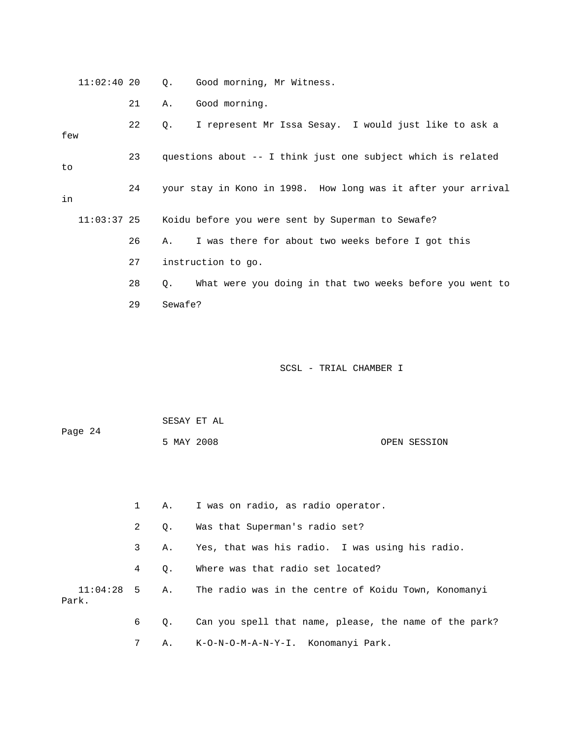11:02:40 20 Q. Good morning, Mr Witness.

21 A. Good morning.

22 Q. I represent Mr Issa Sesay. I would just like to ask a few

23 questions about -- I think just one subject which is related to

24 your stay in Kono in 1998. How long was it after your arrival in

11:03:37 25 Koidu before you were sent by Superman to Sewafe?

26 A. I was there for about two weeks before I got this

27 instruction to go.

28 Q. What were you doing in that two weeks before you went to

29 Sewafe?

1 A. I was on radio, as radio operator.

2 Q. Was that Superman's radio set?

3 A. Yes, that was his radio. I was using his radio.

4 Q. Where was that radio set located?

11:04:28 5 A. The radio was in the centre of Koidu Town, Konomanyi Park.

6 Q. Can you spell that name, please, the name of the park?

7 A. K-O-N-O-M-A-N-Y-I. Konomanyi Park.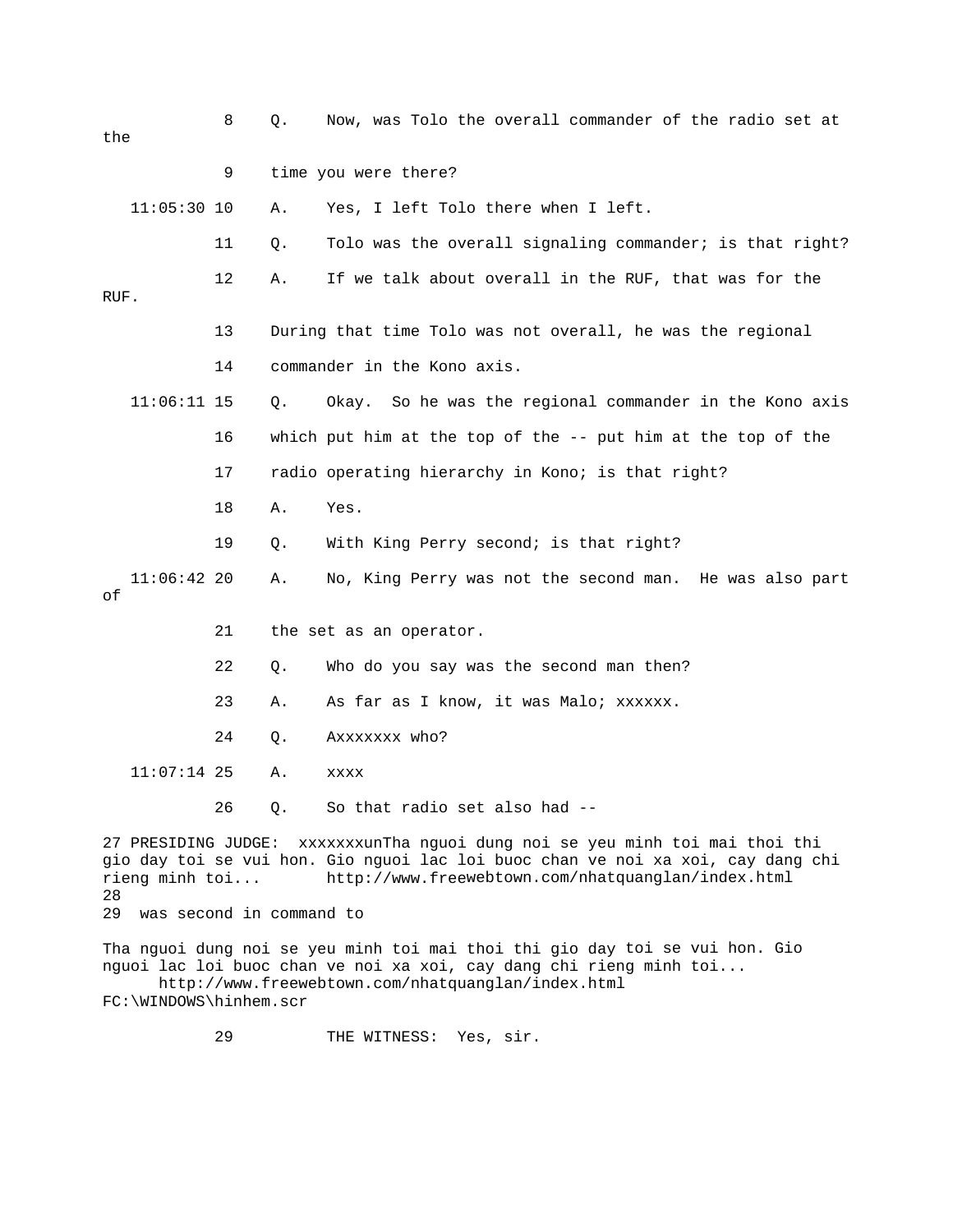8    Q.    Now, was Tolo the overall commander of the radio set at the

9    time you were there?

11:05:30 10    A.    Yes, I left Tolo there when I left.

11    Q.    Tolo was the overall signaling commander; is that right?

12    A.    If we talk about overall in the RUF, that was for the RUF.

13    During that time Tolo was not overall, he was the regional

14    commander in the Kono axis.

11:06:11 15    Q.    Okay.  So he was the regional commander in the Kono axis

16    which put him at the top of the -- put him at the top of the

17    radio operating hierarchy in Kono; is that right?

18    A.    Yes.

19    Q.    With King Perry second; is that right?

11:06:42 20    A.    No, King Perry was not the second man.  He was also part of

21    the set as an operator.

22    Q.    Who do you say was the second man then?

23    A.    As far as I know, it was Malo; xxxxxx.

24    Q.    Axxxxxxx who?

11:07:14 25    A.    xxxx

26    Q.    So that radio set also had --

27 PRESIDING JUDGE:  xxxxxxxunTha nguoi dung noi se yeu minh toi mai thoi thi gio day toi se vui hon. Gio nguoi lac loi buoc chan ve noi xa xoi, cay dang chi rieng minh toi...       http://www.freewebtown.com/nhatquanglan/index.html
28
29  was second in command to

Tha nguoi dung noi se yeu minh toi mai thoi thi gio day toi se vui hon. Gio nguoi lac loi buoc chan ve noi xa xoi, cay dang chi rieng minh toi...
      http://www.freewebtown.com/nhatquanglan/index.html
FC:\WINDOWS\hinhem.scr

29          THE WITNESS:  Yes, sir.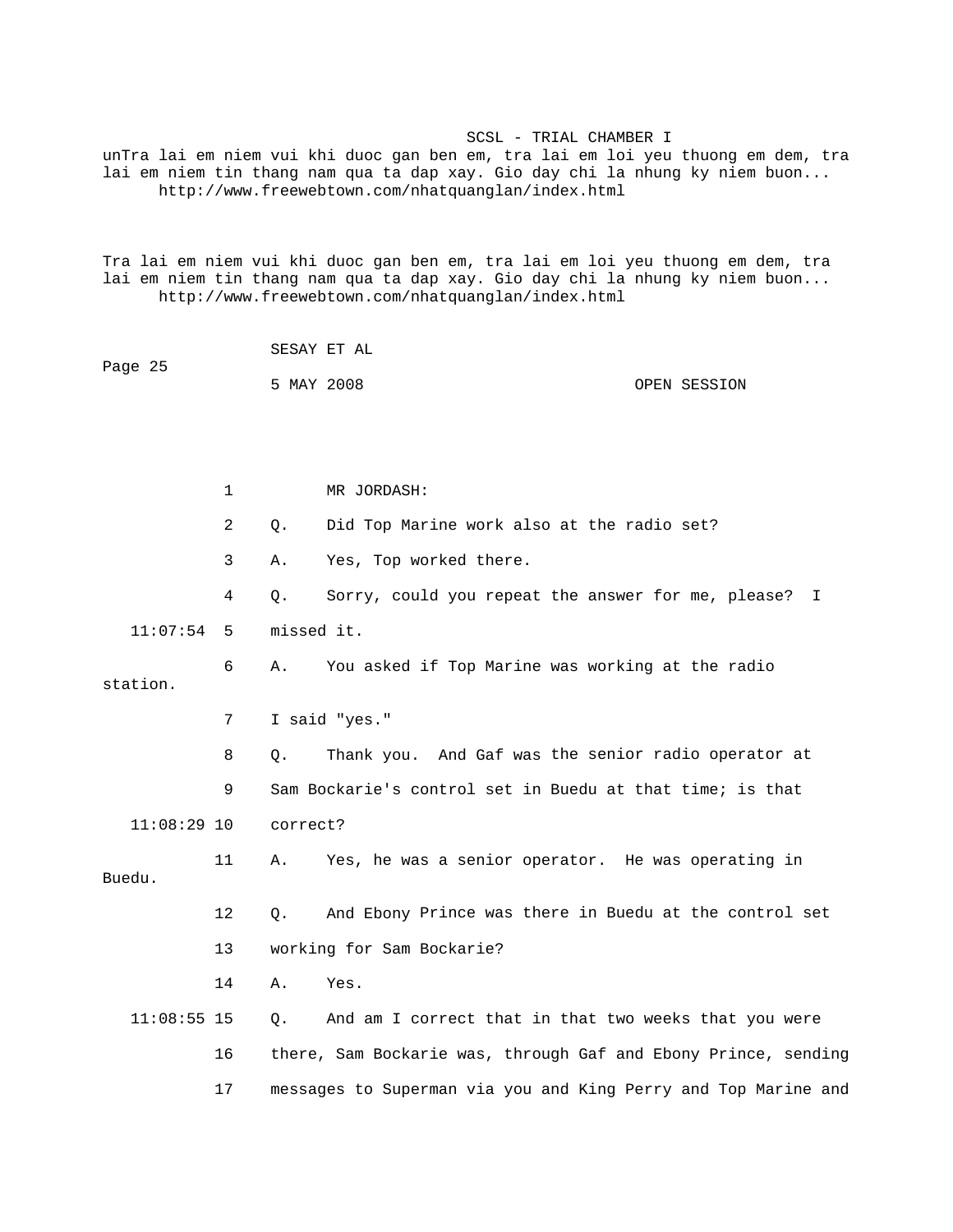unTra lai em niem vui khi duoc gan ben em, tra lai em loi yeu thuong em dem, tra lai em niem tin thang nam qua ta dap xay. Gio day chi la nhung ky niem buon...
http://www.freewebtown.com/nhatquanglan/index.html

Tra lai em niem vui khi duoc gan ben em, tra lai em loi yeu thuong em dem, tra lai em niem tin thang nam qua ta dap xay. Gio day chi la nhung ky niem buon...
http://www.freewebtown.com/nhatquanglan/index.html

SESAY ET AL

5 MAY 2008 OPEN SESSION

1 MR JORDASH:

2 Q. Did Top Marine work also at the radio set?

3 A. Yes, Top worked there.

4 Q. Sorry, could you repeat the answer for me, please? I

11:07:54 5 missed it.

6 A. You asked if Top Marine was working at the radio station.

7 I said "yes."

8 Q. Thank you. And Gaf was the senior radio operator at

9 Sam Bockarie's control set in Buedu at that time; is that

11:08:29 10 correct?

11 A. Yes, he was a senior operator. He was operating in Buedu.

12 Q. And Ebony Prince was there in Buedu at the control set

13 working for Sam Bockarie?

14 A. Yes.

11:08:55 15 Q. And am I correct that in that two weeks that you were

16 there, Sam Bockarie was, through Gaf and Ebony Prince, sending

17 messages to Superman via you and King Perry and Top Marine and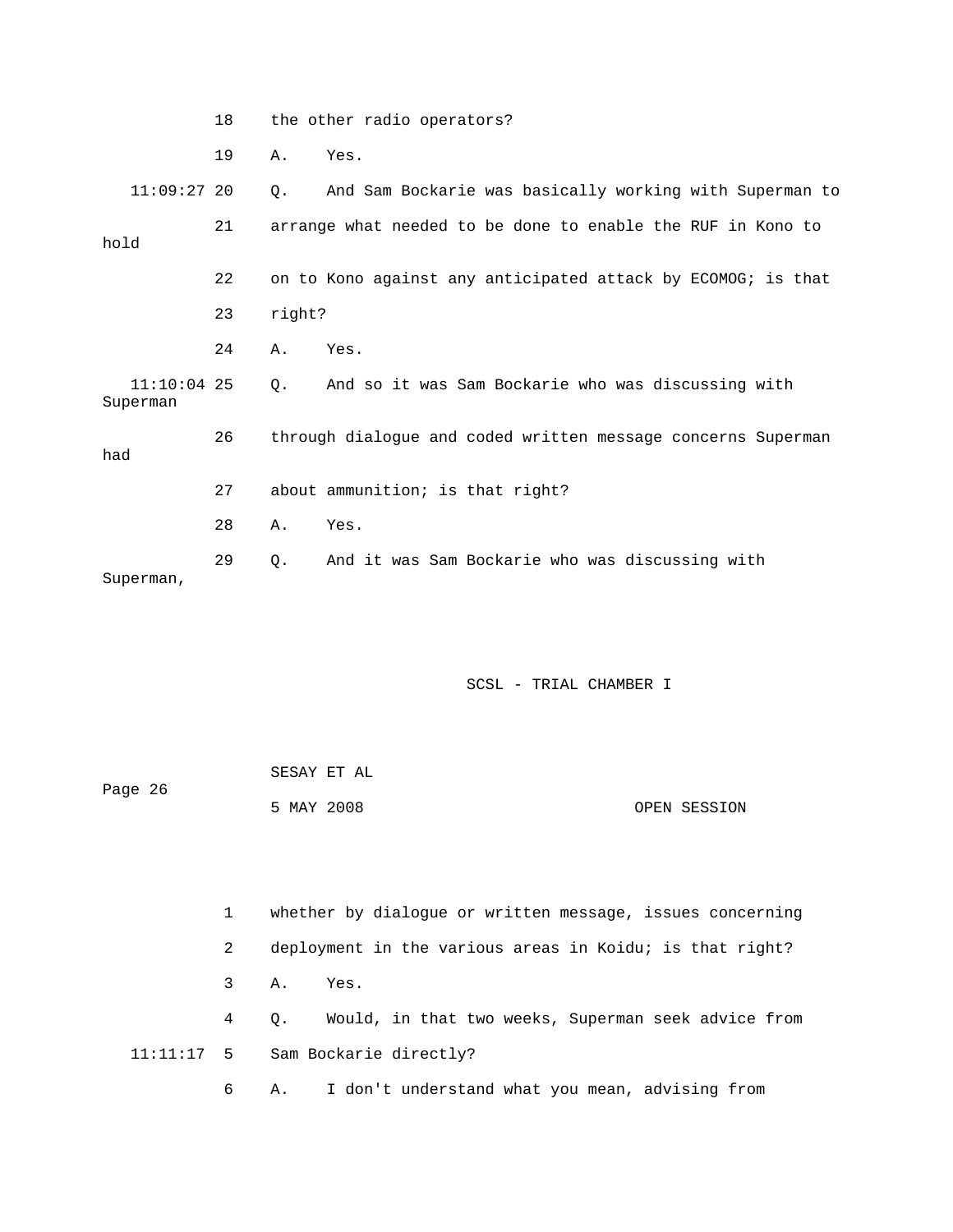18 the other radio operators?

19 A. Yes.

11:09:27 20 Q. And Sam Bockarie was basically working with Superman to

21 arrange what needed to be done to enable the RUF in Kono to hold

22 on to Kono against any anticipated attack by ECOMOG; is that

23 right?

24 A. Yes.

11:10:04 25 Q. And so it was Sam Bockarie who was discussing with Superman

26 through dialogue and coded written message concerns Superman had

27 about ammunition; is that right?

28 A. Yes.

29 Q. And it was Sam Bockarie who was discussing with Superman,

1 whether by dialogue or written message, issues concerning

2 deployment in the various areas in Koidu; is that right?

3 A. Yes.

4 Q. Would, in that two weeks, Superman seek advice from

11:11:17 5 Sam Bockarie directly?

6 A. I don't understand what you mean, advising from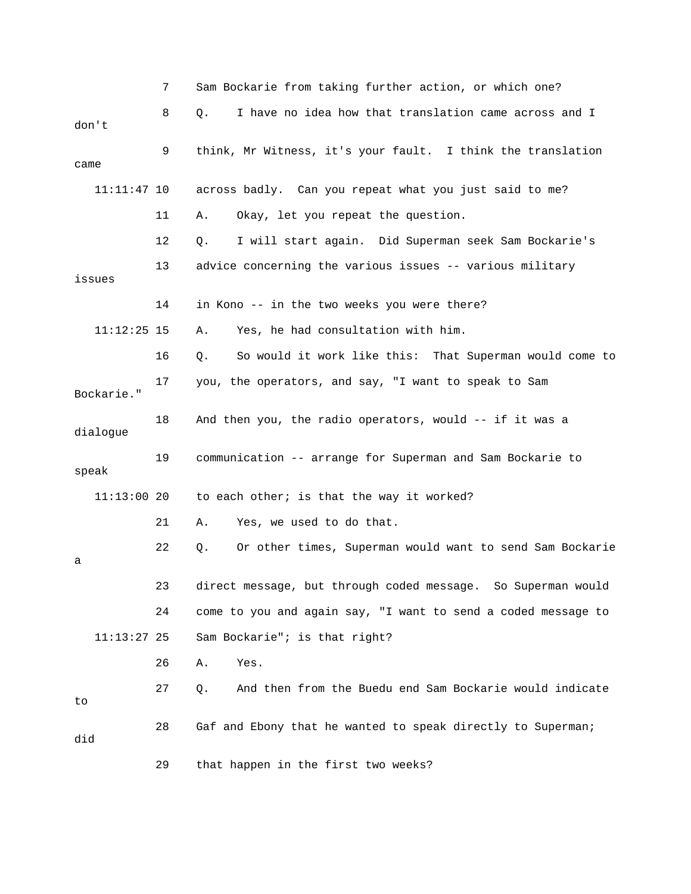7 Sam Bockarie from taking further action, or which one?

8 Q. I have no idea how that translation came across and I don't

9 think, Mr Witness, it's your fault. I think the translation came

11:11:47 10 across badly. Can you repeat what you just said to me?

11 A. Okay, let you repeat the question.

12 Q. I will start again. Did Superman seek Sam Bockarie's

13 advice concerning the various issues -- various military issues

14 in Kono -- in the two weeks you were there?

11:12:25 15 A. Yes, he had consultation with him.

16 Q. So would it work like this: That Superman would come to

17 you, the operators, and say, "I want to speak to Sam Bockarie."

18 And then you, the radio operators, would -- if it was a dialogue

19 communication -- arrange for Superman and Sam Bockarie to speak

11:13:00 20 to each other; is that the way it worked?

21 A. Yes, we used to do that.

22 Q. Or other times, Superman would want to send Sam Bockarie a

23 direct message, but through coded message. So Superman would

24 come to you and again say, "I want to send a coded message to

11:13:27 25 Sam Bockarie"; is that right?

26 A. Yes.

27 Q. And then from the Buedu end Sam Bockarie would indicate to

28 Gaf and Ebony that he wanted to speak directly to Superman; did

29 that happen in the first two weeks?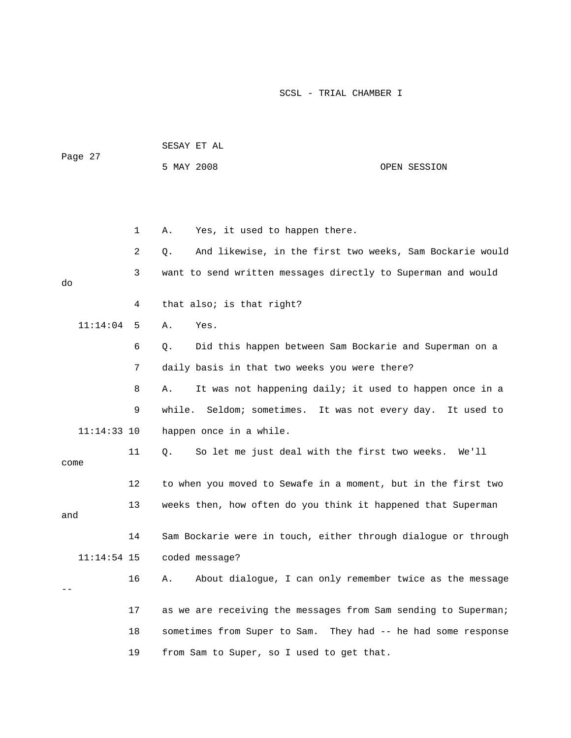A. Yes, it used to happen there.

Q. And likewise, in the first two weeks, Sam Bockarie would want to send written messages directly to Superman and would do that also; is that right?

A. Yes.

Q. Did this happen between Sam Bockarie and Superman on a daily basis in that two weeks you were there?

A. It was not happening daily; it used to happen once in a while. Seldom; sometimes. It was not every day. It used to happen once in a while.

Q. So let me just deal with the first two weeks. We'll come to when you moved to Sewafe in a moment, but in the first two weeks then, how often do you think it happened that Superman and Sam Bockarie were in touch, either through dialogue or through coded message?

A. About dialogue, I can only remember twice as the message -- as we are receiving the messages from Sam sending to Superman; sometimes from Super to Sam. They had -- he had some response from Sam to Super, so I used to get that.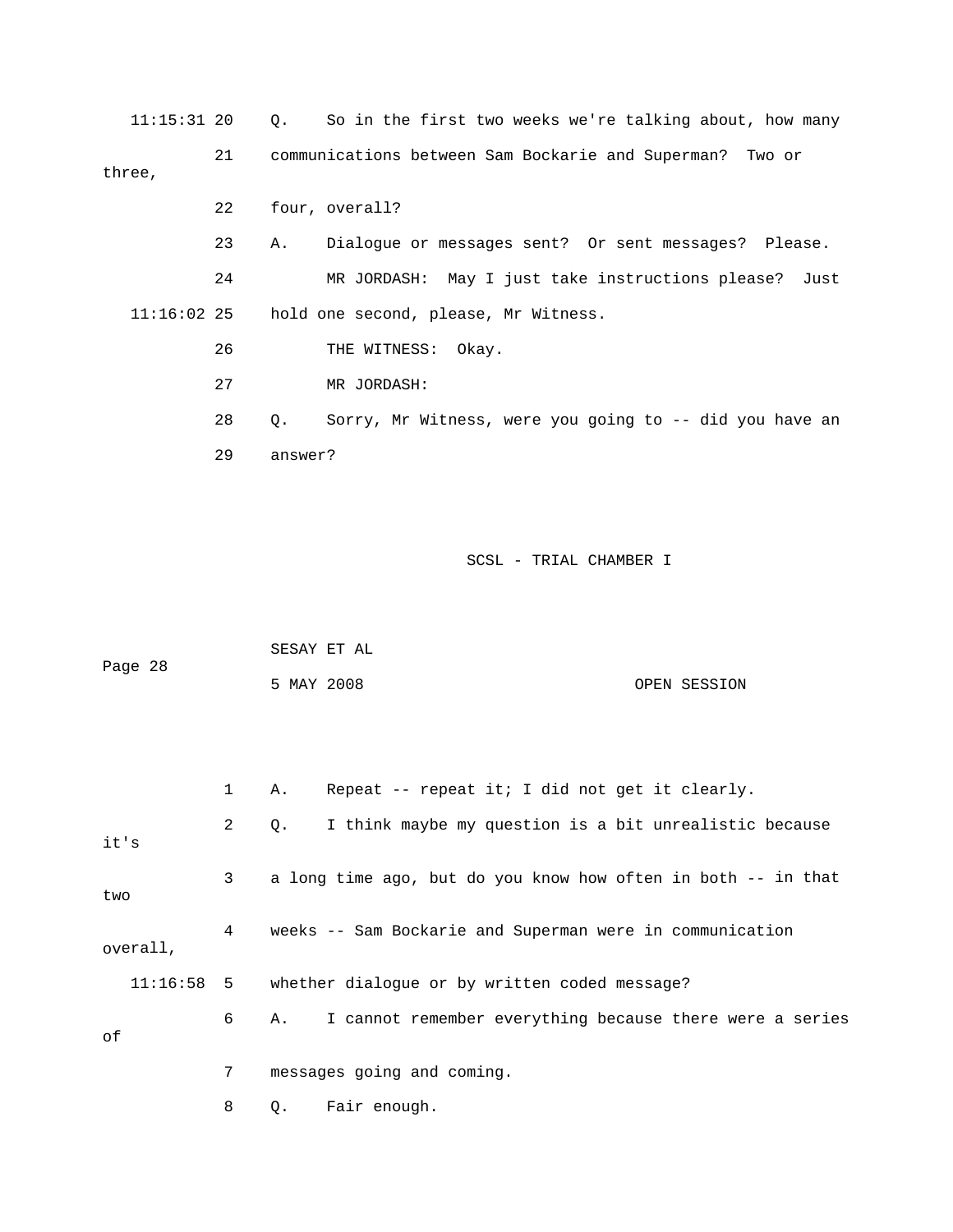11:15:31 20 Q. So in the first two weeks we're talking about, how many

21 communications between Sam Bockarie and Superman? Two or three,

22 four, overall?

23 A. Dialogue or messages sent? Or sent messages? Please.

24 MR JORDASH: May I just take instructions please? Just

11:16:02 25 hold one second, please, Mr Witness.

26 THE WITNESS: Okay.

27 MR JORDASH:

28 Q. Sorry, Mr Witness, were you going to -- did you have an

29 answer?

1 A. Repeat -- repeat it; I did not get it clearly.

2 Q. I think maybe my question is a bit unrealistic because it's

3 a long time ago, but do you know how often in both -- in that two

4 weeks -- Sam Bockarie and Superman were in communication overall,

11:16:58 5 whether dialogue or by written coded message?

6 A. I cannot remember everything because there were a series of

7 messages going and coming.

8 Q. Fair enough.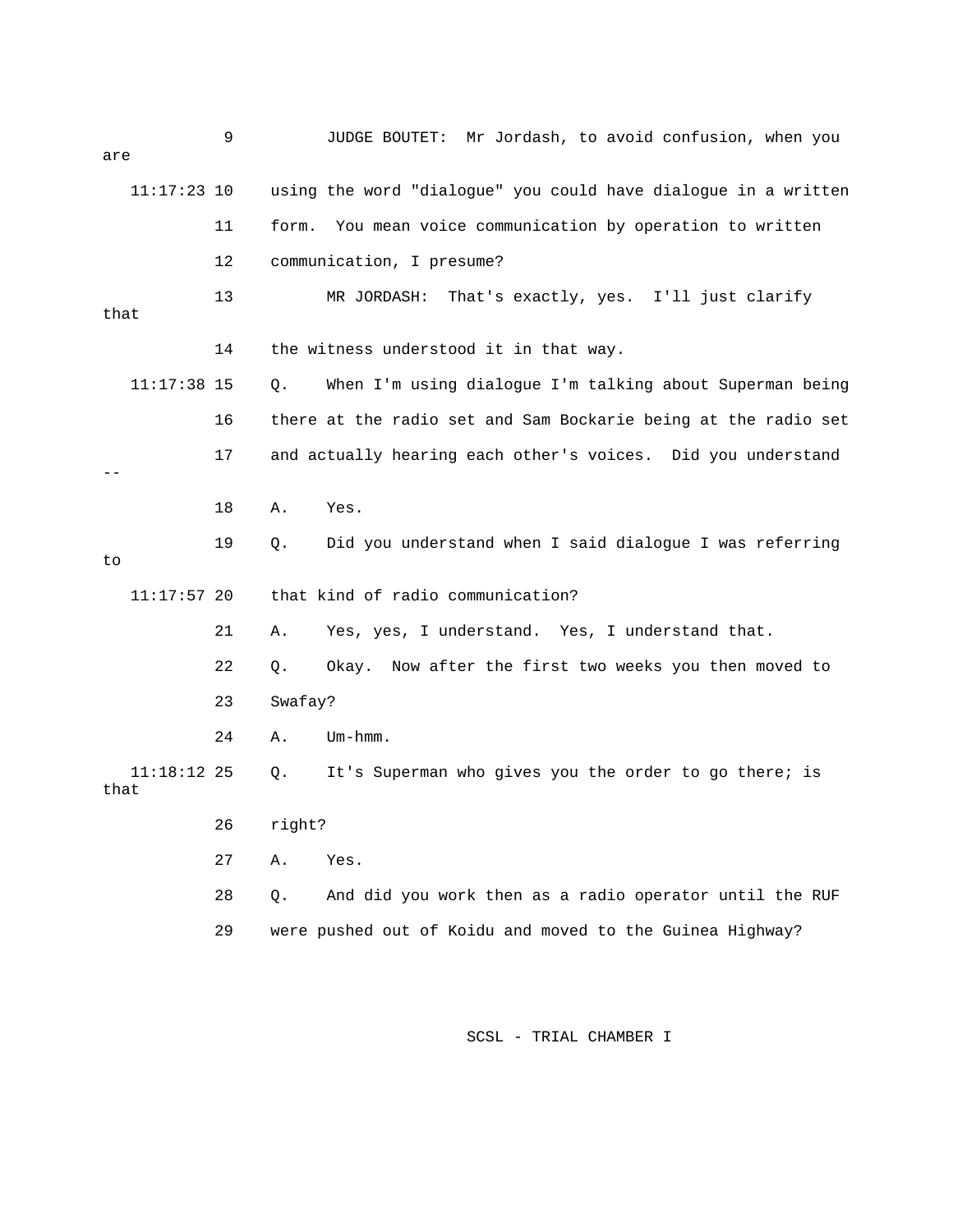9 JUDGE BOUTET: Mr Jordash, to avoid confusion, when you are

11:17:23 10 using the word "dialogue" you could have dialogue in a written

11 form. You mean voice communication by operation to written

12 communication, I presume?

13 MR JORDASH: That's exactly, yes. I'll just clarify that

14 the witness understood it in that way.

11:17:38 15 Q. When I'm using dialogue I'm talking about Superman being

16 there at the radio set and Sam Bockarie being at the radio set

17 and actually hearing each other's voices. Did you understand --

18 A. Yes.

19 Q. Did you understand when I said dialogue I was referring to

11:17:57 20 that kind of radio communication?

21 A. Yes, yes, I understand. Yes, I understand that.

22 Q. Okay. Now after the first two weeks you then moved to

23 Swafay?

24 A. Um-hmm.

11:18:12 25 Q. It's Superman who gives you the order to go there; is that

26 right?

27 A. Yes.

28 Q. And did you work then as a radio operator until the RUF

29 were pushed out of Koidu and moved to the Guinea Highway?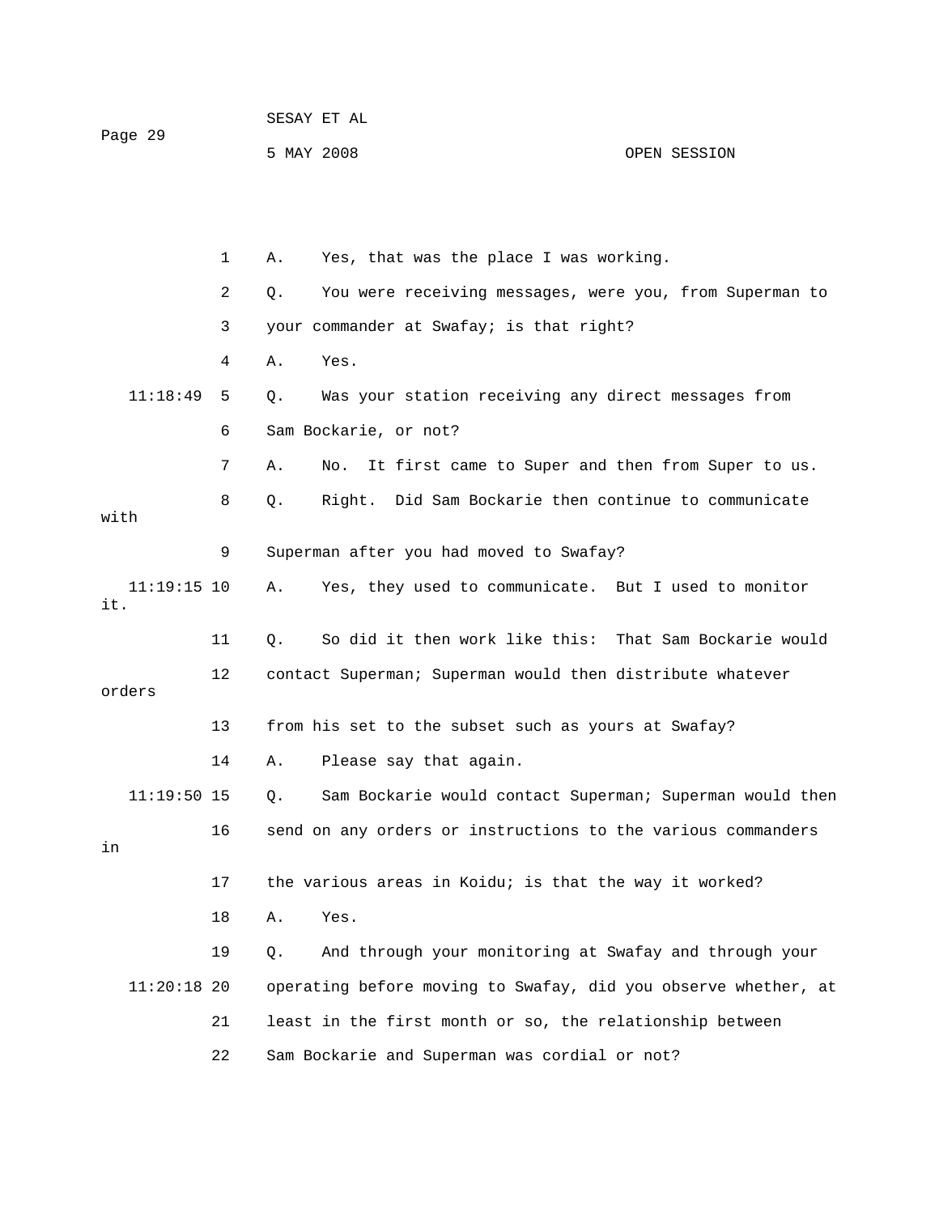1 A. Yes, that was the place I was working.

2 Q. You were receiving messages, were you, from Superman to

3 your commander at Swafay; is that right?

4 A. Yes.

11:18:49 5 Q. Was your station receiving any direct messages from

6 Sam Bockarie, or not?

7 A. No. It first came to Super and then from Super to us.

8 Q. Right. Did Sam Bockarie then continue to communicate with

9 Superman after you had moved to Swafay?

11:19:15 10 A. Yes, they used to communicate. But I used to monitor it.

11 Q. So did it then work like this: That Sam Bockarie would

12 contact Superman; Superman would then distribute whatever orders

13 from his set to the subset such as yours at Swafay?

14 A. Please say that again.

11:19:50 15 Q. Sam Bockarie would contact Superman; Superman would then

16 send on any orders or instructions to the various commanders in

17 the various areas in Koidu; is that the way it worked?

18 A. Yes.

19 Q. And through your monitoring at Swafay and through your

11:20:18 20 operating before moving to Swafay, did you observe whether, at

21 least in the first month or so, the relationship between

22 Sam Bockarie and Superman was cordial or not?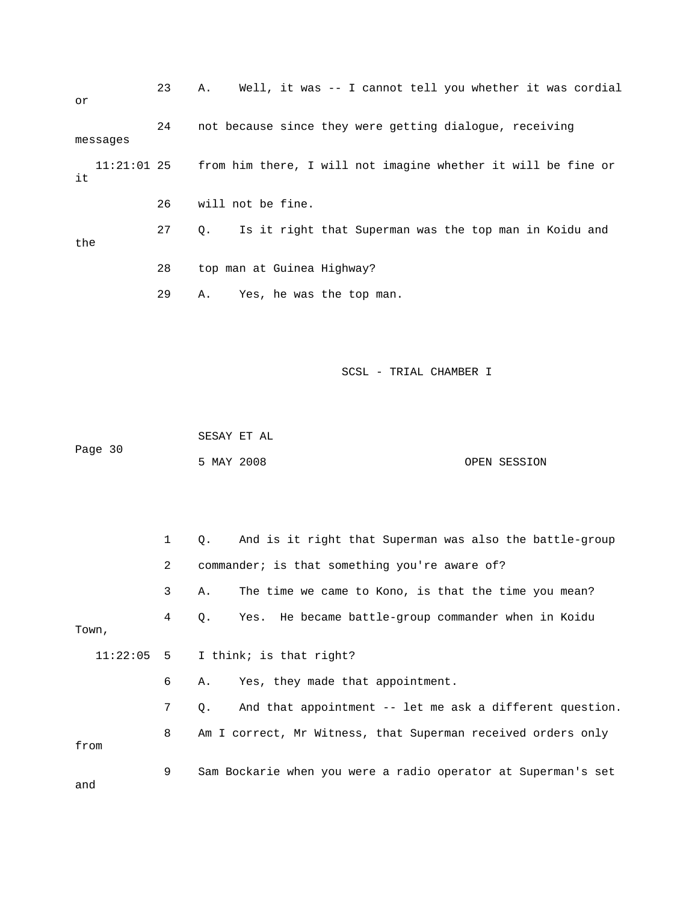23 A. Well, it was -- I cannot tell you whether it was cordial or

24 not because since they were getting dialogue, receiving messages

11:21:01 25 from him there, I will not imagine whether it will be fine or it

26 will not be fine.

27 Q. Is it right that Superman was the top man in Koidu and the

28 top man at Guinea Highway?

29 A. Yes, he was the top man.

1 Q. And is it right that Superman was also the battle-group

2 commander; is that something you're aware of?

3 A. The time we came to Kono, is that the time you mean?

4 Q. Yes. He became battle-group commander when in Koidu Town,

11:22:05 5 I think; is that right?

6 A. Yes, they made that appointment.

7 Q. And that appointment -- let me ask a different question.

8 Am I correct, Mr Witness, that Superman received orders only from

9 Sam Bockarie when you were a radio operator at Superman's set and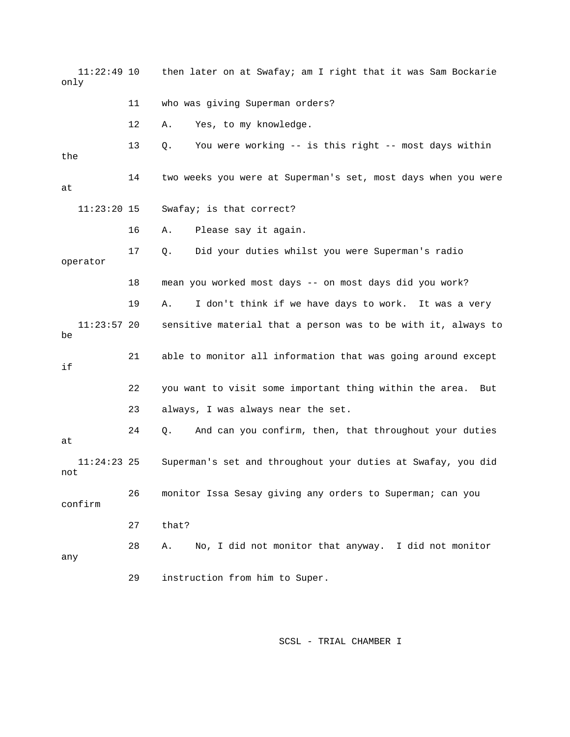11:22:49 10 then later on at Swafay; am I right that it was Sam Bockarie only

11 who was giving Superman orders?

12 A. Yes, to my knowledge.

13 Q. You were working -- is this right -- most days within the

14 two weeks you were at Superman's set, most days when you were at

11:23:20 15 Swafay; is that correct?

16 A. Please say it again.

17 Q. Did your duties whilst you were Superman's radio operator

18 mean you worked most days -- on most days did you work?

19 A. I don't think if we have days to work. It was a very

11:23:57 20 sensitive material that a person was to be with it, always to be

21 able to monitor all information that was going around except if

22 you want to visit some important thing within the area. But

23 always, I was always near the set.

24 Q. And can you confirm, then, that throughout your duties at

11:24:23 25 Superman's set and throughout your duties at Swafay, you did not

26 monitor Issa Sesay giving any orders to Superman; can you confirm

27 that?

28 A. No, I did not monitor that anyway. I did not monitor any

29 instruction from him to Super.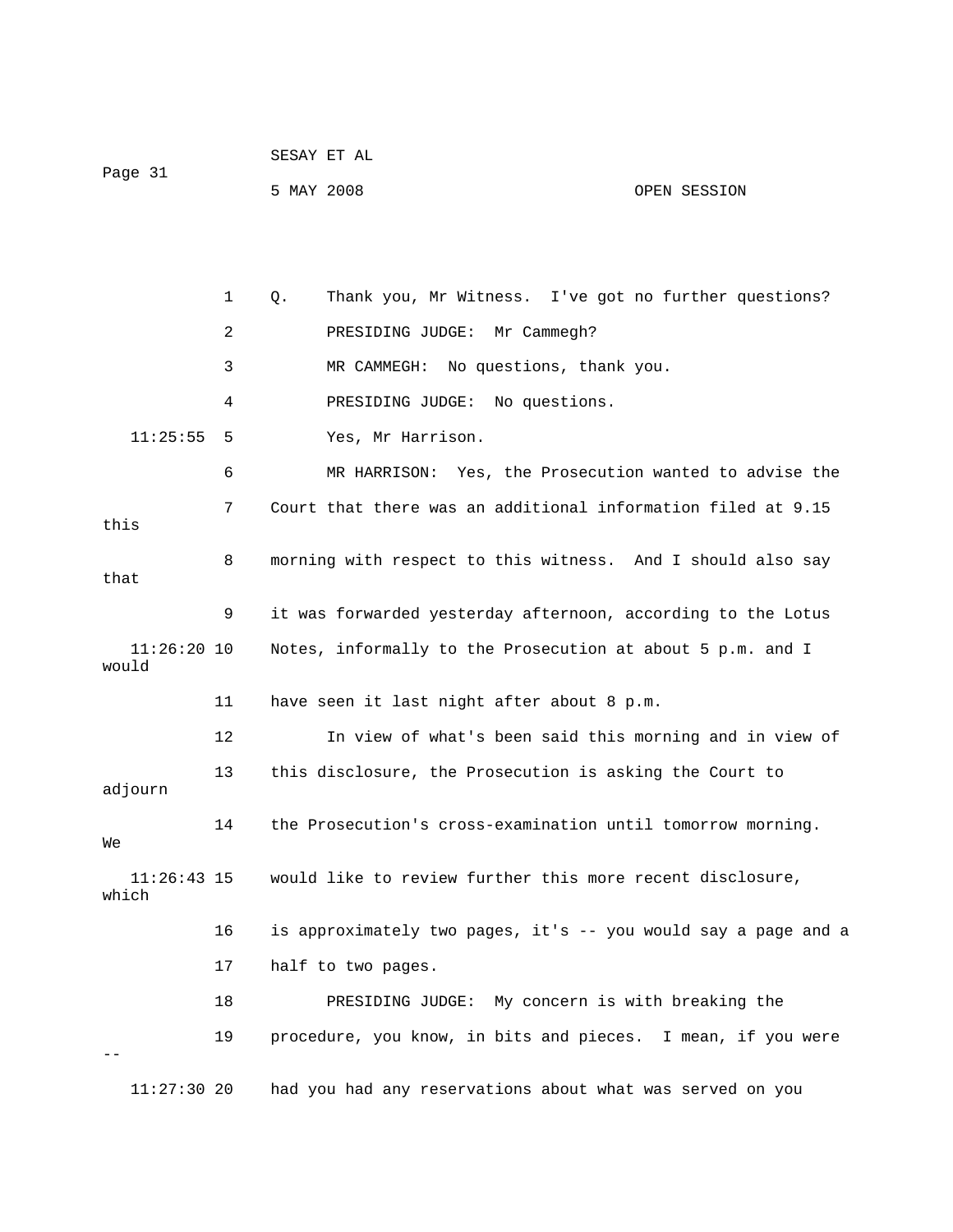1 Q. Thank you, Mr Witness. I've got no further questions?

2 PRESIDING JUDGE: Mr Cammegh?

3 MR CAMMEGH: No questions, thank you.

4 PRESIDING JUDGE: No questions.

11:25:55 5 Yes, Mr Harrison.

6 MR HARRISON: Yes, the Prosecution wanted to advise the

7 Court that there was an additional information filed at 9.15 this

8 morning with respect to this witness. And I should also say that

9 it was forwarded yesterday afternoon, according to the Lotus

11:26:20 10 Notes, informally to the Prosecution at about 5 p.m. and I would

11 have seen it last night after about 8 p.m.

12 In view of what's been said this morning and in view of

13 this disclosure, the Prosecution is asking the Court to adjourn

14 the Prosecution's cross-examination until tomorrow morning. We

11:26:43 15 would like to review further this more recent disclosure, which

16 is approximately two pages, it's -- you would say a page and a

17 half to two pages.

18 PRESIDING JUDGE: My concern is with breaking the

19 procedure, you know, in bits and pieces. I mean, if you were --

11:27:30 20 had you had any reservations about what was served on you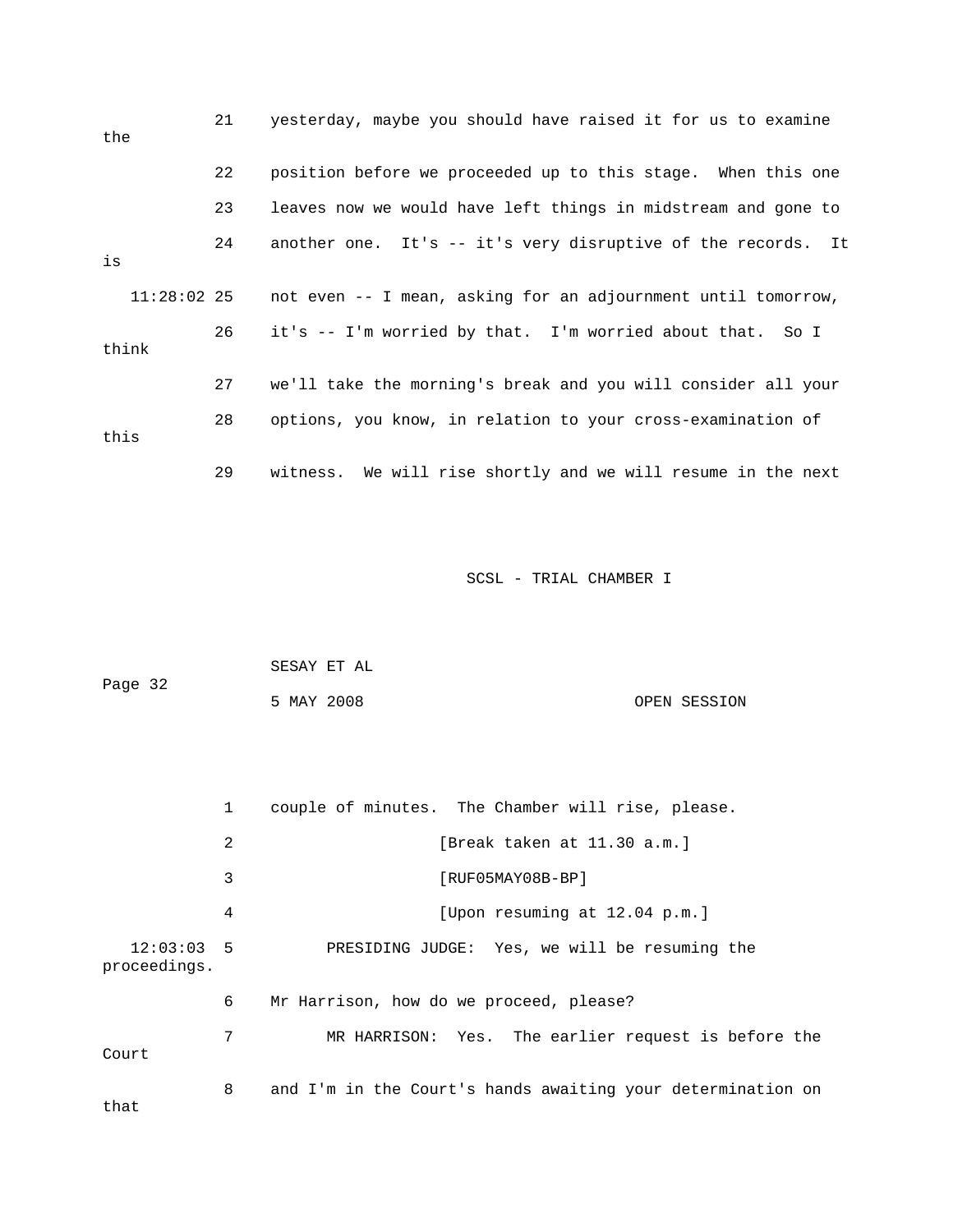21 yesterday, maybe you should have raised it for us to examine the

22 position before we proceeded up to this stage. When this one

23 leaves now we would have left things in midstream and gone to

24 another one. It's -- it's very disruptive of the records. It is

11:28:02 25 not even -- I mean, asking for an adjournment until tomorrow,

26 it's -- I'm worried by that. I'm worried about that. So I think

27 we'll take the morning's break and you will consider all your

28 options, you know, in relation to your cross-examination of this

29 witness. We will rise shortly and we will resume in the next

1 couple of minutes. The Chamber will rise, please.

2 [Break taken at 11.30 a.m.]

3 [RUF05MAY08B-BP]

4 [Upon resuming at 12.04 p.m.]

12:03:03 5 PRESIDING JUDGE: Yes, we will be resuming the proceedings.

6 Mr Harrison, how do we proceed, please?

7 MR HARRISON: Yes. The earlier request is before the Court

8 and I'm in the Court's hands awaiting your determination on that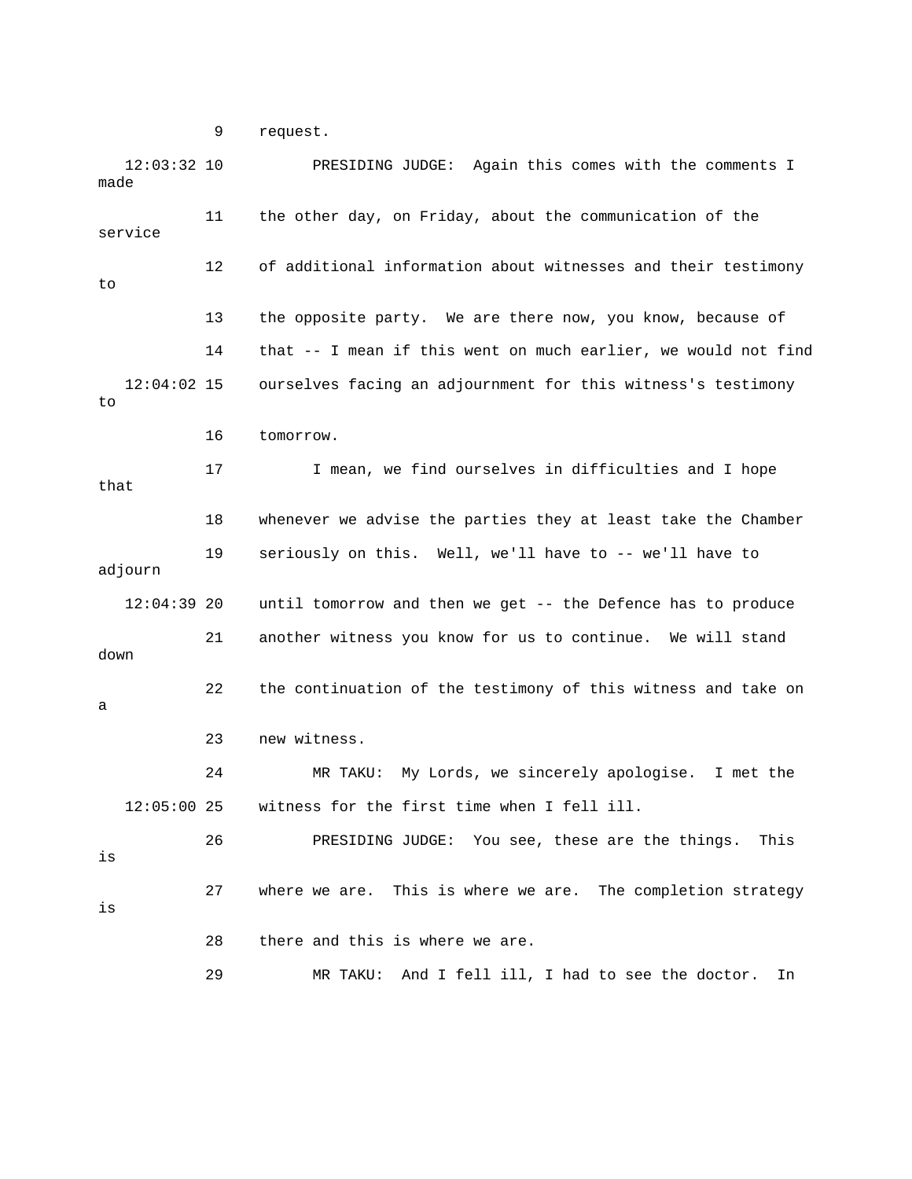9 request.

12:03:32 10 PRESIDING JUDGE: Again this comes with the comments I made

11 the other day, on Friday, about the communication of the service

12 of additional information about witnesses and their testimony to

13 the opposite party. We are there now, you know, because of

14 that -- I mean if this went on much earlier, we would not find

12:04:02 15 ourselves facing an adjournment for this witness's testimony to

16 tomorrow.

17 I mean, we find ourselves in difficulties and I hope that

18 whenever we advise the parties they at least take the Chamber

19 seriously on this. Well, we'll have to -- we'll have to adjourn

12:04:39 20 until tomorrow and then we get -- the Defence has to produce

21 another witness you know for us to continue. We will stand down

22 the continuation of the testimony of this witness and take on a

23 new witness.

24 MR TAKU: My Lords, we sincerely apologise. I met the

12:05:00 25 witness for the first time when I fell ill.

26 PRESIDING JUDGE: You see, these are the things. This is

27 where we are. This is where we are. The completion strategy is

28 there and this is where we are.

29 MR TAKU: And I fell ill, I had to see the doctor. In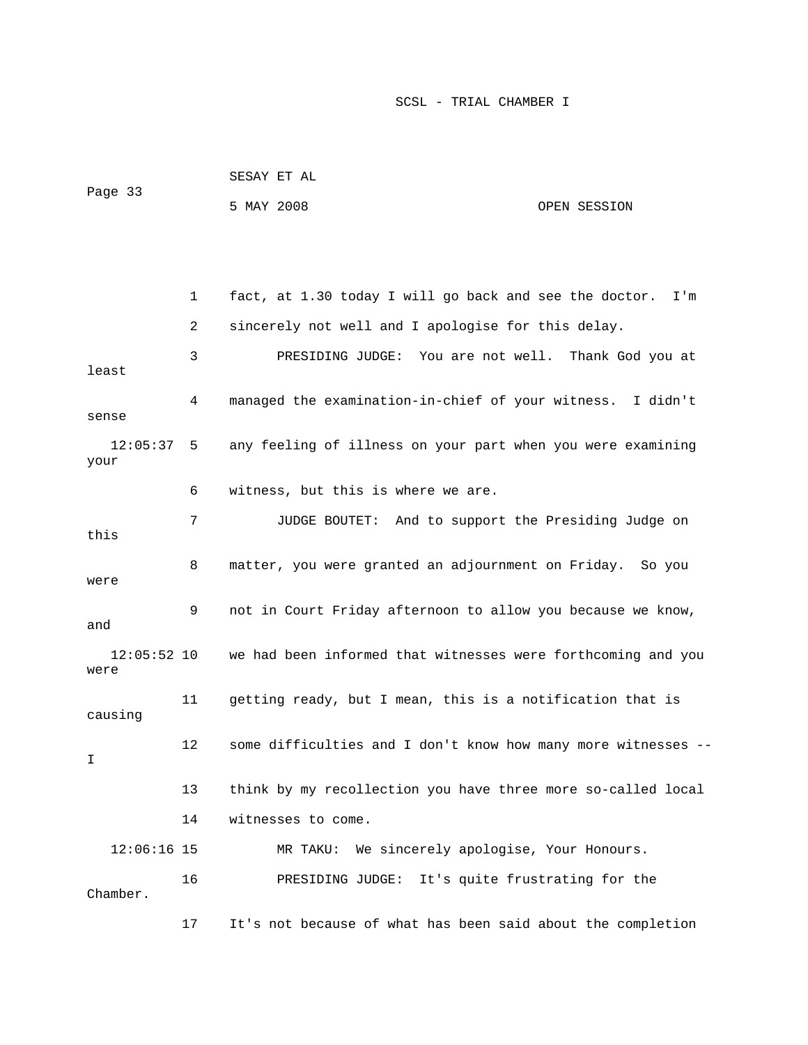fact, at 1.30 today I will go back and see the doctor. I'm sincerely not well and I apologise for this delay.

PRESIDING JUDGE: You are not well. Thank God you at least managed the examination-in-chief of your witness. I didn't sense any feeling of illness on your part when you were examining your witness, but this is where we are.

JUDGE BOUTET: And to support the Presiding Judge on this matter, you were granted an adjournment on Friday. So you were not in Court Friday afternoon to allow you because we know, and we had been informed that witnesses were forthcoming and you were getting ready, but I mean, this is a notification that is causing some difficulties and I don't know how many more witnesses -- I think by my recollection you have three more so-called local witnesses to come.

MR TAKU: We sincerely apologise, Your Honours.

PRESIDING JUDGE: It's quite frustrating for the Chamber. It's not because of what has been said about the completion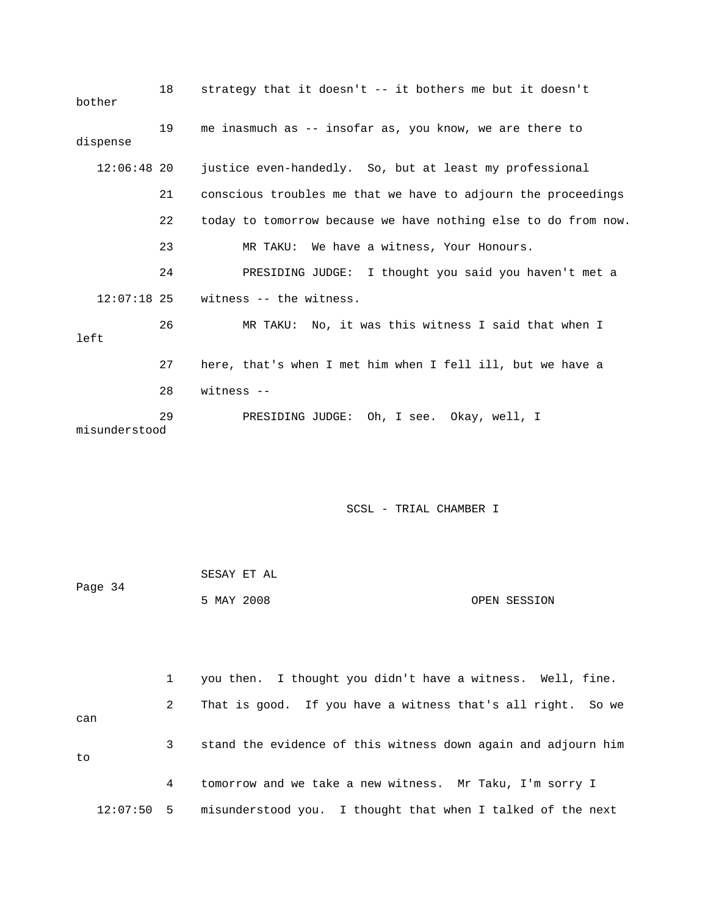18 strategy that it doesn't -- it bothers me but it doesn't bother

19 me inasmuch as -- insofar as, you know, we are there to dispense

12:06:48 20 justice even-handedly. So, but at least my professional

21 conscious troubles me that we have to adjourn the proceedings

22 today to tomorrow because we have nothing else to do from now.

23 MR TAKU: We have a witness, Your Honours.

24 PRESIDING JUDGE: I thought you said you haven't met a

12:07:18 25 witness -- the witness.

26 MR TAKU: No, it was this witness I said that when I left

27 here, that's when I met him when I fell ill, but we have a

28 witness --

29 PRESIDING JUDGE: Oh, I see. Okay, well, I misunderstood

1 you then. I thought you didn't have a witness. Well, fine.

2 That is good. If you have a witness that's all right. So we can

3 stand the evidence of this witness down again and adjourn him to

4 tomorrow and we take a new witness. Mr Taku, I'm sorry I

12:07:50 5 misunderstood you. I thought that when I talked of the next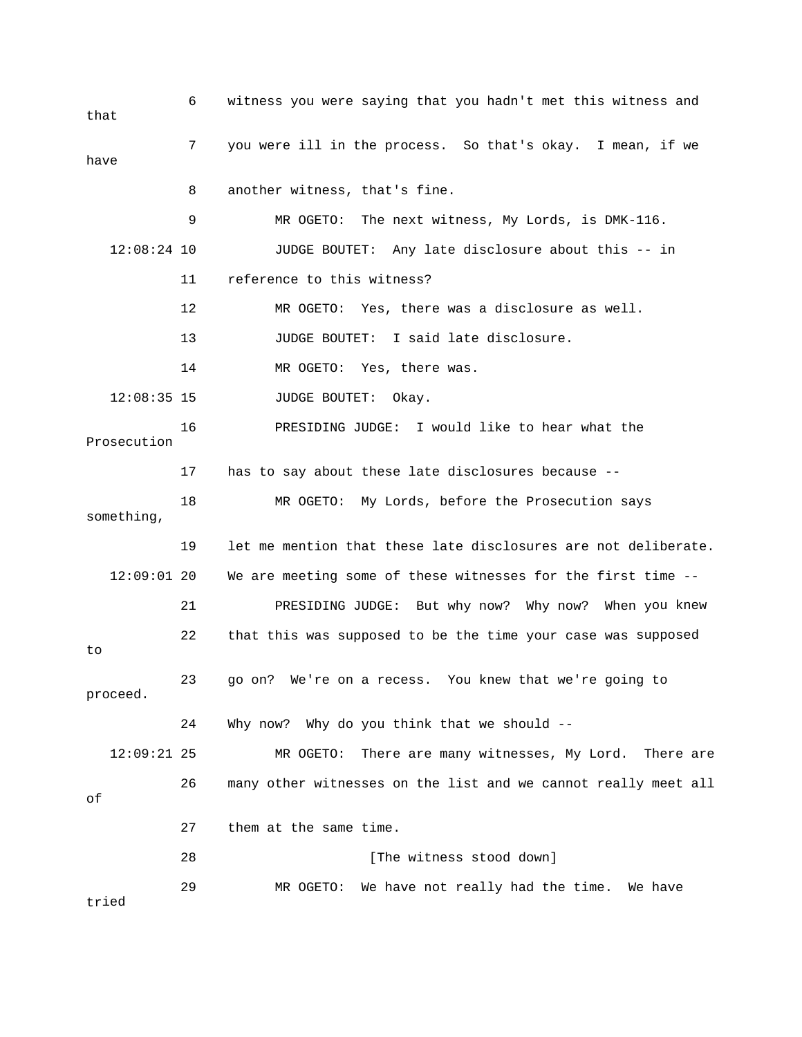6 witness you were saying that you hadn't met this witness and that

7 you were ill in the process. So that's okay. I mean, if we have

8 another witness, that's fine.

9 MR OGETO: The next witness, My Lords, is DMK-116.

12:08:24 10 JUDGE BOUTET: Any late disclosure about this -- in

11 reference to this witness?

12 MR OGETO: Yes, there was a disclosure as well.

13 JUDGE BOUTET: I said late disclosure.

14 MR OGETO: Yes, there was.

12:08:35 15 JUDGE BOUTET: Okay.

16 PRESIDING JUDGE: I would like to hear what the Prosecution

17 has to say about these late disclosures because --

18 MR OGETO: My Lords, before the Prosecution says something,

19 let me mention that these late disclosures are not deliberate.

12:09:01 20 We are meeting some of these witnesses for the first time --

21 PRESIDING JUDGE: But why now? Why now? When you knew

22 that this was supposed to be the time your case was supposed to

23 go on? We're on a recess. You knew that we're going to proceed.

24 Why now? Why do you think that we should --

12:09:21 25 MR OGETO: There are many witnesses, My Lord. There are

26 many other witnesses on the list and we cannot really meet all of

27 them at the same time.

28 [The witness stood down]

29 MR OGETO: We have not really had the time. We have tried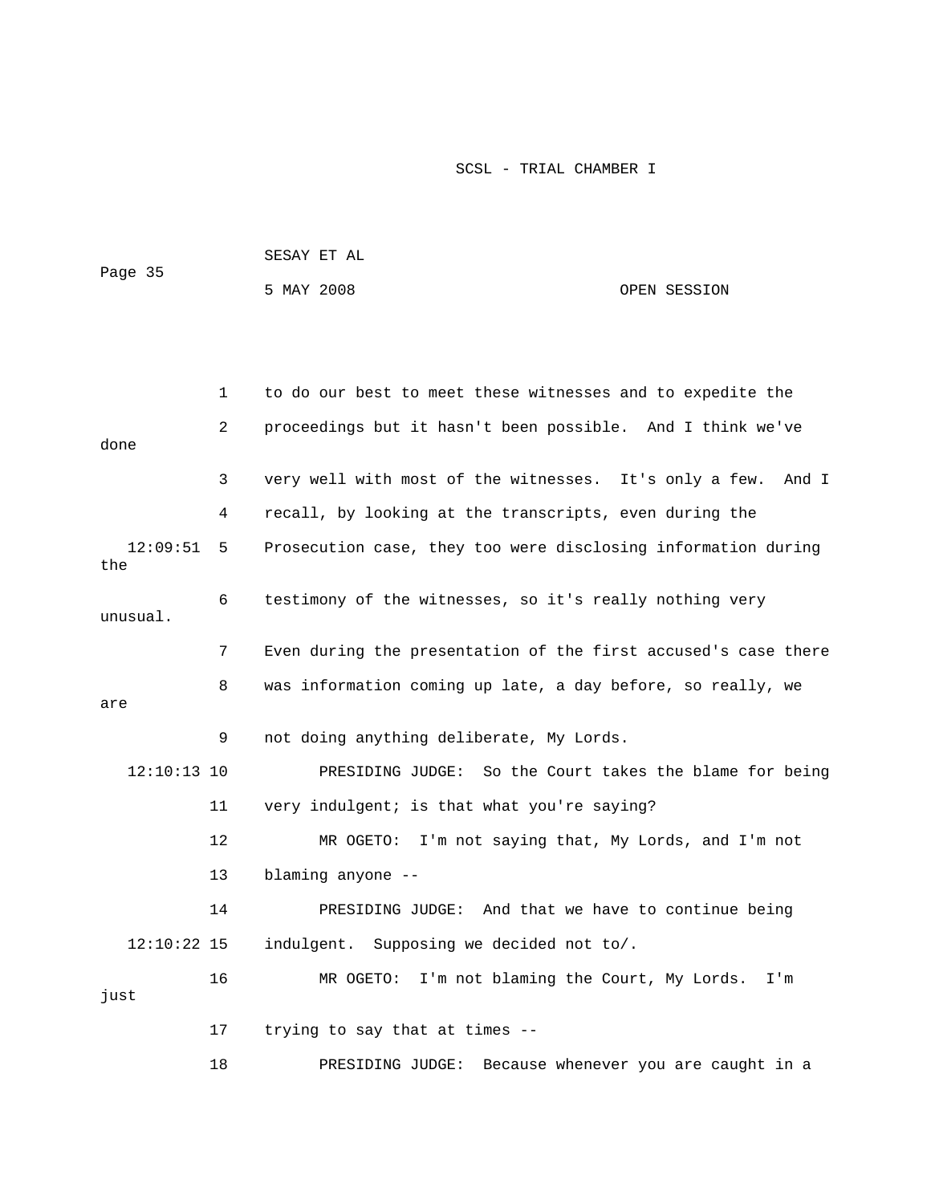1 to do our best to meet these witnesses and to expedite the

2 proceedings but it hasn't been possible. And I think we've done

3 very well with most of the witnesses. It's only a few. And I

4 recall, by looking at the transcripts, even during the

12:09:51 5 Prosecution case, they too were disclosing information during the

6 testimony of the witnesses, so it's really nothing very unusual.

7 Even during the presentation of the first accused's case there

8 was information coming up late, a day before, so really, we are

9 not doing anything deliberate, My Lords.

12:10:13 10 PRESIDING JUDGE: So the Court takes the blame for being

11 very indulgent; is that what you're saying?

12 MR OGETO: I'm not saying that, My Lords, and I'm not

13 blaming anyone --

14 PRESIDING JUDGE: And that we have to continue being

12:10:22 15 indulgent. Supposing we decided not to/.

16 MR OGETO: I'm not blaming the Court, My Lords. I'm just

17 trying to say that at times --

18 PRESIDING JUDGE: Because whenever you are caught in a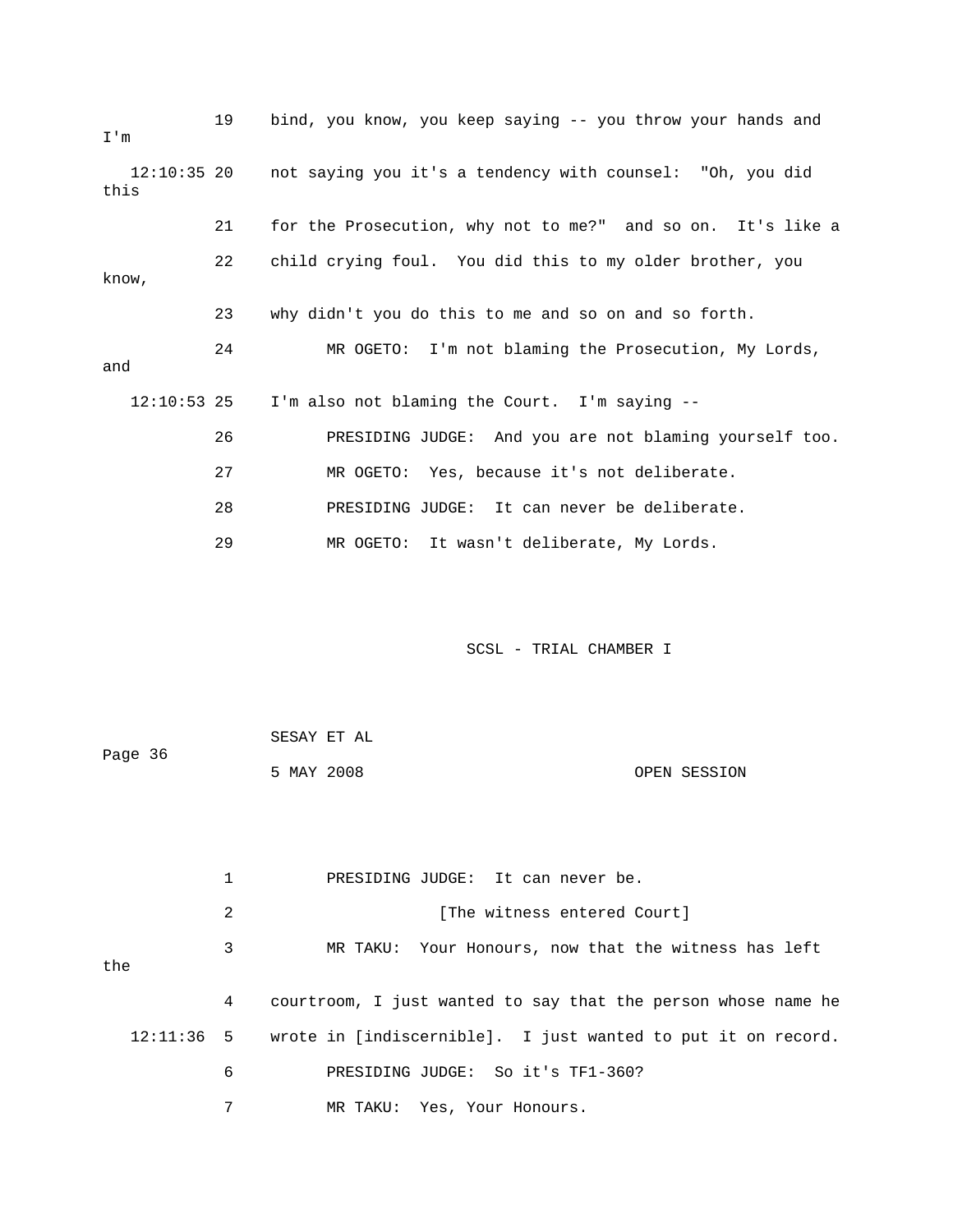19 bind, you know, you keep saying -- you throw your hands and I'm

12:10:35 20 not saying you it's a tendency with counsel: "Oh, you did this

21 for the Prosecution, why not to me?" and so on. It's like a

22 child crying foul. You did this to my older brother, you know,

23 why didn't you do this to me and so on and so forth.

24 MR OGETO: I'm not blaming the Prosecution, My Lords, and

12:10:53 25 I'm also not blaming the Court. I'm saying --

26 PRESIDING JUDGE: And you are not blaming yourself too.

27 MR OGETO: Yes, because it's not deliberate.

28 PRESIDING JUDGE: It can never be deliberate.

29 MR OGETO: It wasn't deliberate, My Lords.

SCSL - TRIAL CHAMBER I

SESAY ET AL

Page 36

5 MAY 2008 OPEN SESSION

1 PRESIDING JUDGE: It can never be.

2 [The witness entered Court]

3 MR TAKU: Your Honours, now that the witness has left the

4 courtroom, I just wanted to say that the person whose name he

12:11:36 5 wrote in [indiscernible]. I just wanted to put it on record.

6 PRESIDING JUDGE: So it's TF1-360?

7 MR TAKU: Yes, Your Honours.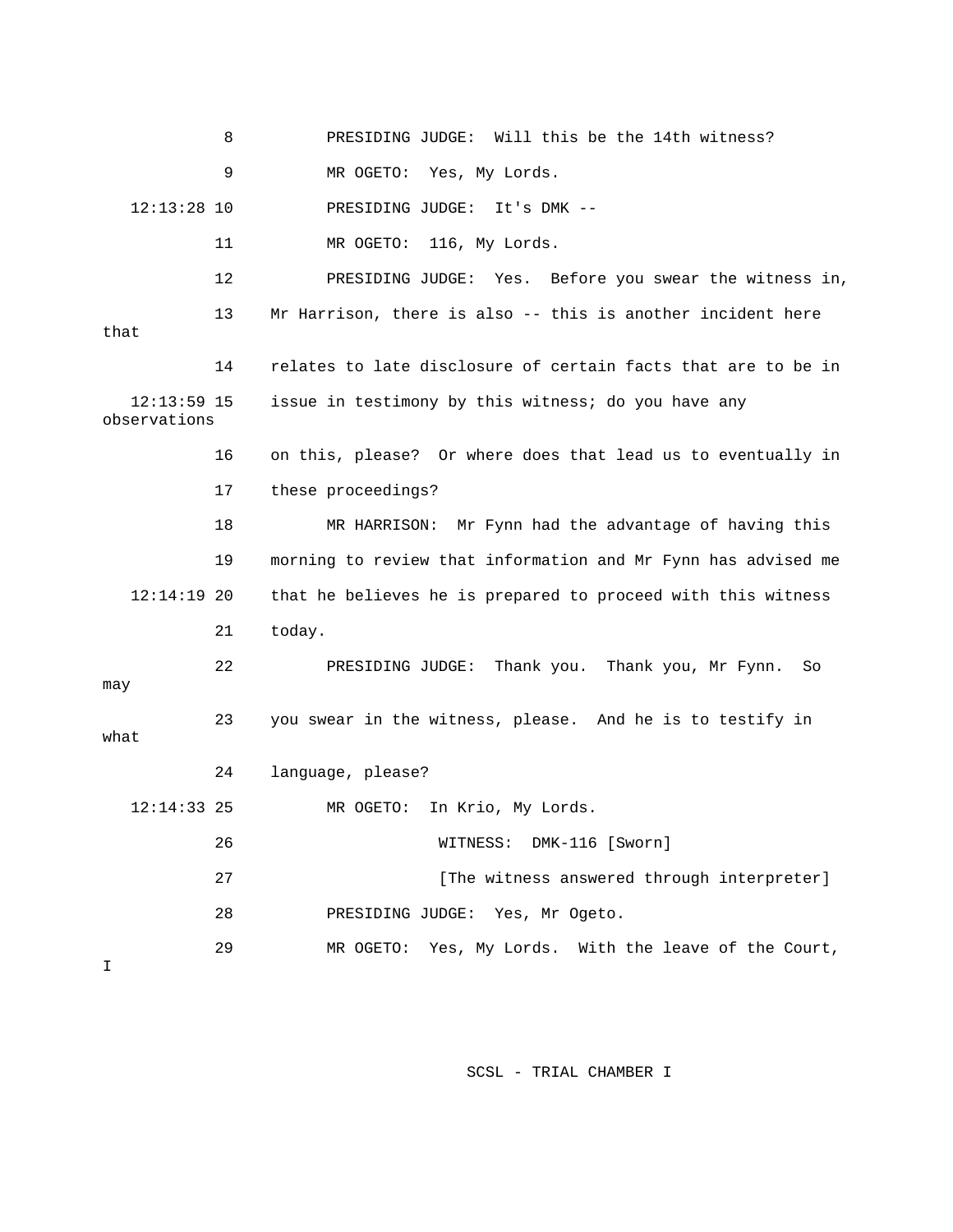8 PRESIDING JUDGE: Will this be the 14th witness?

9 MR OGETO: Yes, My Lords.

12:13:28 10 PRESIDING JUDGE: It's DMK --

11 MR OGETO: 116, My Lords.

12 PRESIDING JUDGE: Yes. Before you swear the witness in,

13 Mr Harrison, there is also -- this is another incident here that

14 relates to late disclosure of certain facts that are to be in

12:13:59 15 issue in testimony by this witness; do you have any observations

16 on this, please? Or where does that lead us to eventually in

17 these proceedings?

18 MR HARRISON: Mr Fynn had the advantage of having this

19 morning to review that information and Mr Fynn has advised me

12:14:19 20 that he believes he is prepared to proceed with this witness

21 today.

22 PRESIDING JUDGE: Thank you. Thank you, Mr Fynn. So may

23 you swear in the witness, please. And he is to testify in what

24 language, please?

12:14:33 25 MR OGETO: In Krio, My Lords.

26 WITNESS: DMK-116 [Sworn]

27 [The witness answered through interpreter]

28 PRESIDING JUDGE: Yes, Mr Ogeto.

29 MR OGETO: Yes, My Lords. With the leave of the Court, I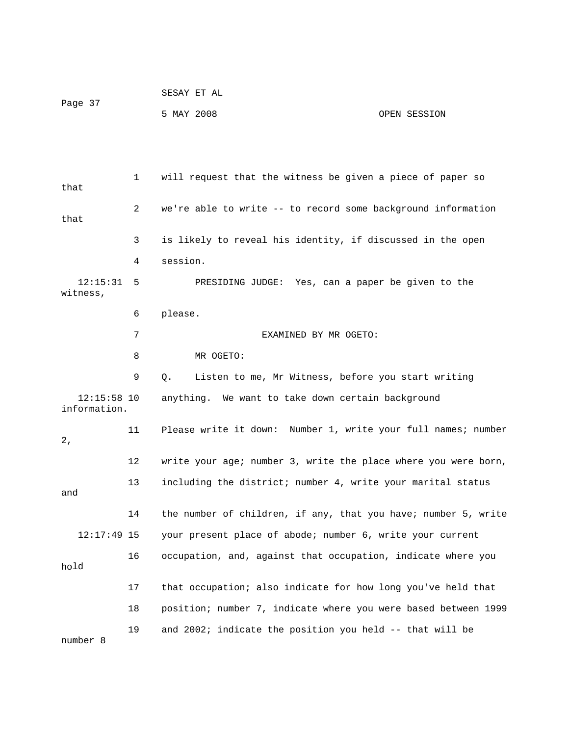1 will request that the witness be given a piece of paper so that

2 we're able to write -- to record some background information that

3 is likely to reveal his identity, if discussed in the open

4 session.

12:15:31 5 PRESIDING JUDGE: Yes, can a paper be given to the witness,

6 please.

7 EXAMINED BY MR OGETO:

8 MR OGETO:

9 Q. Listen to me, Mr Witness, before you start writing

12:15:58 10 anything. We want to take down certain background information.

11 Please write it down: Number 1, write your full names; number 2,

12 write your age; number 3, write the place where you were born,

13 including the district; number 4, write your marital status and

14 the number of children, if any, that you have; number 5, write

12:17:49 15 your present place of abode; number 6, write your current

16 occupation, and, against that occupation, indicate where you hold

17 that occupation; also indicate for how long you've held that

18 position; number 7, indicate where you were based between 1999

19 and 2002; indicate the position you held -- that will be number 8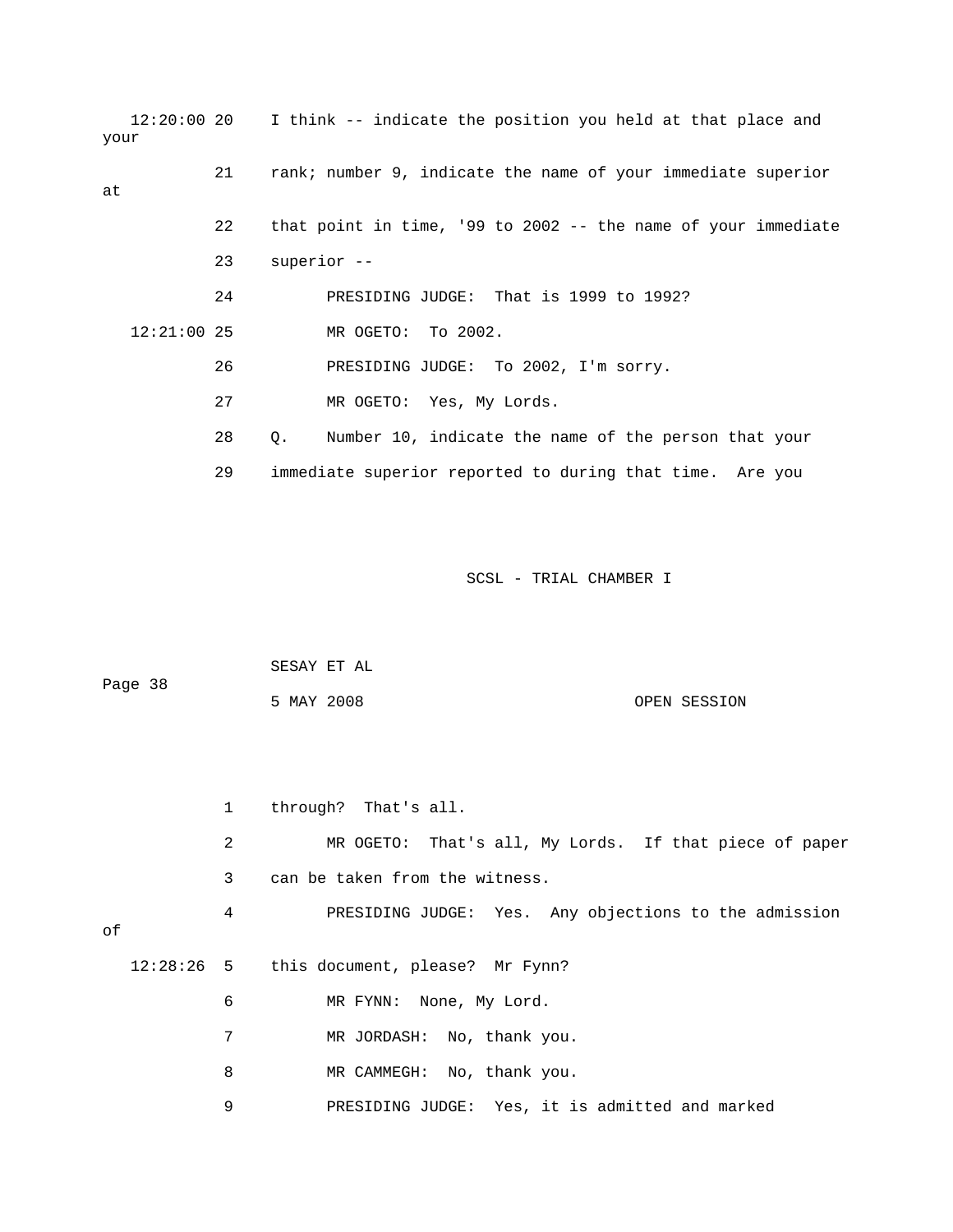12:20:00 20 I think -- indicate the position you held at that place and your

21 rank; number 9, indicate the name of your immediate superior at

22 that point in time, '99 to 2002 -- the name of your immediate

23 superior --

24 PRESIDING JUDGE: That is 1999 to 1992?

12:21:00 25 MR OGETO: To 2002.

26 PRESIDING JUDGE: To 2002, I'm sorry.

27 MR OGETO: Yes, My Lords.

28 Q. Number 10, indicate the name of the person that your

29 immediate superior reported to during that time. Are you

1 through? That's all.

2 MR OGETO: That's all, My Lords. If that piece of paper

3 can be taken from the witness.

4 PRESIDING JUDGE: Yes. Any objections to the admission of

12:28:26 5 this document, please? Mr Fynn?

6 MR FYNN: None, My Lord.

7 MR JORDASH: No, thank you.

8 MR CAMMEGH: No, thank you.

9 PRESIDING JUDGE: Yes, it is admitted and marked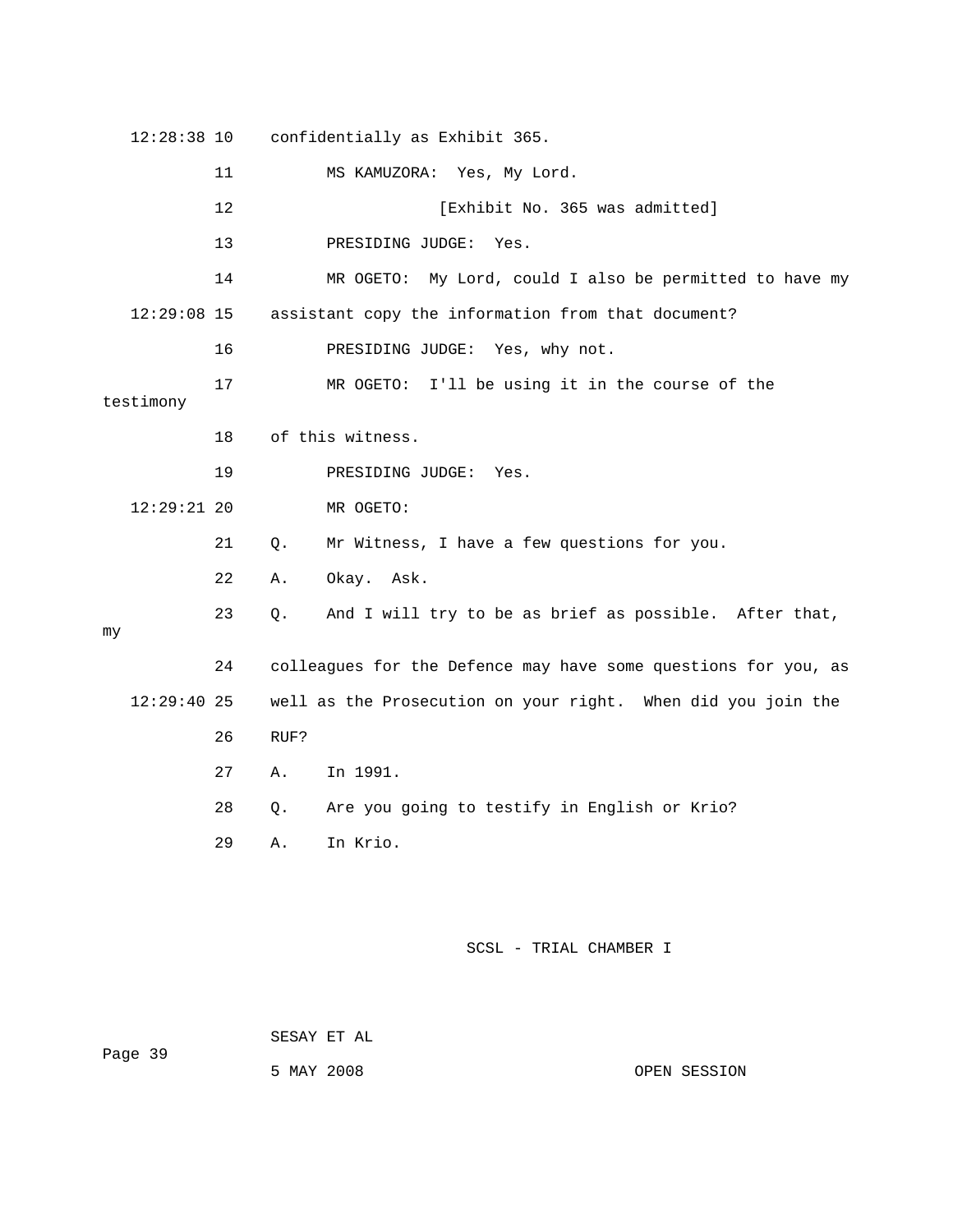12:28:38 10 confidentially as Exhibit 365.

11 MS KAMUZORA: Yes, My Lord.

12 [Exhibit No. 365 was admitted]

13 PRESIDING JUDGE: Yes.

14 MR OGETO: My Lord, could I also be permitted to have my

12:29:08 15 assistant copy the information from that document?

16 PRESIDING JUDGE: Yes, why not.

17 MR OGETO: I'll be using it in the course of the testimony

18 of this witness.

19 PRESIDING JUDGE: Yes.

12:29:21 20 MR OGETO:

21 Q. Mr Witness, I have a few questions for you.

22 A. Okay. Ask.

23 Q. And I will try to be as brief as possible. After that, my

24 colleagues for the Defence may have some questions for you, as

12:29:40 25 well as the Prosecution on your right. When did you join the

26 RUF?

27 A. In 1991.

28 Q. Are you going to testify in English or Krio?

29 A. In Krio.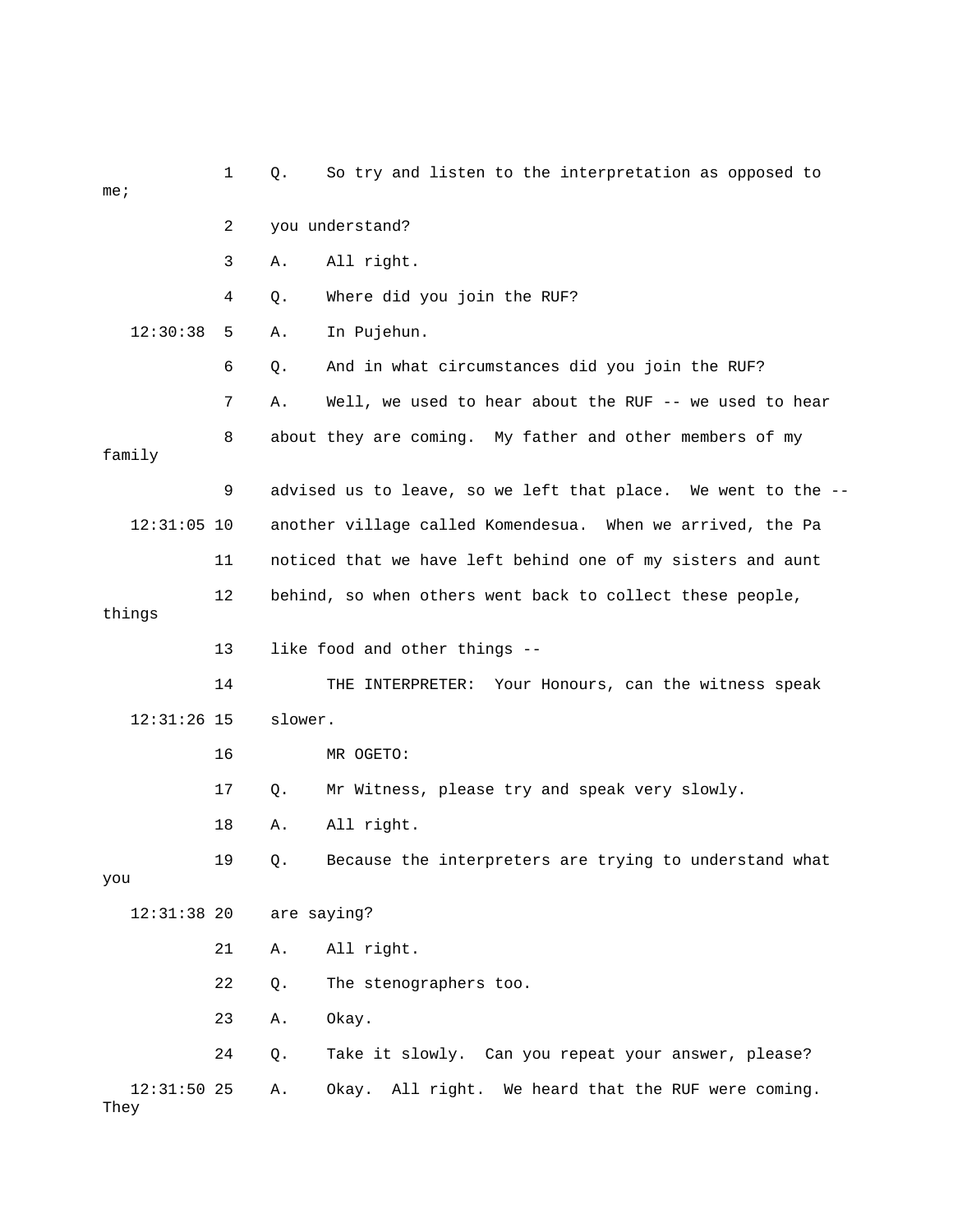1 Q. So try and listen to the interpretation as opposed to me;

2 you understand?

3 A. All right.

4 Q. Where did you join the RUF?

12:30:38 5 A. In Pujehun.

6 Q. And in what circumstances did you join the RUF?

7 A. Well, we used to hear about the RUF -- we used to hear

8 about they are coming. My father and other members of my family

9 advised us to leave, so we left that place. We went to the --

12:31:05 10 another village called Komendesua. When we arrived, the Pa

11 noticed that we have left behind one of my sisters and aunt

12 behind, so when others went back to collect these people, things

13 like food and other things --

14 THE INTERPRETER: Your Honours, can the witness speak

12:31:26 15 slower.

16 MR OGETO:

17 Q. Mr Witness, please try and speak very slowly.

18 A. All right.

19 Q. Because the interpreters are trying to understand what you

12:31:38 20 are saying?

21 A. All right.

22 Q. The stenographers too.

23 A. Okay.

24 Q. Take it slowly. Can you repeat your answer, please?

12:31:50 25 A. Okay. All right. We heard that the RUF were coming. They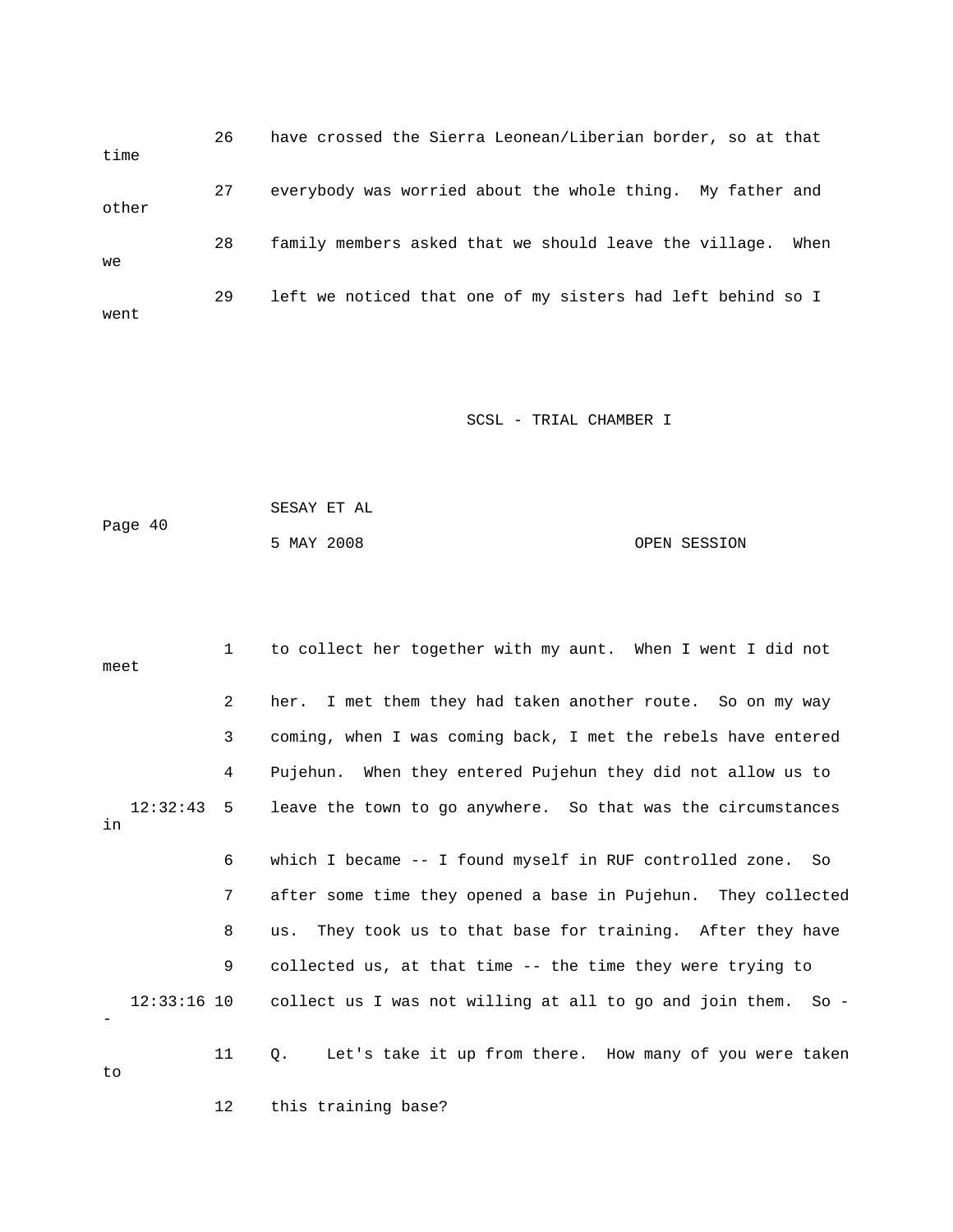26 have crossed the Sierra Leonean/Liberian border, so at that time

27 everybody was worried about the whole thing. My father and other

28 family members asked that we should leave the village. When we

29 left we noticed that one of my sisters had left behind so I went

1 to collect her together with my aunt. When I went I did not meet

2 her. I met them they had taken another route. So on my way

3 coming, when I was coming back, I met the rebels have entered

4 Pujehun. When they entered Pujehun they did not allow us to

12:32:43 5 leave the town to go anywhere. So that was the circumstances in

6 which I became -- I found myself in RUF controlled zone. So

7 after some time they opened a base in Pujehun. They collected

8 us. They took us to that base for training. After they have

9 collected us, at that time -- the time they were trying to

12:33:16 10 collect us I was not willing at all to go and join them. So --

11 Q. Let's take it up from there. How many of you were taken to

12 this training base?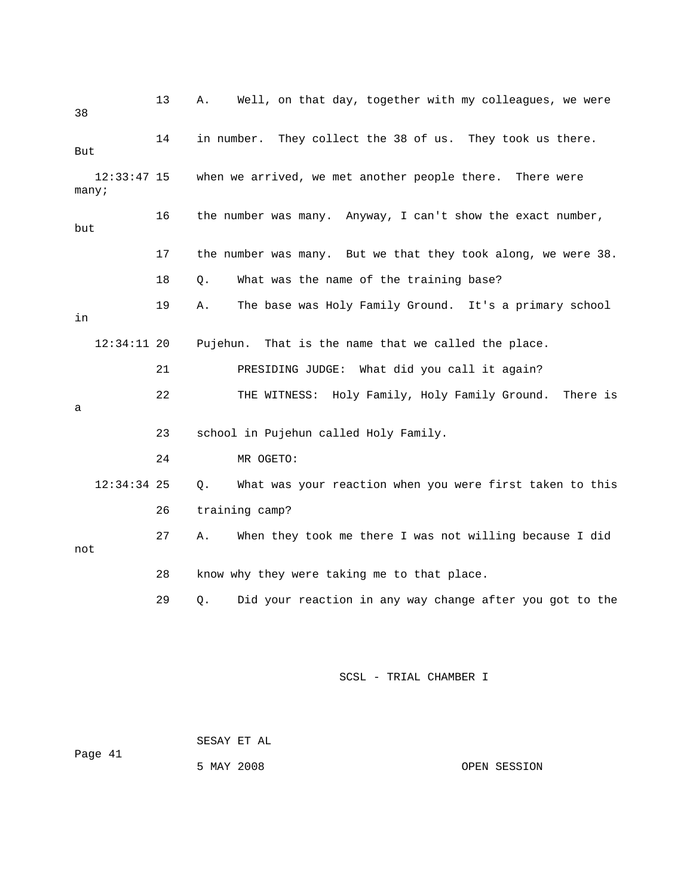13 A. Well, on that day, together with my colleagues, we were 38

14 in number. They collect the 38 of us. They took us there. But

12:33:47 15 when we arrived, we met another people there. There were many;

16 the number was many. Anyway, I can't show the exact number, but

17 the number was many. But we that they took along, we were 38.

18 Q. What was the name of the training base?

19 A. The base was Holy Family Ground. It's a primary school in

12:34:11 20 Pujehun. That is the name that we called the place.

21 PRESIDING JUDGE: What did you call it again?

22 THE WITNESS: Holy Family, Holy Family Ground. There is a

23 school in Pujehun called Holy Family.

24 MR OGETO:

12:34:34 25 Q. What was your reaction when you were first taken to this

26 training camp?

27 A. When they took me there I was not willing because I did not

28 know why they were taking me to that place.

29 Q. Did your reaction in any way change after you got to the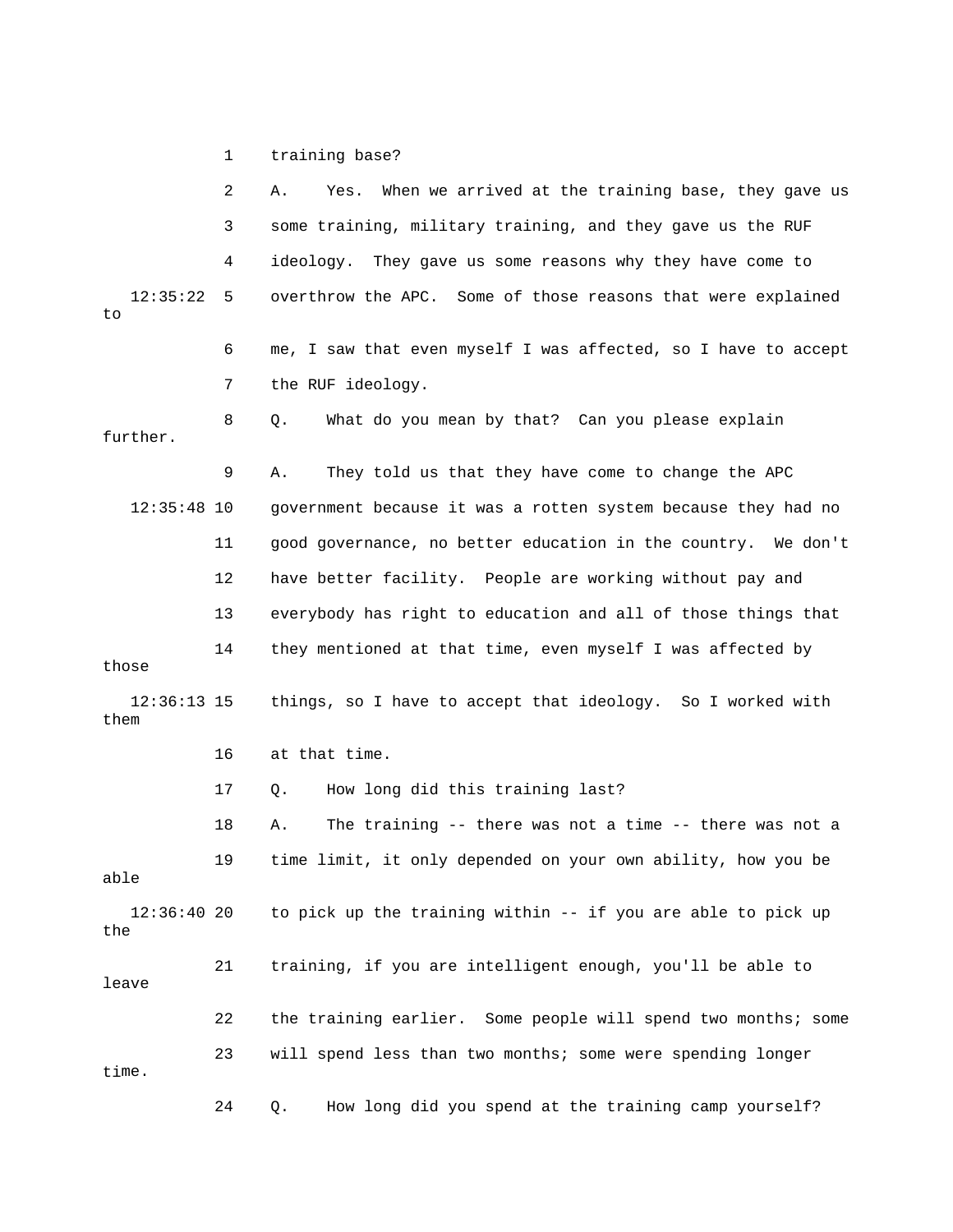1 training base?

2 A. Yes. When we arrived at the training base, they gave us

3 some training, military training, and they gave us the RUF

4 ideology. They gave us some reasons why they have come to

12:35:22 5 overthrow the APC. Some of those reasons that were explained to

6 me, I saw that even myself I was affected, so I have to accept

7 the RUF ideology.

8 Q. What do you mean by that? Can you please explain further.

9 A. They told us that they have come to change the APC

12:35:48 10 government because it was a rotten system because they had no

11 good governance, no better education in the country. We don't

12 have better facility. People are working without pay and

13 everybody has right to education and all of those things that

14 they mentioned at that time, even myself I was affected by those

12:36:13 15 things, so I have to accept that ideology. So I worked with them

16 at that time.

17 Q. How long did this training last?

18 A. The training -- there was not a time -- there was not a

19 time limit, it only depended on your own ability, how you be able

12:36:40 20 to pick up the training within -- if you are able to pick up the

21 training, if you are intelligent enough, you'll be able to leave

22 the training earlier. Some people will spend two months; some

23 will spend less than two months; some were spending longer time.

24 Q. How long did you spend at the training camp yourself?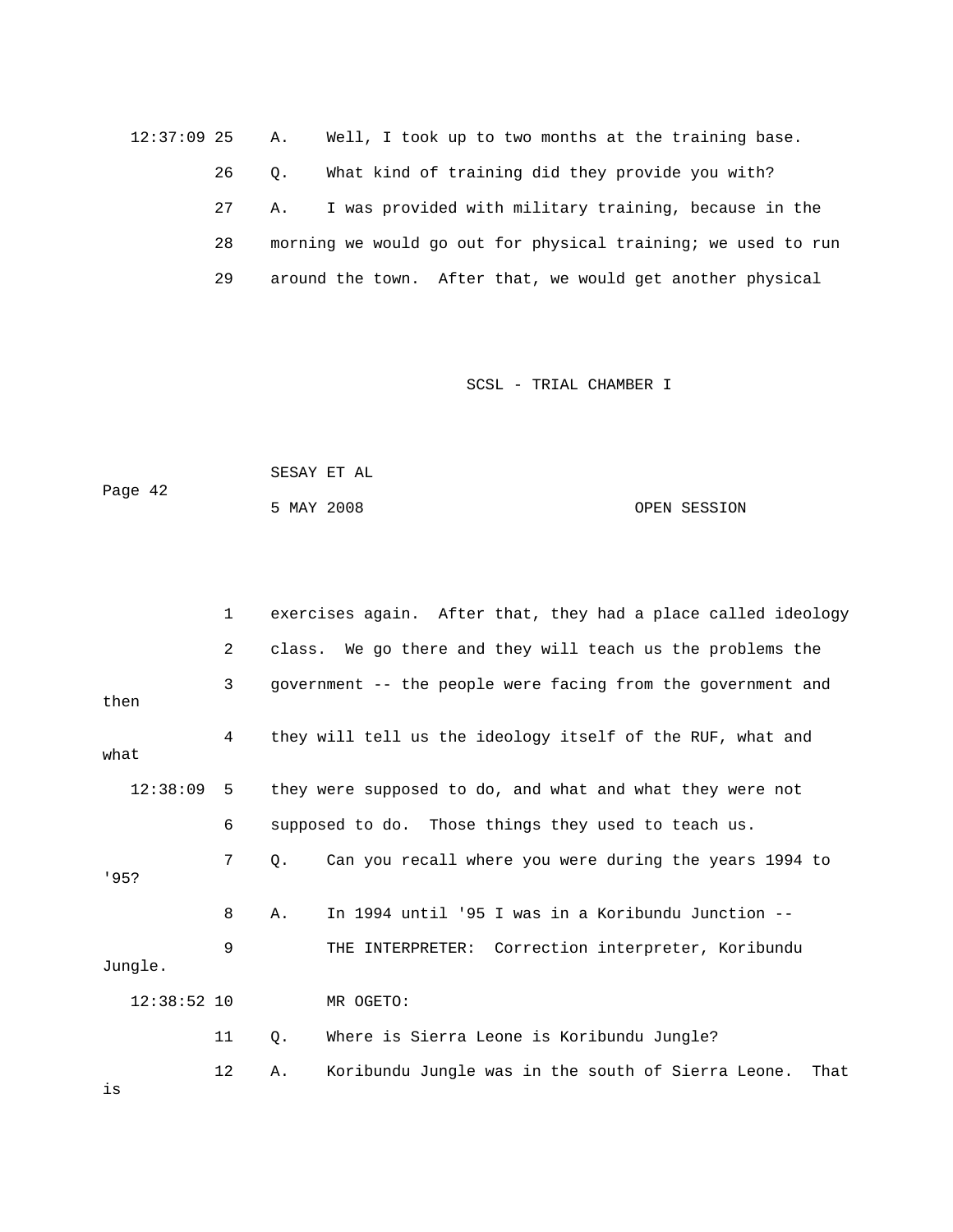12:37:09 25 A. Well, I took up to two months at the training base.

26 Q. What kind of training did they provide you with?

27 A. I was provided with military training, because in the

28 morning we would go out for physical training; we used to run

29 around the town. After that, we would get another physical

1 exercises again. After that, they had a place called ideology

2 class. We go there and they will teach us the problems the

3 government -- the people were facing from the government and then

4 they will tell us the ideology itself of the RUF, what and what

12:38:09 5 they were supposed to do, and what and what they were not

6 supposed to do. Those things they used to teach us.

7 Q. Can you recall where you were during the years 1994 to '95?

8 A. In 1994 until '95 I was in a Koribundu Junction --

9 THE INTERPRETER: Correction interpreter, Koribundu Jungle.

12:38:52 10 MR OGETO:

11 Q. Where is Sierra Leone is Koribundu Jungle?

12 A. Koribundu Jungle was in the south of Sierra Leone. That is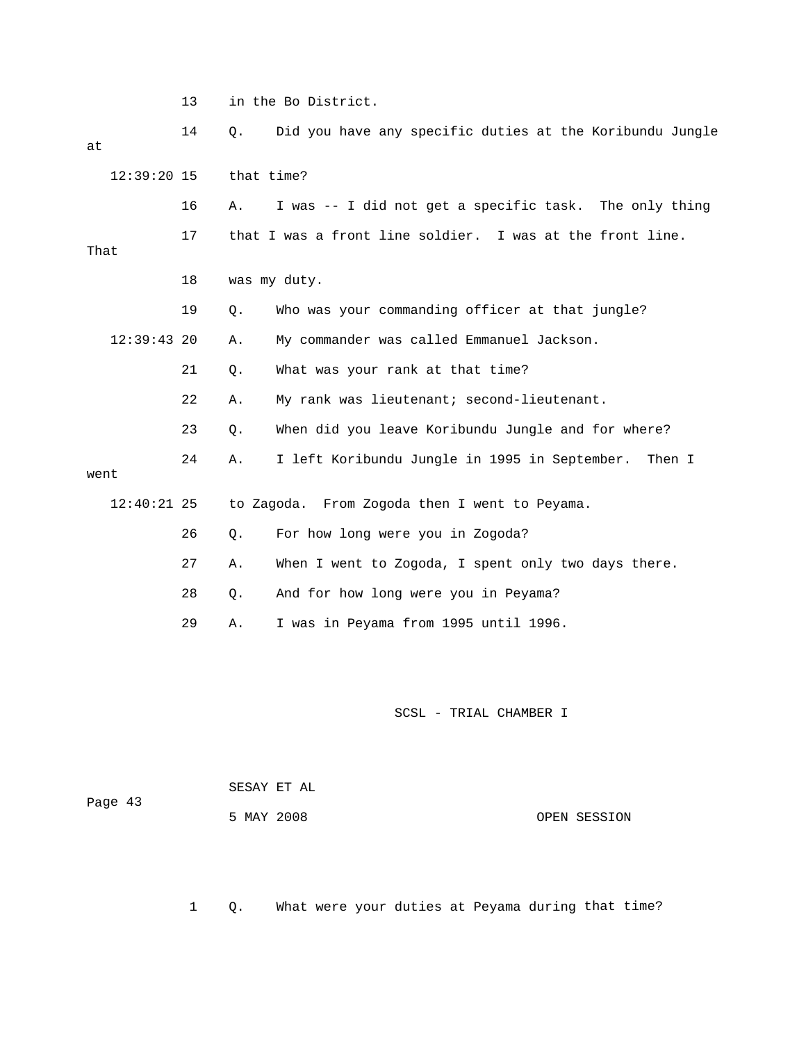13 in the Bo District.

14 Q. Did you have any specific duties at the Koribundu Jungle at

12:39:20 15 that time?

16 A. I was -- I did not get a specific task. The only thing

17 that I was a front line soldier. I was at the front line. That

18 was my duty.

19 Q. Who was your commanding officer at that jungle?

12:39:43 20 A. My commander was called Emmanuel Jackson.

21 Q. What was your rank at that time?

22 A. My rank was lieutenant; second-lieutenant.

23 Q. When did you leave Koribundu Jungle and for where?

24 A. I left Koribundu Jungle in 1995 in September. Then I went

12:40:21 25 to Zagoda. From Zogoda then I went to Peyama.

26 Q. For how long were you in Zogoda?

27 A. When I went to Zogoda, I spent only two days there.

28 Q. And for how long were you in Peyama?

29 A. I was in Peyama from 1995 until 1996.

SCSL - TRIAL CHAMBER I

SESAY ET AL

Page 43

5 MAY 2008 OPEN SESSION

1 Q. What were your duties at Peyama during that time?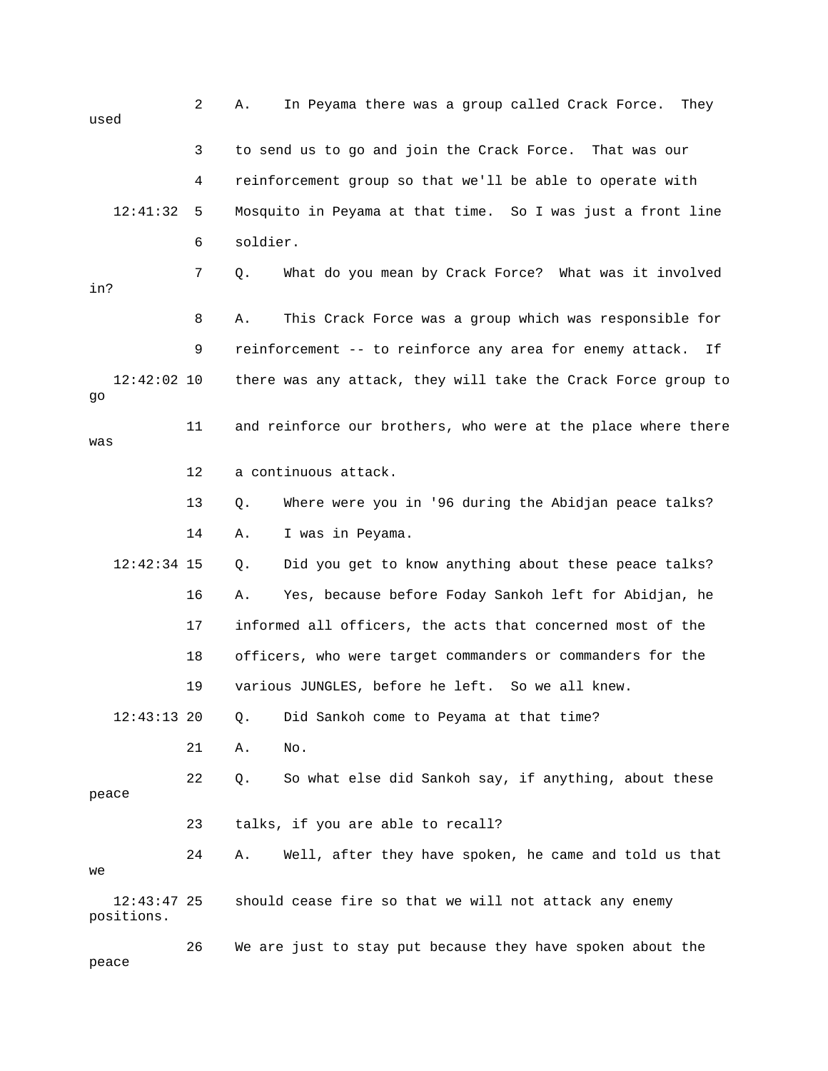2 A. In Peyama there was a group called Crack Force. They used

3 to send us to go and join the Crack Force. That was our

4 reinforcement group so that we'll be able to operate with

12:41:32 5 Mosquito in Peyama at that time. So I was just a front line

6 soldier.

7 Q. What do you mean by Crack Force? What was it involved in?

8 A. This Crack Force was a group which was responsible for

9 reinforcement -- to reinforce any area for enemy attack. If

12:42:02 10 there was any attack, they will take the Crack Force group to go

11 and reinforce our brothers, who were at the place where there was

12 a continuous attack.

13 Q. Where were you in '96 during the Abidjan peace talks?

14 A. I was in Peyama.

12:42:34 15 Q. Did you get to know anything about these peace talks?

16 A. Yes, because before Foday Sankoh left for Abidjan, he

17 informed all officers, the acts that concerned most of the

18 officers, who were target commanders or commanders for the

19 various JUNGLES, before he left. So we all knew.

12:43:13 20 Q. Did Sankoh come to Peyama at that time?

21 A. No.

22 Q. So what else did Sankoh say, if anything, about these peace

23 talks, if you are able to recall?

24 A. Well, after they have spoken, he came and told us that we

12:43:47 25 should cease fire so that we will not attack any enemy positions.

26 We are just to stay put because they have spoken about the peace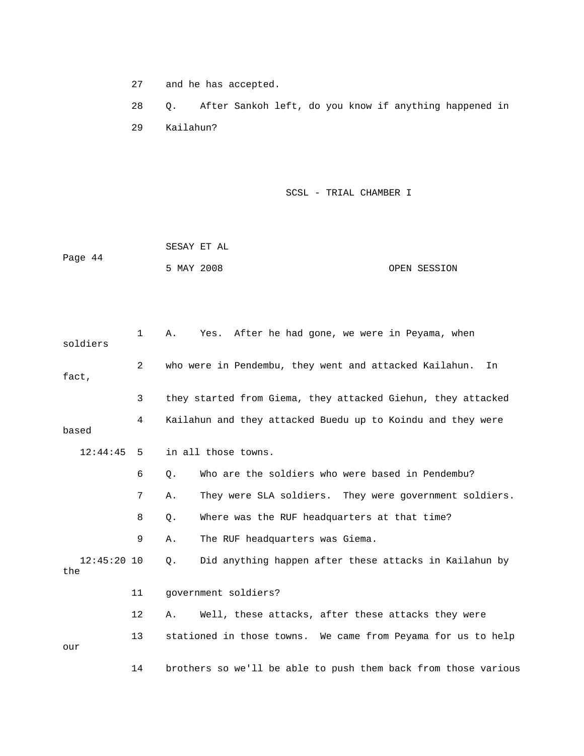27 and he has accepted.

28 Q. After Sankoh left, do you know if anything happened in

29 Kailahun?

1 A. Yes. After he had gone, we were in Peyama, when soldiers

2 who were in Pendembu, they went and attacked Kailahun. In fact,

3 they started from Giema, they attacked Giehun, they attacked

4 Kailahun and they attacked Buedu up to Koindu and they were based

12:44:45 5 in all those towns.

6 Q. Who are the soldiers who were based in Pendembu?

7 A. They were SLA soldiers. They were government soldiers.

8 Q. Where was the RUF headquarters at that time?

9 A. The RUF headquarters was Giema.

12:45:20 10 Q. Did anything happen after these attacks in Kailahun by the

11 government soldiers?

12 A. Well, these attacks, after these attacks they were

13 stationed in those towns. We came from Peyama for us to help our

14 brothers so we'll be able to push them back from those various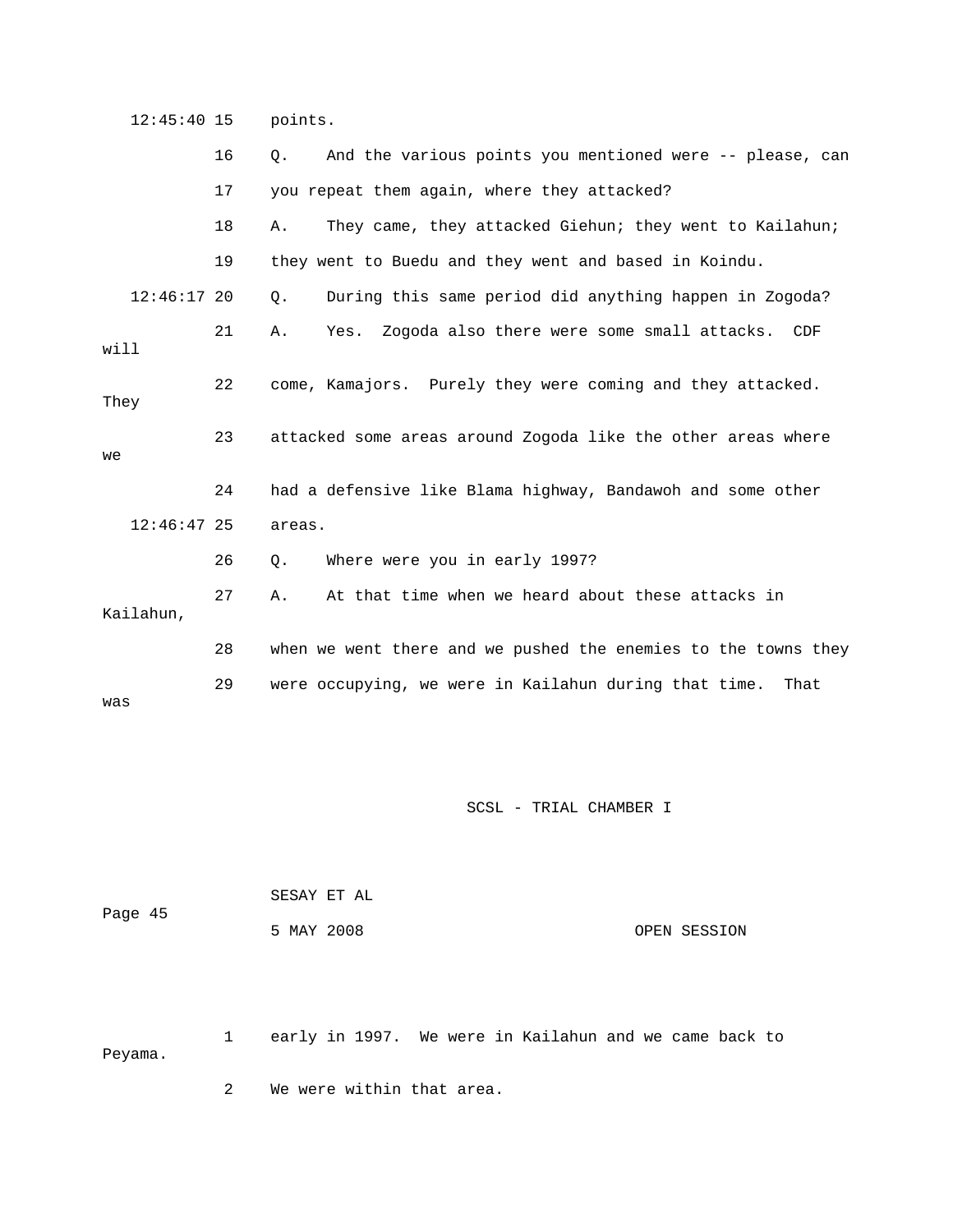12:45:40 15 points.

16 Q. And the various points you mentioned were -- please, can

17 you repeat them again, where they attacked?

18 A. They came, they attacked Giehun; they went to Kailahun;

19 they went to Buedu and they went and based in Koindu.

12:46:17 20 Q. During this same period did anything happen in Zogoda?

21 A. Yes. Zogoda also there were some small attacks. CDF will

22 come, Kamajors. Purely they were coming and they attacked. They

23 attacked some areas around Zogoda like the other areas where we

24 had a defensive like Blama highway, Bandawoh and some other

12:46:47 25 areas.

26 Q. Where were you in early 1997?

27 A. At that time when we heard about these attacks in Kailahun,

28 when we went there and we pushed the enemies to the towns they

29 were occupying, we were in Kailahun during that time. That was

1 early in 1997. We were in Kailahun and we came back to Peyama.

2 We were within that area.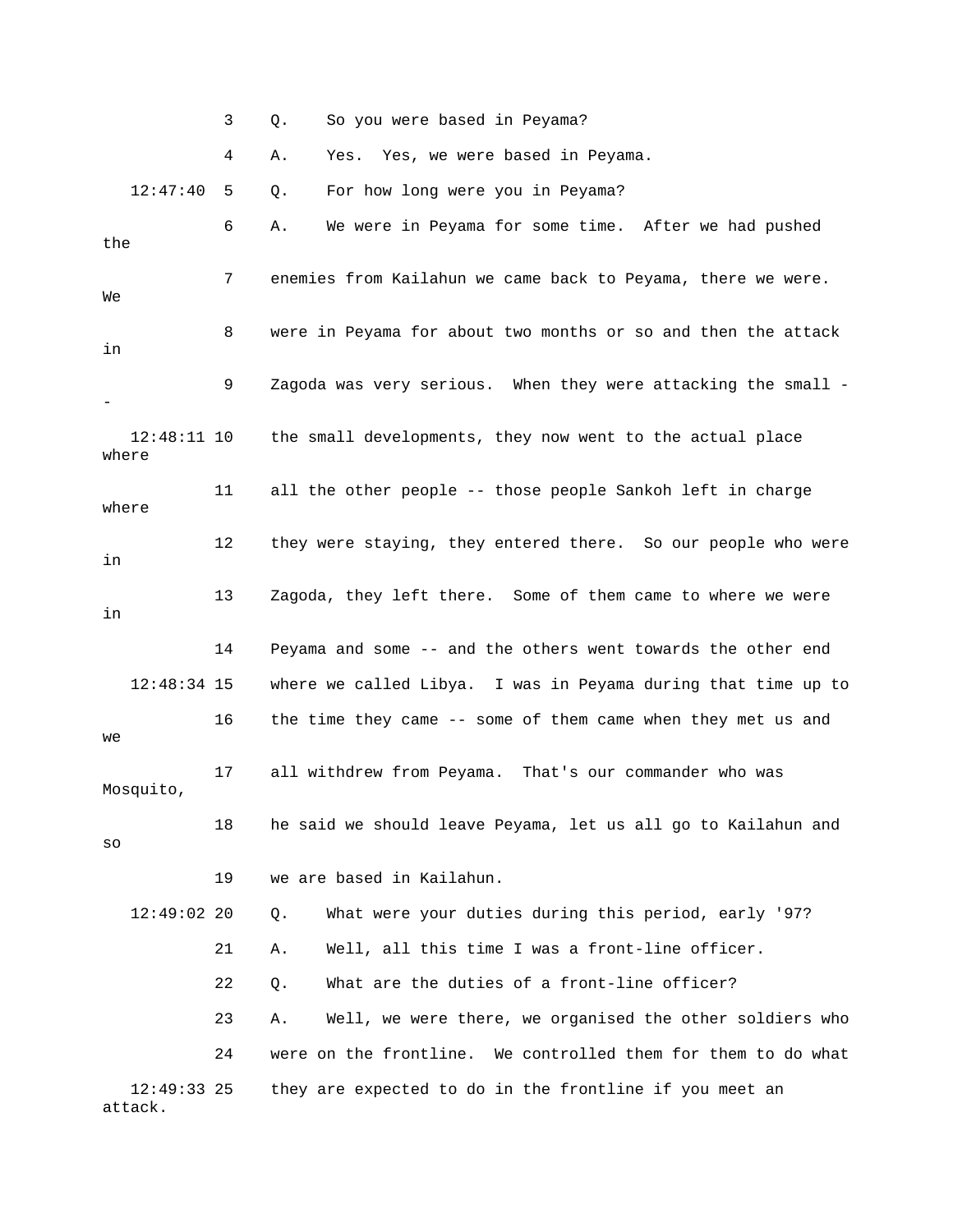3 Q. So you were based in Peyama?

4 A. Yes. Yes, we were based in Peyama.

12:47:40 5 Q. For how long were you in Peyama?

6 A. We were in Peyama for some time. After we had pushed the

7 enemies from Kailahun we came back to Peyama, there we were. We

8 were in Peyama for about two months or so and then the attack in

9 Zagoda was very serious. When they were attacking the small --

12:48:11 10 the small developments, they now went to the actual place where

11 all the other people -- those people Sankoh left in charge where

12 they were staying, they entered there. So our people who were in

13 Zagoda, they left there. Some of them came to where we were in

14 Peyama and some -- and the others went towards the other end

12:48:34 15 where we called Libya. I was in Peyama during that time up to

16 the time they came -- some of them came when they met us and we

17 all withdrew from Peyama. That's our commander who was Mosquito,

18 he said we should leave Peyama, let us all go to Kailahun and so

19 we are based in Kailahun.

12:49:02 20 Q. What were your duties during this period, early '97?

21 A. Well, all this time I was a front-line officer.

22 Q. What are the duties of a front-line officer?

23 A. Well, we were there, we organised the other soldiers who

24 were on the frontline. We controlled them for them to do what

12:49:33 25 they are expected to do in the frontline if you meet an attack.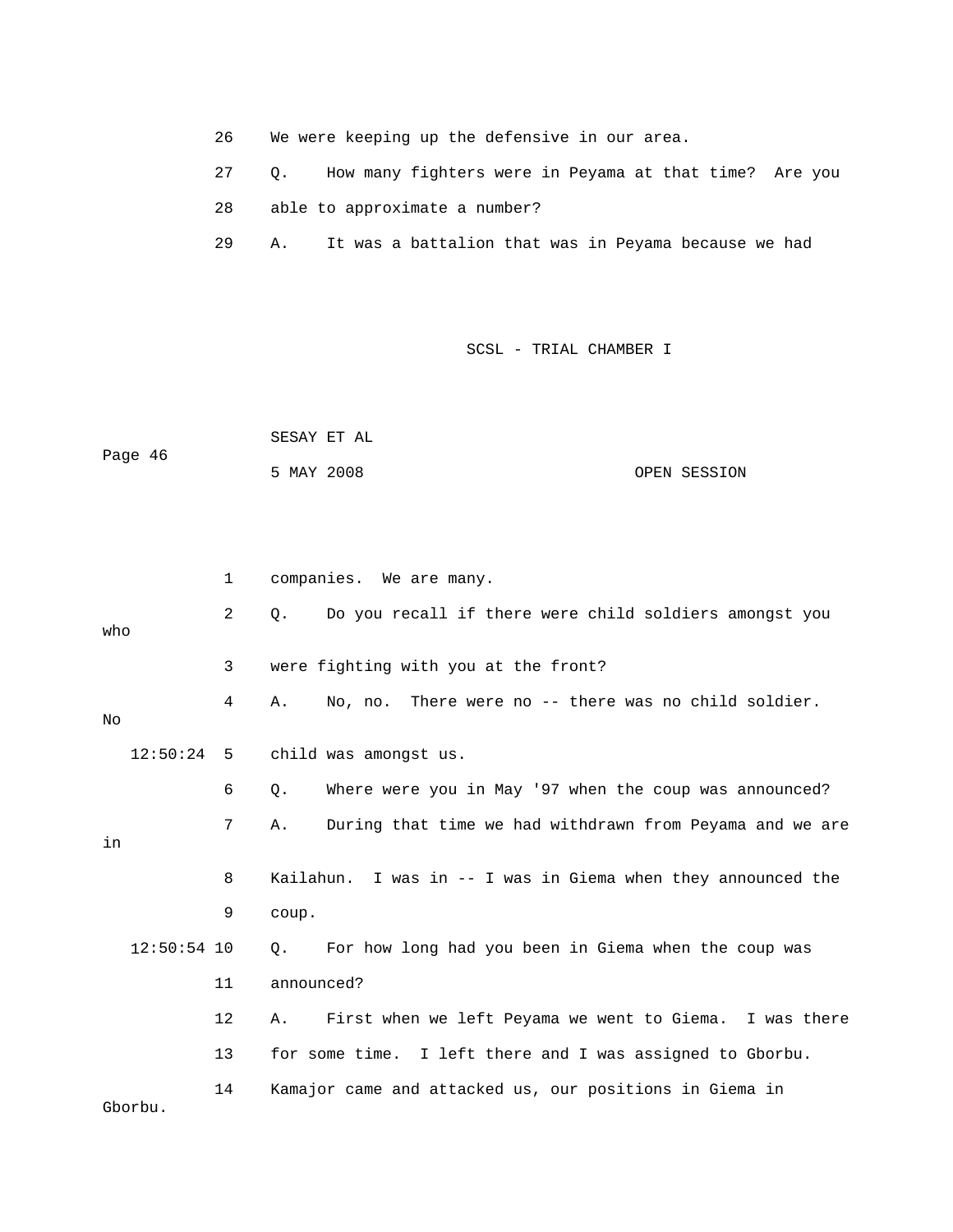26 We were keeping up the defensive in our area.

27 Q. How many fighters were in Peyama at that time? Are you

28 able to approximate a number?

29 A. It was a battalion that was in Peyama because we had

1 companies. We are many.

2 Q. Do you recall if there were child soldiers amongst you who

3 were fighting with you at the front?

4 A. No, no. There were no -- there was no child soldier. No

12:50:24 5 child was amongst us.

6 Q. Where were you in May '97 when the coup was announced?

7 A. During that time we had withdrawn from Peyama and we are in

8 Kailahun. I was in -- I was in Giema when they announced the

9 coup.

12:50:54 10 Q. For how long had you been in Giema when the coup was

11 announced?

12 A. First when we left Peyama we went to Giema. I was there

13 for some time. I left there and I was assigned to Gborbu.

14 Kamajor came and attacked us, our positions in Giema in Gborbu.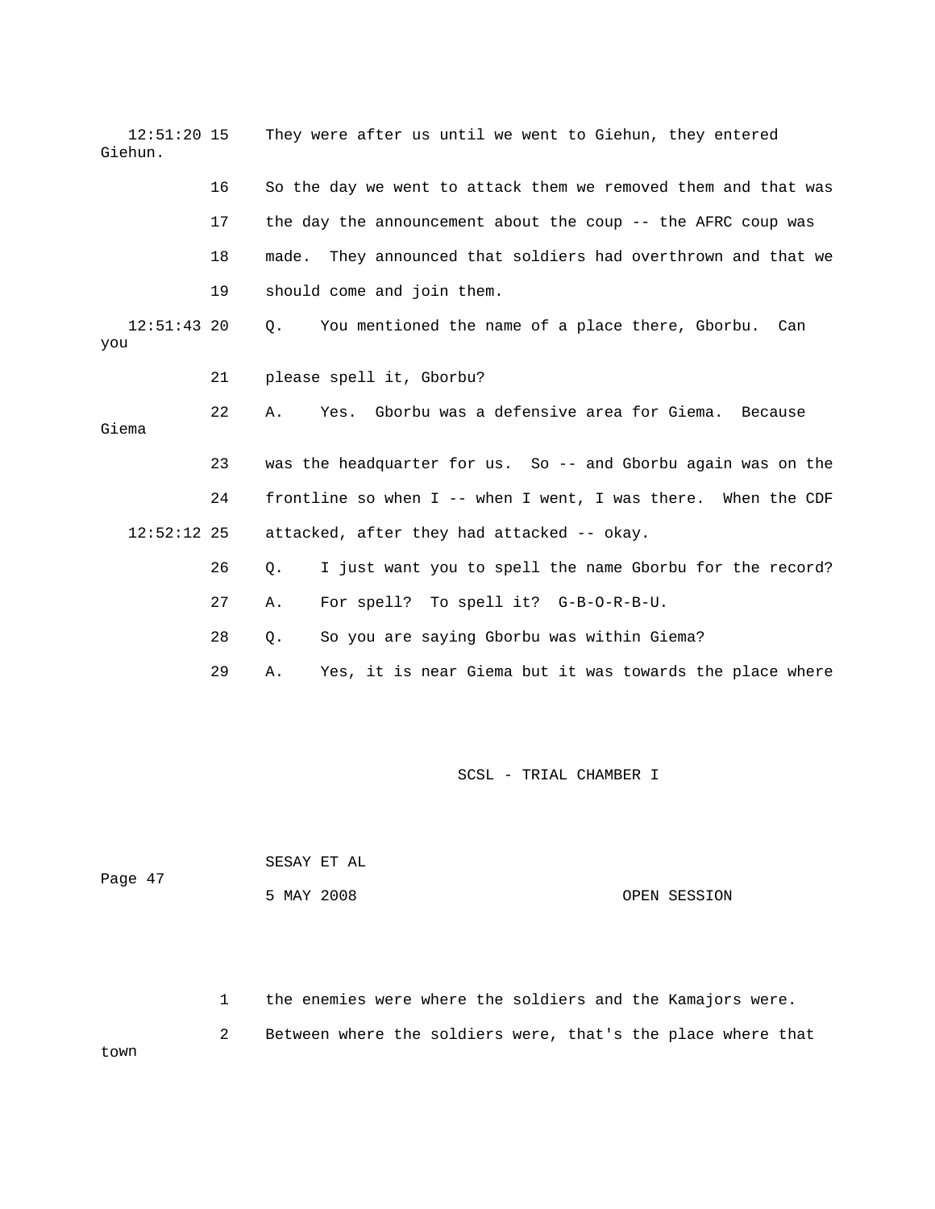12:51:20 15 They were after us until we went to Giehun, they entered Giehun.

16 So the day we went to attack them we removed them and that was

17 the day the announcement about the coup -- the AFRC coup was

18 made. They announced that soldiers had overthrown and that we

19 should come and join them.

12:51:43 20 Q. You mentioned the name of a place there, Gborbu. Can you

21 please spell it, Gborbu?

22 A. Yes. Gborbu was a defensive area for Giema. Because Giema

23 was the headquarter for us. So -- and Gborbu again was on the

24 frontline so when I -- when I went, I was there. When the CDF

12:52:12 25 attacked, after they had attacked -- okay.

26 Q. I just want you to spell the name Gborbu for the record?

27 A. For spell? To spell it? G-B-O-R-B-U.

28 Q. So you are saying Gborbu was within Giema?

29 A. Yes, it is near Giema but it was towards the place where

SCSL - TRIAL CHAMBER I

SESAY ET AL

Page 47

5 MAY 2008 OPEN SESSION

1 the enemies were where the soldiers and the Kamajors were.

2 Between where the soldiers were, that's the place where that town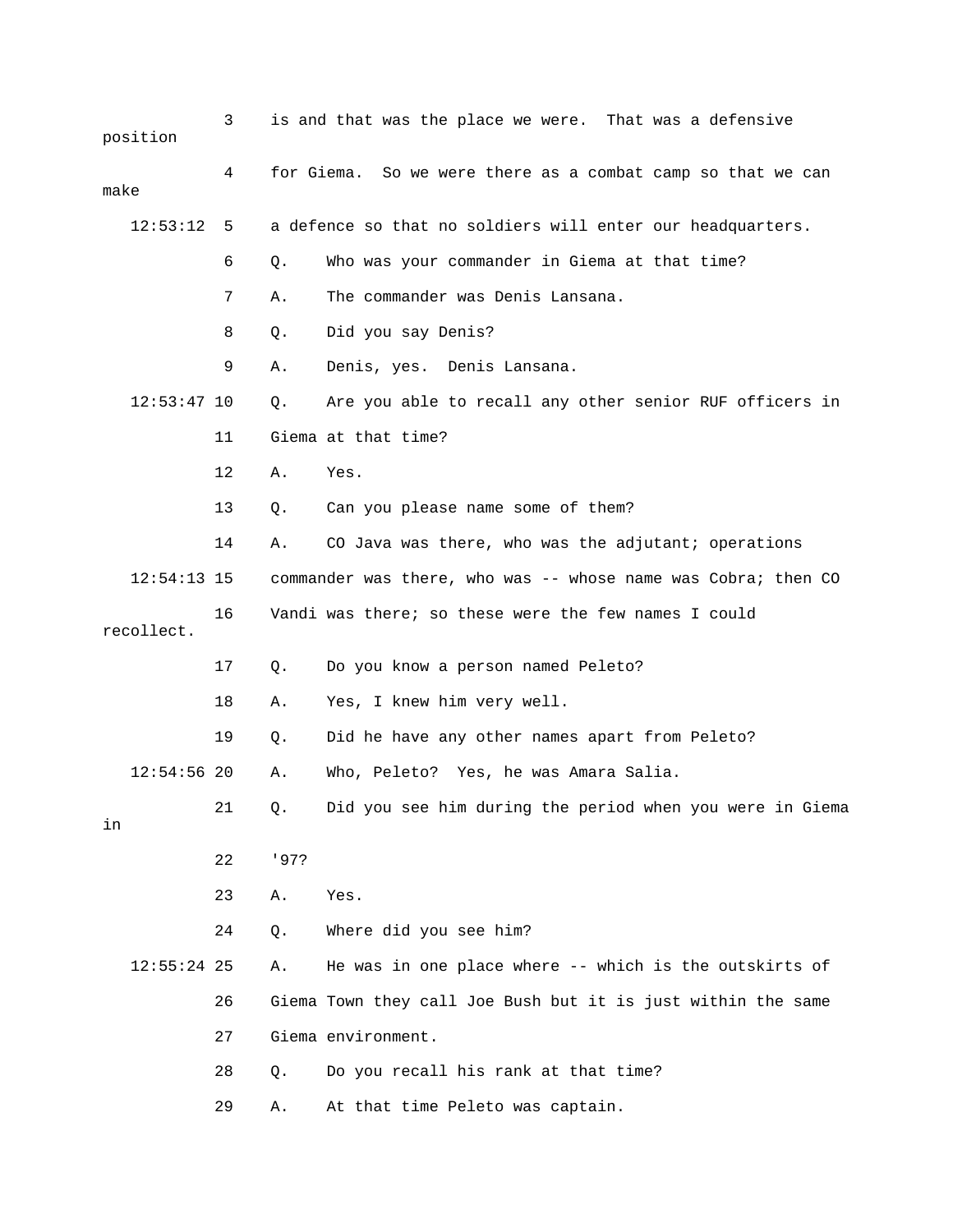is and that was the place we were. That was a defensive position

for Giema. So we were there as a combat camp so that we can make

a defence so that no soldiers will enter our headquarters.

Q. Who was your commander in Giema at that time?

A. The commander was Denis Lansana.

Q. Did you say Denis?

A. Denis, yes. Denis Lansana.

Q. Are you able to recall any other senior RUF officers in Giema at that time?

A. Yes.

Q. Can you please name some of them?

A. CO Java was there, who was the adjutant; operations commander was there, who was -- whose name was Cobra; then CO Vandi was there; so these were the few names I could recollect.

Q. Do you know a person named Peleto?

A. Yes, I knew him very well.

Q. Did he have any other names apart from Peleto?

A. Who, Peleto? Yes, he was Amara Salia.

Q. Did you see him during the period when you were in Giema in '97?

A. Yes.

Q. Where did you see him?

A. He was in one place where -- which is the outskirts of Giema Town they call Joe Bush but it is just within the same Giema environment.

Q. Do you recall his rank at that time?

A. At that time Peleto was captain.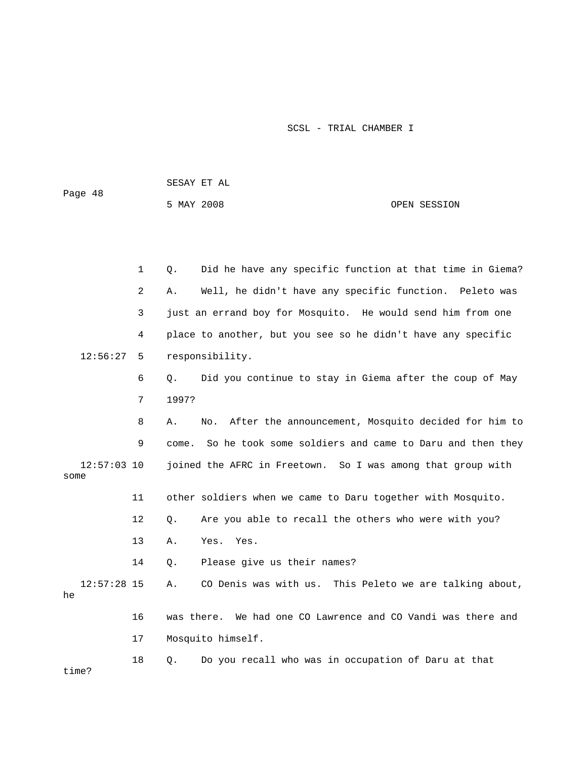1 Q. Did he have any specific function at that time in Giema?

2 A. Well, he didn't have any specific function. Peleto was

3 just an errand boy for Mosquito. He would send him from one

4 place to another, but you see so he didn't have any specific

12:56:27 5 responsibility.

6 Q. Did you continue to stay in Giema after the coup of May

7 1997?

8 A. No. After the announcement, Mosquito decided for him to

9 come. So he took some soldiers and came to Daru and then they

12:57:03 10 joined the AFRC in Freetown. So I was among that group with some

11 other soldiers when we came to Daru together with Mosquito.

12 Q. Are you able to recall the others who were with you?

13 A. Yes. Yes.

14 Q. Please give us their names?

12:57:28 15 A. CO Denis was with us. This Peleto we are talking about, he

16 was there. We had one CO Lawrence and CO Vandi was there and

17 Mosquito himself.

18 Q. Do you recall who was in occupation of Daru at that time?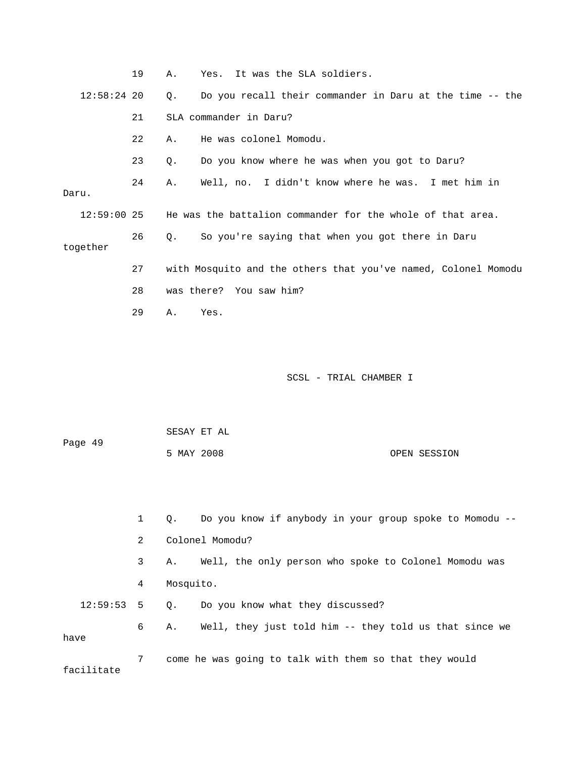19 A. Yes. It was the SLA soldiers.

12:58:24 20 Q. Do you recall their commander in Daru at the time -- the

21 SLA commander in Daru?

22 A. He was colonel Momodu.

23 Q. Do you know where he was when you got to Daru?

24 A. Well, no. I didn't know where he was. I met him in Daru.

12:59:00 25 He was the battalion commander for the whole of that area.

26 Q. So you're saying that when you got there in Daru together

27 with Mosquito and the others that you've named, Colonel Momodu

28 was there? You saw him?

29 A. Yes.

1 Q. Do you know if anybody in your group spoke to Momodu --

2 Colonel Momodu?

3 A. Well, the only person who spoke to Colonel Momodu was

4 Mosquito.

12:59:53 5 Q. Do you know what they discussed?

6 A. Well, they just told him -- they told us that since we have

7 come he was going to talk with them so that they would facilitate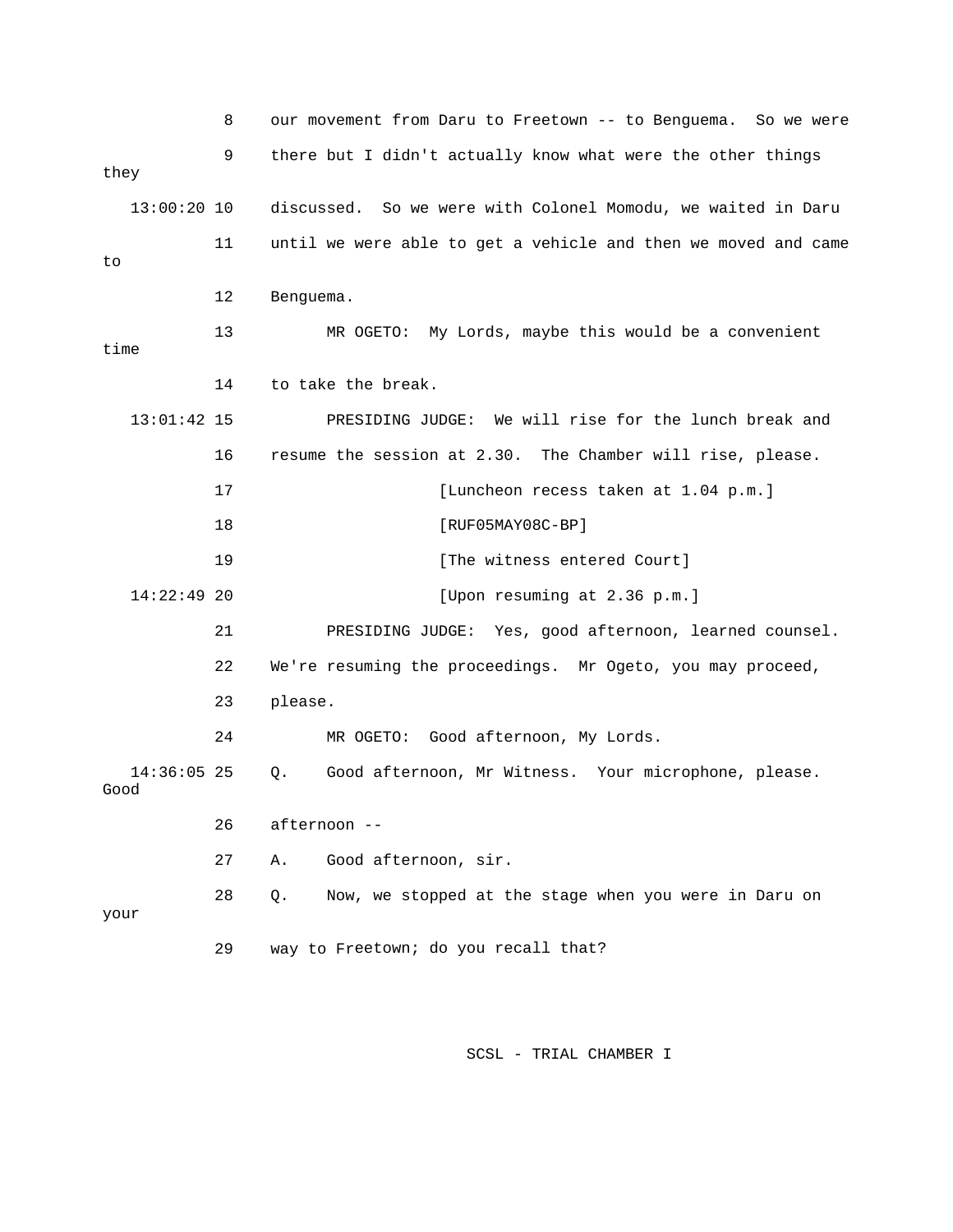8 our movement from Daru to Freetown -- to Benguema. So we were

9 there but I didn't actually know what were the other things they

13:00:20 10 discussed. So we were with Colonel Momodu, we waited in Daru

11 until we were able to get a vehicle and then we moved and came to

12 Benguema.

13 MR OGETO: My Lords, maybe this would be a convenient time

14 to take the break.

13:01:42 15 PRESIDING JUDGE: We will rise for the lunch break and

16 resume the session at 2.30. The Chamber will rise, please.

17 [Luncheon recess taken at 1.04 p.m.]

18 [RUF05MAY08C-BP]

19 [The witness entered Court]

14:22:49 20 [Upon resuming at 2.36 p.m.]

21 PRESIDING JUDGE: Yes, good afternoon, learned counsel.

22 We're resuming the proceedings. Mr Ogeto, you may proceed,

23 please.

24 MR OGETO: Good afternoon, My Lords.

14:36:05 25 Q. Good afternoon, Mr Witness. Your microphone, please. Good

26 afternoon --

27 A. Good afternoon, sir.

28 Q. Now, we stopped at the stage when you were in Daru on your

29 way to Freetown; do you recall that?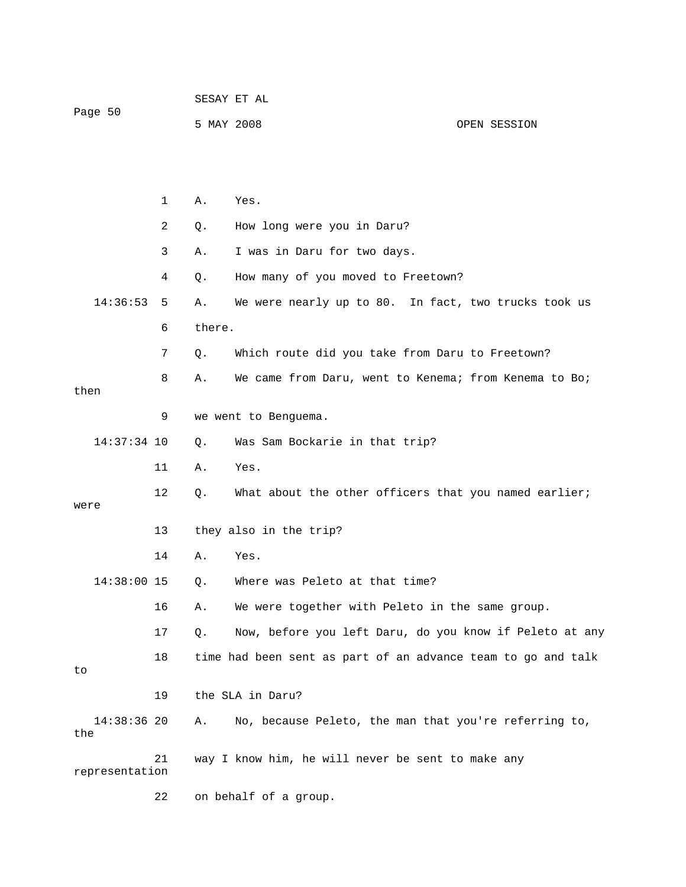A. Yes.

Q. How long were you in Daru?

A. I was in Daru for two days.

Q. How many of you moved to Freetown?

A. We were nearly up to 80. In fact, two trucks took us there.

Q. Which route did you take from Daru to Freetown?

A. We came from Daru, went to Kenema; from Kenema to Bo; then we went to Benguema.

Q. Was Sam Bockarie in that trip?

A. Yes.

Q. What about the other officers that you named earlier; were they also in the trip?

A. Yes.

Q. Where was Peleto at that time?

A. We were together with Peleto in the same group.

Q. Now, before you left Daru, do you know if Peleto at any time had been sent as part of an advance team to go and talk to the SLA in Daru?

A. No, because Peleto, the man that you're referring to, the way I know him, he will never be sent to make any representation on behalf of a group.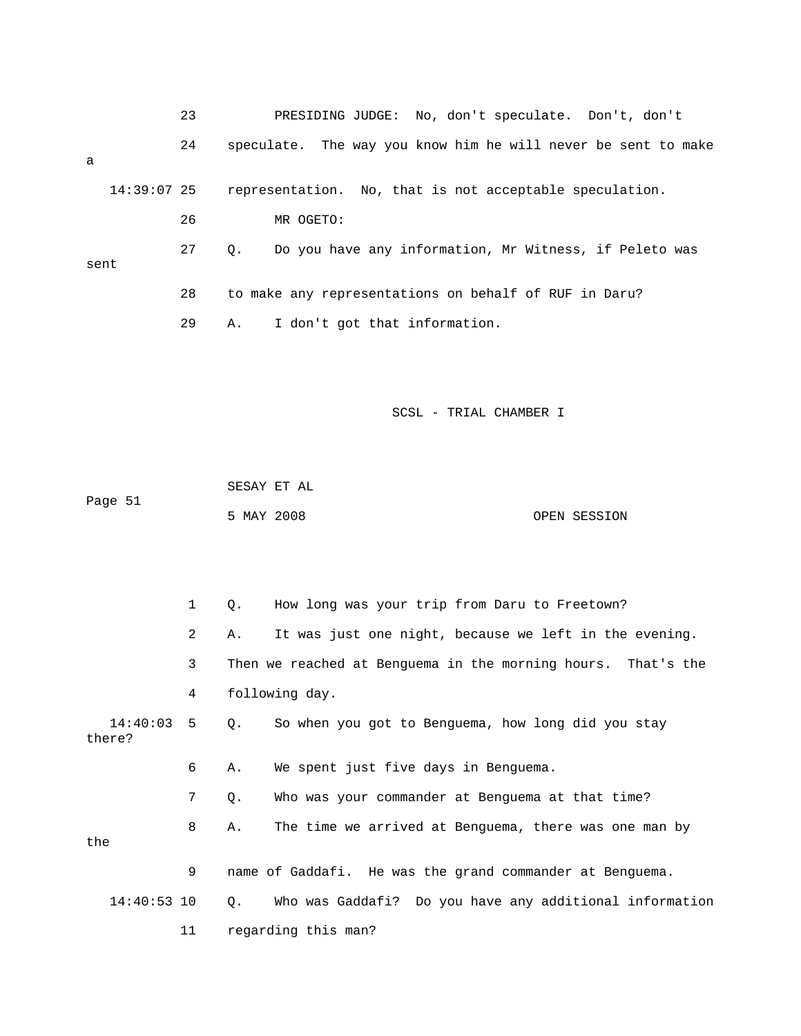23 PRESIDING JUDGE: No, don't speculate. Don't, don't

24 speculate. The way you know him he will never be sent to make a

14:39:07 25 representation. No, that is not acceptable speculation.

26 MR OGETO:

27 Q. Do you have any information, Mr Witness, if Peleto was sent

28 to make any representations on behalf of RUF in Daru?

29 A. I don't got that information.

1 Q. How long was your trip from Daru to Freetown?

2 A. It was just one night, because we left in the evening.

3 Then we reached at Benguema in the morning hours. That's the

4 following day.

14:40:03 5 Q. So when you got to Benguema, how long did you stay there?

6 A. We spent just five days in Benguema.

7 Q. Who was your commander at Benguema at that time?

8 A. The time we arrived at Benguema, there was one man by the

9 name of Gaddafi. He was the grand commander at Benguema.

14:40:53 10 Q. Who was Gaddafi? Do you have any additional information

11 regarding this man?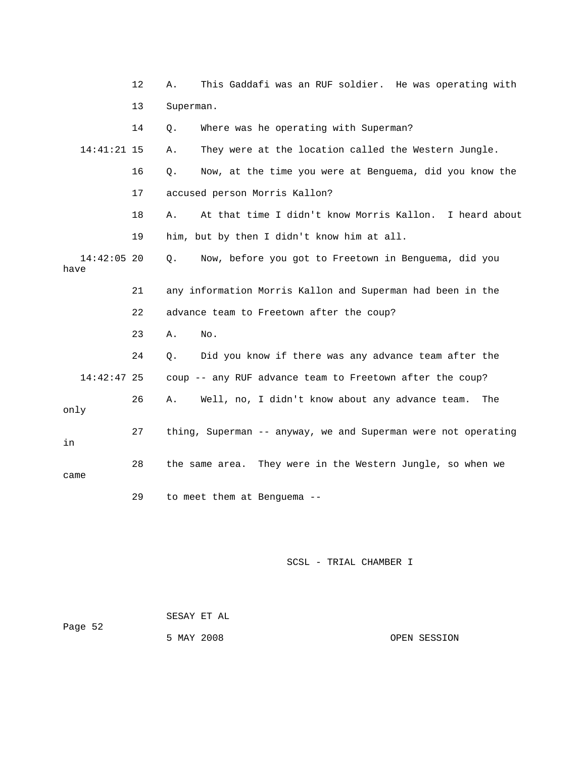12 A. This Gaddafi was an RUF soldier. He was operating with

13 Superman.

14 Q. Where was he operating with Superman?

14:41:21 15 A. They were at the location called the Western Jungle.

16 Q. Now, at the time you were at Benguema, did you know the

17 accused person Morris Kallon?

18 A. At that time I didn't know Morris Kallon. I heard about

19 him, but by then I didn't know him at all.

14:42:05 20 Q. Now, before you got to Freetown in Benguema, did you have

21 any information Morris Kallon and Superman had been in the

22 advance team to Freetown after the coup?

23 A. No.

24 Q. Did you know if there was any advance team after the

14:42:47 25 coup -- any RUF advance team to Freetown after the coup?

26 A. Well, no, I didn't know about any advance team. The only

27 thing, Superman -- anyway, we and Superman were not operating in

28 the same area. They were in the Western Jungle, so when we came

29 to meet them at Benguema --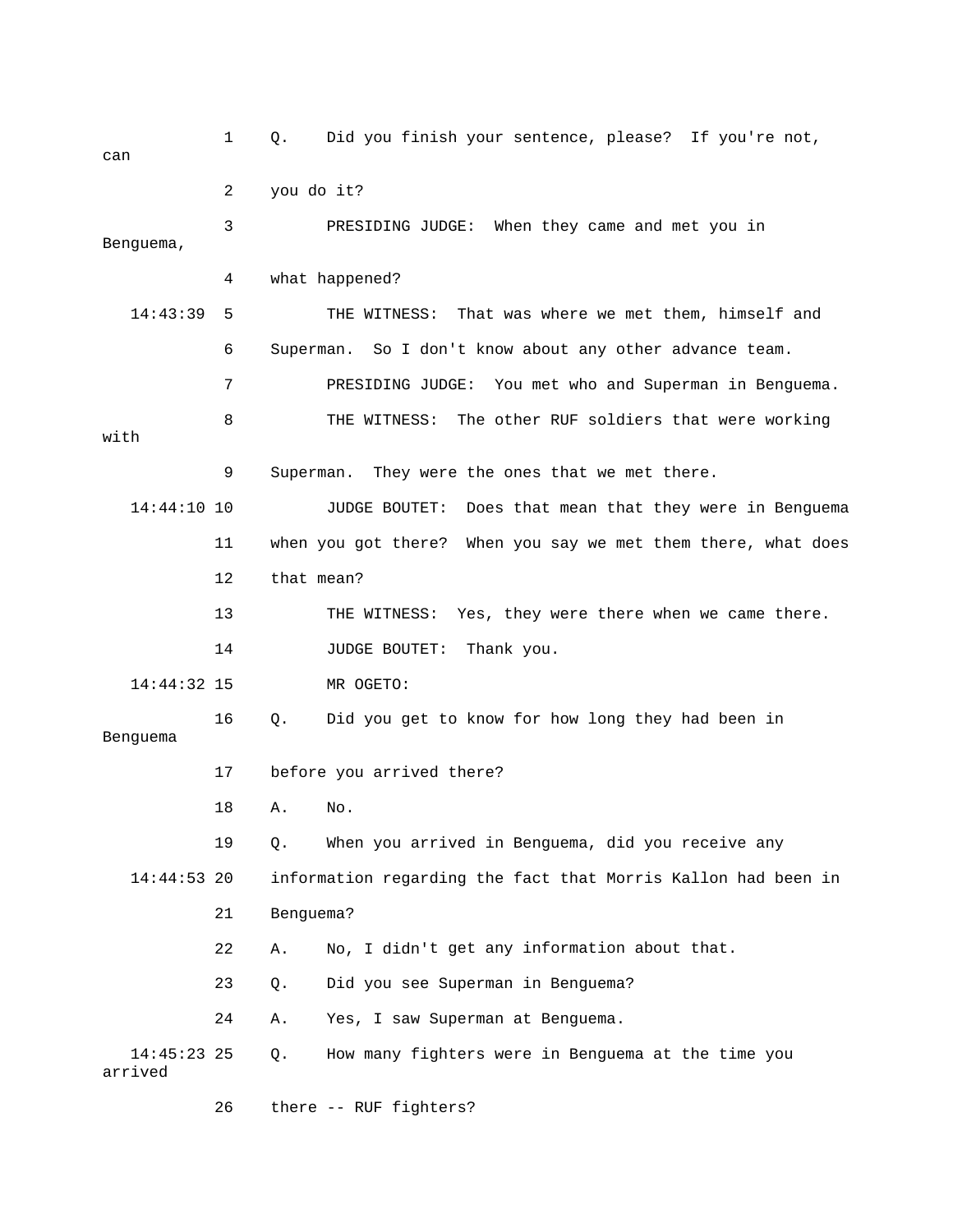Q. Did you finish your sentence, please? If you're not, can you do it?

PRESIDING JUDGE: When they came and met you in Benguema, what happened?

THE WITNESS: That was where we met them, himself and Superman. So I don't know about any other advance team.

PRESIDING JUDGE: You met who and Superman in Benguema.

THE WITNESS: The other RUF soldiers that were working with Superman. They were the ones that we met there.

JUDGE BOUTET: Does that mean that they were in Benguema when you got there? When you say we met them there, what does that mean?

THE WITNESS: Yes, they were there when we came there.

JUDGE BOUTET: Thank you.

MR OGETO:

Q. Did you get to know for how long they had been in Benguema before you arrived there?

A. No.

Q. When you arrived in Benguema, did you receive any information regarding the fact that Morris Kallon had been in Benguema?

A. No, I didn't get any information about that.

Q. Did you see Superman in Benguema?

A. Yes, I saw Superman at Benguema.

Q. How many fighters were in Benguema at the time you arrived there -- RUF fighters?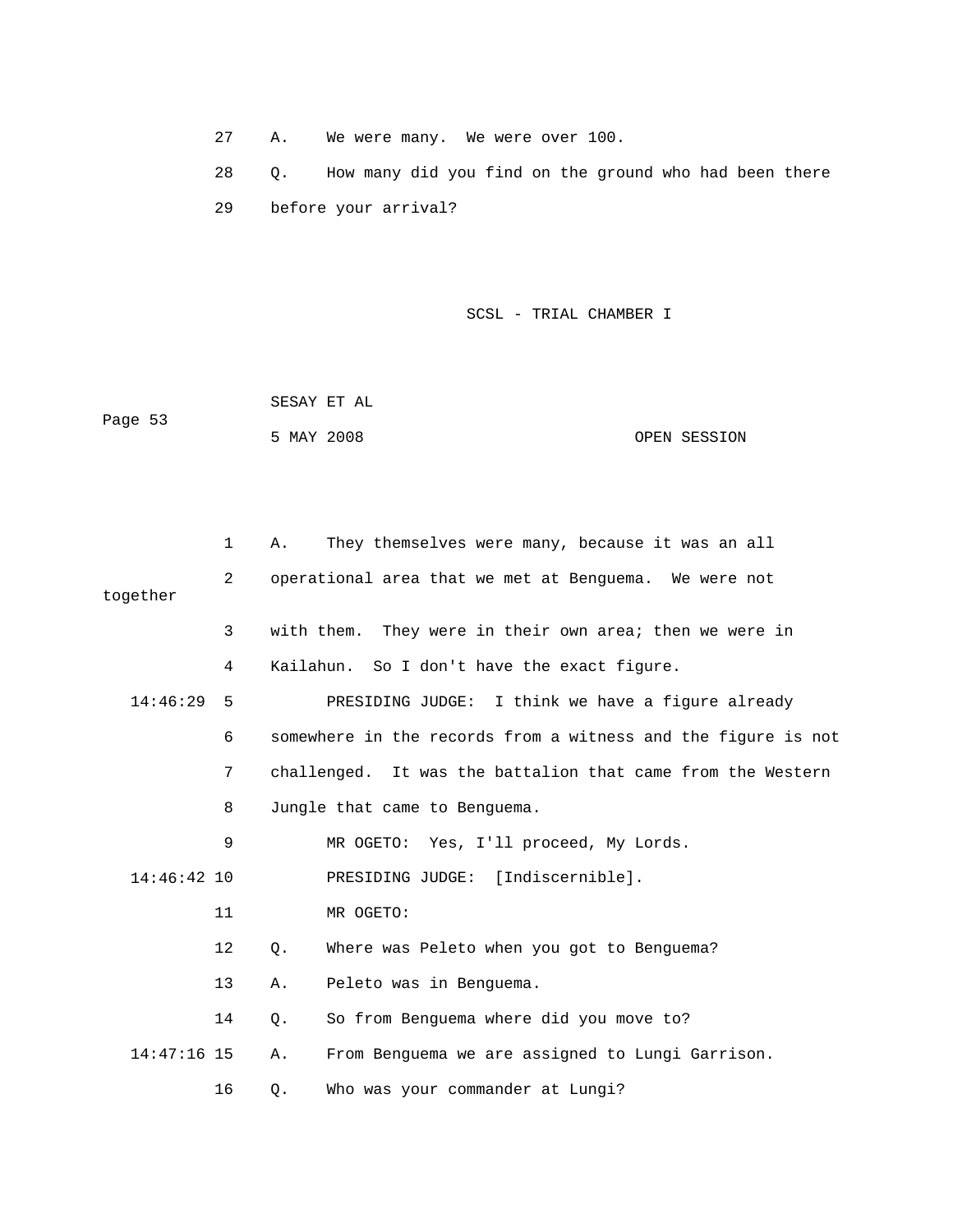27 A. We were many. We were over 100.

28 Q. How many did you find on the ground who had been there

29 before your arrival?

1 A. They themselves were many, because it was an all

2 operational area that we met at Benguema. We were not together

3 with them. They were in their own area; then we were in

4 Kailahun. So I don't have the exact figure.

14:46:29 5 PRESIDING JUDGE: I think we have a figure already

6 somewhere in the records from a witness and the figure is not

7 challenged. It was the battalion that came from the Western

8 Jungle that came to Benguema.

9 MR OGETO: Yes, I'll proceed, My Lords.

14:46:42 10 PRESIDING JUDGE: [Indiscernible].

11 MR OGETO:

12 Q. Where was Peleto when you got to Benguema?

13 A. Peleto was in Benguema.

14 Q. So from Benguema where did you move to?

14:47:16 15 A. From Benguema we are assigned to Lungi Garrison.

16 Q. Who was your commander at Lungi?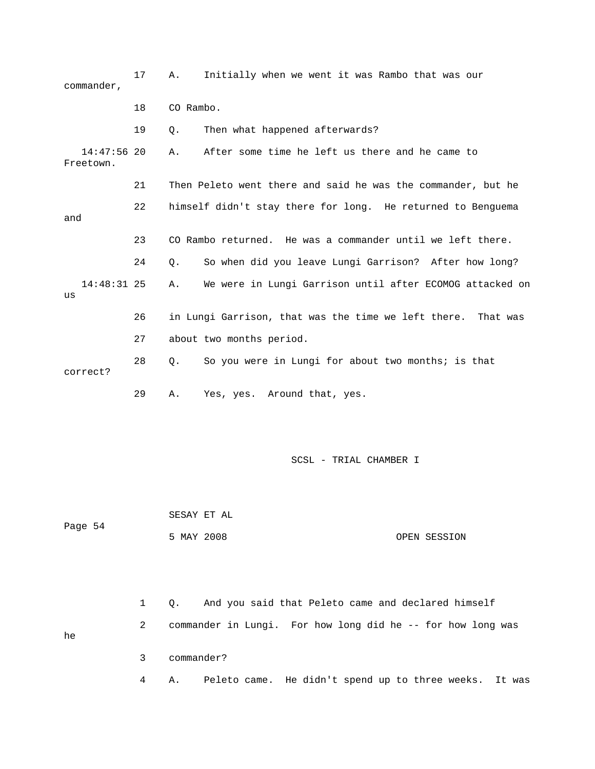17 A. Initially when we went it was Rambo that was our commander,

18 CO Rambo.

19 Q. Then what happened afterwards?

14:47:56 20 A. After some time he left us there and he came to Freetown.

21 Then Peleto went there and said he was the commander, but he

22 himself didn't stay there for long. He returned to Benguema and

23 CO Rambo returned. He was a commander until we left there.

24 Q. So when did you leave Lungi Garrison? After how long?

14:48:31 25 A. We were in Lungi Garrison until after ECOMOG attacked on us

26 in Lungi Garrison, that was the time we left there. That was

27 about two months period.

28 Q. So you were in Lungi for about two months; is that correct?

29 A. Yes, yes. Around that, yes.

1 Q. And you said that Peleto came and declared himself

2 commander in Lungi. For how long did he -- for how long was he

3 commander?

4 A. Peleto came. He didn't spend up to three weeks. It was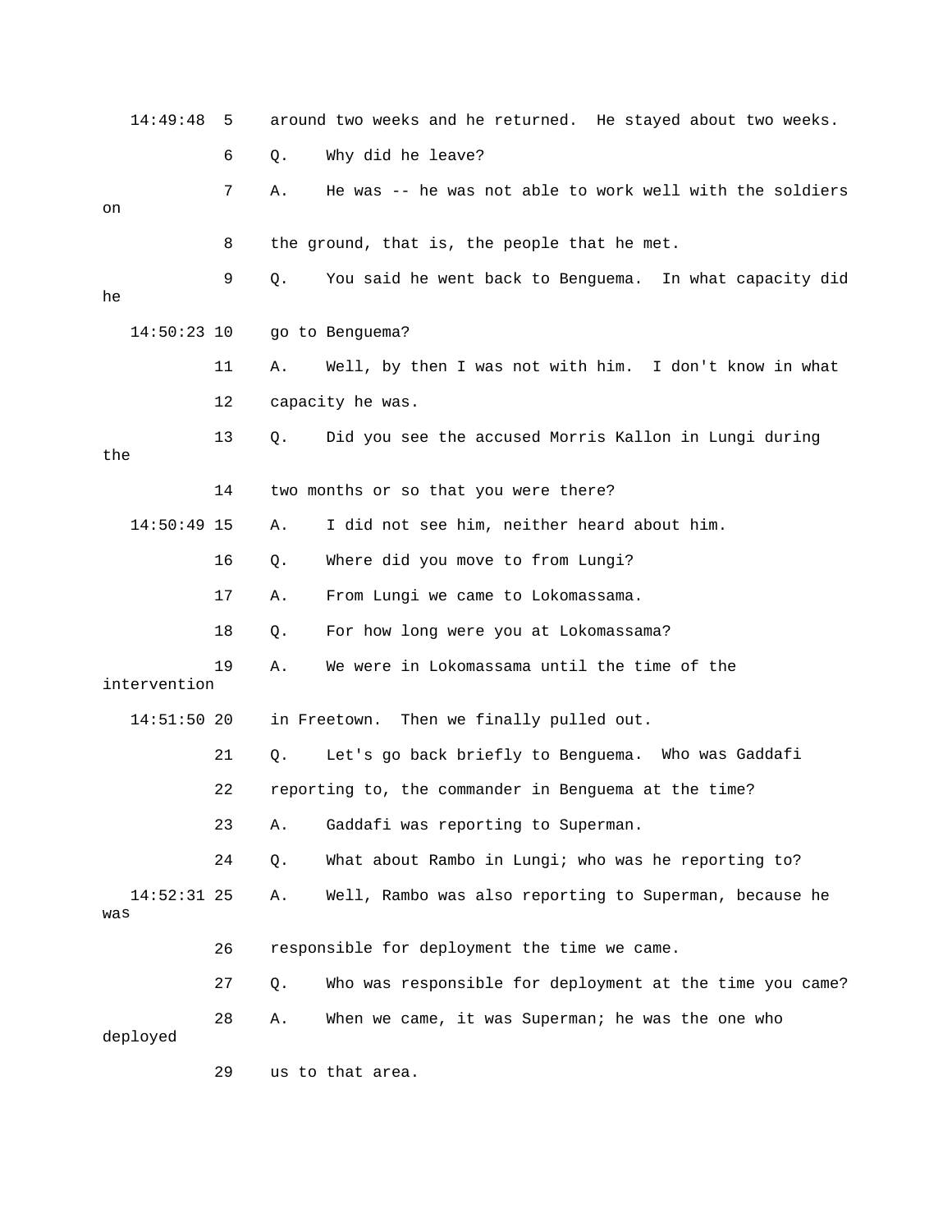14:49:48 5 around two weeks and he returned. He stayed about two weeks.

6 Q. Why did he leave?

7 A. He was -- he was not able to work well with the soldiers on

8 the ground, that is, the people that he met.

9 Q. You said he went back to Benguema. In what capacity did he

14:50:23 10 go to Benguema?

11 A. Well, by then I was not with him. I don't know in what

12 capacity he was.

13 Q. Did you see the accused Morris Kallon in Lungi during the

14 two months or so that you were there?

14:50:49 15 A. I did not see him, neither heard about him.

16 Q. Where did you move to from Lungi?

17 A. From Lungi we came to Lokomassama.

18 Q. For how long were you at Lokomassama?

19 A. We were in Lokomassama until the time of the intervention

14:51:50 20 in Freetown. Then we finally pulled out.

21 Q. Let's go back briefly to Benguema. Who was Gaddafi

22 reporting to, the commander in Benguema at the time?

23 A. Gaddafi was reporting to Superman.

24 Q. What about Rambo in Lungi; who was he reporting to?

14:52:31 25 A. Well, Rambo was also reporting to Superman, because he was

26 responsible for deployment the time we came.

27 Q. Who was responsible for deployment at the time you came?

28 A. When we came, it was Superman; he was the one who deployed

29 us to that area.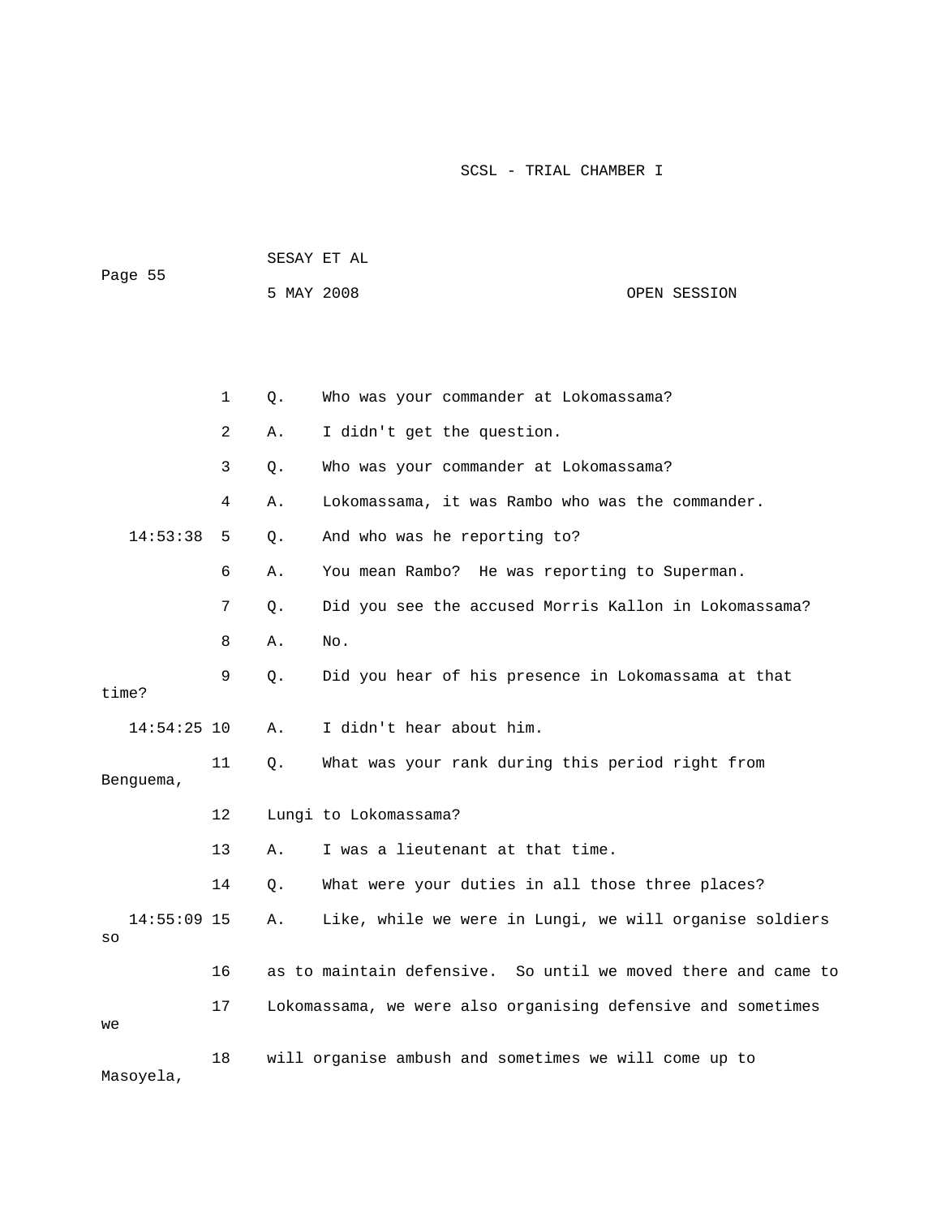Q. Who was your commander at Lokomassama?

A. I didn't get the question.

Q. Who was your commander at Lokomassama?

A. Lokomassama, it was Rambo who was the commander.

Q. And who was he reporting to?

A. You mean Rambo? He was reporting to Superman.

Q. Did you see the accused Morris Kallon in Lokomassama?

A. No.

Q. Did you hear of his presence in Lokomassama at that time?

A. I didn't hear about him.

Q. What was your rank during this period right from Benguema, Lungi to Lokomassama?

A. I was a lieutenant at that time.

Q. What were your duties in all those three places?

A. Like, while we were in Lungi, we will organise soldiers so as to maintain defensive. So until we moved there and came to Lokomassama, we were also organising defensive and sometimes we will organise ambush and sometimes we will come up to Masoyela,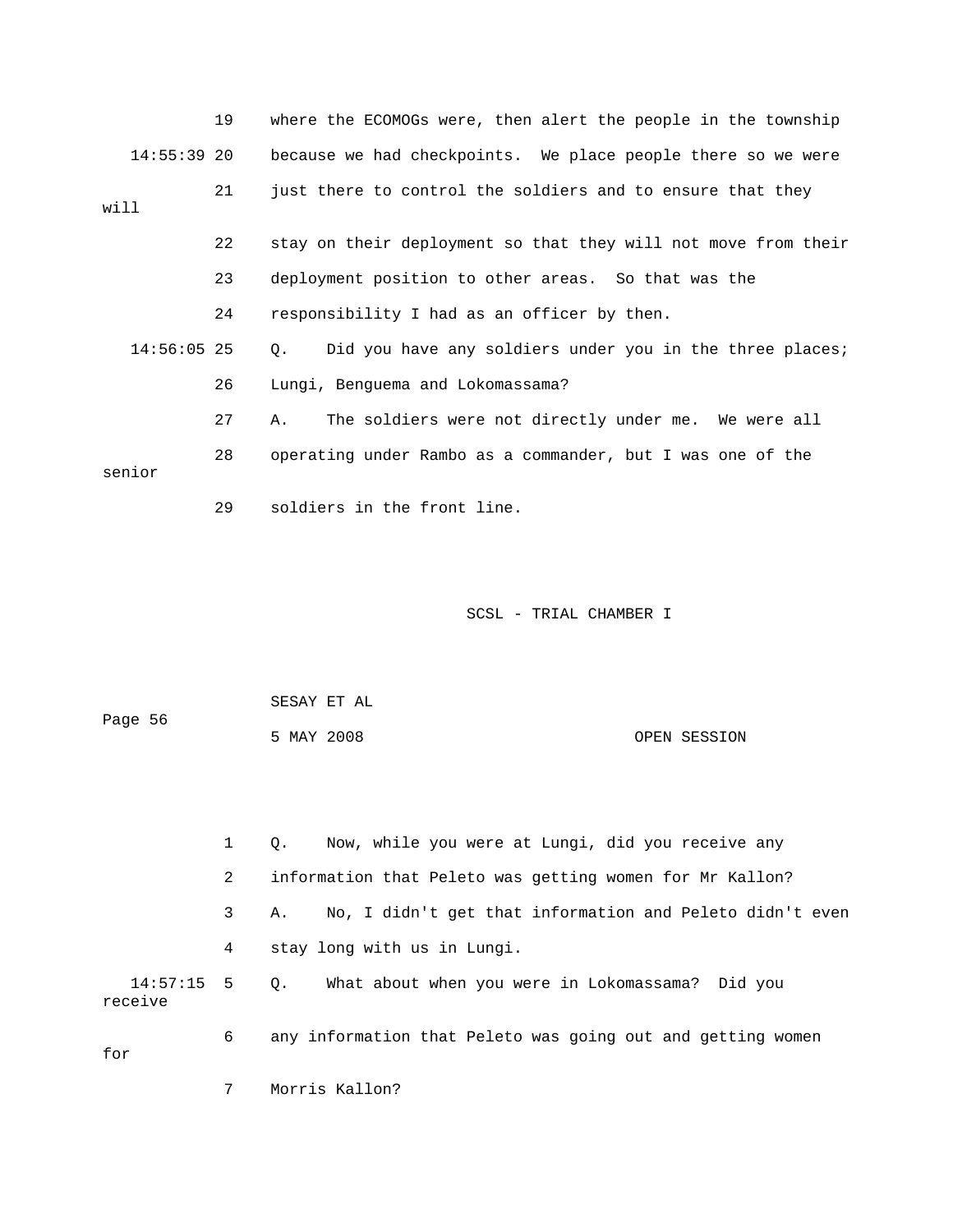19 where the ECOMOGs were, then alert the people in the township

14:55:39 20 because we had checkpoints. We place people there so we were

21 just there to control the soldiers and to ensure that they will

22 stay on their deployment so that they will not move from their

23 deployment position to other areas. So that was the

24 responsibility I had as an officer by then.

14:56:05 25 Q. Did you have any soldiers under you in the three places;

26 Lungi, Benguema and Lokomassama?

27 A. The soldiers were not directly under me. We were all

28 operating under Rambo as a commander, but I was one of the senior

29 soldiers in the front line.

1 Q. Now, while you were at Lungi, did you receive any

2 information that Peleto was getting women for Mr Kallon?

3 A. No, I didn't get that information and Peleto didn't even

4 stay long with us in Lungi.

14:57:15 5 Q. What about when you were in Lokomassama? Did you receive

6 any information that Peleto was going out and getting women for

7 Morris Kallon?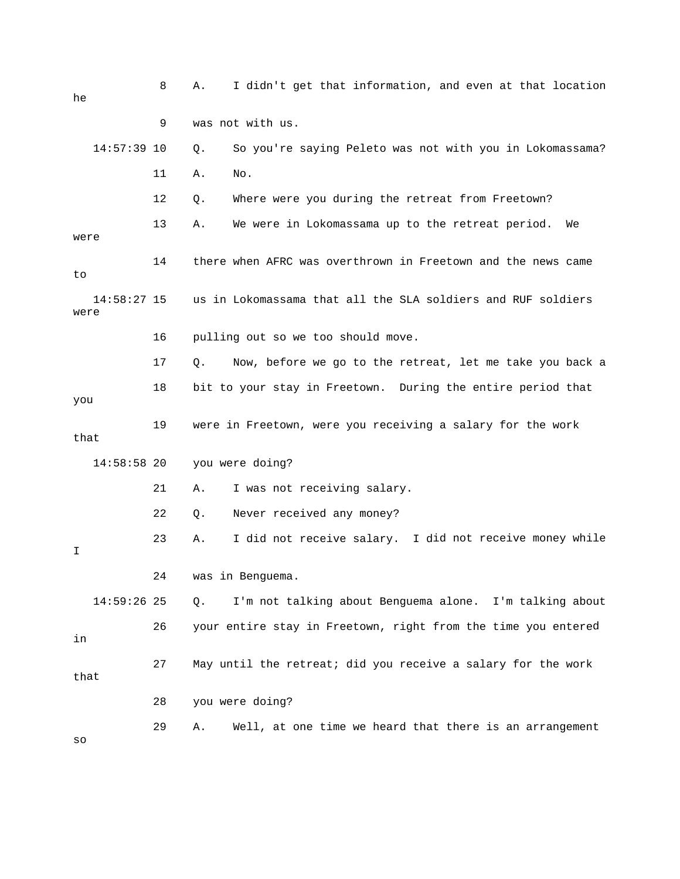8 A. I didn't get that information, and even at that location he

9 was not with us.

14:57:39 10 Q. So you're saying Peleto was not with you in Lokomassama?

11 A. No.

12 Q. Where were you during the retreat from Freetown?

13 A. We were in Lokomassama up to the retreat period. We were

14 there when AFRC was overthrown in Freetown and the news came to

14:58:27 15 us in Lokomassama that all the SLA soldiers and RUF soldiers were

16 pulling out so we too should move.

17 Q. Now, before we go to the retreat, let me take you back a

18 bit to your stay in Freetown. During the entire period that you

19 were in Freetown, were you receiving a salary for the work that

14:58:58 20 you were doing?

21 A. I was not receiving salary.

22 Q. Never received any money?

23 A. I did not receive salary. I did not receive money while I

24 was in Benguema.

14:59:26 25 Q. I'm not talking about Benguema alone. I'm talking about

26 your entire stay in Freetown, right from the time you entered in

27 May until the retreat; did you receive a salary for the work that

28 you were doing?

29 A. Well, at one time we heard that there is an arrangement so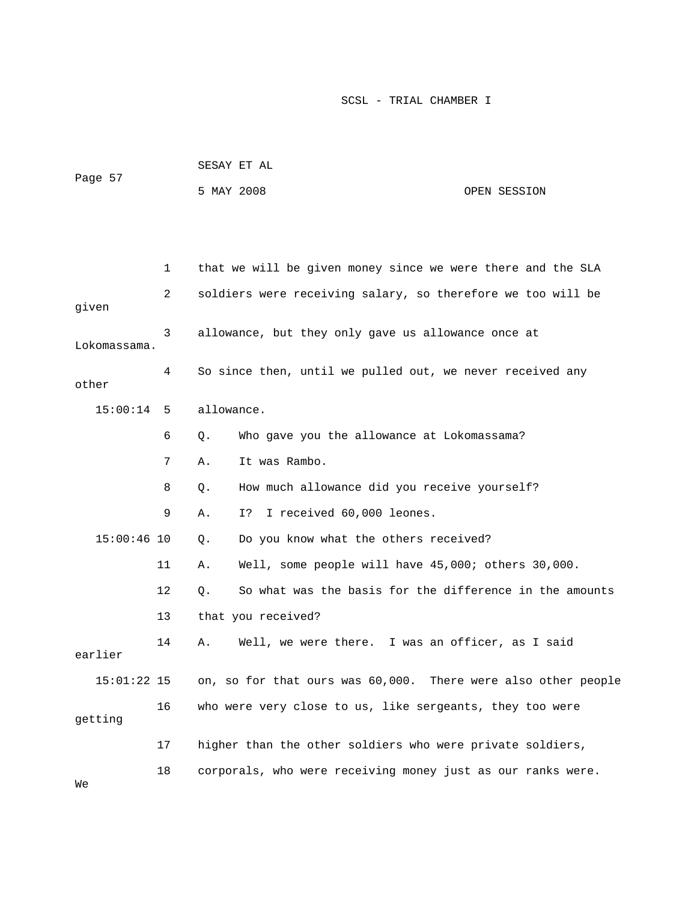that we will be given money since we were there and the SLA soldiers were receiving salary, so therefore we too will be given allowance, but they only gave us allowance once at Lokomassama. So since then, until we pulled out, we never received any other allowance.

Q. Who gave you the allowance at Lokomassama?

A. It was Rambo.

Q. How much allowance did you receive yourself?

A. I? I received 60,000 leones.

Q. Do you know what the others received?

A. Well, some people will have 45,000; others 30,000.

Q. So what was the basis for the difference in the amounts that you received?

A. Well, we were there. I was an officer, as I said earlier on, so for that ours was 60,000. There were also other people who were very close to us, like sergeants, they too were getting higher than the other soldiers who were private soldiers, corporals, who were receiving money just as our ranks were. We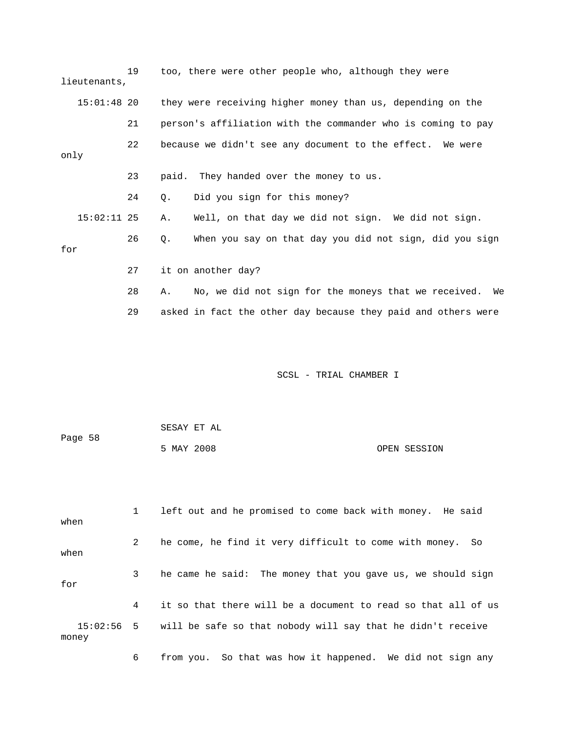19 too, there were other people who, although they were lieutenants,

15:01:48 20 they were receiving higher money than us, depending on the

21 person's affiliation with the commander who is coming to pay

22 because we didn't see any document to the effect. We were only

23 paid. They handed over the money to us.

24 Q. Did you sign for this money?

15:02:11 25 A. Well, on that day we did not sign. We did not sign.

26 Q. When you say on that day you did not sign, did you sign for

27 it on another day?

28 A. No, we did not sign for the moneys that we received. We

29 asked in fact the other day because they paid and others were

1 left out and he promised to come back with money. He said when

2 he come, he find it very difficult to come with money. So when

3 he came he said: The money that you gave us, we should sign for

4 it so that there will be a document to read so that all of us

15:02:56 5 will be safe so that nobody will say that he didn't receive money

6 from you. So that was how it happened. We did not sign any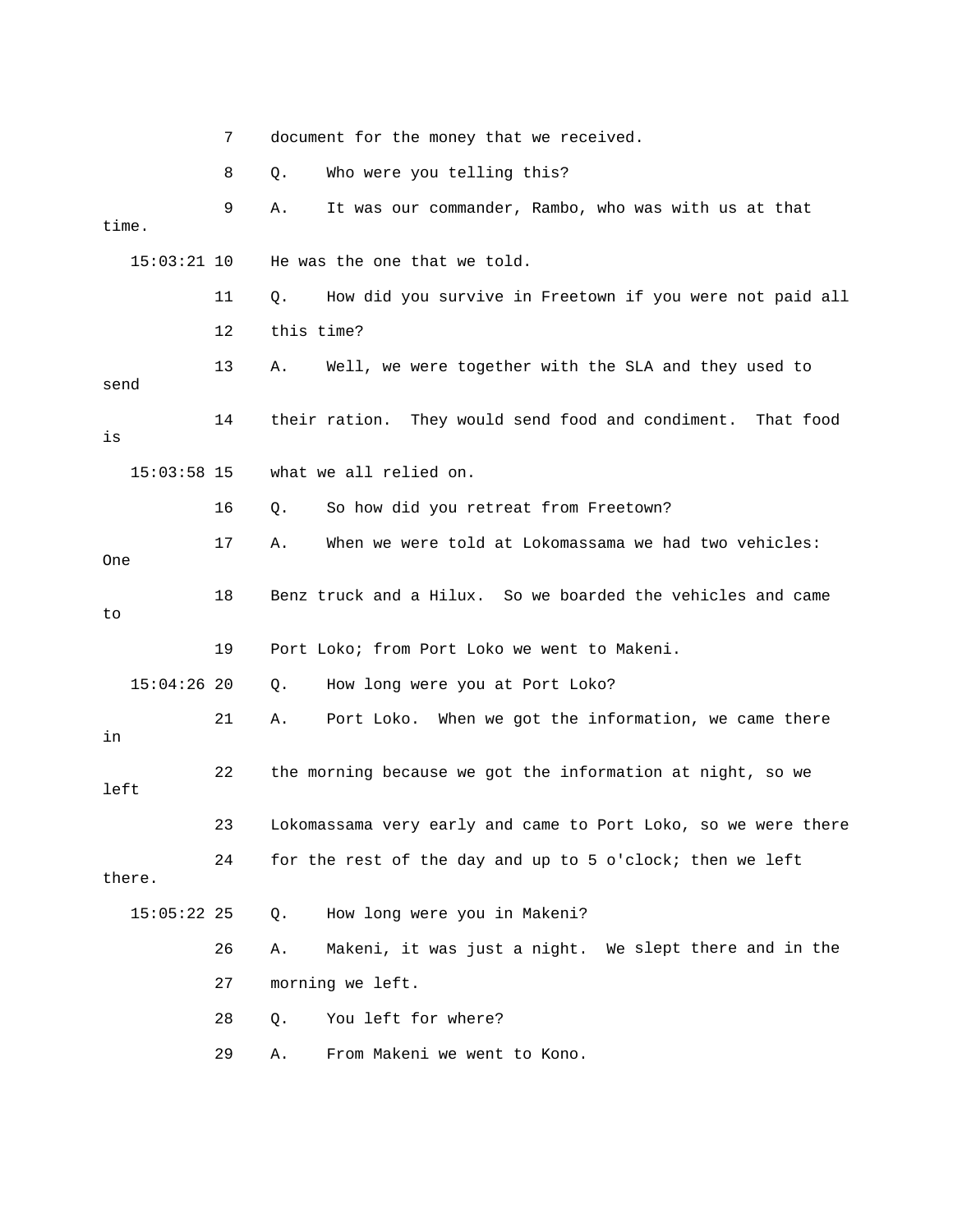7 document for the money that we received.

8 Q. Who were you telling this?

9 A. It was our commander, Rambo, who was with us at that time.

15:03:21 10 He was the one that we told.

11 Q. How did you survive in Freetown if you were not paid all

12 this time?

13 A. Well, we were together with the SLA and they used to send

14 their ration. They would send food and condiment. That food is

15:03:58 15 what we all relied on.

16 Q. So how did you retreat from Freetown?

17 A. When we were told at Lokomassama we had two vehicles: One

18 Benz truck and a Hilux. So we boarded the vehicles and came to

19 Port Loko; from Port Loko we went to Makeni.

15:04:26 20 Q. How long were you at Port Loko?

21 A. Port Loko. When we got the information, we came there in

22 the morning because we got the information at night, so we left

23 Lokomassama very early and came to Port Loko, so we were there

24 for the rest of the day and up to 5 o'clock; then we left there.

15:05:22 25 Q. How long were you in Makeni?

26 A. Makeni, it was just a night. We slept there and in the

27 morning we left.

28 Q. You left for where?

29 A. From Makeni we went to Kono.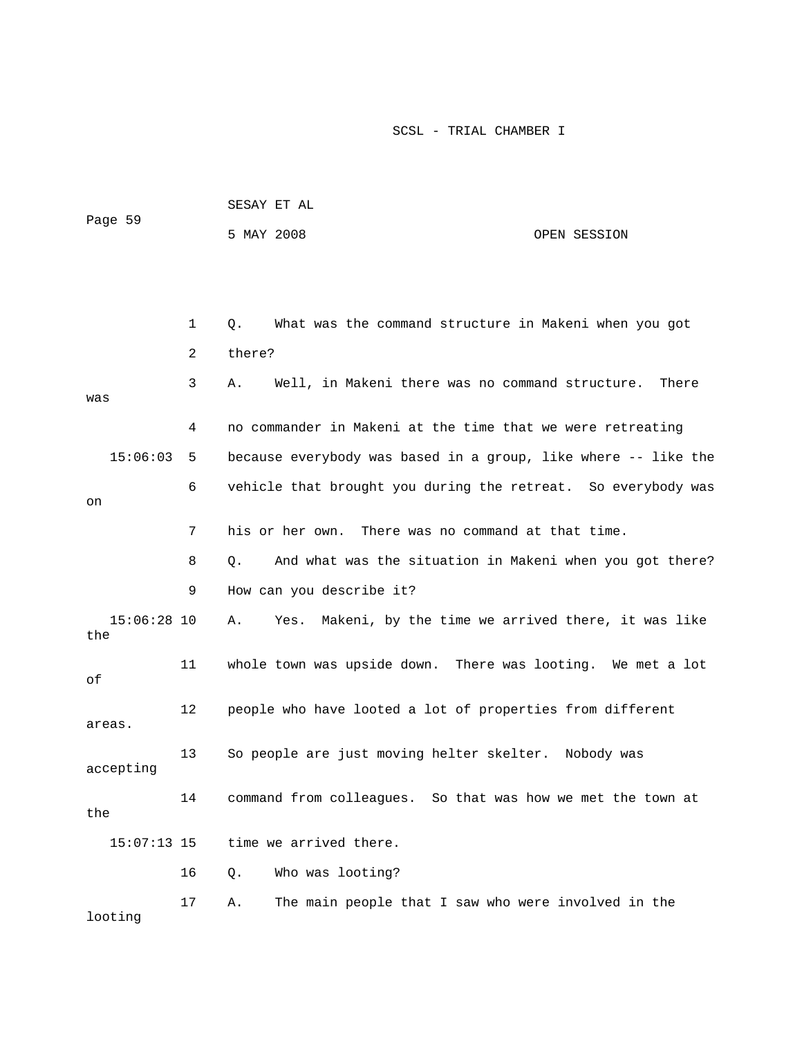Q. What was the command structure in Makeni when you got there?

A. Well, in Makeni there was no command structure. There was no commander in Makeni at the time that we were retreating because everybody was based in a group, like where -- like the vehicle that brought you during the retreat. So everybody was on his or her own. There was no command at that time.

Q. And what was the situation in Makeni when you got there? How can you describe it?

A. Yes. Makeni, by the time we arrived there, it was like the whole town was upside down. There was looting. We met a lot of people who have looted a lot of properties from different areas. So people are just moving helter skelter. Nobody was accepting command from colleagues. So that was how we met the town at the time we arrived there.

Q. Who was looting?

A. The main people that I saw who were involved in the looting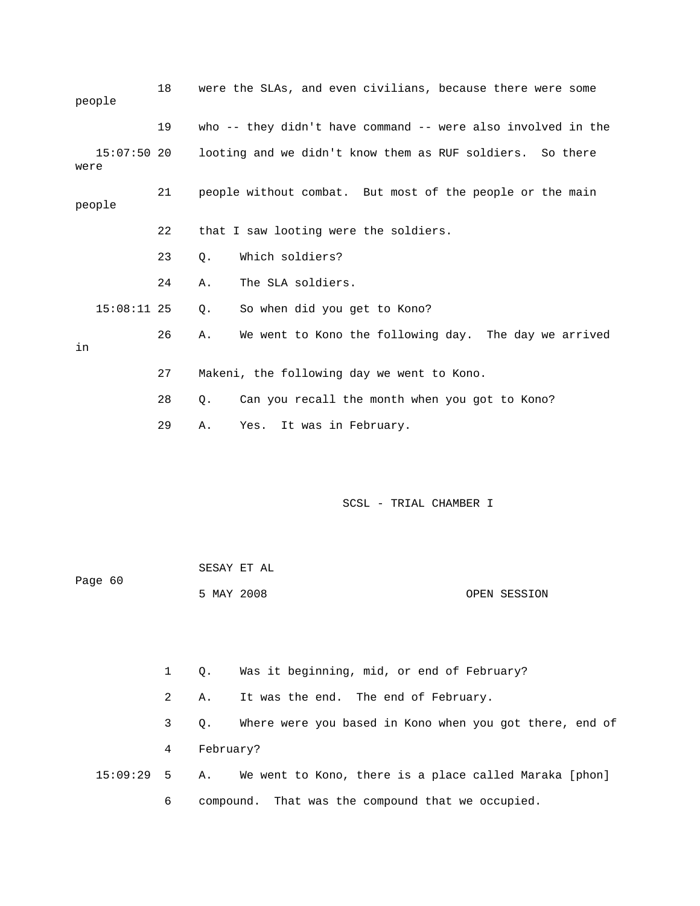18 were the SLAs, and even civilians, because there were some people

19 who -- they didn't have command -- were also involved in the

15:07:50 20 looting and we didn't know them as RUF soldiers. So there were

21 people without combat. But most of the people or the main people

22 that I saw looting were the soldiers.

23 Q. Which soldiers?

24 A. The SLA soldiers.

15:08:11 25 Q. So when did you get to Kono?

26 A. We went to Kono the following day. The day we arrived in

27 Makeni, the following day we went to Kono.

28 Q. Can you recall the month when you got to Kono?

29 A. Yes. It was in February.

1 Q. Was it beginning, mid, or end of February?

2 A. It was the end. The end of February.

3 Q. Where were you based in Kono when you got there, end of

4 February?

15:09:29 5 A. We went to Kono, there is a place called Maraka [phon]

6 compound. That was the compound that we occupied.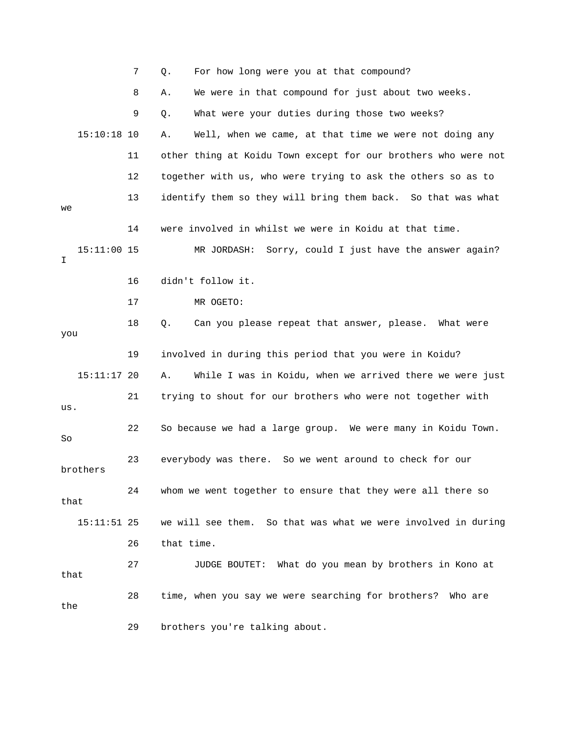7 Q. For how long were you at that compound?

8 A. We were in that compound for just about two weeks.

9 Q. What were your duties during those two weeks?

15:10:18 10 A. Well, when we came, at that time we were not doing any

11 other thing at Koidu Town except for our brothers who were not

12 together with us, who were trying to ask the others so as to

13 identify them so they will bring them back. So that was what we

14 were involved in whilst we were in Koidu at that time.

15:11:00 15 MR JORDASH: Sorry, could I just have the answer again? I

16 didn't follow it.

17 MR OGETO:

18 Q. Can you please repeat that answer, please. What were you

19 involved in during this period that you were in Koidu?

15:11:17 20 A. While I was in Koidu, when we arrived there we were just

21 trying to shout for our brothers who were not together with us.

22 So because we had a large group. We were many in Koidu Town. So

23 everybody was there. So we went around to check for our brothers

24 whom we went together to ensure that they were all there so that

15:11:51 25 we will see them. So that was what we were involved in during

26 that time.

27 JUDGE BOUTET: What do you mean by brothers in Kono at that

28 time, when you say we were searching for brothers? Who are the

29 brothers you're talking about.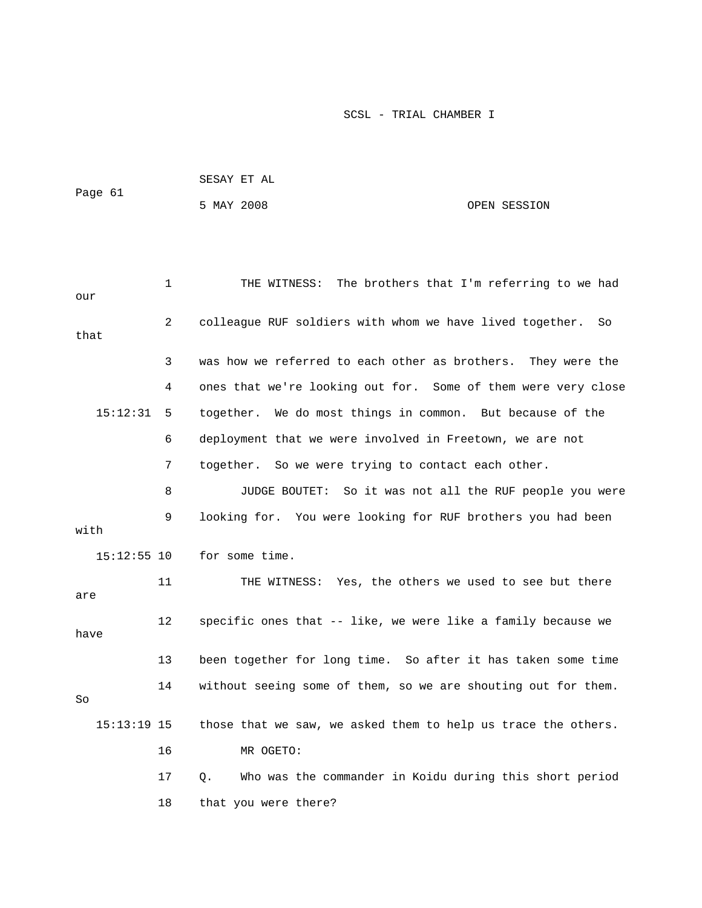THE WITNESS: The brothers that I'm referring to we had our colleague RUF soldiers with whom we have lived together. So that was how we referred to each other as brothers. They were the ones that we're looking out for. Some of them were very close together. We do most things in common. But because of the deployment that we were involved in Freetown, we are not together. So we were trying to contact each other.

JUDGE BOUTET: So it was not all the RUF people you were looking for. You were looking for RUF brothers you had been with for some time.

THE WITNESS: Yes, the others we used to see but there are specific ones that -- like, we were like a family because we have been together for long time. So after it has taken some time without seeing some of them, so we are shouting out for them. So those that we saw, we asked them to help us trace the others.

MR OGETO:

Q. Who was the commander in Koidu during this short period that you were there?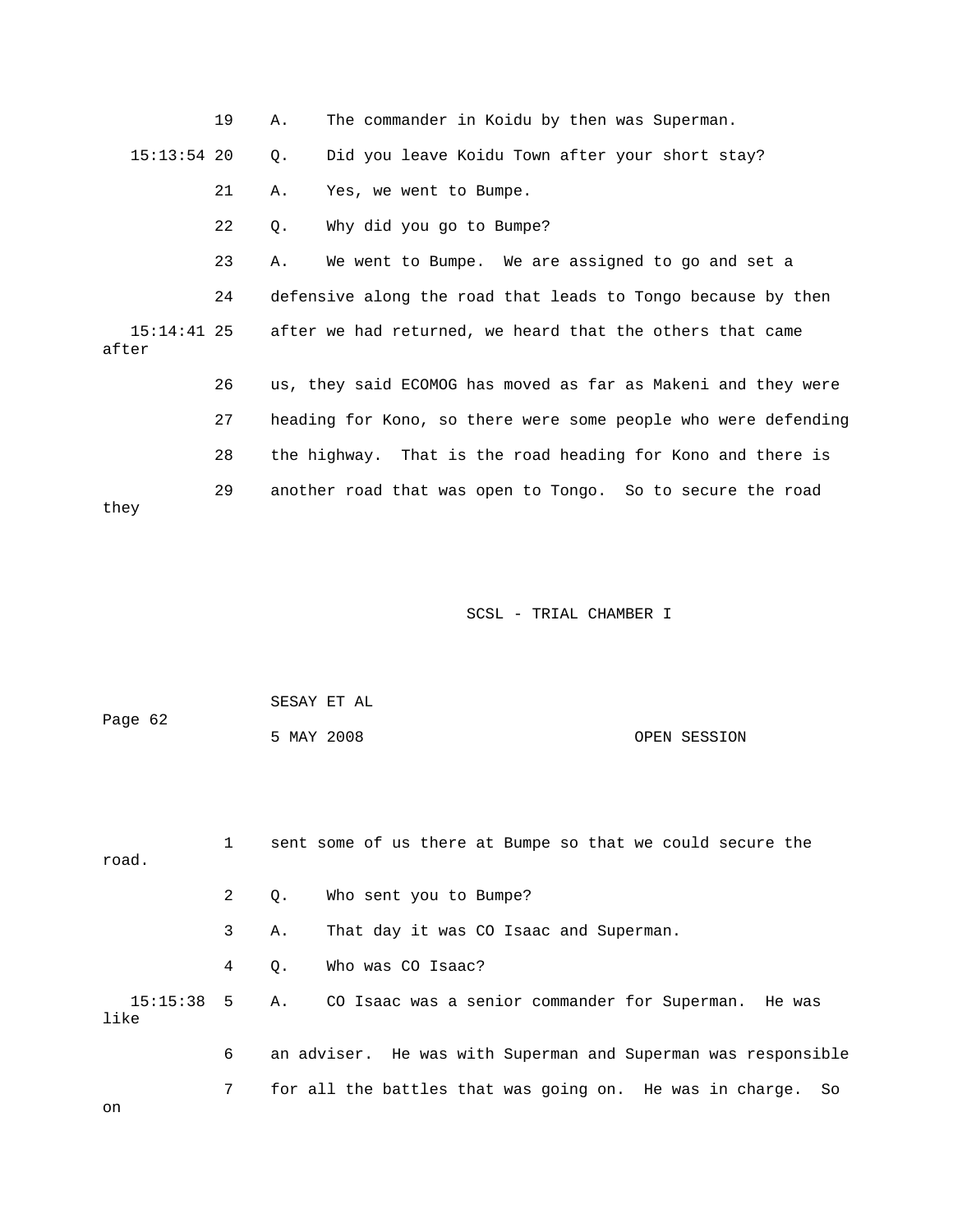19 A. The commander in Koidu by then was Superman.

15:13:54 20 Q. Did you leave Koidu Town after your short stay?

21 A. Yes, we went to Bumpe.

22 Q. Why did you go to Bumpe?

23 A. We went to Bumpe. We are assigned to go and set a

24 defensive along the road that leads to Tongo because by then

15:14:41 25 after we had returned, we heard that the others that came after

26 us, they said ECOMOG has moved as far as Makeni and they were

27 heading for Kono, so there were some people who were defending

28 the highway. That is the road heading for Kono and there is

29 another road that was open to Tongo. So to secure the road they

1 sent some of us there at Bumpe so that we could secure the road.

2 Q. Who sent you to Bumpe?

3 A. That day it was CO Isaac and Superman.

4 Q. Who was CO Isaac?

15:15:38 5 A. CO Isaac was a senior commander for Superman. He was like

6 an adviser. He was with Superman and Superman was responsible

7 for all the battles that was going on. He was in charge. So on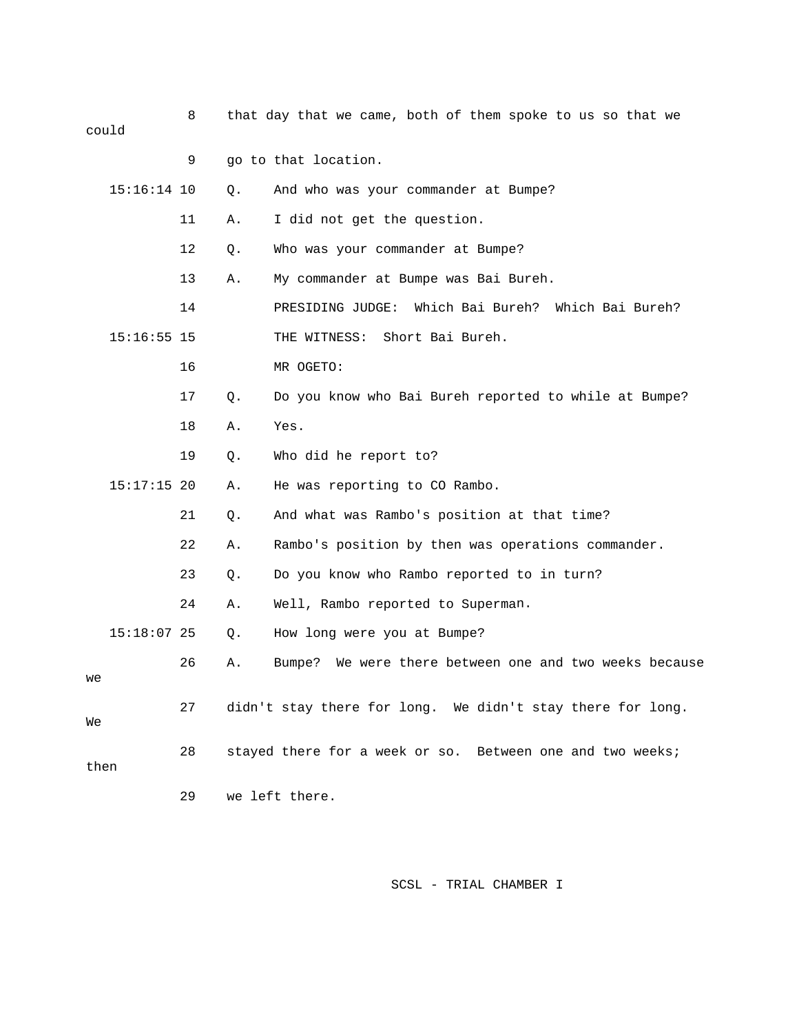8 that day that we came, both of them spoke to us so that we could

9 go to that location.

15:16:14 10 Q. And who was your commander at Bumpe?

11 A. I did not get the question.

12 Q. Who was your commander at Bumpe?

13 A. My commander at Bumpe was Bai Bureh.

14 PRESIDING JUDGE: Which Bai Bureh? Which Bai Bureh?

15:16:55 15 THE WITNESS: Short Bai Bureh.

16 MR OGETO:

17 Q. Do you know who Bai Bureh reported to while at Bumpe?

18 A. Yes.

19 Q. Who did he report to?

15:17:15 20 A. He was reporting to CO Rambo.

21 Q. And what was Rambo's position at that time?

22 A. Rambo's position by then was operations commander.

23 Q. Do you know who Rambo reported to in turn?

24 A. Well, Rambo reported to Superman.

15:18:07 25 Q. How long were you at Bumpe?

26 A. Bumpe? We were there between one and two weeks because we

27 didn't stay there for long. We didn't stay there for long. We

28 stayed there for a week or so. Between one and two weeks; then

29 we left there.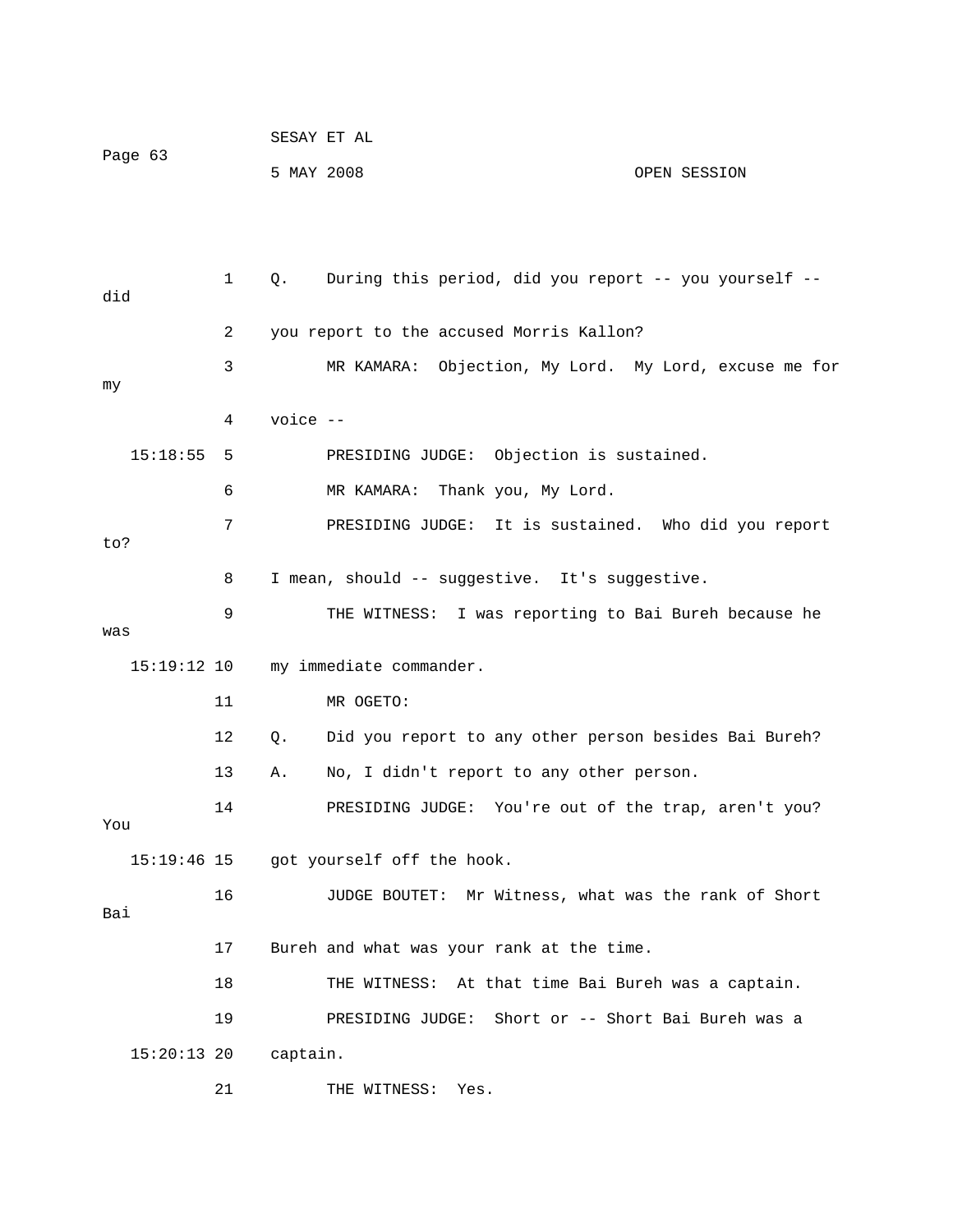1 Q. During this period, did you report -- you yourself -- did

2 you report to the accused Morris Kallon?

3 MR KAMARA: Objection, My Lord. My Lord, excuse me for my

4 voice --

15:18:55 5 PRESIDING JUDGE: Objection is sustained.

6 MR KAMARA: Thank you, My Lord.

7 PRESIDING JUDGE: It is sustained. Who did you report to?

8 I mean, should -- suggestive. It's suggestive.

9 THE WITNESS: I was reporting to Bai Bureh because he was

15:19:12 10 my immediate commander.

11 MR OGETO:

12 Q. Did you report to any other person besides Bai Bureh?

13 A. No, I didn't report to any other person.

14 PRESIDING JUDGE: You're out of the trap, aren't you? You

15:19:46 15 got yourself off the hook.

16 JUDGE BOUTET: Mr Witness, what was the rank of Short Bai

17 Bureh and what was your rank at the time.

18 THE WITNESS: At that time Bai Bureh was a captain.

19 PRESIDING JUDGE: Short or -- Short Bai Bureh was a

15:20:13 20 captain.

21 THE WITNESS: Yes.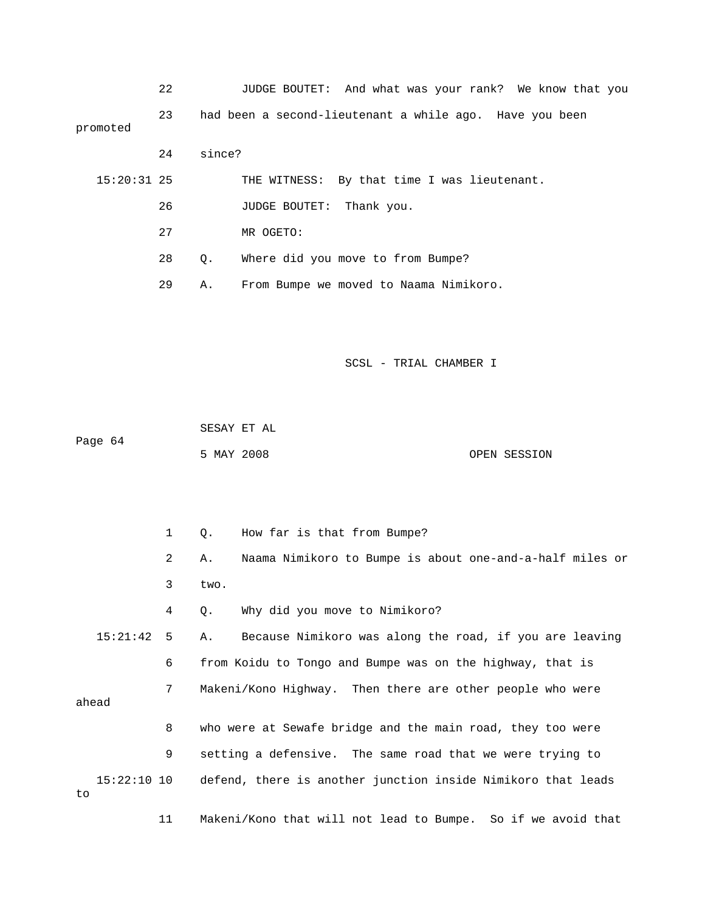22 JUDGE BOUTET: And what was your rank? We know that you

23 had been a second-lieutenant a while ago. Have you been promoted

24 since?

15:20:31 25 THE WITNESS: By that time I was lieutenant.

26 JUDGE BOUTET: Thank you.

27 MR OGETO:

28 Q. Where did you move to from Bumpe?

29 A. From Bumpe we moved to Naama Nimikoro.

SCSL - TRIAL CHAMBER I

SESAY ET AL

5 MAY 2008 OPEN SESSION

1 Q. How far is that from Bumpe?

2 A. Naama Nimikoro to Bumpe is about one-and-a-half miles or

3 two.

4 Q. Why did you move to Nimikoro?

15:21:42 5 A. Because Nimikoro was along the road, if you are leaving

6 from Koidu to Tongo and Bumpe was on the highway, that is

7 Makeni/Kono Highway. Then there are other people who were ahead

8 who were at Sewafe bridge and the main road, they too were

9 setting a defensive. The same road that we were trying to

15:22:10 10 defend, there is another junction inside Nimikoro that leads to

11 Makeni/Kono that will not lead to Bumpe. So if we avoid that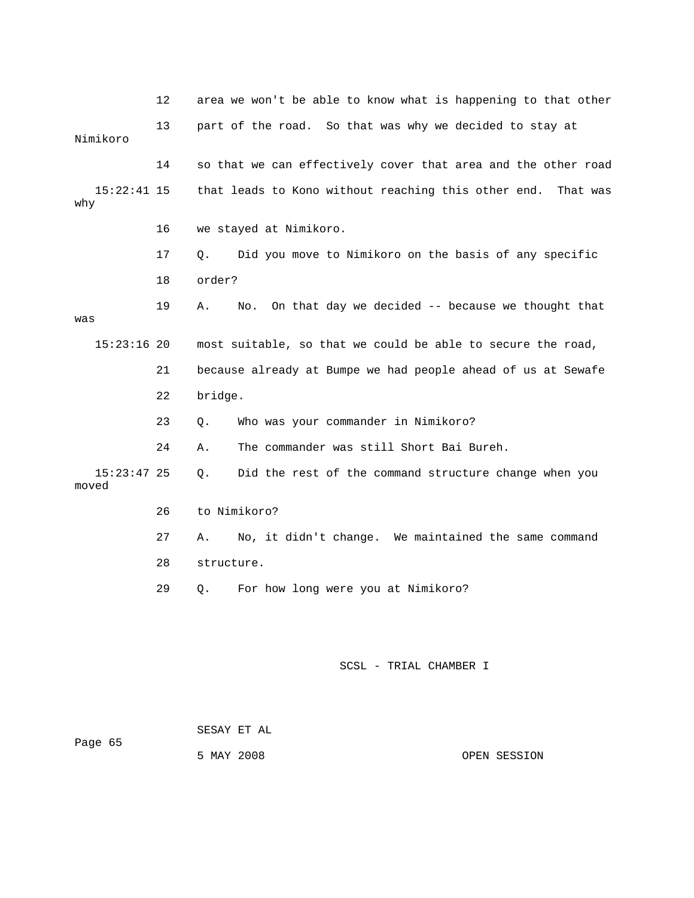12 area we won't be able to know what is happening to that other

13 part of the road. So that was why we decided to stay at Nimikoro

14 so that we can effectively cover that area and the other road

15:22:41 15 that leads to Kono without reaching this other end. That was why

16 we stayed at Nimikoro.

17 Q. Did you move to Nimikoro on the basis of any specific

18 order?

19 A. No. On that day we decided -- because we thought that was

15:23:16 20 most suitable, so that we could be able to secure the road,

21 because already at Bumpe we had people ahead of us at Sewafe

22 bridge.

23 Q. Who was your commander in Nimikoro?

24 A. The commander was still Short Bai Bureh.

15:23:47 25 Q. Did the rest of the command structure change when you moved

26 to Nimikoro?

27 A. No, it didn't change. We maintained the same command

28 structure.

29 Q. For how long were you at Nimikoro?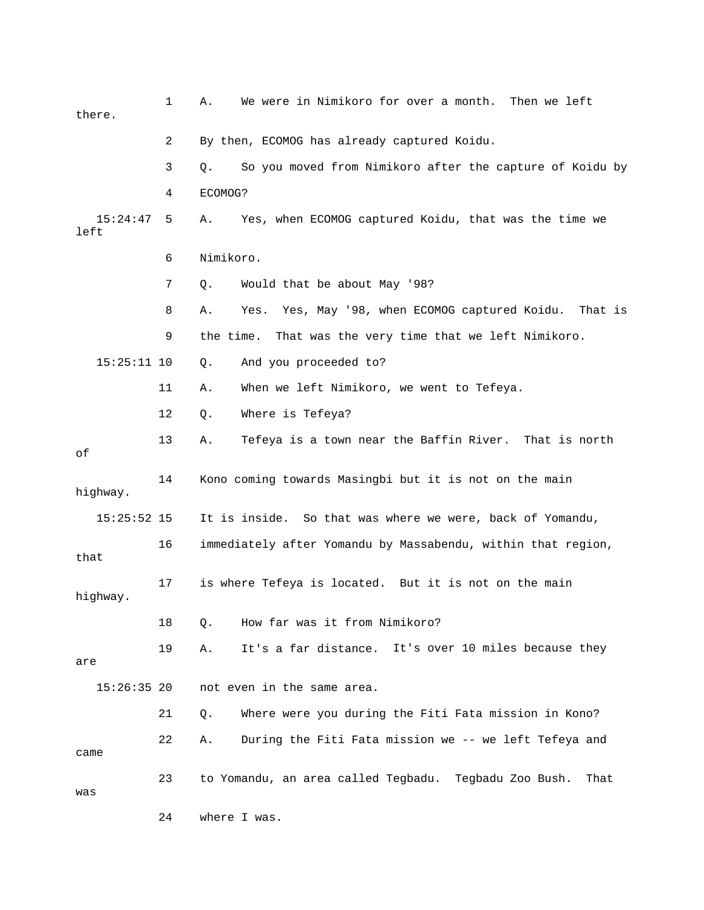1 A. We were in Nimikoro for over a month. Then we left there.

2 By then, ECOMOG has already captured Koidu.

3 Q. So you moved from Nimikoro after the capture of Koidu by

4 ECOMOG?

15:24:47 5 A. Yes, when ECOMOG captured Koidu, that was the time we left

6 Nimikoro.

7 Q. Would that be about May '98?

8 A. Yes. Yes, May '98, when ECOMOG captured Koidu. That is

9 the time. That was the very time that we left Nimikoro.

15:25:11 10 Q. And you proceeded to?

11 A. When we left Nimikoro, we went to Tefeya.

12 Q. Where is Tefeya?

13 A. Tefeya is a town near the Baffin River. That is north of

14 Kono coming towards Masingbi but it is not on the main highway.

15:25:52 15 It is inside. So that was where we were, back of Yomandu,

16 immediately after Yomandu by Massabendu, within that region, that

17 is where Tefeya is located. But it is not on the main highway.

18 Q. How far was it from Nimikoro?

19 A. It's a far distance. It's over 10 miles because they are

15:26:35 20 not even in the same area.

21 Q. Where were you during the Fiti Fata mission in Kono?

22 A. During the Fiti Fata mission we -- we left Tefeya and came

23 to Yomandu, an area called Tegbadu. Tegbadu Zoo Bush. That was

24 where I was.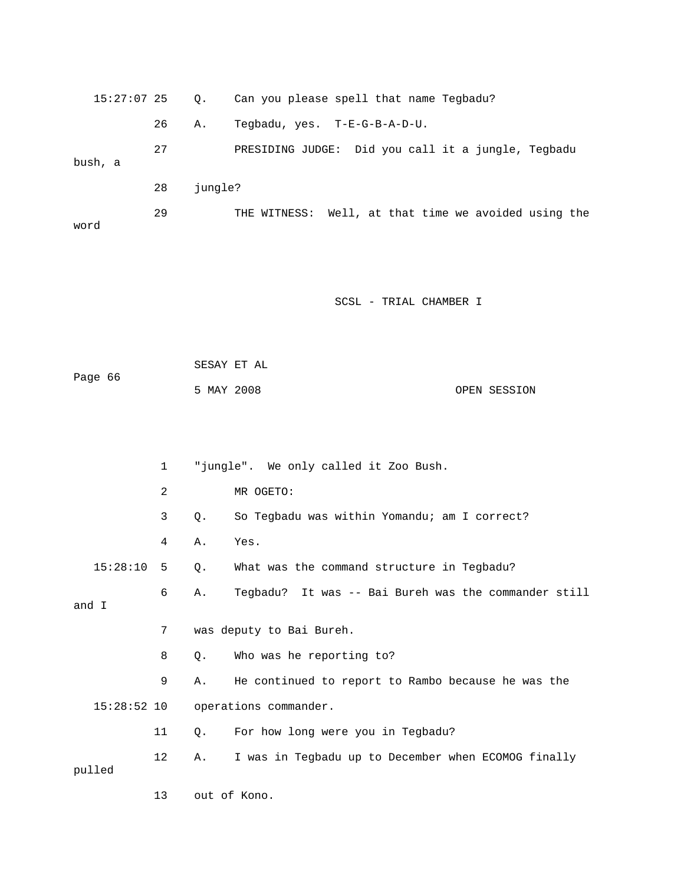15:27:07 25 Q. Can you please spell that name Tegbadu?

26 A. Tegbadu, yes. T-E-G-B-A-D-U.

27 PRESIDING JUDGE: Did you call it a jungle, Tegbadu bush, a

28 jungle?

29 THE WITNESS: Well, at that time we avoided using the word

1 "jungle". We only called it Zoo Bush.

2 MR OGETO:

3 Q. So Tegbadu was within Yomandu; am I correct?

4 A. Yes.

15:28:10 5 Q. What was the command structure in Tegbadu?

6 A. Tegbadu? It was -- Bai Bureh was the commander still and I

7 was deputy to Bai Bureh.

8 Q. Who was he reporting to?

9 A. He continued to report to Rambo because he was the

15:28:52 10 operations commander.

11 Q. For how long were you in Tegbadu?

12 A. I was in Tegbadu up to December when ECOMOG finally pulled

13 out of Kono.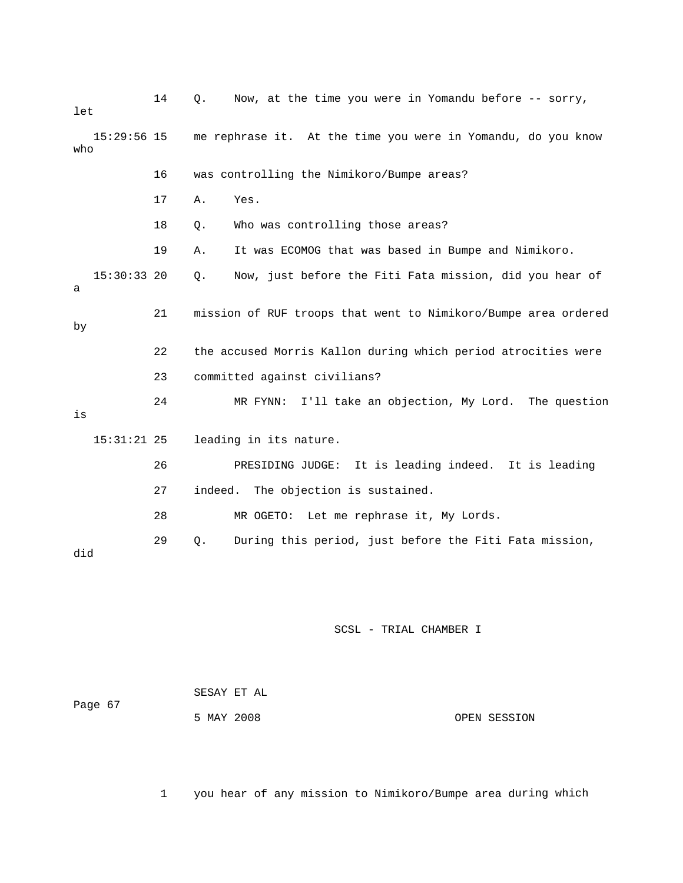14 Q. Now, at the time you were in Yomandu before -- sorry, let

15:29:56 15 me rephrase it. At the time you were in Yomandu, do you know who

16 was controlling the Nimikoro/Bumpe areas?

17 A. Yes.

18 Q. Who was controlling those areas?

19 A. It was ECOMOG that was based in Bumpe and Nimikoro.

15:30:33 20 Q. Now, just before the Fiti Fata mission, did you hear of a

21 mission of RUF troops that went to Nimikoro/Bumpe area ordered by

22 the accused Morris Kallon during which period atrocities were

23 committed against civilians?

24 MR FYNN: I'll take an objection, My Lord. The question is

15:31:21 25 leading in its nature.

26 PRESIDING JUDGE: It is leading indeed. It is leading

27 indeed. The objection is sustained.

28 MR OGETO: Let me rephrase it, My Lords.

29 Q. During this period, just before the Fiti Fata mission, did

1 you hear of any mission to Nimikoro/Bumpe area during which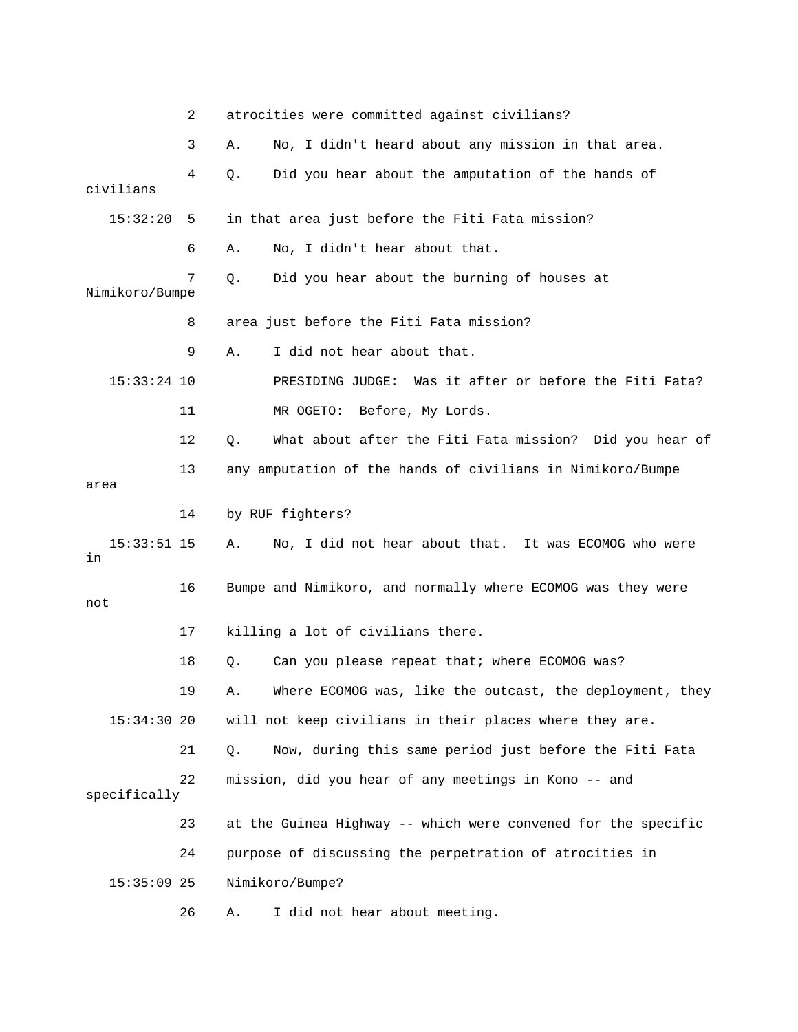2 atrocities were committed against civilians?

3 A. No, I didn't heard about any mission in that area.

4 Q. Did you hear about the amputation of the hands of civilians

15:32:20 5 in that area just before the Fiti Fata mission?

6 A. No, I didn't hear about that.

7 Q. Did you hear about the burning of houses at Nimikoro/Bumpe

8 area just before the Fiti Fata mission?

9 A. I did not hear about that.

15:33:24 10 PRESIDING JUDGE: Was it after or before the Fiti Fata?

11 MR OGETO: Before, My Lords.

12 Q. What about after the Fiti Fata mission? Did you hear of

13 any amputation of the hands of civilians in Nimikoro/Bumpe area

14 by RUF fighters?

15:33:51 15 A. No, I did not hear about that. It was ECOMOG who were in

16 Bumpe and Nimikoro, and normally where ECOMOG was they were not

17 killing a lot of civilians there.

18 Q. Can you please repeat that; where ECOMOG was?

19 A. Where ECOMOG was, like the outcast, the deployment, they

15:34:30 20 will not keep civilians in their places where they are.

21 Q. Now, during this same period just before the Fiti Fata

22 mission, did you hear of any meetings in Kono -- and specifically

23 at the Guinea Highway -- which were convened for the specific

24 purpose of discussing the perpetration of atrocities in

15:35:09 25 Nimikoro/Bumpe?

26 A. I did not hear about meeting.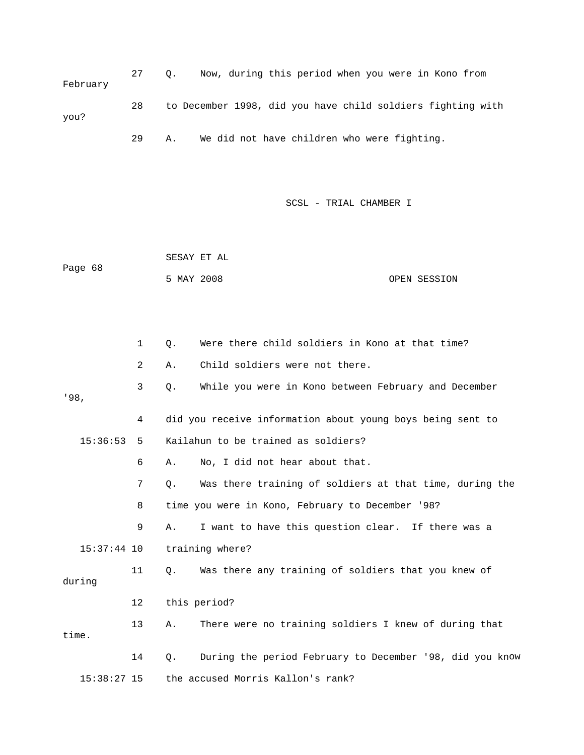27 Q. Now, during this period when you were in Kono from February

28 to December 1998, did you have child soldiers fighting with you?

29 A. We did not have children who were fighting.

1 Q. Were there child soldiers in Kono at that time?

2 A. Child soldiers were not there.

3 Q. While you were in Kono between February and December '98,

4 did you receive information about young boys being sent to

15:36:53 5 Kailahun to be trained as soldiers?

6 A. No, I did not hear about that.

7 Q. Was there training of soldiers at that time, during the

8 time you were in Kono, February to December '98?

9 A. I want to have this question clear. If there was a

15:37:44 10 training where?

11 Q. Was there any training of soldiers that you knew of during

12 this period?

13 A. There were no training soldiers I knew of during that time.

14 Q. During the period February to December '98, did you know

15:38:27 15 the accused Morris Kallon's rank?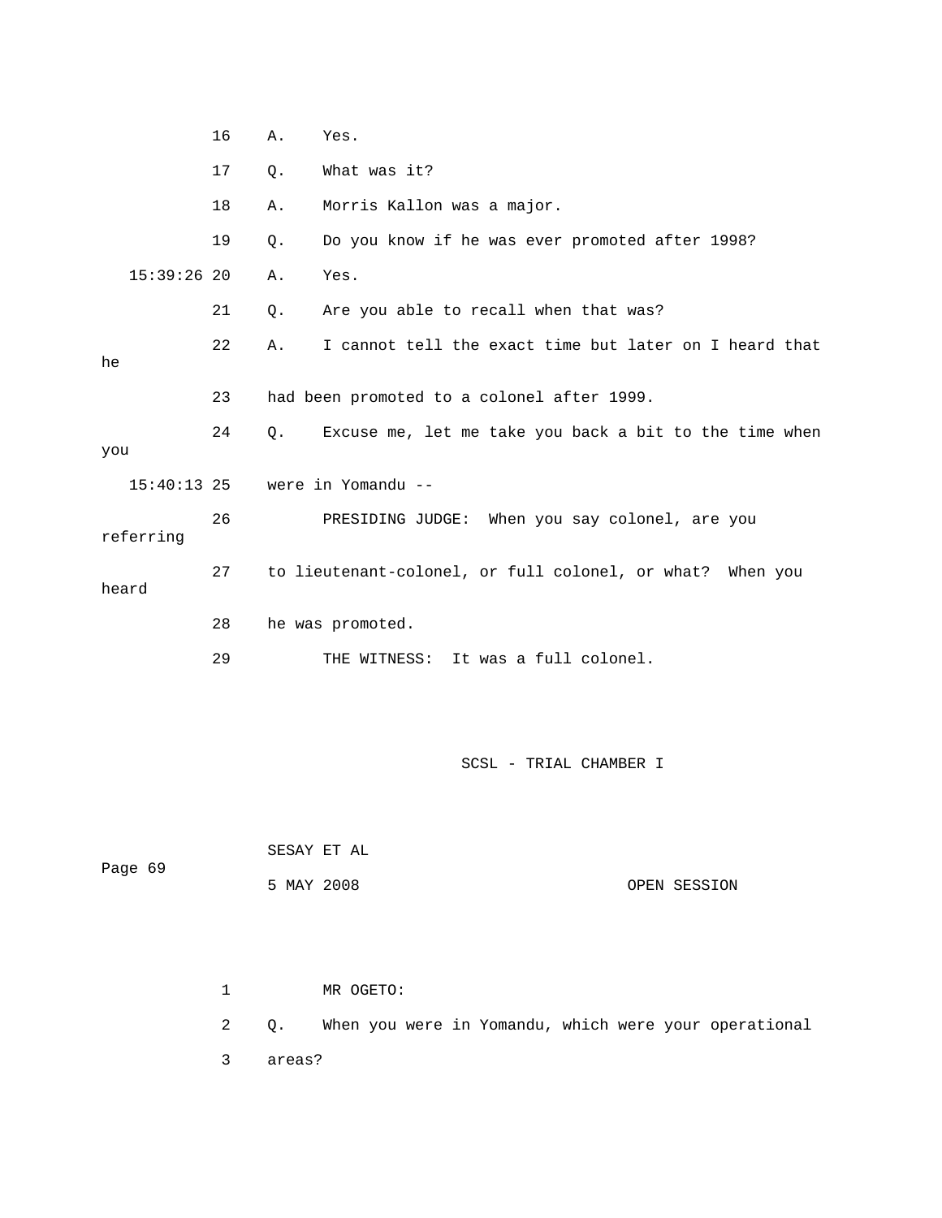16 A. Yes.

17 Q. What was it?

18 A. Morris Kallon was a major.

19 Q. Do you know if he was ever promoted after 1998?

15:39:26 20 A. Yes.

21 Q. Are you able to recall when that was?

22 A. I cannot tell the exact time but later on I heard that he

23 had been promoted to a colonel after 1999.

24 Q. Excuse me, let me take you back a bit to the time when you

15:40:13 25 were in Yomandu --

26 PRESIDING JUDGE: When you say colonel, are you referring

27 to lieutenant-colonel, or full colonel, or what? When you heard

28 he was promoted.

29 THE WITNESS: It was a full colonel.

1 MR OGETO:

2 Q. When you were in Yomandu, which were your operational

3 areas?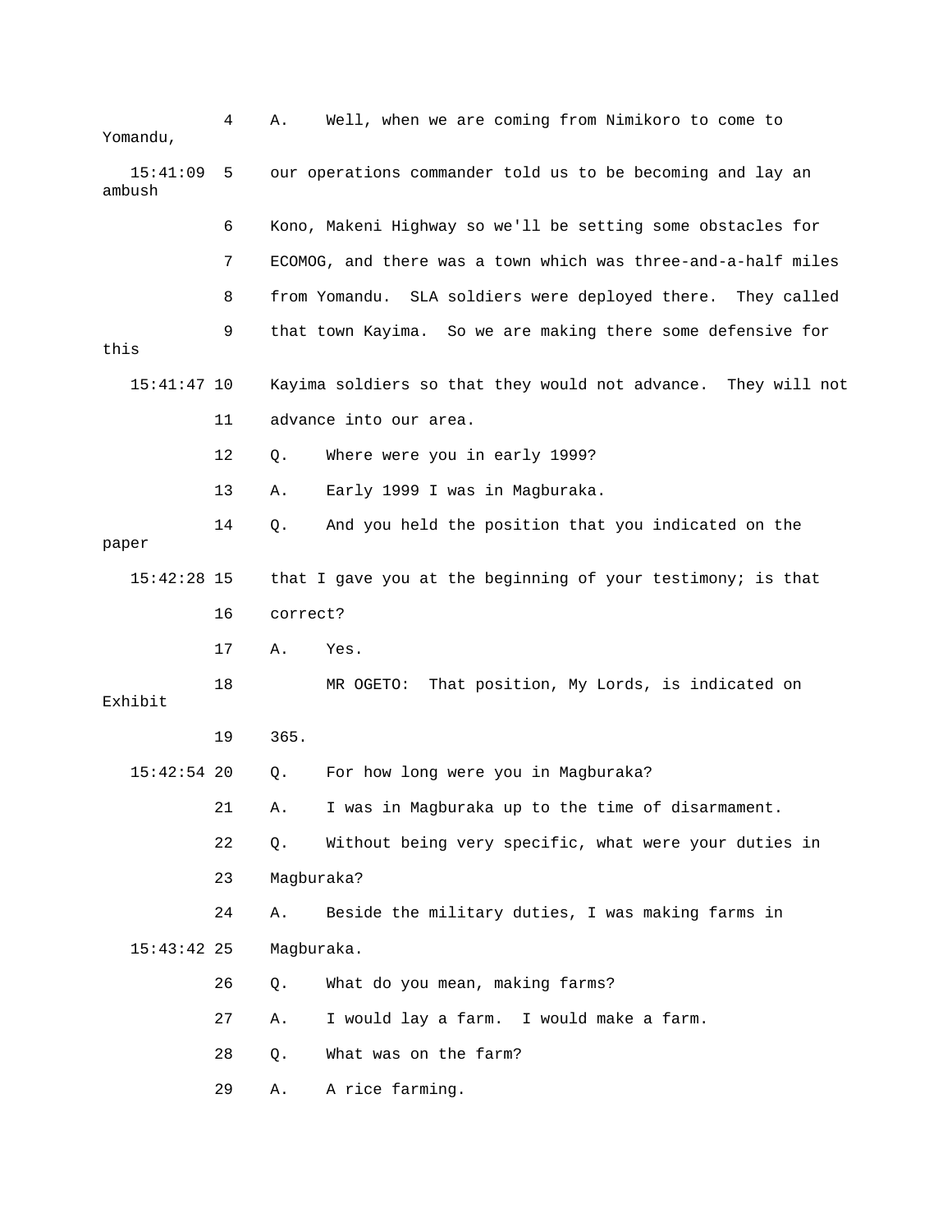4 A. Well, when we are coming from Nimikoro to come to Yomandu,

15:41:09 5 our operations commander told us to be becoming and lay an ambush

6 Kono, Makeni Highway so we'll be setting some obstacles for

7 ECOMOG, and there was a town which was three-and-a-half miles

8 from Yomandu. SLA soldiers were deployed there. They called

9 that town Kayima. So we are making there some defensive for this

15:41:47 10 Kayima soldiers so that they would not advance. They will not

11 advance into our area.

12 Q. Where were you in early 1999?

13 A. Early 1999 I was in Magburaka.

14 Q. And you held the position that you indicated on the paper

15:42:28 15 that I gave you at the beginning of your testimony; is that

16 correct?

17 A. Yes.

18 MR OGETO: That position, My Lords, is indicated on Exhibit

19 365.

15:42:54 20 Q. For how long were you in Magburaka?

21 A. I was in Magburaka up to the time of disarmament.

22 Q. Without being very specific, what were your duties in

23 Magburaka?

24 A. Beside the military duties, I was making farms in

15:43:42 25 Magburaka.

26 Q. What do you mean, making farms?

27 A. I would lay a farm. I would make a farm.

28 Q. What was on the farm?

29 A. A rice farming.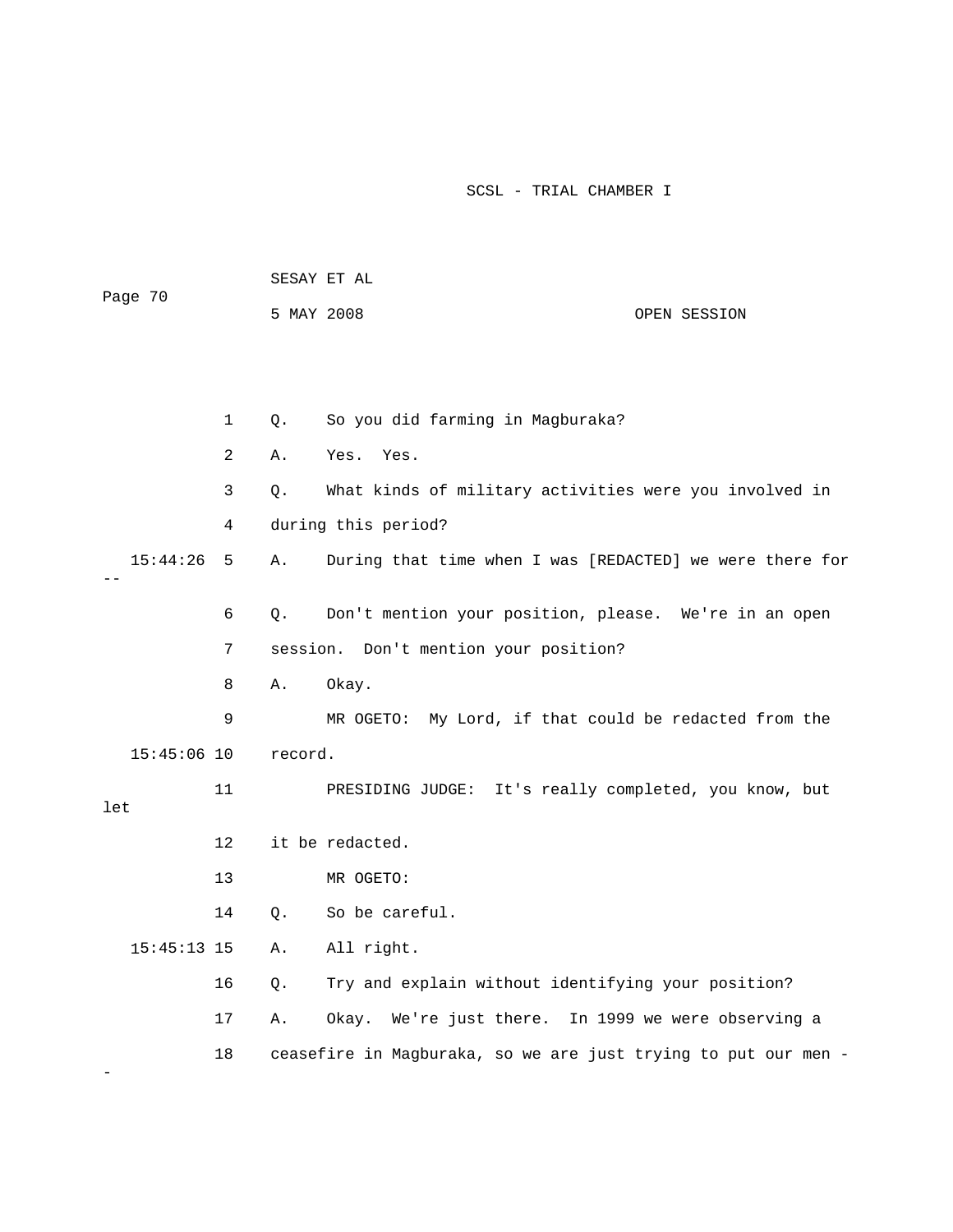1 Q. So you did farming in Magburaka?

2 A. Yes. Yes.

3 Q. What kinds of military activities were you involved in

4 during this period?

15:44:26 5 A. During that time when I was [REDACTED] we were there for --

6 Q. Don't mention your position, please. We're in an open

7 session. Don't mention your position?

8 A. Okay.

9 MR OGETO: My Lord, if that could be redacted from the

15:45:06 10 record.

11 PRESIDING JUDGE: It's really completed, you know, but let

12 it be redacted.

13 MR OGETO:

14 Q. So be careful.

15:45:13 15 A. All right.

16 Q. Try and explain without identifying your position?

17 A. Okay. We're just there. In 1999 we were observing a

18 ceasefire in Magburaka, so we are just trying to put our men --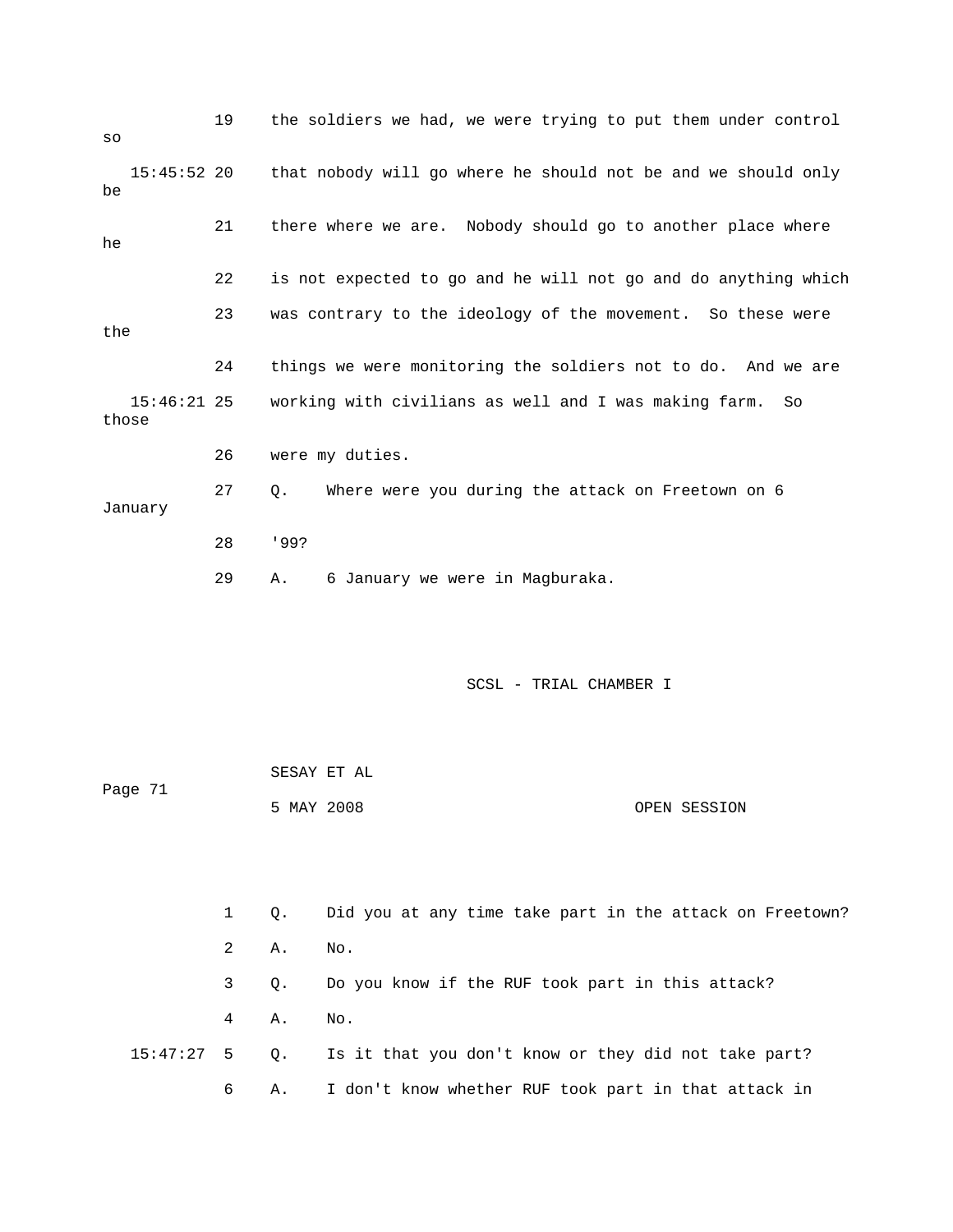19 the soldiers we had, we were trying to put them under control so

15:45:52 20 that nobody will go where he should not be and we should only be

21 there where we are. Nobody should go to another place where he

22 is not expected to go and he will not go and do anything which

23 was contrary to the ideology of the movement. So these were the

24 things we were monitoring the soldiers not to do. And we are

15:46:21 25 working with civilians as well and I was making farm. So those

26 were my duties.

27 Q. Where were you during the attack on Freetown on 6 January

28 '99?

29 A. 6 January we were in Magburaka.

1 Q. Did you at any time take part in the attack on Freetown?

2 A. No.

3 Q. Do you know if the RUF took part in this attack?

4 A. No.

15:47:27 5 Q. Is it that you don't know or they did not take part?

6 A. I don't know whether RUF took part in that attack in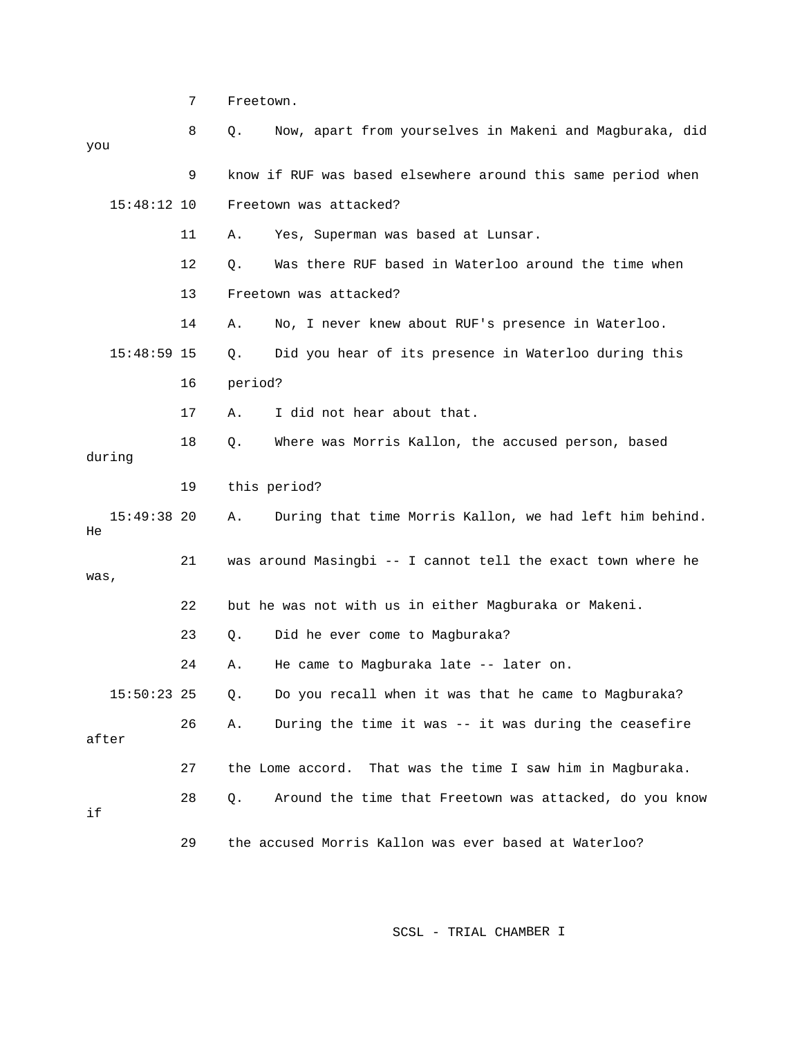7 Freetown.

8 Q. Now, apart from yourselves in Makeni and Magburaka, did you

9 know if RUF was based elsewhere around this same period when

15:48:12 10 Freetown was attacked?

11 A. Yes, Superman was based at Lunsar.

12 Q. Was there RUF based in Waterloo around the time when

13 Freetown was attacked?

14 A. No, I never knew about RUF's presence in Waterloo.

15:48:59 15 Q. Did you hear of its presence in Waterloo during this

16 period?

17 A. I did not hear about that.

18 Q. Where was Morris Kallon, the accused person, based during

19 this period?

15:49:38 20 A. During that time Morris Kallon, we had left him behind. He

21 was around Masingbi -- I cannot tell the exact town where he was,

22 but he was not with us in either Magburaka or Makeni.

23 Q. Did he ever come to Magburaka?

24 A. He came to Magburaka late -- later on.

15:50:23 25 Q. Do you recall when it was that he came to Magburaka?

26 A. During the time it was -- it was during the ceasefire after

27 the Lome accord. That was the time I saw him in Magburaka.

28 Q. Around the time that Freetown was attacked, do you know if

29 the accused Morris Kallon was ever based at Waterloo?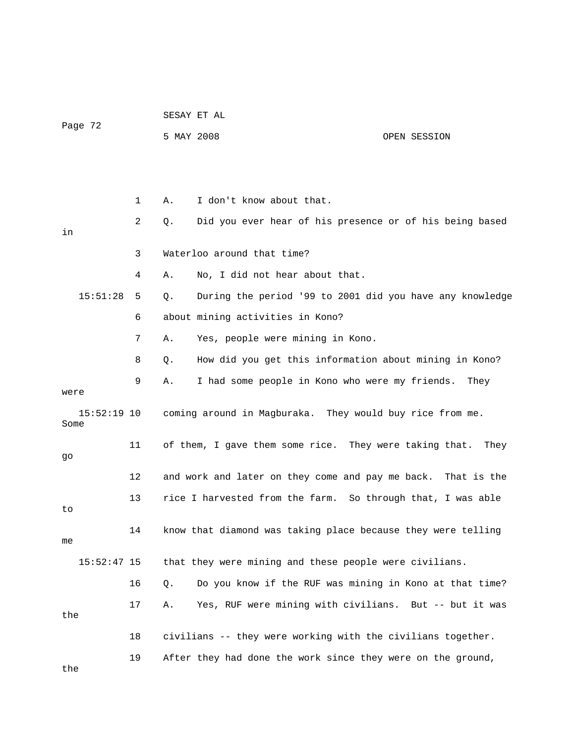1 A. I don't know about that.

2 Q. Did you ever hear of his presence or of his being based in

3 Waterloo around that time?

4 A. No, I did not hear about that.

15:51:28 5 Q. During the period '99 to 2001 did you have any knowledge

6 about mining activities in Kono?

7 A. Yes, people were mining in Kono.

8 Q. How did you get this information about mining in Kono?

9 A. I had some people in Kono who were my friends. They were

15:52:19 10 coming around in Magburaka. They would buy rice from me. Some

11 of them, I gave them some rice. They were taking that. They go

12 and work and later on they come and pay me back. That is the

13 rice I harvested from the farm. So through that, I was able to

14 know that diamond was taking place because they were telling me

15:52:47 15 that they were mining and these people were civilians.

16 Q. Do you know if the RUF was mining in Kono at that time?

17 A. Yes, RUF were mining with civilians. But -- but it was the

18 civilians -- they were working with the civilians together.

19 After they had done the work since they were on the ground, the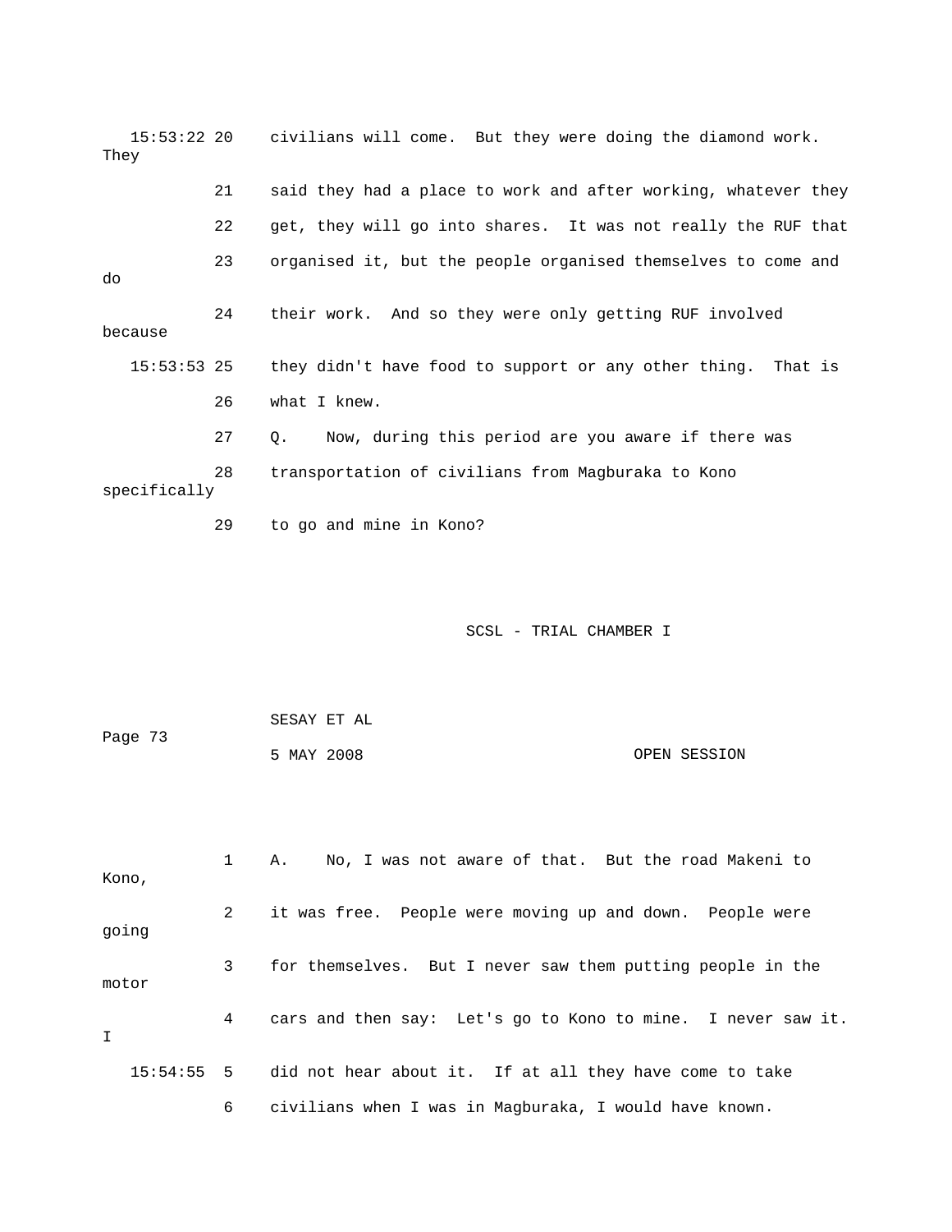15:53:22 20 civilians will come. But they were doing the diamond work. They

21 said they had a place to work and after working, whatever they

22 get, they will go into shares. It was not really the RUF that

23 organised it, but the people organised themselves to come and do

24 their work. And so they were only getting RUF involved because

15:53:53 25 they didn't have food to support or any other thing. That is

26 what I knew.

27 Q. Now, during this period are you aware if there was

28 transportation of civilians from Magburaka to Kono specifically

29 to go and mine in Kono?

1 A. No, I was not aware of that. But the road Makeni to Kono,

2 it was free. People were moving up and down. People were going

3 for themselves. But I never saw them putting people in the motor

4 cars and then say: Let's go to Kono to mine. I never saw it. I

15:54:55 5 did not hear about it. If at all they have come to take

6 civilians when I was in Magburaka, I would have known.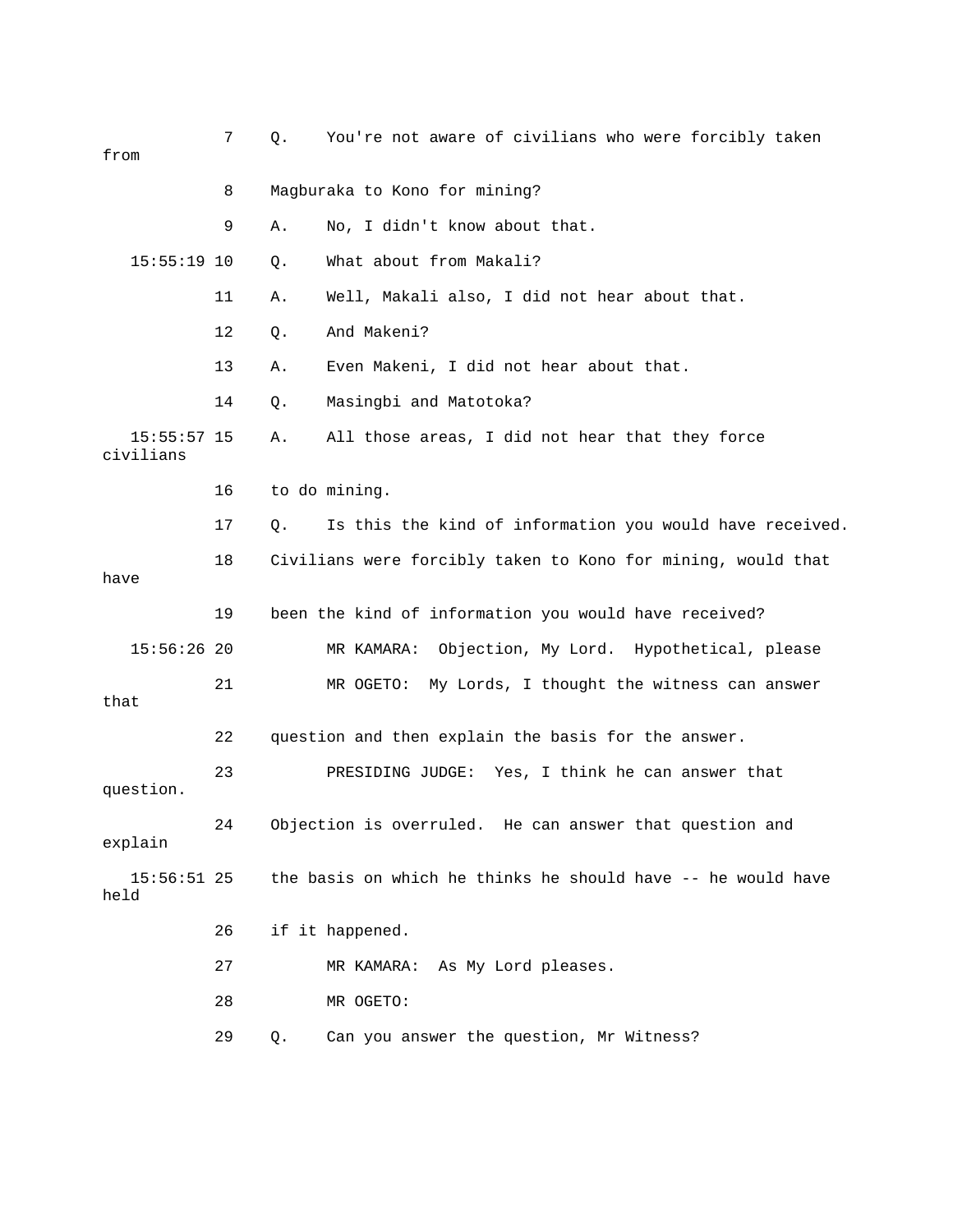7 Q. You're not aware of civilians who were forcibly taken from

8 Magburaka to Kono for mining?

9 A. No, I didn't know about that.

15:55:19 10 Q. What about from Makali?

11 A. Well, Makali also, I did not hear about that.

12 Q. And Makeni?

13 A. Even Makeni, I did not hear about that.

14 Q. Masingbi and Matotoka?

15:55:57 15 A. All those areas, I did not hear that they force civilians

16 to do mining.

17 Q. Is this the kind of information you would have received.

18 Civilians were forcibly taken to Kono for mining, would that have

19 been the kind of information you would have received?

15:56:26 20 MR KAMARA: Objection, My Lord. Hypothetical, please

21 MR OGETO: My Lords, I thought the witness can answer that

22 question and then explain the basis for the answer.

23 PRESIDING JUDGE: Yes, I think he can answer that question.

24 Objection is overruled. He can answer that question and explain

15:56:51 25 the basis on which he thinks he should have -- he would have held

26 if it happened.

27 MR KAMARA: As My Lord pleases.

28 MR OGETO:

29 Q. Can you answer the question, Mr Witness?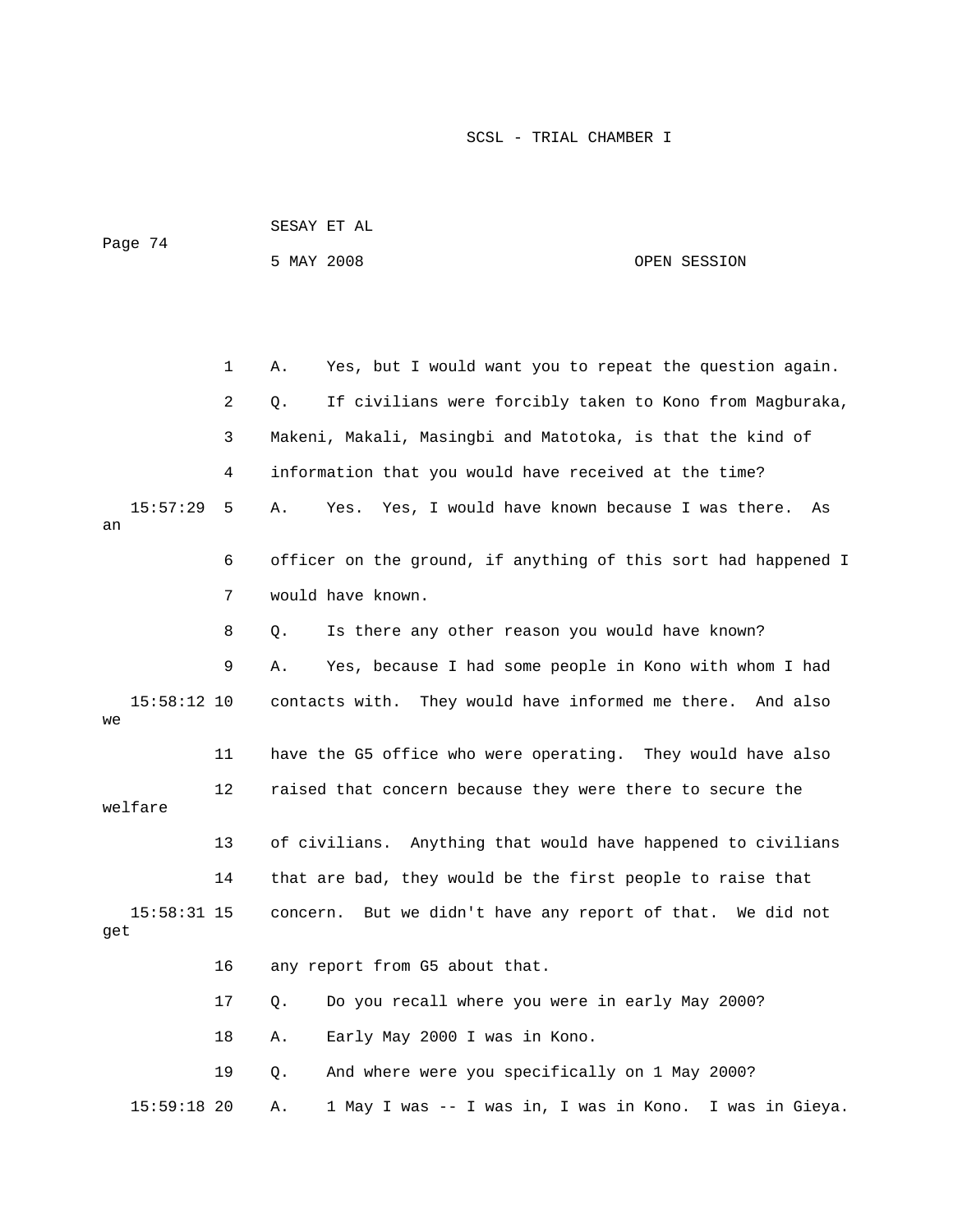A. Yes, but I would want you to repeat the question again.

Q. If civilians were forcibly taken to Kono from Magburaka, Makeni, Makali, Masingbi and Matotoka, is that the kind of information that you would have received at the time?

A. Yes. Yes, I would have known because I was there. As an officer on the ground, if anything of this sort had happened I would have known.

Q. Is there any other reason you would have known?

A. Yes, because I had some people in Kono with whom I had contacts with. They would have informed me there. And also we have the G5 office who were operating. They would have also raised that concern because they were there to secure the welfare of civilians. Anything that would have happened to civilians that are bad, they would be the first people to raise that concern. But we didn't have any report of that. We did not get any report from G5 about that.

Q. Do you recall where you were in early May 2000?

A. Early May 2000 I was in Kono.

Q. And where were you specifically on 1 May 2000?

A. 1 May I was -- I was in, I was in Kono. I was in Gieya.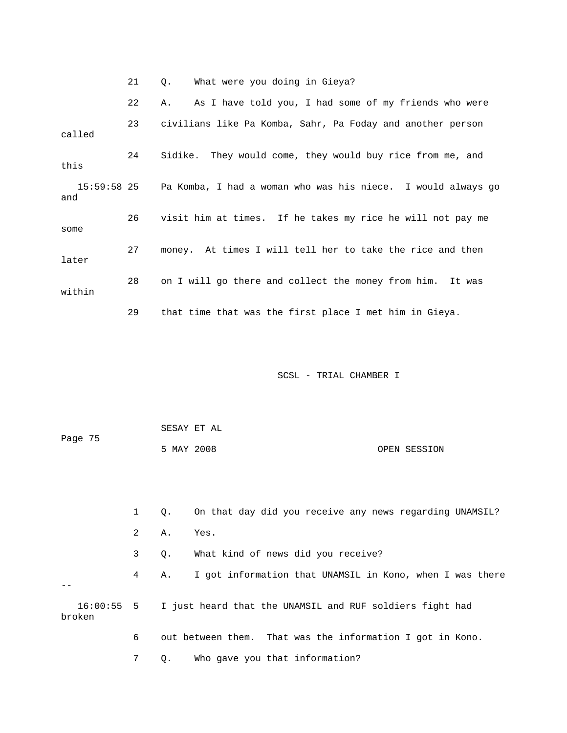21 Q. What were you doing in Gieya?

22 A. As I have told you, I had some of my friends who were

23 civilians like Pa Komba, Sahr, Pa Foday and another person called

24 Sidike. They would come, they would buy rice from me, and this

15:59:58 25 Pa Komba, I had a woman who was his niece. I would always go and

26 visit him at times. If he takes my rice he will not pay me some

27 money. At times I will tell her to take the rice and then later

28 on I will go there and collect the money from him. It was within

29 that time that was the first place I met him in Gieya.

1 Q. On that day did you receive any news regarding UNAMSIL?

2 A. Yes.

3 Q. What kind of news did you receive?

4 A. I got information that UNAMSIL in Kono, when I was there --

16:00:55 5 I just heard that the UNAMSIL and RUF soldiers fight had broken

6 out between them. That was the information I got in Kono.

7 Q. Who gave you that information?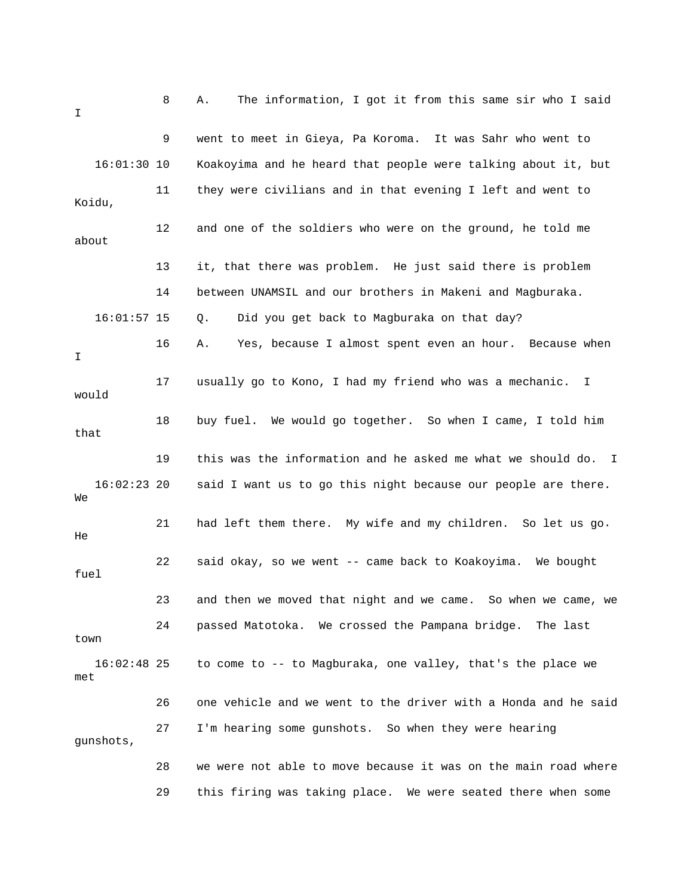8 A. The information, I got it from this same sir who I said I

9 went to meet in Gieya, Pa Koroma. It was Sahr who went to

16:01:30 10 Koakoyima and he heard that people were talking about it, but

11 they were civilians and in that evening I left and went to Koidu,

12 and one of the soldiers who were on the ground, he told me about

13 it, that there was problem. He just said there is problem

14 between UNAMSIL and our brothers in Makeni and Magburaka.

16:01:57 15 Q. Did you get back to Magburaka on that day?

16 A. Yes, because I almost spent even an hour. Because when I

17 usually go to Kono, I had my friend who was a mechanic. I would

18 buy fuel. We would go together. So when I came, I told him that

19 this was the information and he asked me what we should do. I

16:02:23 20 said I want us to go this night because our people are there. We

21 had left them there. My wife and my children. So let us go. He

22 said okay, so we went -- came back to Koakoyima. We bought fuel

23 and then we moved that night and we came. So when we came, we

24 passed Matotoka. We crossed the Pampana bridge. The last town

16:02:48 25 to come to -- to Magburaka, one valley, that's the place we met

26 one vehicle and we went to the driver with a Honda and he said

27 I'm hearing some gunshots. So when they were hearing gunshots,

28 we were not able to move because it was on the main road where

29 this firing was taking place. We were seated there when some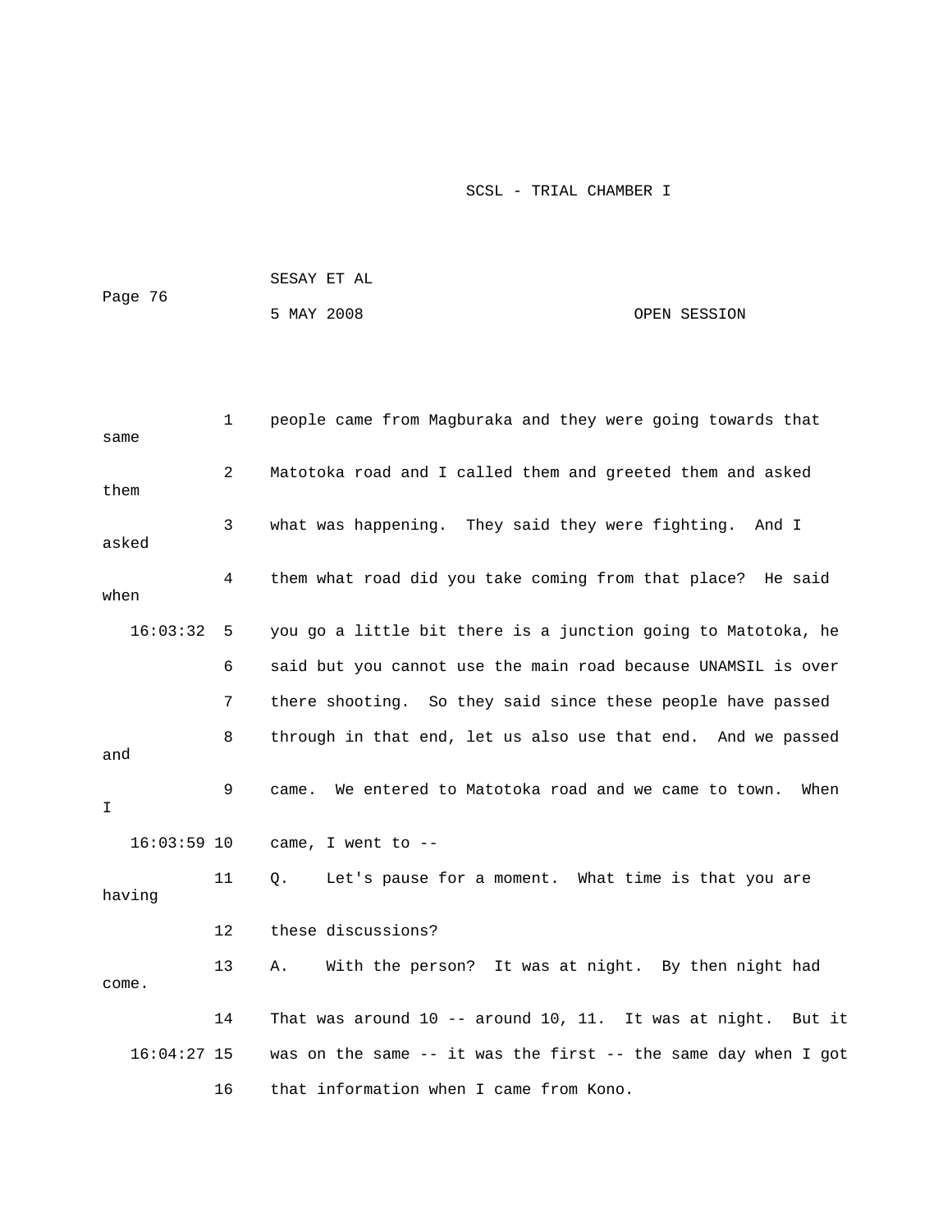people came from Magburaka and they were going towards that same Matotoka road and I called them and greeted them and asked them what was happening. They said they were fighting. And I asked them what road did you take coming from that place? He said when you go a little bit there is a junction going to Matotoka, he said but you cannot use the main road because UNAMSIL is over there shooting. So they said since these people have passed through in that end, let us also use that end. And we passed and came. We entered to Matotoka road and we came to town. When I came, I went to --

Q. Let's pause for a moment. What time is that you are having these discussions?

A. With the person? It was at night. By then night had come. That was around 10 -- around 10, 11. It was at night. But it was on the same -- it was the first -- the same day when I got that information when I came from Kono.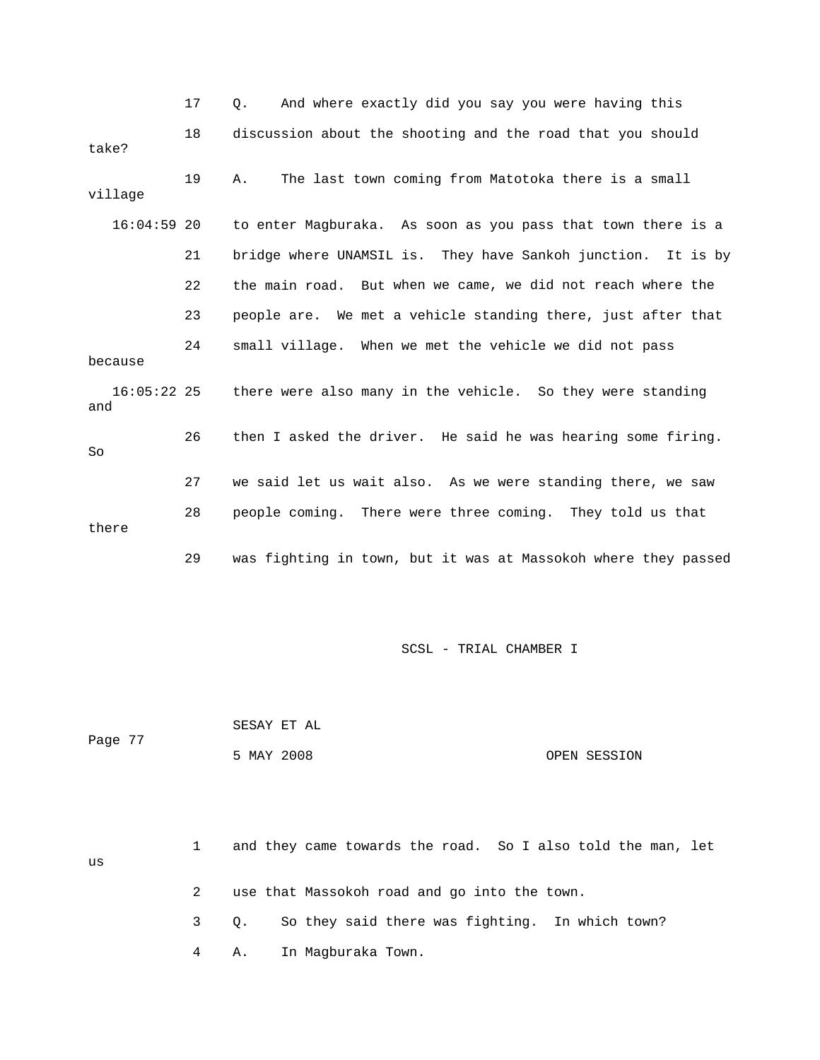17 Q. And where exactly did you say you were having this

18 discussion about the shooting and the road that you should take?

19 A. The last town coming from Matotoka there is a small village

16:04:59 20 to enter Magburaka. As soon as you pass that town there is a

21 bridge where UNAMSIL is. They have Sankoh junction. It is by

22 the main road. But when we came, we did not reach where the

23 people are. We met a vehicle standing there, just after that

24 small village. When we met the vehicle we did not pass because

16:05:22 25 there were also many in the vehicle. So they were standing and

26 then I asked the driver. He said he was hearing some firing. So

27 we said let us wait also. As we were standing there, we saw

28 people coming. There were three coming. They told us that there

29 was fighting in town, but it was at Massokoh where they passed

SCSL - TRIAL CHAMBER I

SESAY ET AL

Page 77

5 MAY 2008 OPEN SESSION

1 and they came towards the road. So I also told the man, let us

2 use that Massokoh road and go into the town.

3 Q. So they said there was fighting. In which town?

4 A. In Magburaka Town.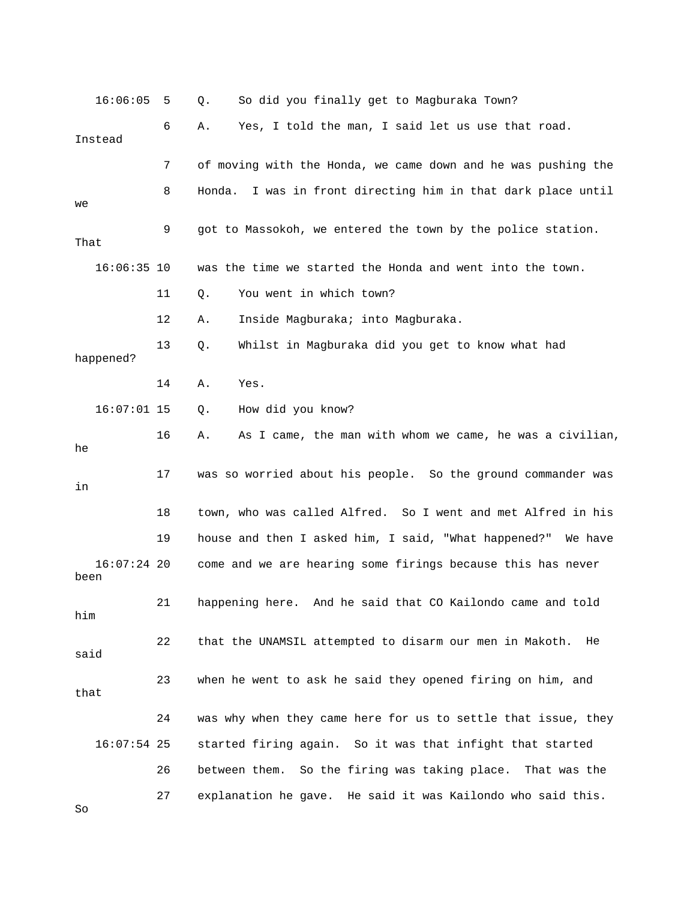16:06:05 5 Q. So did you finally get to Magburaka Town?

6 A. Yes, I told the man, I said let us use that road. Instead

7 of moving with the Honda, we came down and he was pushing the

8 Honda. I was in front directing him in that dark place until we

9 got to Massokoh, we entered the town by the police station. That

16:06:35 10 was the time we started the Honda and went into the town.

11 Q. You went in which town?

12 A. Inside Magburaka; into Magburaka.

13 Q. Whilst in Magburaka did you get to know what had happened?

14 A. Yes.

16:07:01 15 Q. How did you know?

16 A. As I came, the man with whom we came, he was a civilian, he

17 was so worried about his people. So the ground commander was in

18 town, who was called Alfred. So I went and met Alfred in his

19 house and then I asked him, I said, "What happened?" We have

16:07:24 20 come and we are hearing some firings because this has never been

21 happening here. And he said that CO Kailondo came and told him

22 that the UNAMSIL attempted to disarm our men in Makoth. He said

23 when he went to ask he said they opened firing on him, and that

24 was why when they came here for us to settle that issue, they

16:07:54 25 started firing again. So it was that infight that started

26 between them. So the firing was taking place. That was the

27 explanation he gave. He said it was Kailondo who said this. So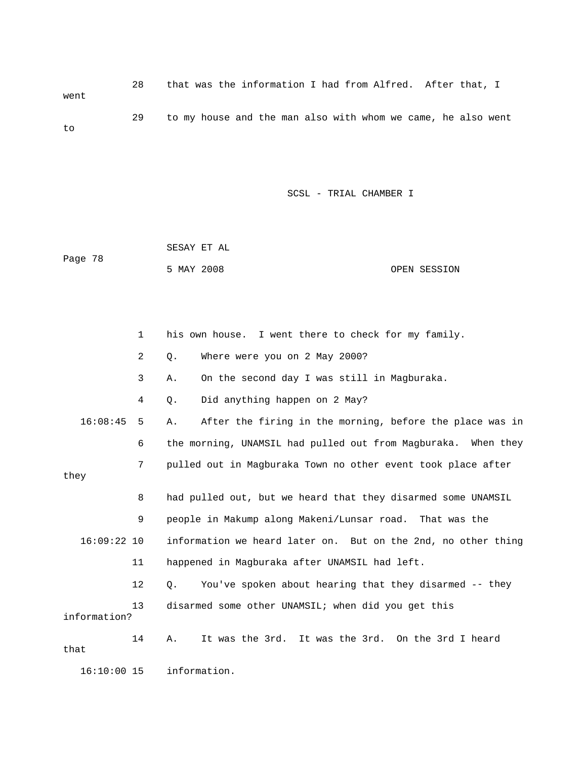28 that was the information I had from Alfred. After that, I went

29 to my house and the man also with whom we came, he also went to

1 his own house. I went there to check for my family.

2 Q. Where were you on 2 May 2000?

3 A. On the second day I was still in Magburaka.

4 Q. Did anything happen on 2 May?

16:08:45 5 A. After the firing in the morning, before the place was in

6 the morning, UNAMSIL had pulled out from Magburaka. When they

7 pulled out in Magburaka Town no other event took place after they

8 had pulled out, but we heard that they disarmed some UNAMSIL

9 people in Makump along Makeni/Lunsar road. That was the

16:09:22 10 information we heard later on. But on the 2nd, no other thing

11 happened in Magburaka after UNAMSIL had left.

12 Q. You've spoken about hearing that they disarmed -- they

13 disarmed some other UNAMSIL; when did you get this information?

14 A. It was the 3rd. It was the 3rd. On the 3rd I heard that

16:10:00 15 information.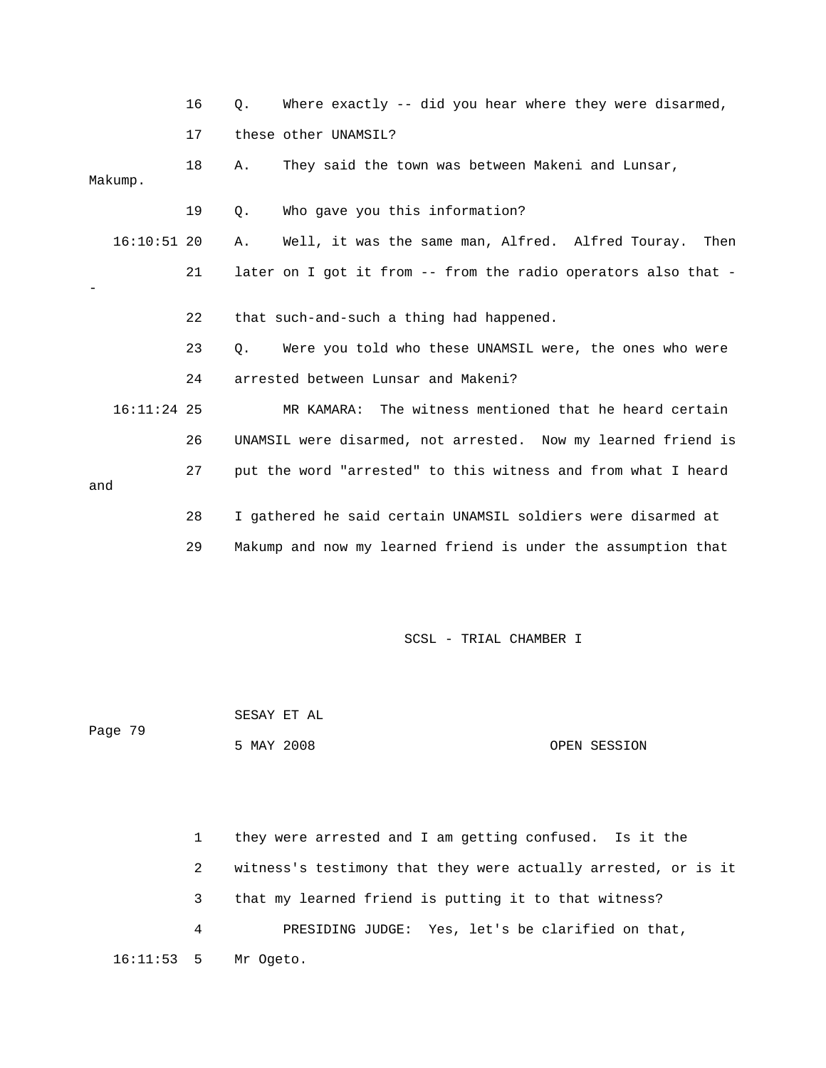16 Q. Where exactly -- did you hear where they were disarmed,

17 these other UNAMSIL?

18 A. They said the town was between Makeni and Lunsar, Makump.

19 Q. Who gave you this information?

16:10:51 20 A. Well, it was the same man, Alfred. Alfred Touray. Then

21 later on I got it from -- from the radio operators also that --

22 that such-and-such a thing had happened.

23 Q. Were you told who these UNAMSIL were, the ones who were

24 arrested between Lunsar and Makeni?

16:11:24 25 MR KAMARA: The witness mentioned that he heard certain

26 UNAMSIL were disarmed, not arrested. Now my learned friend is

27 put the word "arrested" to this witness and from what I heard and

28 I gathered he said certain UNAMSIL soldiers were disarmed at

29 Makump and now my learned friend is under the assumption that

1 they were arrested and I am getting confused. Is it the

2 witness's testimony that they were actually arrested, or is it

3 that my learned friend is putting it to that witness?

4 PRESIDING JUDGE: Yes, let's be clarified on that,

16:11:53 5 Mr Ogeto.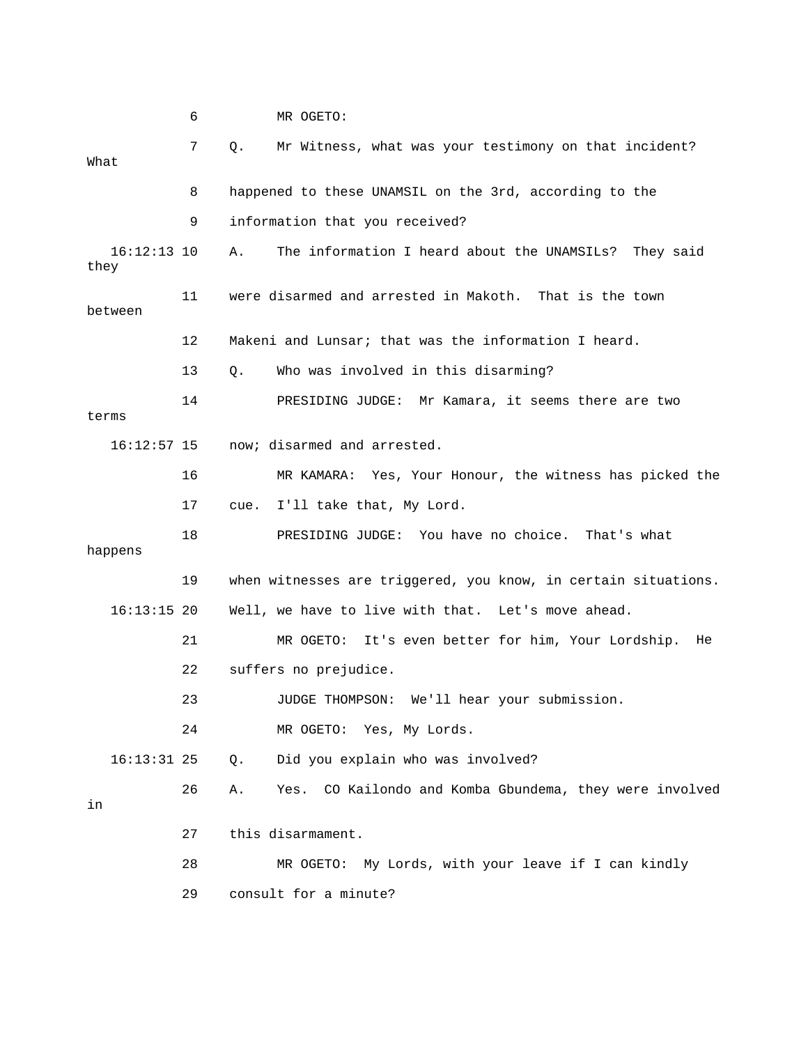6 MR OGETO:

7 Q. Mr Witness, what was your testimony on that incident? What

8 happened to these UNAMSIL on the 3rd, according to the

9 information that you received?

16:12:13 10 A. The information I heard about the UNAMSILs? They said they

11 were disarmed and arrested in Makoth. That is the town between

12 Makeni and Lunsar; that was the information I heard.

13 Q. Who was involved in this disarming?

14 PRESIDING JUDGE: Mr Kamara, it seems there are two terms

16:12:57 15 now; disarmed and arrested.

16 MR KAMARA: Yes, Your Honour, the witness has picked the

17 cue. I'll take that, My Lord.

18 PRESIDING JUDGE: You have no choice. That's what happens

19 when witnesses are triggered, you know, in certain situations.

16:13:15 20 Well, we have to live with that. Let's move ahead.

21 MR OGETO: It's even better for him, Your Lordship. He

22 suffers no prejudice.

23 JUDGE THOMPSON: We'll hear your submission.

24 MR OGETO: Yes, My Lords.

16:13:31 25 Q. Did you explain who was involved?

26 A. Yes. CO Kailondo and Komba Gbundema, they were involved in

27 this disarmament.

28 MR OGETO: My Lords, with your leave if I can kindly

29 consult for a minute?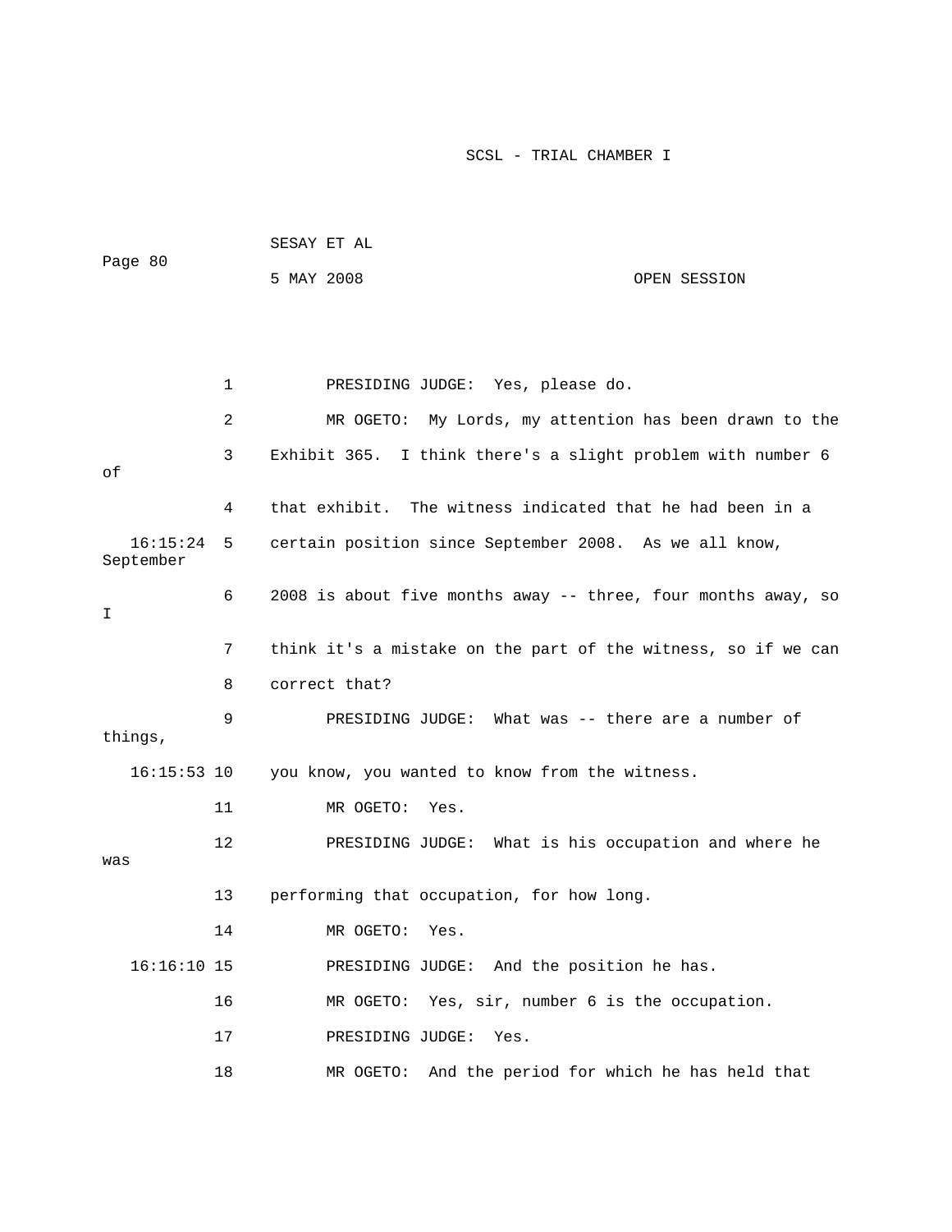1 PRESIDING JUDGE: Yes, please do.

2 MR OGETO: My Lords, my attention has been drawn to the

3 Exhibit 365. I think there's a slight problem with number 6 of

4 that exhibit. The witness indicated that he had been in a

16:15:24 5 certain position since September 2008. As we all know, September

6 2008 is about five months away -- three, four months away, so I

7 think it's a mistake on the part of the witness, so if we can

8 correct that?

9 PRESIDING JUDGE: What was -- there are a number of things,

16:15:53 10 you know, you wanted to know from the witness.

11 MR OGETO: Yes.

12 PRESIDING JUDGE: What is his occupation and where he was

13 performing that occupation, for how long.

14 MR OGETO: Yes.

16:16:10 15 PRESIDING JUDGE: And the position he has.

16 MR OGETO: Yes, sir, number 6 is the occupation.

17 PRESIDING JUDGE: Yes.

18 MR OGETO: And the period for which he has held that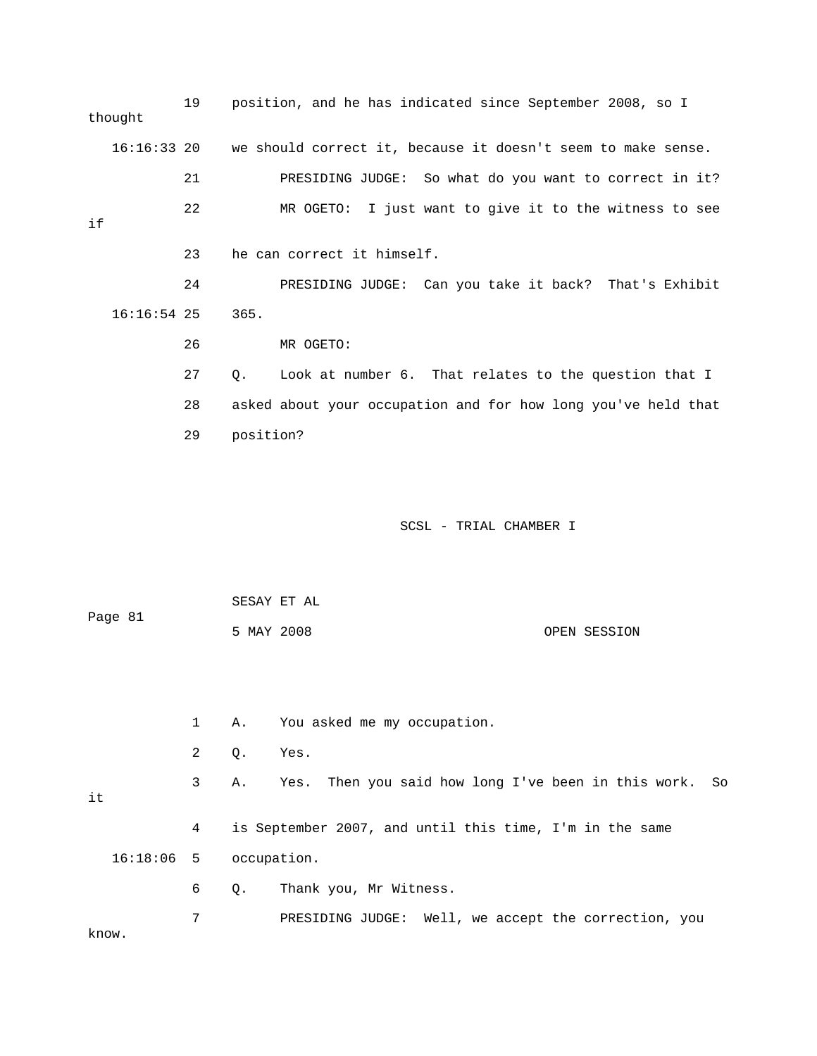19 position, and he has indicated since September 2008, so I thought

16:16:33 20 we should correct it, because it doesn't seem to make sense.

21 PRESIDING JUDGE: So what do you want to correct in it?

22 MR OGETO: I just want to give it to the witness to see if

23 he can correct it himself.

24 PRESIDING JUDGE: Can you take it back? That's Exhibit

16:16:54 25 365.

26 MR OGETO:

27 Q. Look at number 6. That relates to the question that I

28 asked about your occupation and for how long you've held that

29 position?

SCSL - TRIAL CHAMBER I

SESAY ET AL

Page 81

5 MAY 2008 OPEN SESSION

1 A. You asked me my occupation.

2 Q. Yes.

3 A. Yes. Then you said how long I've been in this work. So it

4 is September 2007, and until this time, I'm in the same

16:18:06 5 occupation.

6 Q. Thank you, Mr Witness.

7 PRESIDING JUDGE: Well, we accept the correction, you know.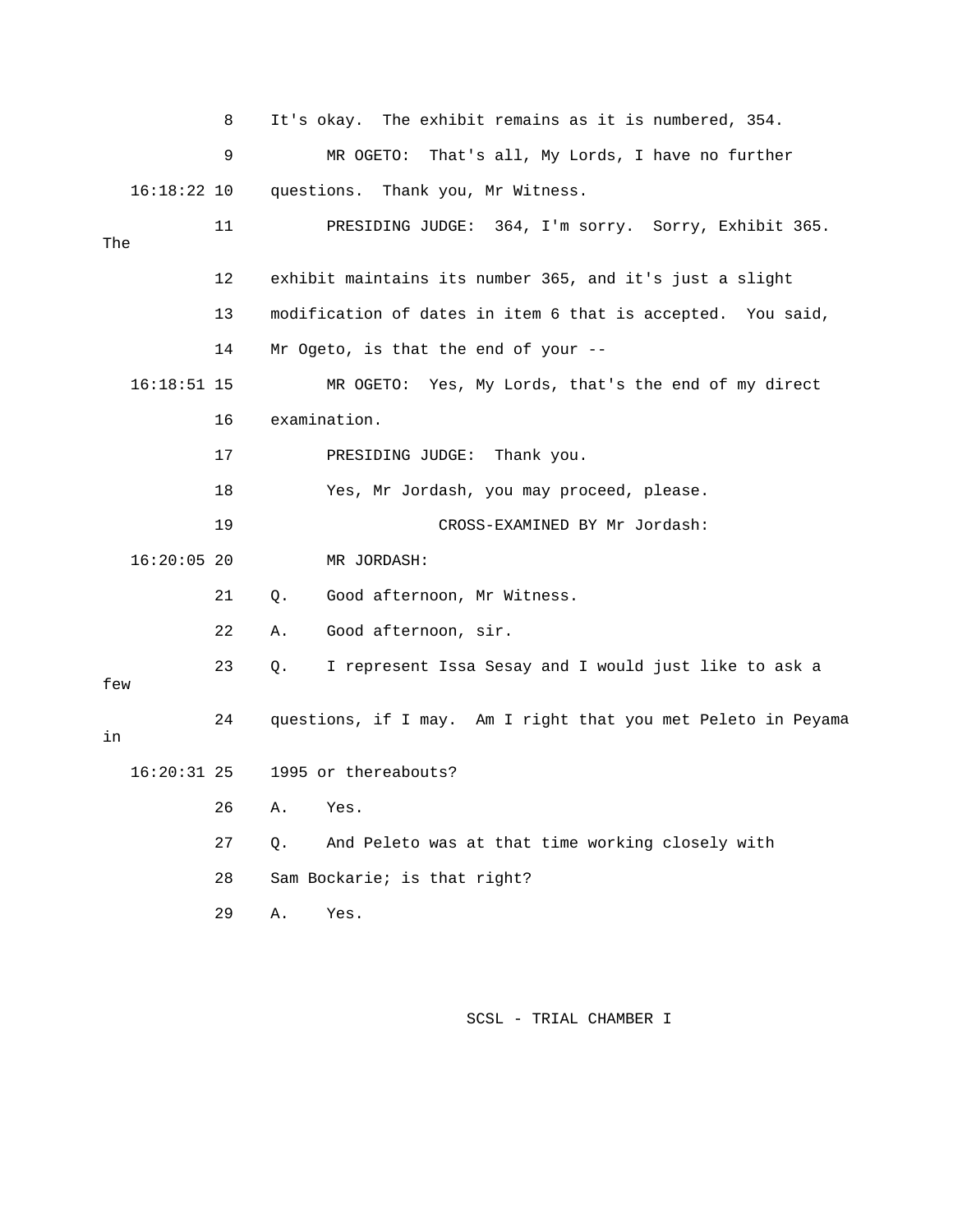8 It's okay. The exhibit remains as it is numbered, 354.

9 MR OGETO: That's all, My Lords, I have no further

16:18:22 10 questions. Thank you, Mr Witness.

11 PRESIDING JUDGE: 364, I'm sorry. Sorry, Exhibit 365. The

12 exhibit maintains its number 365, and it's just a slight

13 modification of dates in item 6 that is accepted. You said,

14 Mr Ogeto, is that the end of your --

16:18:51 15 MR OGETO: Yes, My Lords, that's the end of my direct

16 examination.

17 PRESIDING JUDGE: Thank you.

18 Yes, Mr Jordash, you may proceed, please.

19 CROSS-EXAMINED BY Mr Jordash:

16:20:05 20 MR JORDASH:

21 Q. Good afternoon, Mr Witness.

22 A. Good afternoon, sir.

23 Q. I represent Issa Sesay and I would just like to ask a few

24 questions, if I may. Am I right that you met Peleto in Peyama in

16:20:31 25 1995 or thereabouts?

26 A. Yes.

27 Q. And Peleto was at that time working closely with

28 Sam Bockarie; is that right?

29 A. Yes.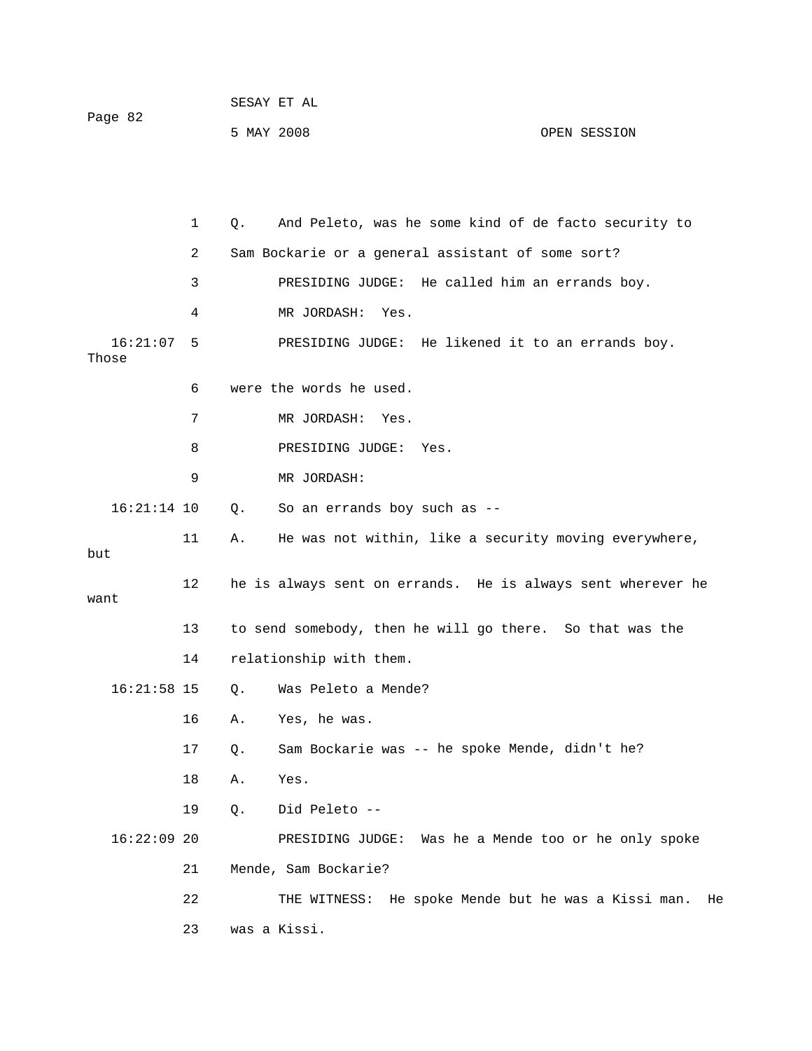1 Q. And Peleto, was he some kind of de facto security to

2 Sam Bockarie or a general assistant of some sort?

3 PRESIDING JUDGE: He called him an errands boy.

4 MR JORDASH: Yes.

16:21:07 5 PRESIDING JUDGE: He likened it to an errands boy. Those

6 were the words he used.

7 MR JORDASH: Yes.

8 PRESIDING JUDGE: Yes.

9 MR JORDASH:

16:21:14 10 Q. So an errands boy such as --

11 A. He was not within, like a security moving everywhere, but

12 he is always sent on errands. He is always sent wherever he want

13 to send somebody, then he will go there. So that was the

14 relationship with them.

16:21:58 15 Q. Was Peleto a Mende?

16 A. Yes, he was.

17 Q. Sam Bockarie was -- he spoke Mende, didn't he?

18 A. Yes.

19 Q. Did Peleto --

16:22:09 20 PRESIDING JUDGE: Was he a Mende too or he only spoke

21 Mende, Sam Bockarie?

22 THE WITNESS: He spoke Mende but he was a Kissi man. He

23 was a Kissi.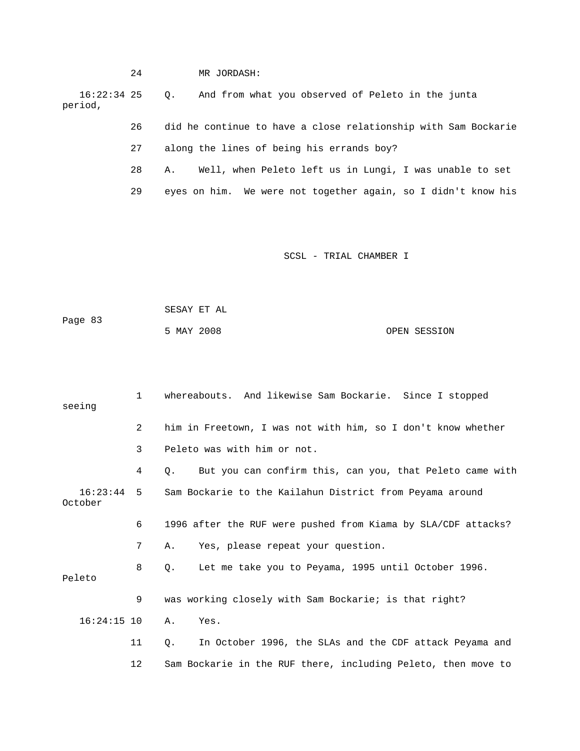24 MR JORDASH:

16:22:34 25 Q. And from what you observed of Peleto in the junta period,

26 did he continue to have a close relationship with Sam Bockarie

27 along the lines of being his errands boy?

28 A. Well, when Peleto left us in Lungi, I was unable to set

29 eyes on him. We were not together again, so I didn't know his

1 whereabouts. And likewise Sam Bockarie. Since I stopped seeing

2 him in Freetown, I was not with him, so I don't know whether

3 Peleto was with him or not.

4 Q. But you can confirm this, can you, that Peleto came with

16:23:44 5 Sam Bockarie to the Kailahun District from Peyama around October

6 1996 after the RUF were pushed from Kiama by SLA/CDF attacks?

7 A. Yes, please repeat your question.

8 Q. Let me take you to Peyama, 1995 until October 1996. Peleto

9 was working closely with Sam Bockarie; is that right?

16:24:15 10 A. Yes.

11 Q. In October 1996, the SLAs and the CDF attack Peyama and

12 Sam Bockarie in the RUF there, including Peleto, then move to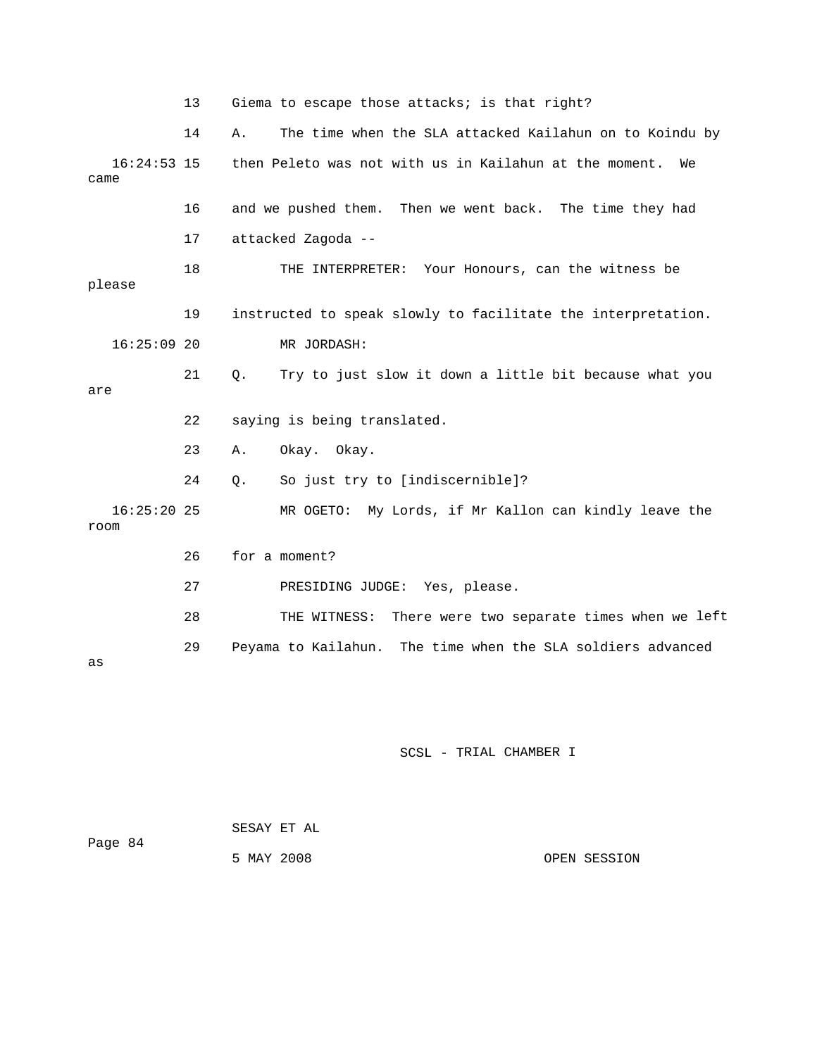13 Giema to escape those attacks; is that right?

14 A. The time when the SLA attacked Kailahun on to Koindu by

16:24:53 15 then Peleto was not with us in Kailahun at the moment. We came

16 and we pushed them. Then we went back. The time they had

17 attacked Zagoda --

18 THE INTERPRETER: Your Honours, can the witness be please

19 instructed to speak slowly to facilitate the interpretation.

16:25:09 20 MR JORDASH:

21 Q. Try to just slow it down a little bit because what you are

22 saying is being translated.

23 A. Okay. Okay.

24 Q. So just try to [indiscernible]?

16:25:20 25 MR OGETO: My Lords, if Mr Kallon can kindly leave the room

26 for a moment?

27 PRESIDING JUDGE: Yes, please.

28 THE WITNESS: There were two separate times when we left

29 Peyama to Kailahun. The time when the SLA soldiers advanced as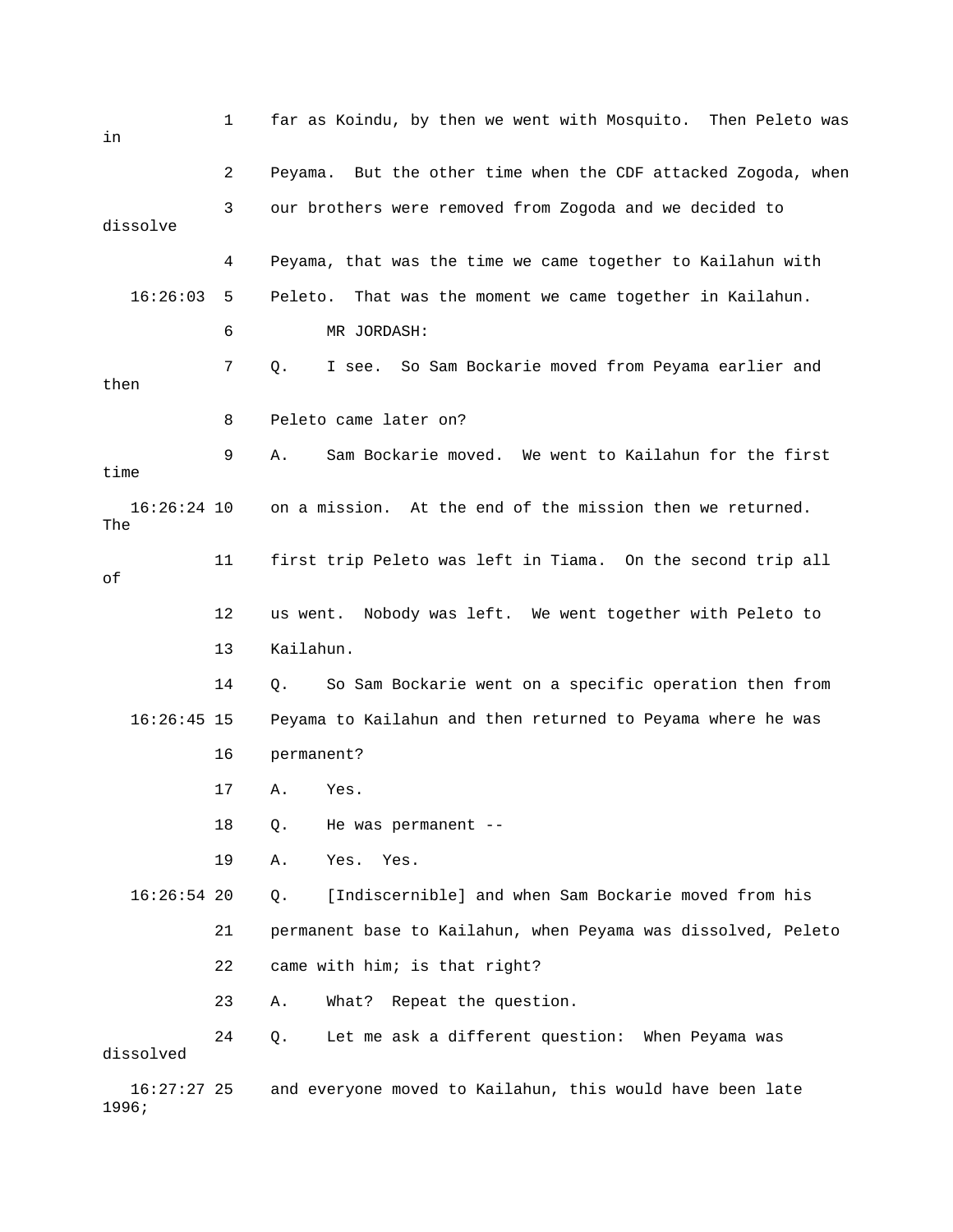1 far as Koindu, by then we went with Mosquito. Then Peleto was in

2 Peyama. But the other time when the CDF attacked Zogoda, when

3 our brothers were removed from Zogoda and we decided to dissolve

4 Peyama, that was the time we came together to Kailahun with

16:26:03 5 Peleto. That was the moment we came together in Kailahun.

6 MR JORDASH:

7 Q. I see. So Sam Bockarie moved from Peyama earlier and then

8 Peleto came later on?

9 A. Sam Bockarie moved. We went to Kailahun for the first time

16:26:24 10 on a mission. At the end of the mission then we returned. The

11 first trip Peleto was left in Tiama. On the second trip all of

12 us went. Nobody was left. We went together with Peleto to

13 Kailahun.

14 Q. So Sam Bockarie went on a specific operation then from

16:26:45 15 Peyama to Kailahun and then returned to Peyama where he was

16 permanent?

17 A. Yes.

18 Q. He was permanent --

19 A. Yes. Yes.

16:26:54 20 Q. [Indiscernible] and when Sam Bockarie moved from his

21 permanent base to Kailahun, when Peyama was dissolved, Peleto

22 came with him; is that right?

23 A. What? Repeat the question.

24 Q. Let me ask a different question: When Peyama was dissolved

16:27:27 25 and everyone moved to Kailahun, this would have been late 1996;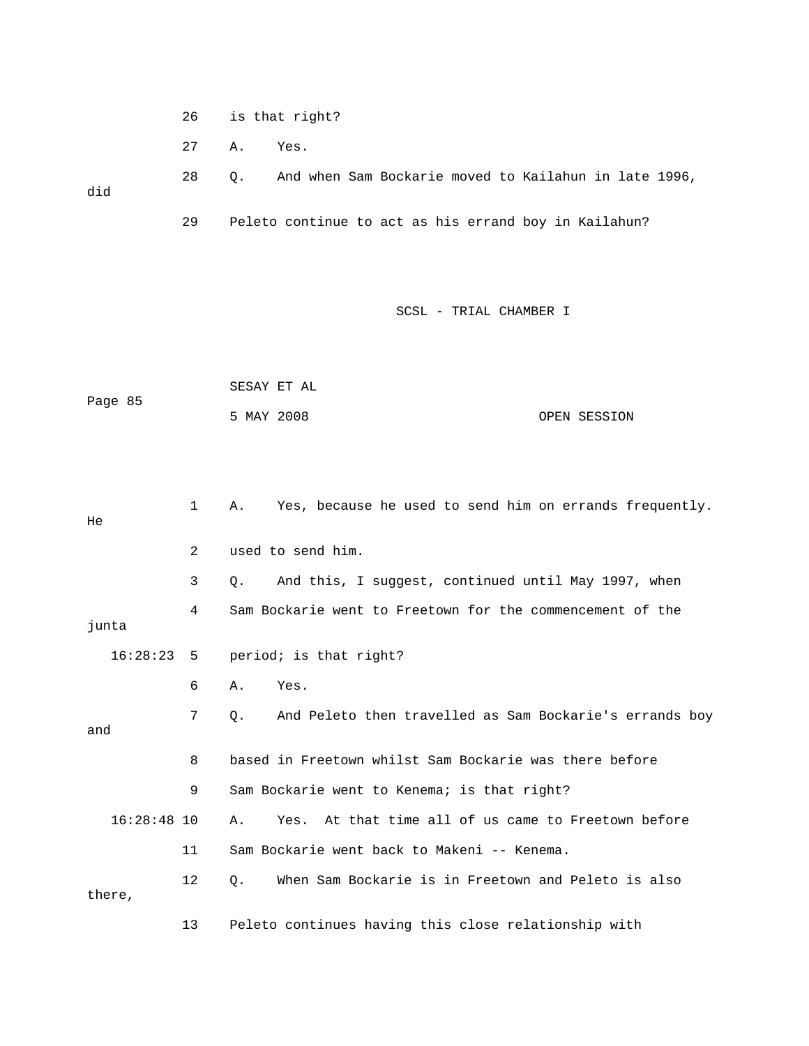26 is that right?

27 A. Yes.

28 Q. And when Sam Bockarie moved to Kailahun in late 1996, did

29 Peleto continue to act as his errand boy in Kailahun?

1 A. Yes, because he used to send him on errands frequently. He

2 used to send him.

3 Q. And this, I suggest, continued until May 1997, when

4 Sam Bockarie went to Freetown for the commencement of the junta

16:28:23 5 period; is that right?

6 A. Yes.

7 Q. And Peleto then travelled as Sam Bockarie's errands boy and

8 based in Freetown whilst Sam Bockarie was there before

9 Sam Bockarie went to Kenema; is that right?

16:28:48 10 A. Yes. At that time all of us came to Freetown before

11 Sam Bockarie went back to Makeni -- Kenema.

12 Q. When Sam Bockarie is in Freetown and Peleto is also there,

13 Peleto continues having this close relationship with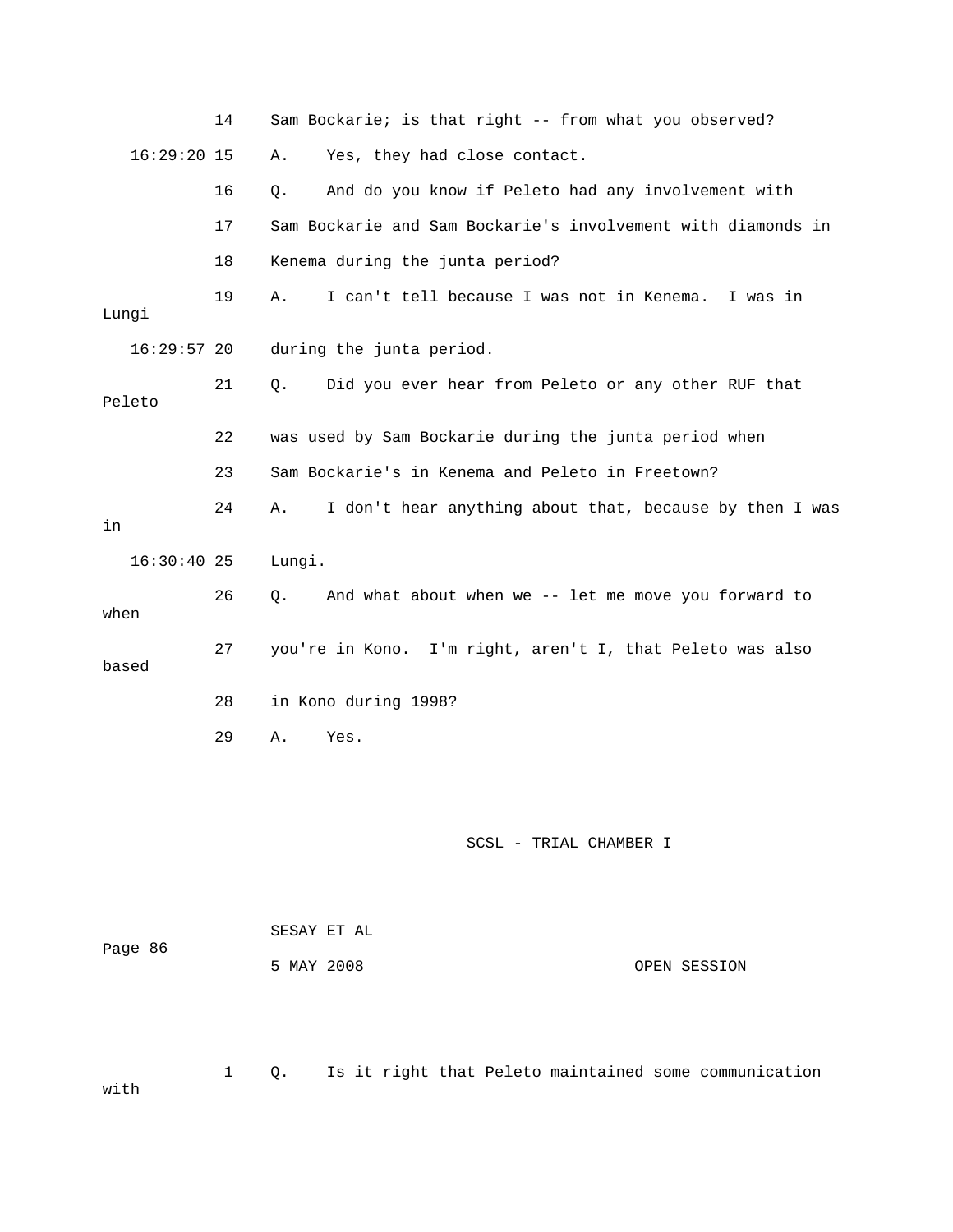14 Sam Bockarie; is that right -- from what you observed?

16:29:20 15 A. Yes, they had close contact.

16 Q. And do you know if Peleto had any involvement with

17 Sam Bockarie and Sam Bockarie's involvement with diamonds in

18 Kenema during the junta period?

19 A. I can't tell because I was not in Kenema. I was in Lungi

16:29:57 20 during the junta period.

21 Q. Did you ever hear from Peleto or any other RUF that Peleto

22 was used by Sam Bockarie during the junta period when

23 Sam Bockarie's in Kenema and Peleto in Freetown?

24 A. I don't hear anything about that, because by then I was in

16:30:40 25 Lungi.

26 Q. And what about when we -- let me move you forward to when

27 you're in Kono. I'm right, aren't I, that Peleto was also based

28 in Kono during 1998?

29 A. Yes.

SCSL - TRIAL CHAMBER I

SESAY ET AL

5 MAY 2008 OPEN SESSION

1 Q. Is it right that Peleto maintained some communication with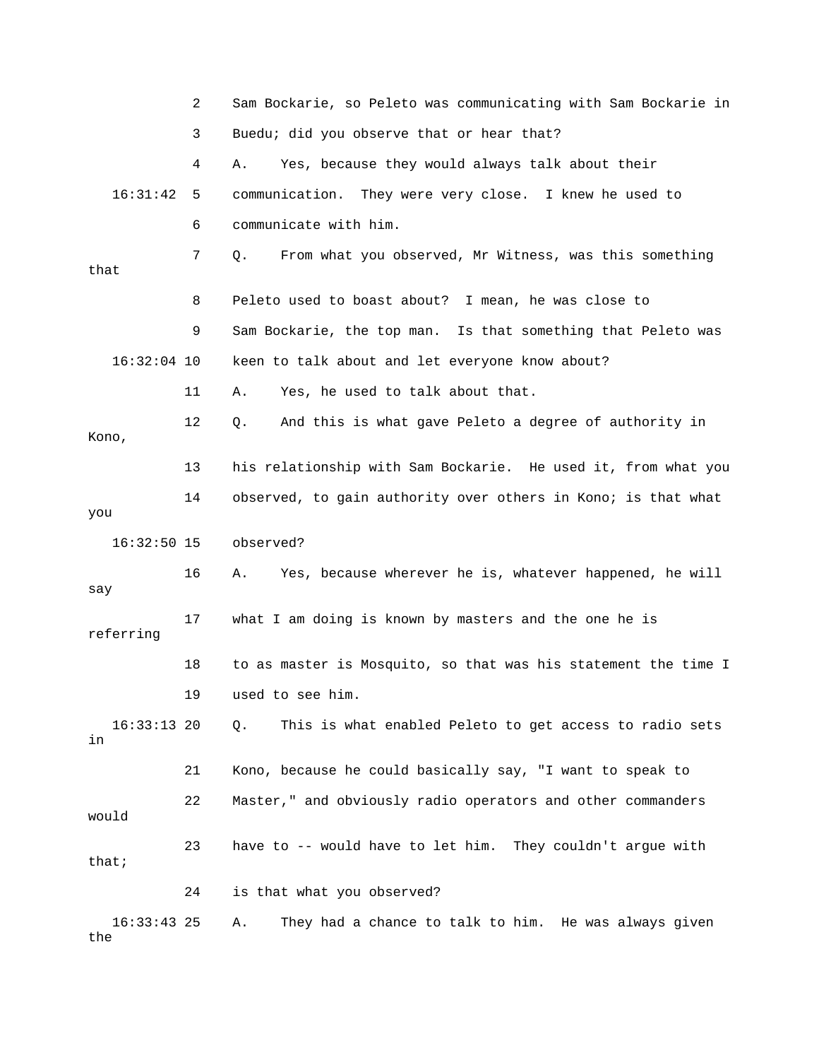2 Sam Bockarie, so Peleto was communicating with Sam Bockarie in

3 Buedu; did you observe that or hear that?

4 A. Yes, because they would always talk about their

16:31:42 5 communication. They were very close. I knew he used to

6 communicate with him.

7 Q. From what you observed, Mr Witness, was this something that

8 Peleto used to boast about? I mean, he was close to

9 Sam Bockarie, the top man. Is that something that Peleto was

16:32:04 10 keen to talk about and let everyone know about?

11 A. Yes, he used to talk about that.

12 Q. And this is what gave Peleto a degree of authority in Kono,

13 his relationship with Sam Bockarie. He used it, from what you

14 observed, to gain authority over others in Kono; is that what you

16:32:50 15 observed?

16 A. Yes, because wherever he is, whatever happened, he will say

17 what I am doing is known by masters and the one he is referring

18 to as master is Mosquito, so that was his statement the time I

19 used to see him.

16:33:13 20 Q. This is what enabled Peleto to get access to radio sets in

21 Kono, because he could basically say, "I want to speak to

22 Master," and obviously radio operators and other commanders would

23 have to -- would have to let him. They couldn't argue with that;

24 is that what you observed?

16:33:43 25 A. They had a chance to talk to him. He was always given the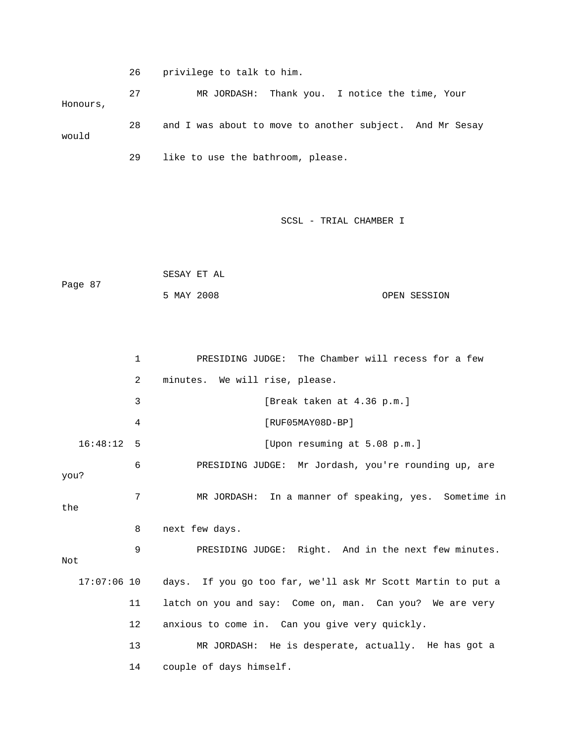26 privilege to talk to him.

27 MR JORDASH: Thank you. I notice the time, Your Honours,

28 and I was about to move to another subject. And Mr Sesay would

29 like to use the bathroom, please.

1 PRESIDING JUDGE: The Chamber will recess for a few

2 minutes. We will rise, please.

3 [Break taken at 4.36 p.m.]

4 [RUF05MAY08D-BP]

16:48:12 5 [Upon resuming at 5.08 p.m.]

6 PRESIDING JUDGE: Mr Jordash, you're rounding up, are you?

7 MR JORDASH: In a manner of speaking, yes. Sometime in the

8 next few days.

9 PRESIDING JUDGE: Right. And in the next few minutes. Not

17:07:06 10 days. If you go too far, we'll ask Mr Scott Martin to put a

11 latch on you and say: Come on, man. Can you? We are very

12 anxious to come in. Can you give very quickly.

13 MR JORDASH: He is desperate, actually. He has got a

14 couple of days himself.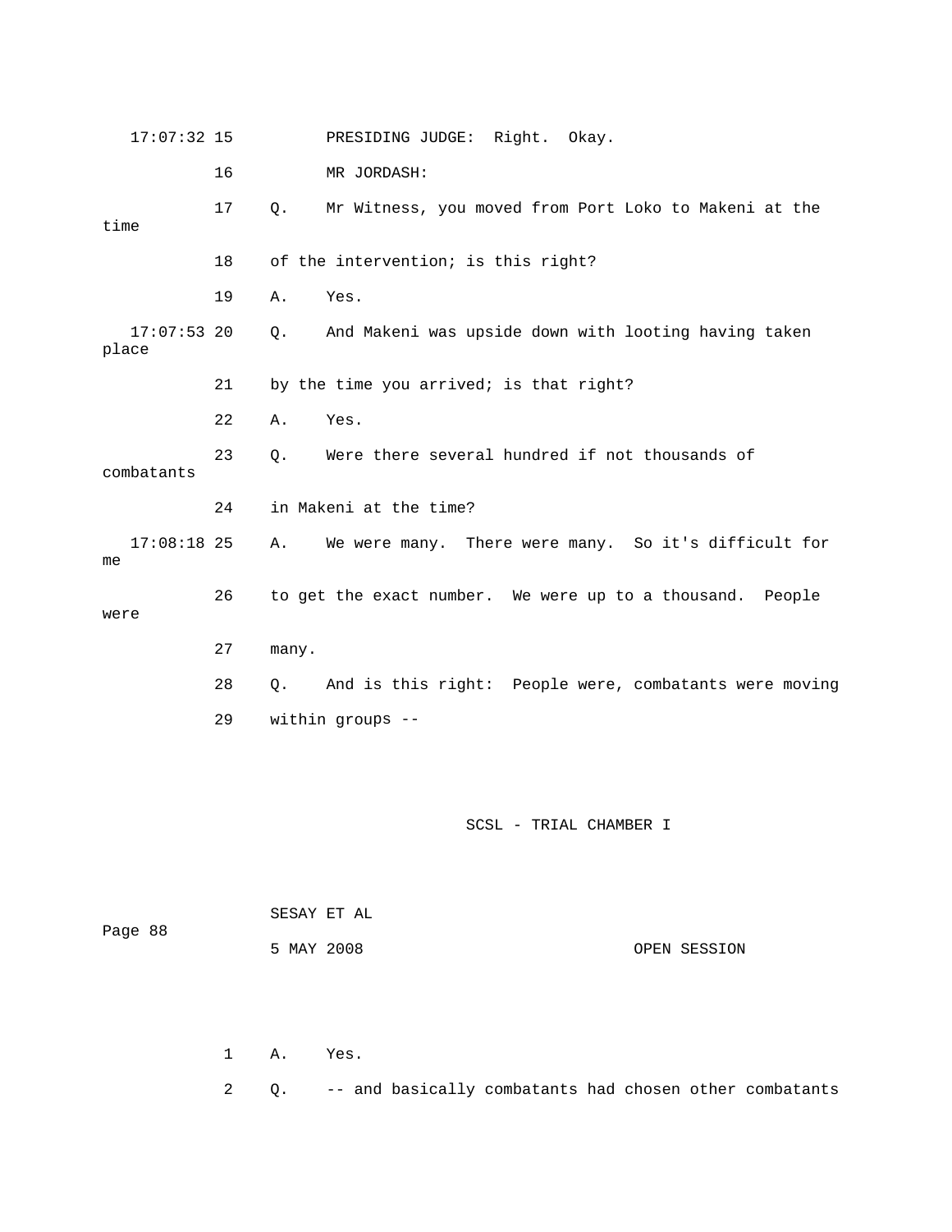17:07:32 15 PRESIDING JUDGE: Right. Okay.

16 MR JORDASH:

17 Q. Mr Witness, you moved from Port Loko to Makeni at the time

18 of the intervention; is this right?

19 A. Yes.

17:07:53 20 Q. And Makeni was upside down with looting having taken place

21 by the time you arrived; is that right?

22 A. Yes.

23 Q. Were there several hundred if not thousands of combatants

24 in Makeni at the time?

17:08:18 25 A. We were many. There were many. So it's difficult for me

26 to get the exact number. We were up to a thousand. People were

27 many.

28 Q. And is this right: People were, combatants were moving

29 within groups --

SCSL - TRIAL CHAMBER I

SESAY ET AL

5 MAY 2008 OPEN SESSION

1 A. Yes.

2 Q. -- and basically combatants had chosen other combatants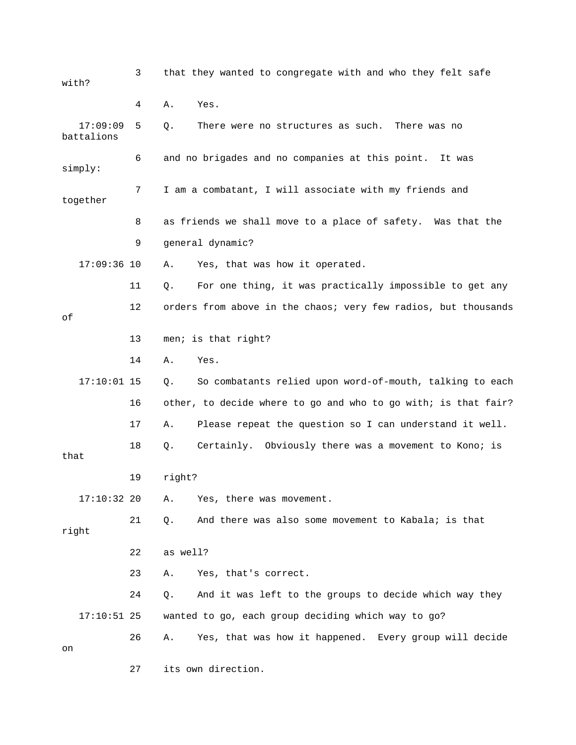3 that they wanted to congregate with and who they felt safe with?

4 A. Yes.

17:09:09 5 Q. There were no structures as such. There was no battalions

6 and no brigades and no companies at this point. It was simply:

7 I am a combatant, I will associate with my friends and together

8 as friends we shall move to a place of safety. Was that the

9 general dynamic?

17:09:36 10 A. Yes, that was how it operated.

11 Q. For one thing, it was practically impossible to get any

12 orders from above in the chaos; very few radios, but thousands of

13 men; is that right?

14 A. Yes.

17:10:01 15 Q. So combatants relied upon word-of-mouth, talking to each

16 other, to decide where to go and who to go with; is that fair?

17 A. Please repeat the question so I can understand it well.

18 Q. Certainly. Obviously there was a movement to Kono; is that

19 right?

17:10:32 20 A. Yes, there was movement.

21 Q. And there was also some movement to Kabala; is that right

22 as well?

23 A. Yes, that's correct.

24 Q. And it was left to the groups to decide which way they

17:10:51 25 wanted to go, each group deciding which way to go?

26 A. Yes, that was how it happened. Every group will decide on

27 its own direction.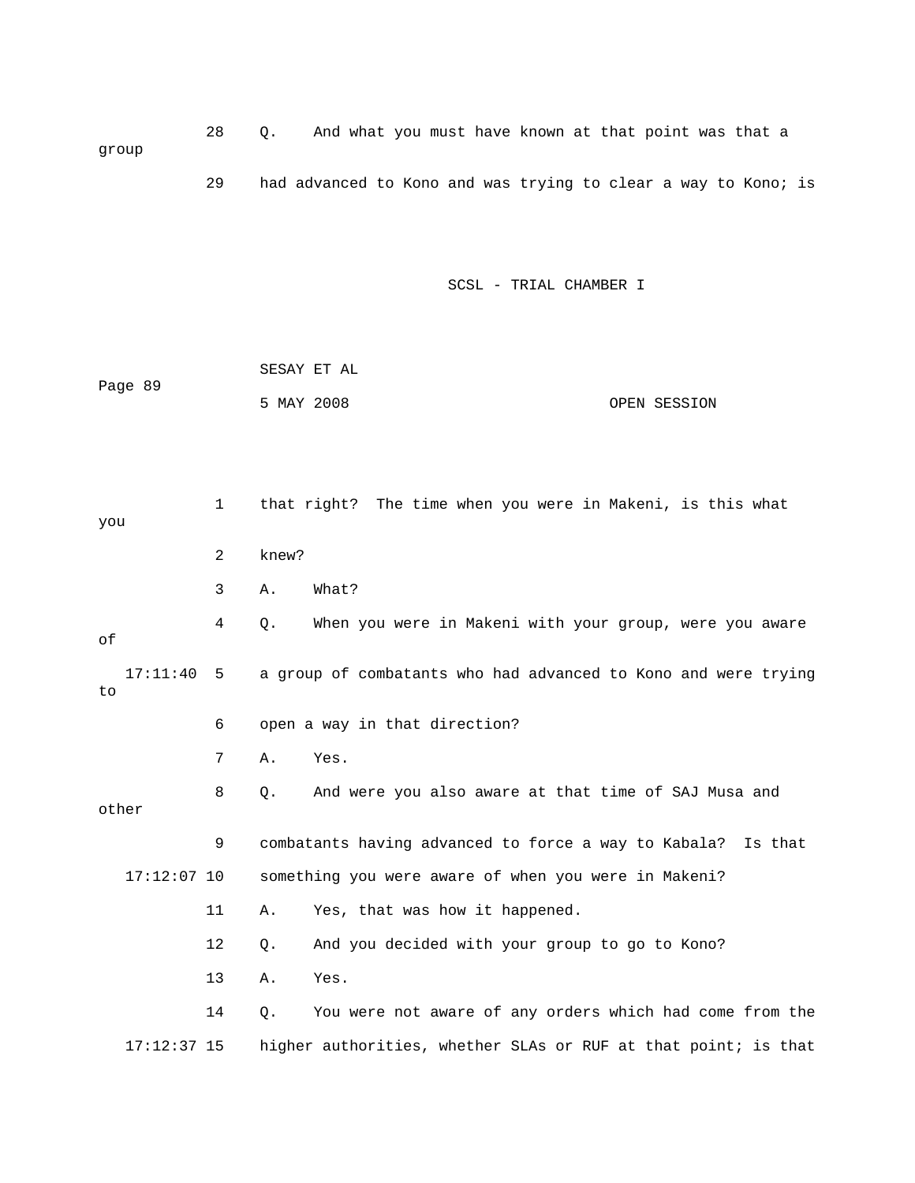28 Q. And what you must have known at that point was that a group

29 had advanced to Kono and was trying to clear a way to Kono; is

1 that right? The time when you were in Makeni, is this what you

2 knew?

3 A. What?

4 Q. When you were in Makeni with your group, were you aware of

17:11:40 5 a group of combatants who had advanced to Kono and were trying to

6 open a way in that direction?

7 A. Yes.

8 Q. And were you also aware at that time of SAJ Musa and other

9 combatants having advanced to force a way to Kabala? Is that

17:12:07 10 something you were aware of when you were in Makeni?

11 A. Yes, that was how it happened.

12 Q. And you decided with your group to go to Kono?

13 A. Yes.

14 Q. You were not aware of any orders which had come from the

17:12:37 15 higher authorities, whether SLAs or RUF at that point; is that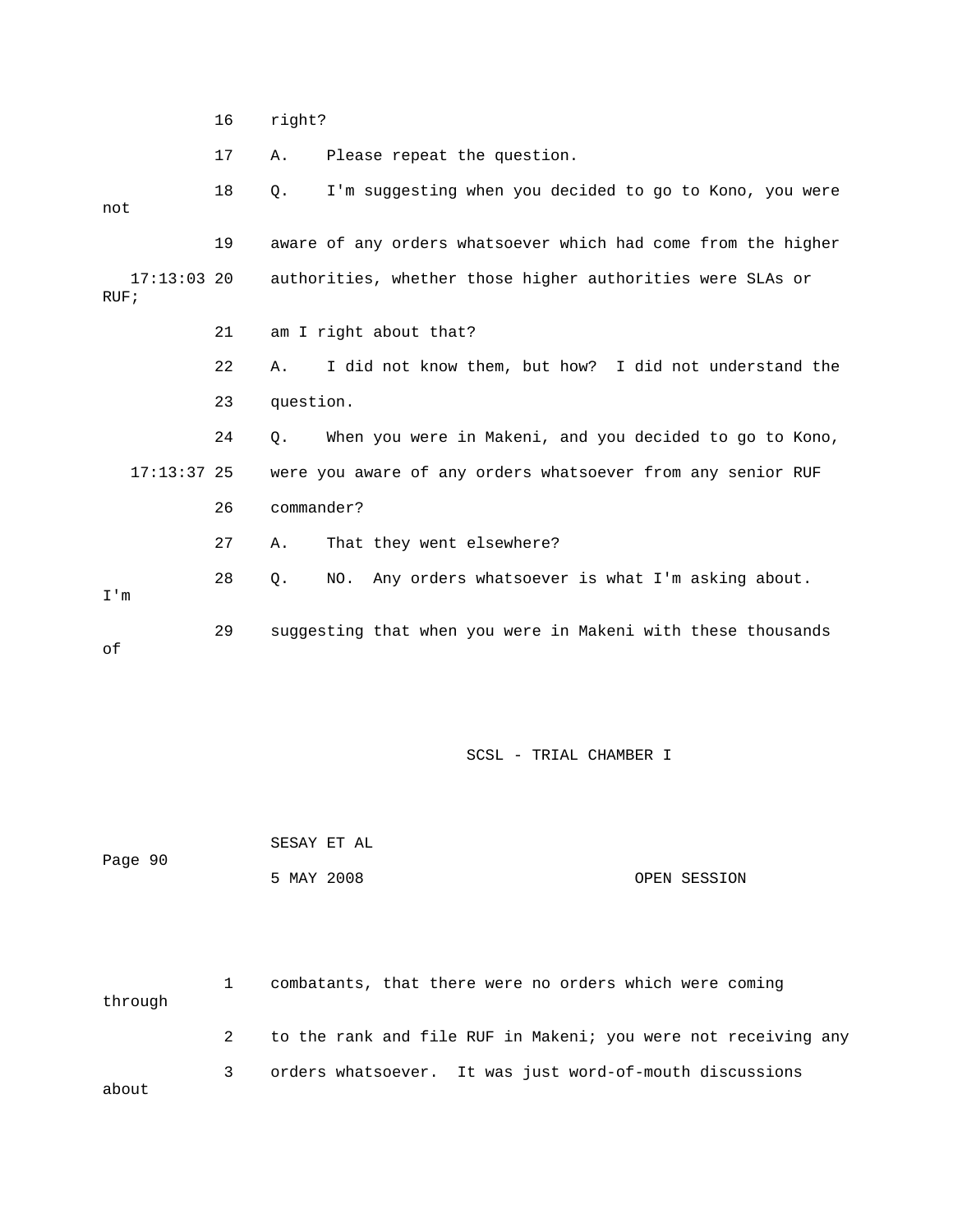16 right?

17 A. Please repeat the question.

18 Q. I'm suggesting when you decided to go to Kono, you were not

19 aware of any orders whatsoever which had come from the higher

17:13:03 20 authorities, whether those higher authorities were SLAs or RUF;

21 am I right about that?

22 A. I did not know them, but how? I did not understand the

23 question.

24 Q. When you were in Makeni, and you decided to go to Kono,

17:13:37 25 were you aware of any orders whatsoever from any senior RUF

26 commander?

27 A. That they went elsewhere?

28 Q. NO. Any orders whatsoever is what I'm asking about. I'm

29 suggesting that when you were in Makeni with these thousands of

1 combatants, that there were no orders which were coming through

2 to the rank and file RUF in Makeni; you were not receiving any

3 orders whatsoever. It was just word-of-mouth discussions about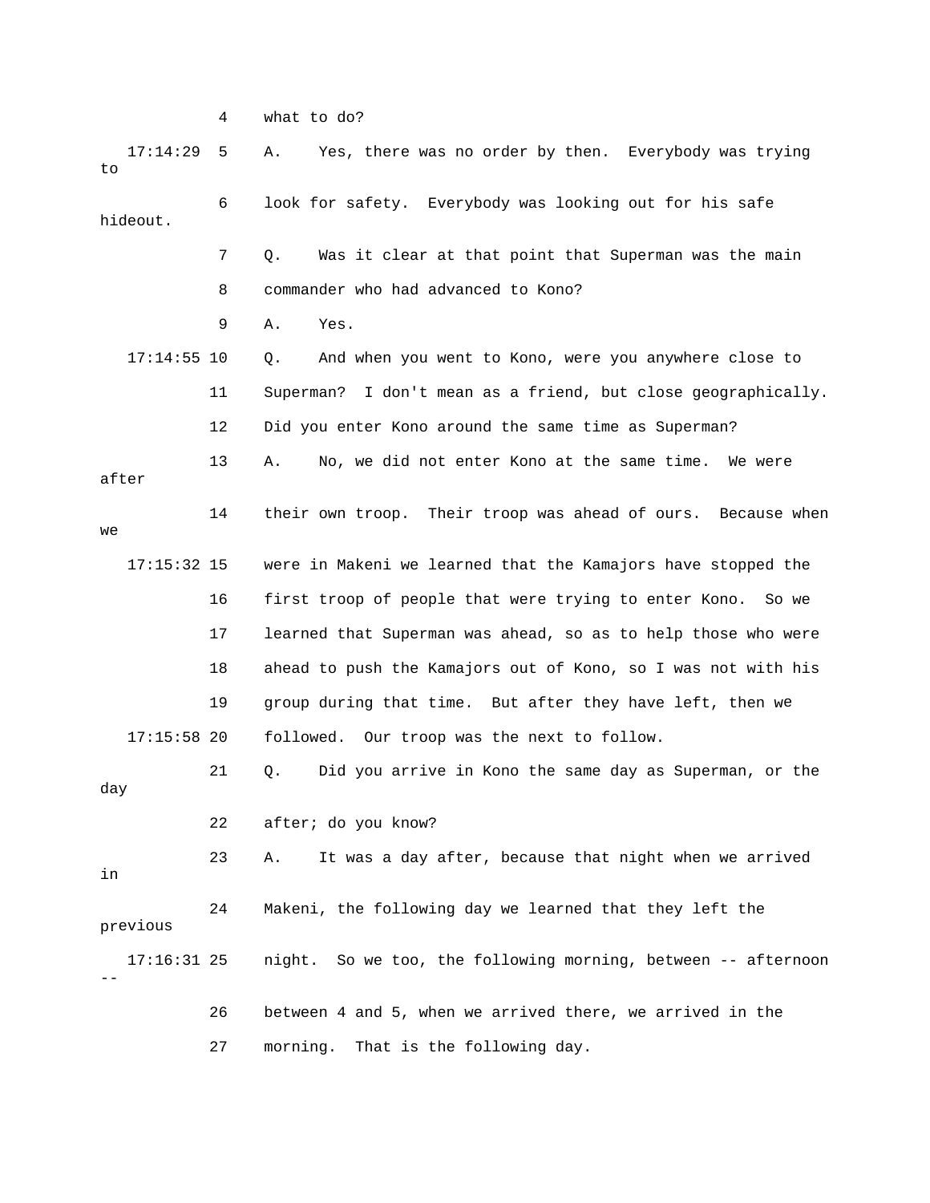4 what to do?

17:14:29 5 A. Yes, there was no order by then. Everybody was trying to

6 look for safety. Everybody was looking out for his safe hideout.

7 Q. Was it clear at that point that Superman was the main

8 commander who had advanced to Kono?

9 A. Yes.

17:14:55 10 Q. And when you went to Kono, were you anywhere close to

11 Superman? I don't mean as a friend, but close geographically.

12 Did you enter Kono around the same time as Superman?

13 A. No, we did not enter Kono at the same time. We were after

14 their own troop. Their troop was ahead of ours. Because when we

17:15:32 15 were in Makeni we learned that the Kamajors have stopped the

16 first troop of people that were trying to enter Kono. So we

17 learned that Superman was ahead, so as to help those who were

18 ahead to push the Kamajors out of Kono, so I was not with his

19 group during that time. But after they have left, then we

17:15:58 20 followed. Our troop was the next to follow.

21 Q. Did you arrive in Kono the same day as Superman, or the day

22 after; do you know?

23 A. It was a day after, because that night when we arrived in

24 Makeni, the following day we learned that they left the previous

17:16:31 25 night. So we too, the following morning, between -- afternoon --

26 between 4 and 5, when we arrived there, we arrived in the

27 morning. That is the following day.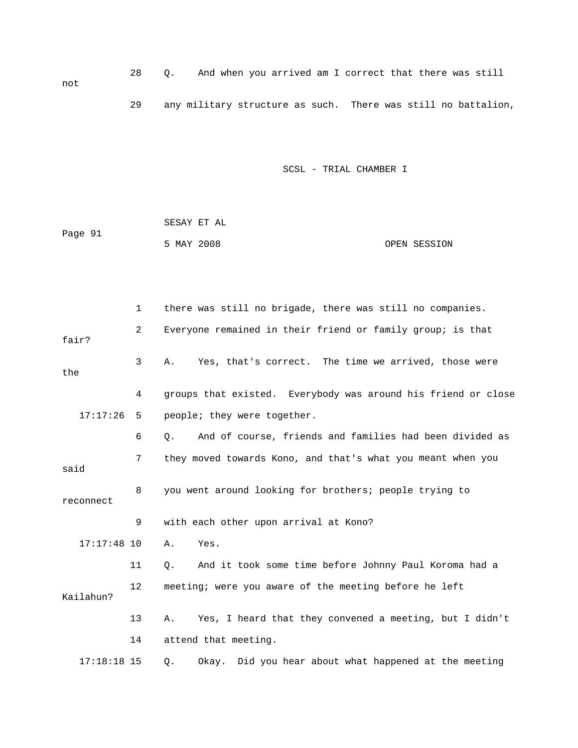28 Q. And when you arrived am I correct that there was still not

29 any military structure as such. There was still no battalion,

1 there was still no brigade, there was still no companies.

2 Everyone remained in their friend or family group; is that fair?

3 A. Yes, that's correct. The time we arrived, those were the

4 groups that existed. Everybody was around his friend or close

17:17:26 5 people; they were together.

6 Q. And of course, friends and families had been divided as

7 they moved towards Kono, and that's what you meant when you said

8 you went around looking for brothers; people trying to reconnect

9 with each other upon arrival at Kono?

17:17:48 10 A. Yes.

11 Q. And it took some time before Johnny Paul Koroma had a

12 meeting; were you aware of the meeting before he left Kailahun?

13 A. Yes, I heard that they convened a meeting, but I didn't

14 attend that meeting.

17:18:18 15 Q. Okay. Did you hear about what happened at the meeting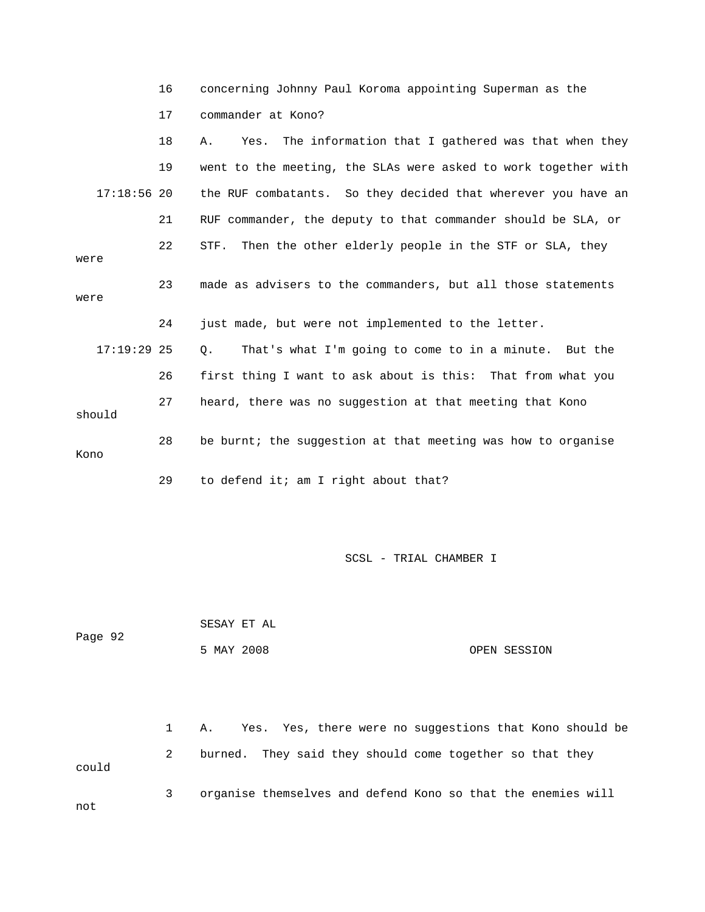16 concerning Johnny Paul Koroma appointing Superman as the

17 commander at Kono?

18 A. Yes. The information that I gathered was that when they

19 went to the meeting, the SLAs were asked to work together with

17:18:56 20 the RUF combatants. So they decided that wherever you have an

21 RUF commander, the deputy to that commander should be SLA, or

22 STF. Then the other elderly people in the STF or SLA, they were

23 made as advisers to the commanders, but all those statements were

24 just made, but were not implemented to the letter.

17:19:29 25 Q. That's what I'm going to come to in a minute. But the

26 first thing I want to ask about is this: That from what you

27 heard, there was no suggestion at that meeting that Kono should

28 be burnt; the suggestion at that meeting was how to organise Kono

29 to defend it; am I right about that?

SCSL - TRIAL CHAMBER I

SESAY ET AL

Page 92

5 MAY 2008 OPEN SESSION

1 A. Yes. Yes, there were no suggestions that Kono should be

2 burned. They said they should come together so that they could

3 organise themselves and defend Kono so that the enemies will not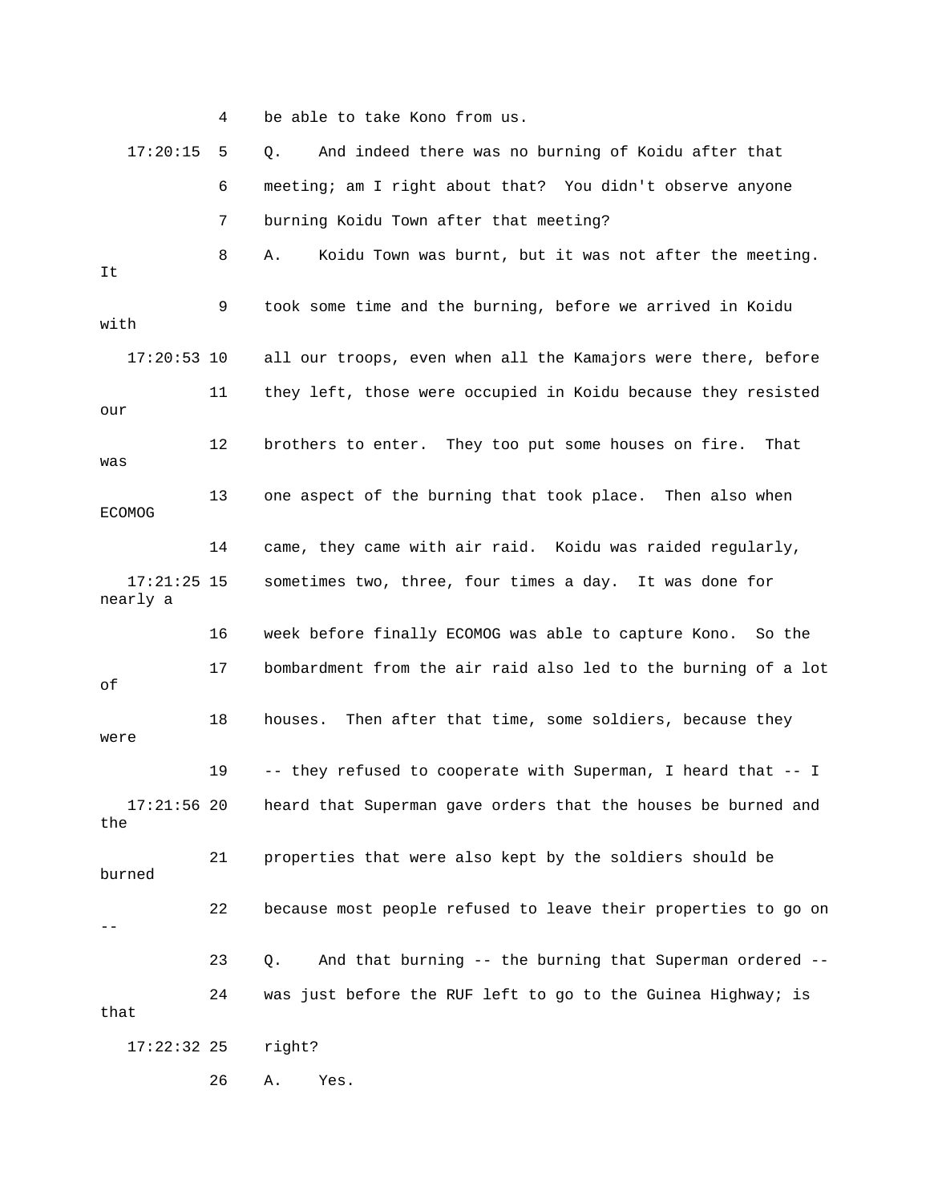4 be able to take Kono from us.

17:20:15 5 Q. And indeed there was no burning of Koidu after that

6 meeting; am I right about that? You didn't observe anyone

7 burning Koidu Town after that meeting?

8 A. Koidu Town was burnt, but it was not after the meeting. It

9 took some time and the burning, before we arrived in Koidu with

17:20:53 10 all our troops, even when all the Kamajors were there, before

11 they left, those were occupied in Koidu because they resisted our

12 brothers to enter. They too put some houses on fire. That was

13 one aspect of the burning that took place. Then also when ECOMOG

14 came, they came with air raid. Koidu was raided regularly,

17:21:25 15 sometimes two, three, four times a day. It was done for nearly a

16 week before finally ECOMOG was able to capture Kono. So the

17 bombardment from the air raid also led to the burning of a lot of

18 houses. Then after that time, some soldiers, because they were

19 -- they refused to cooperate with Superman, I heard that -- I

17:21:56 20 heard that Superman gave orders that the houses be burned and the

21 properties that were also kept by the soldiers should be burned

22 because most people refused to leave their properties to go on --

23 Q. And that burning -- the burning that Superman ordered --

24 was just before the RUF left to go to the Guinea Highway; is that

17:22:32 25 right?

26 A. Yes.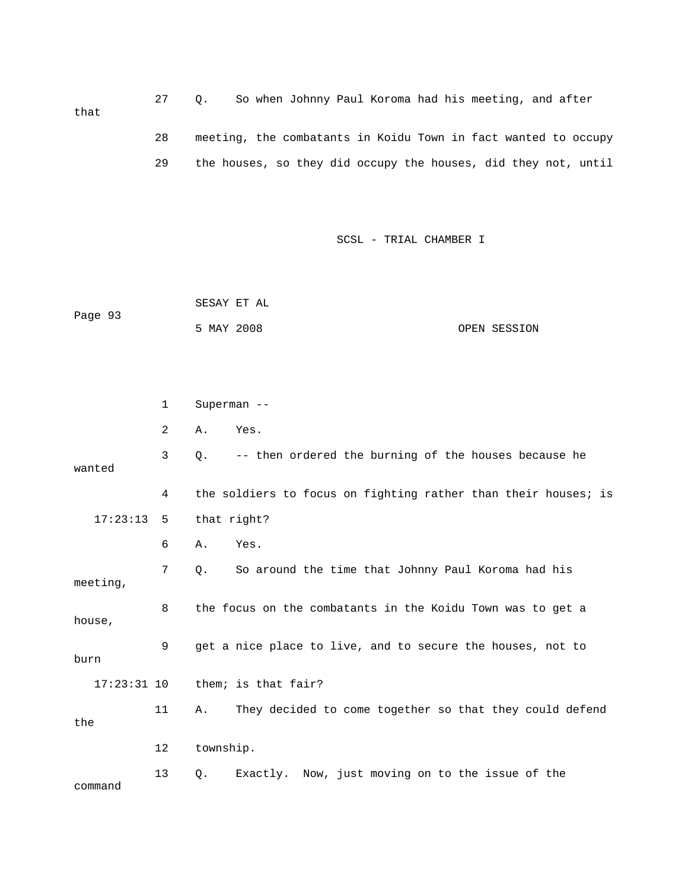27 Q. So when Johnny Paul Koroma had his meeting, and after that

28 meeting, the combatants in Koidu Town in fact wanted to occupy

29 the houses, so they did occupy the houses, did they not, until

1 Superman --

2 A. Yes.

3 Q. -- then ordered the burning of the houses because he wanted

4 the soldiers to focus on fighting rather than their houses; is

17:23:13 5 that right?

6 A. Yes.

7 Q. So around the time that Johnny Paul Koroma had his meeting,

8 the focus on the combatants in the Koidu Town was to get a house,

9 get a nice place to live, and to secure the houses, not to burn

17:23:31 10 them; is that fair?

11 A. They decided to come together so that they could defend the

12 township.

13 Q. Exactly. Now, just moving on to the issue of the command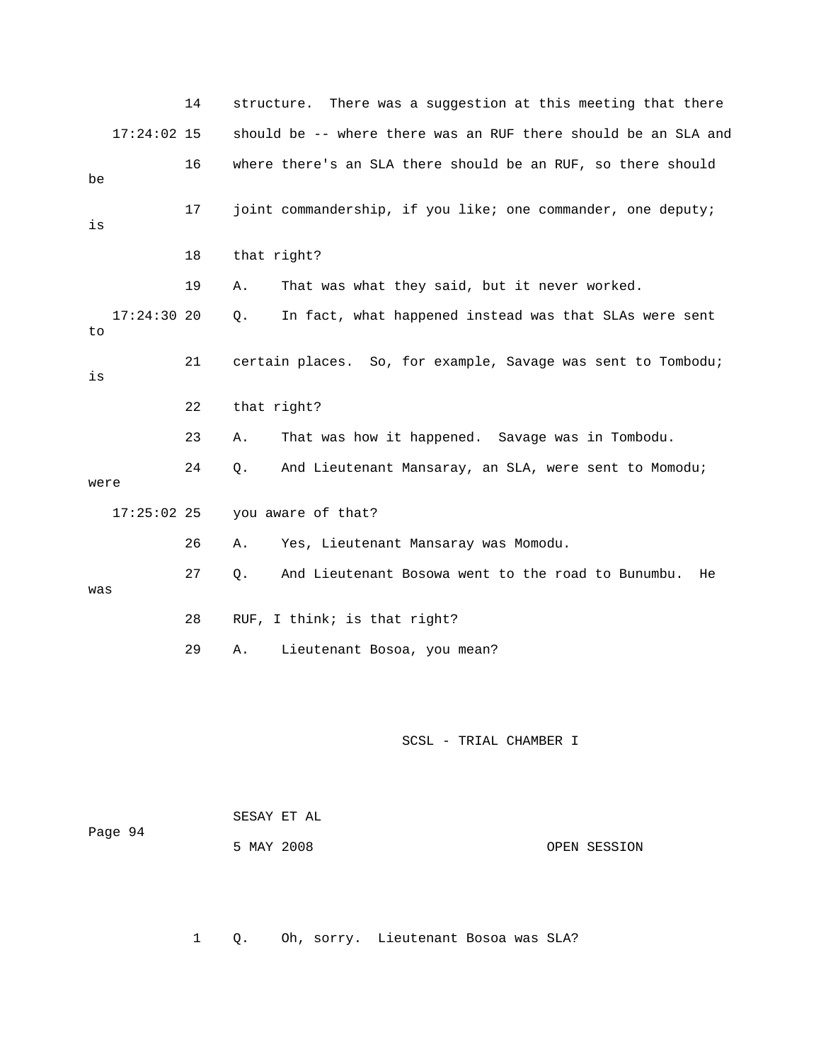14 structure. There was a suggestion at this meeting that there

17:24:02 15 should be -- where there was an RUF there should be an SLA and

16 where there's an SLA there should be an RUF, so there should be

17 joint commandership, if you like; one commander, one deputy; is

18 that right?

19 A. That was what they said, but it never worked.

17:24:30 20 Q. In fact, what happened instead was that SLAs were sent to

21 certain places. So, for example, Savage was sent to Tombodu; is

22 that right?

23 A. That was how it happened. Savage was in Tombodu.

24 Q. And Lieutenant Mansaray, an SLA, were sent to Momodu; were

17:25:02 25 you aware of that?

26 A. Yes, Lieutenant Mansaray was Momodu.

27 Q. And Lieutenant Bosowa went to the road to Bunumbu. He was

28 RUF, I think; is that right?

29 A. Lieutenant Bosoa, you mean?

1 Q. Oh, sorry. Lieutenant Bosoa was SLA?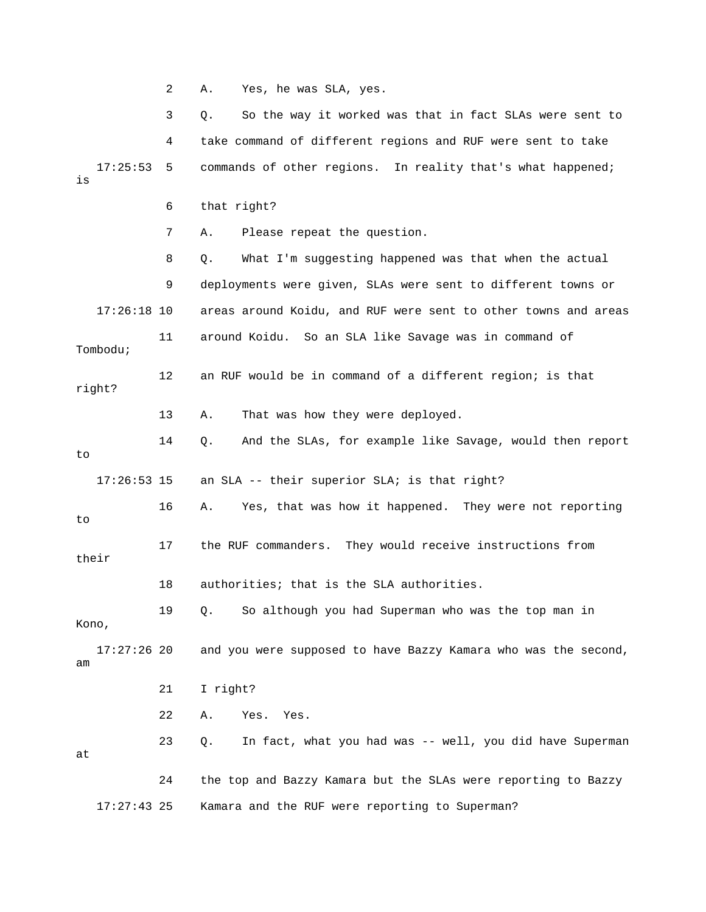2 A. Yes, he was SLA, yes.

3 Q. So the way it worked was that in fact SLAs were sent to

4 take command of different regions and RUF were sent to take

17:25:53 5 commands of other regions. In reality that's what happened; is

6 that right?

7 A. Please repeat the question.

8 Q. What I'm suggesting happened was that when the actual

9 deployments were given, SLAs were sent to different towns or

17:26:18 10 areas around Koidu, and RUF were sent to other towns and areas

11 around Koidu. So an SLA like Savage was in command of Tombodu;

12 an RUF would be in command of a different region; is that right?

13 A. That was how they were deployed.

14 Q. And the SLAs, for example like Savage, would then report to

17:26:53 15 an SLA -- their superior SLA; is that right?

16 A. Yes, that was how it happened. They were not reporting to

17 the RUF commanders. They would receive instructions from their

18 authorities; that is the SLA authorities.

19 Q. So although you had Superman who was the top man in Kono,

17:27:26 20 and you were supposed to have Bazzy Kamara who was the second, am

21 I right?

22 A. Yes. Yes.

23 Q. In fact, what you had was -- well, you did have Superman at

24 the top and Bazzy Kamara but the SLAs were reporting to Bazzy

17:27:43 25 Kamara and the RUF were reporting to Superman?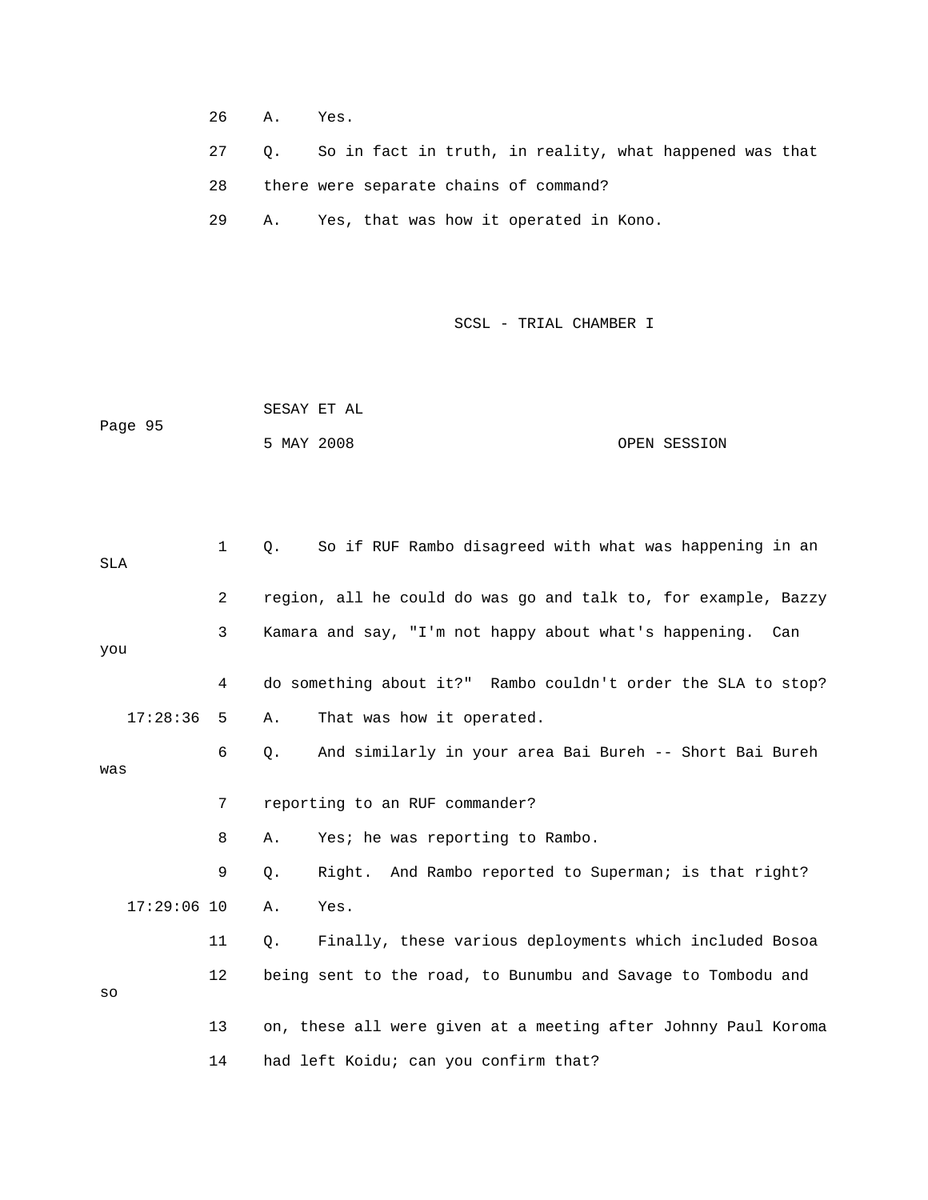26 A. Yes.

27 Q. So in fact in truth, in reality, what happened was that

28 there were separate chains of command?

29 A. Yes, that was how it operated in Kono.

1 Q. So if RUF Rambo disagreed with what was happening in an SLA

2 region, all he could do was go and talk to, for example, Bazzy

3 Kamara and say, "I'm not happy about what's happening. Can you

4 do something about it?" Rambo couldn't order the SLA to stop?

17:28:36 5 A. That was how it operated.

6 Q. And similarly in your area Bai Bureh -- Short Bai Bureh was

7 reporting to an RUF commander?

8 A. Yes; he was reporting to Rambo.

9 Q. Right. And Rambo reported to Superman; is that right?

17:29:06 10 A. Yes.

11 Q. Finally, these various deployments which included Bosoa

12 being sent to the road, to Bunumbu and Savage to Tombodu and so

13 on, these all were given at a meeting after Johnny Paul Koroma

14 had left Koidu; can you confirm that?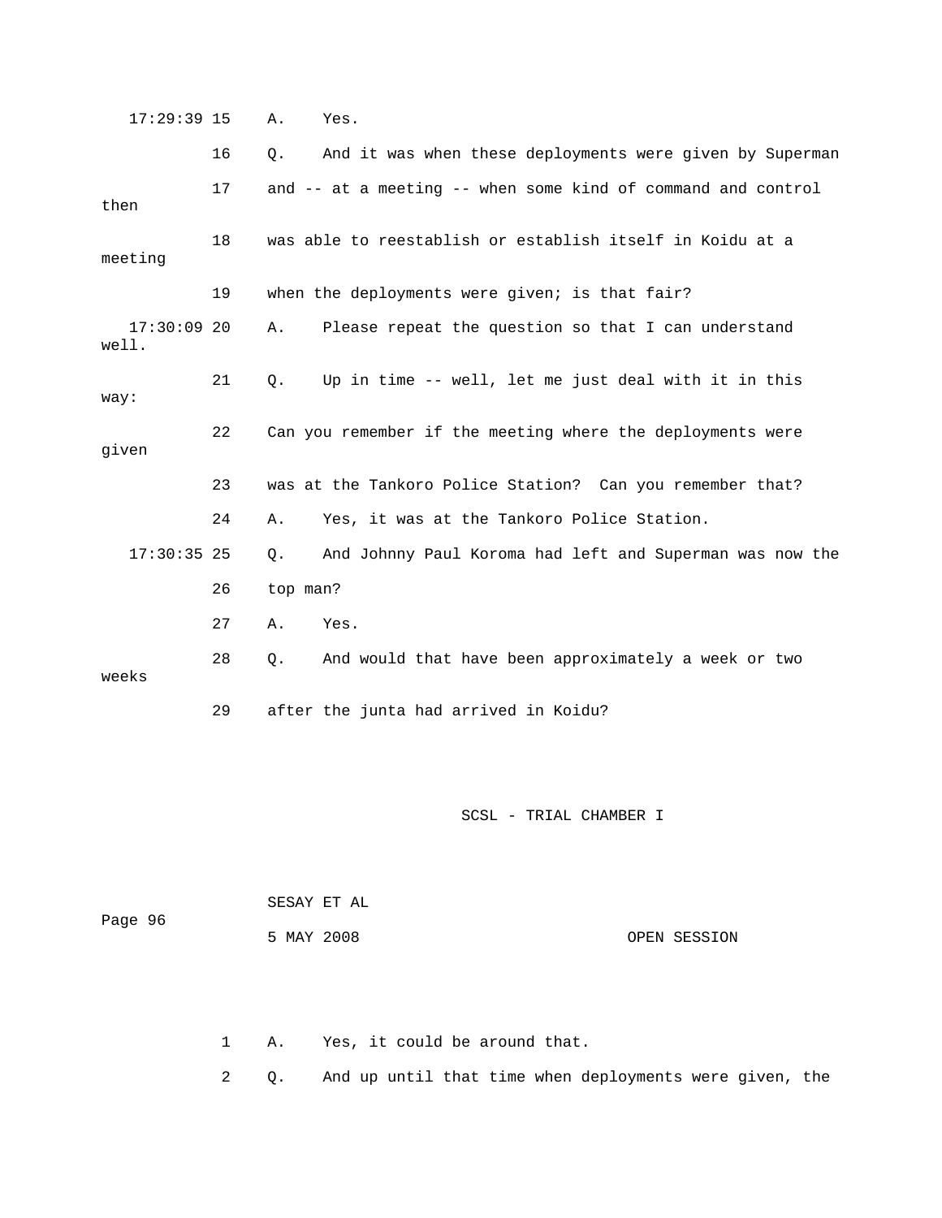17:29:39 15 A. Yes.

16 Q. And it was when these deployments were given by Superman

17 and -- at a meeting -- when some kind of command and control then

18 was able to reestablish or establish itself in Koidu at a meeting

19 when the deployments were given; is that fair?

17:30:09 20 A. Please repeat the question so that I can understand well.

21 Q. Up in time -- well, let me just deal with it in this way:

22 Can you remember if the meeting where the deployments were given

23 was at the Tankoro Police Station? Can you remember that?

24 A. Yes, it was at the Tankoro Police Station.

17:30:35 25 Q. And Johnny Paul Koroma had left and Superman was now the

26 top man?

27 A. Yes.

28 Q. And would that have been approximately a week or two weeks

29 after the junta had arrived in Koidu?

1 A. Yes, it could be around that.

2 Q. And up until that time when deployments were given, the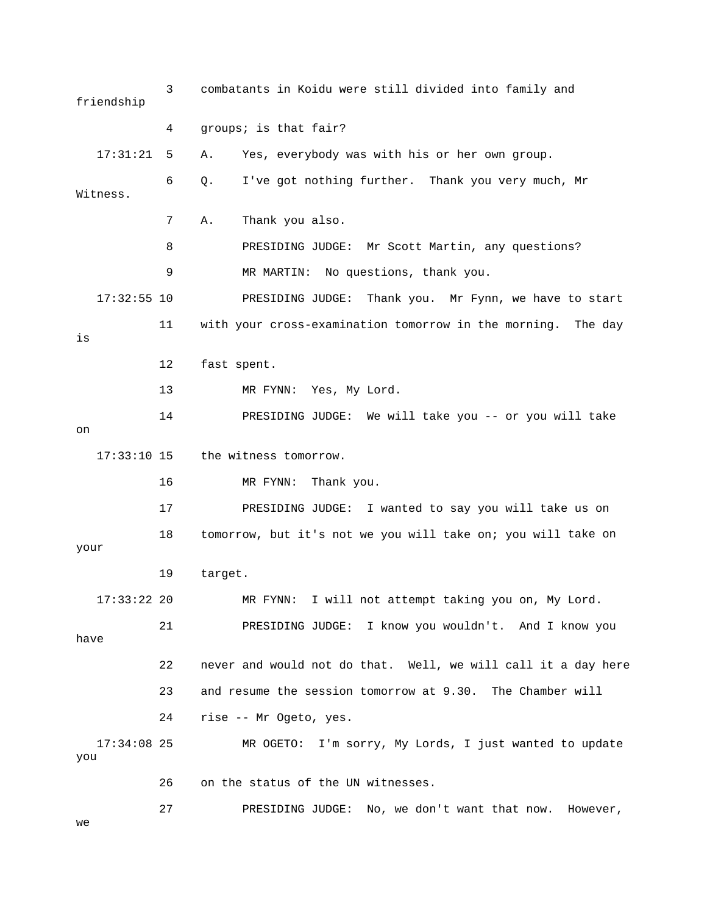3 combatants in Koidu were still divided into family and friendship

4 groups; is that fair?

17:31:21 5 A. Yes, everybody was with his or her own group.

6 Q. I've got nothing further. Thank you very much, Mr Witness.

7 A. Thank you also.

8 PRESIDING JUDGE: Mr Scott Martin, any questions?

9 MR MARTIN: No questions, thank you.

17:32:55 10 PRESIDING JUDGE: Thank you. Mr Fynn, we have to start

11 with your cross-examination tomorrow in the morning. The day is

12 fast spent.

13 MR FYNN: Yes, My Lord.

14 PRESIDING JUDGE: We will take you -- or you will take on

17:33:10 15 the witness tomorrow.

16 MR FYNN: Thank you.

17 PRESIDING JUDGE: I wanted to say you will take us on

18 tomorrow, but it's not we you will take on; you will take on your

19 target.

17:33:22 20 MR FYNN: I will not attempt taking you on, My Lord.

21 PRESIDING JUDGE: I know you wouldn't. And I know you have

22 never and would not do that. Well, we will call it a day here

23 and resume the session tomorrow at 9.30. The Chamber will

24 rise -- Mr Ogeto, yes.

17:34:08 25 MR OGETO: I'm sorry, My Lords, I just wanted to update you

26 on the status of the UN witnesses.

27 PRESIDING JUDGE: No, we don't want that now. However, we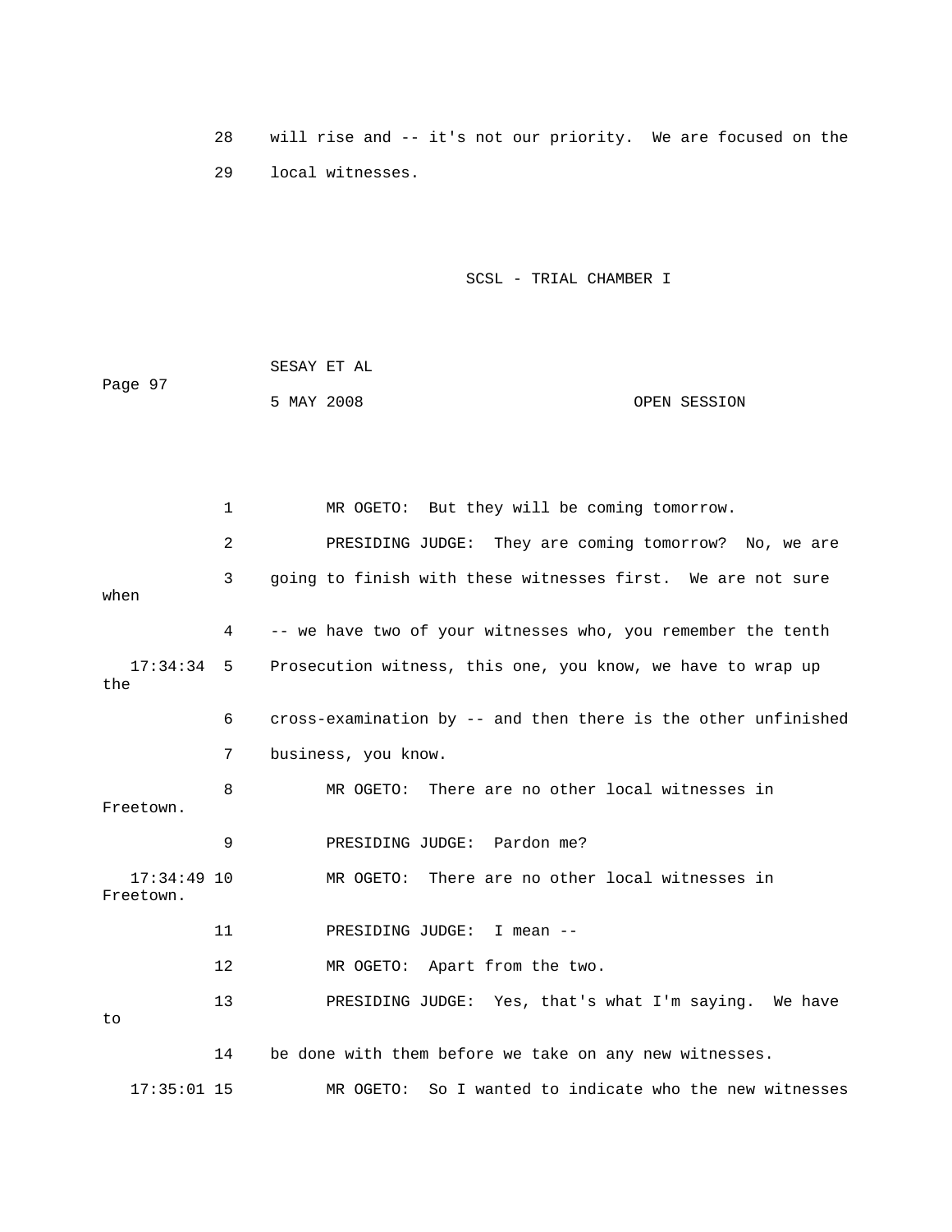28 will rise and -- it's not our priority. We are focused on the

29 local witnesses.

1 MR OGETO: But they will be coming tomorrow.

2 PRESIDING JUDGE: They are coming tomorrow? No, we are

3 going to finish with these witnesses first. We are not sure when

4 -- we have two of your witnesses who, you remember the tenth

17:34:34 5 Prosecution witness, this one, you know, we have to wrap up the

6 cross-examination by -- and then there is the other unfinished

7 business, you know.

8 MR OGETO: There are no other local witnesses in Freetown.

9 PRESIDING JUDGE: Pardon me?

17:34:49 10 MR OGETO: There are no other local witnesses in Freetown.

11 PRESIDING JUDGE: I mean --

12 MR OGETO: Apart from the two.

13 PRESIDING JUDGE: Yes, that's what I'm saying. We have to

14 be done with them before we take on any new witnesses.

17:35:01 15 MR OGETO: So I wanted to indicate who the new witnesses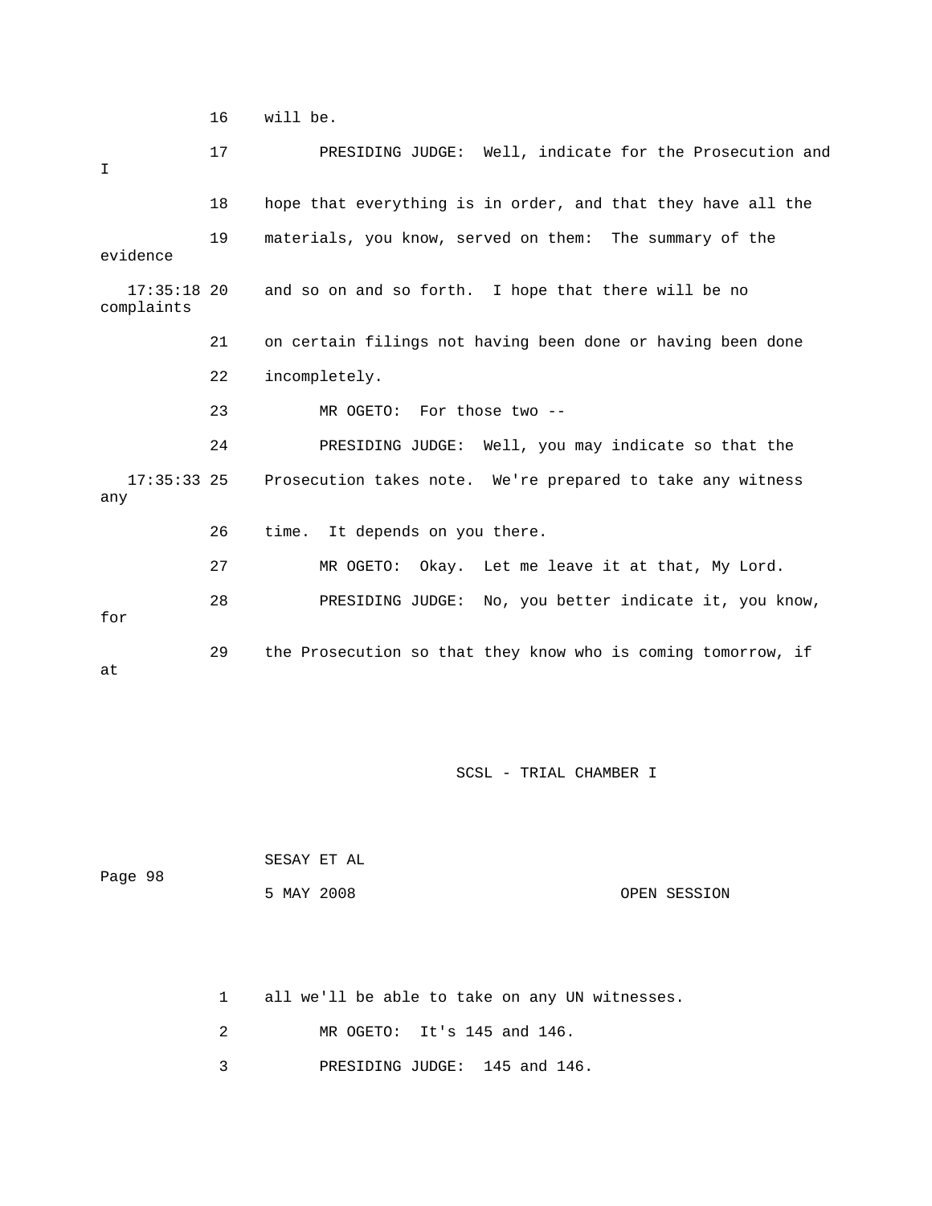16 will be.

17 PRESIDING JUDGE: Well, indicate for the Prosecution and I

18 hope that everything is in order, and that they have all the

19 materials, you know, served on them: The summary of the evidence

17:35:18 20 and so on and so forth. I hope that there will be no complaints

21 on certain filings not having been done or having been done

22 incompletely.

23 MR OGETO: For those two --

24 PRESIDING JUDGE: Well, you may indicate so that the

17:35:33 25 Prosecution takes note. We're prepared to take any witness any

26 time. It depends on you there.

27 MR OGETO: Okay. Let me leave it at that, My Lord.

28 PRESIDING JUDGE: No, you better indicate it, you know, for

29 the Prosecution so that they know who is coming tomorrow, if at

1 all we'll be able to take on any UN witnesses.

2 MR OGETO: It's 145 and 146.

3 PRESIDING JUDGE: 145 and 146.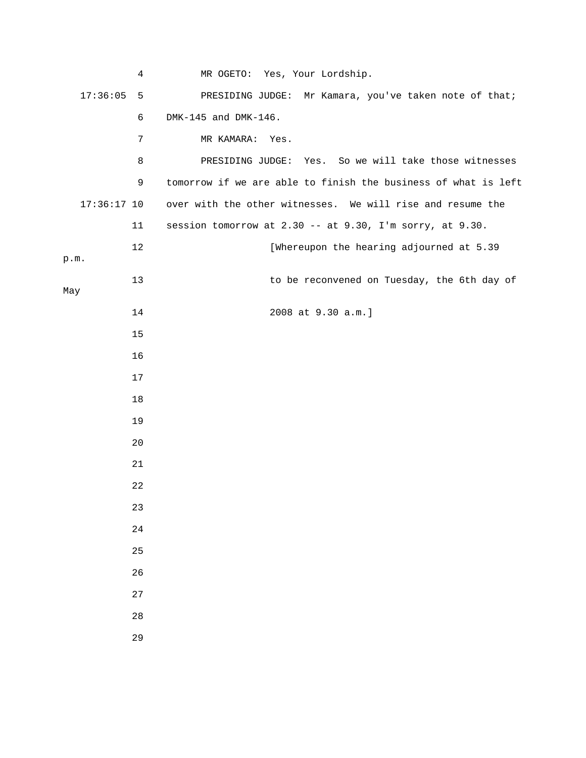MR OGETO: Yes, Your Lordship.

PRESIDING JUDGE: Mr Kamara, you've taken note of that; DMK-145 and DMK-146.

MR KAMARA: Yes.

PRESIDING JUDGE: Yes. So we will take those witnesses tomorrow if we are able to finish the business of what is left over with the other witnesses. We will rise and resume the session tomorrow at 2.30 -- at 9.30, I'm sorry, at 9.30.

[Whereupon the hearing adjourned at 5.39 p.m. to be reconvened on Tuesday, the 6th day of May 2008 at 9.30 a.m.]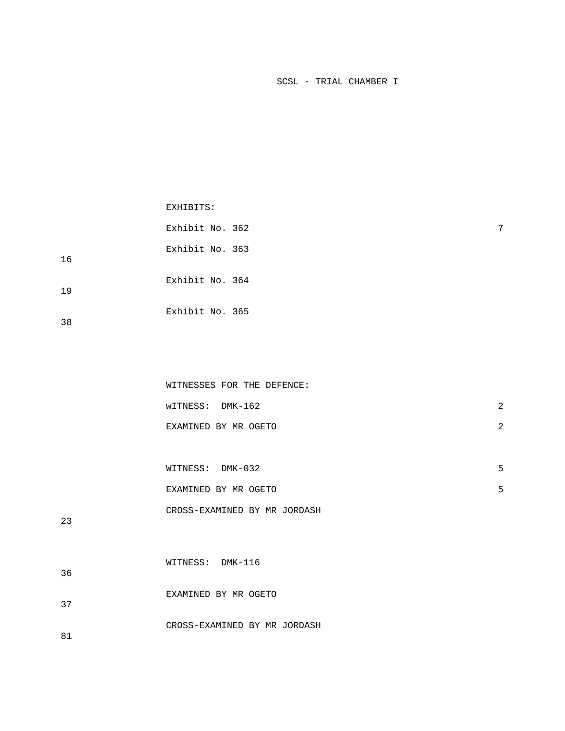SCSL - TRIAL CHAMBER I

| | |
|---|---|
| EXHIBITS: | |
| Exhibit No. 362 | 7 |
| Exhibit No. 363 | 16 |
| Exhibit No. 364 | 19 |
| Exhibit No. 365 | 38 |

| | |
|---|---|
| WITNESSES FOR THE DEFENCE: | |
| wITNESS: DMK-162 | 2 |
| EXAMINED BY MR OGETO | 2 |
| WITNESS: DMK-032 | 5 |
| EXAMINED BY MR OGETO | 5 |
| CROSS-EXAMINED BY MR JORDASH | 23 |
| WITNESS: DMK-116 | 36 |
| EXAMINED BY MR OGETO | 37 |
| CROSS-EXAMINED BY MR JORDASH | 81 |